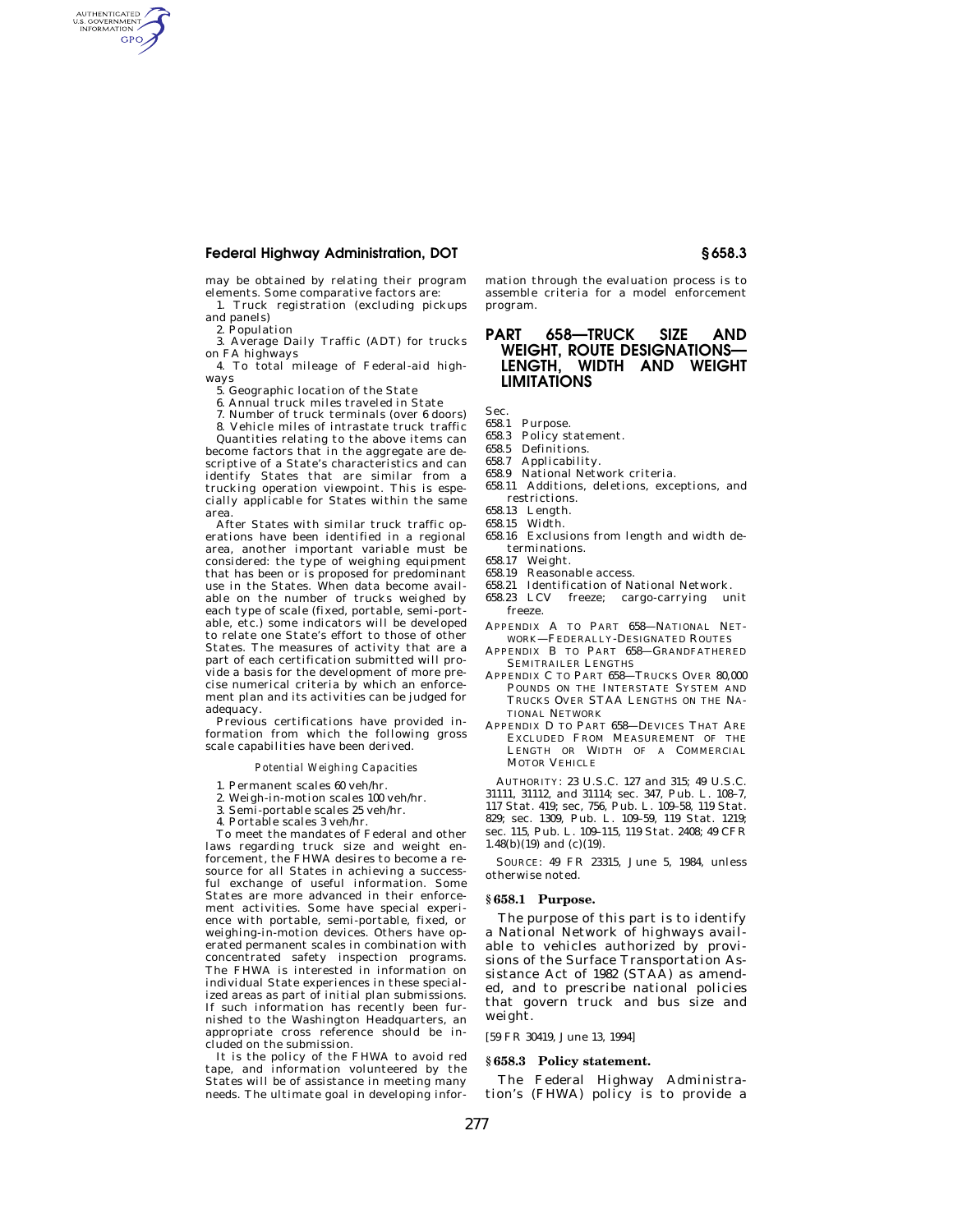may be obtained by relating their program elements. Some comparative factors are:

1. Truck registration (excluding pickups and panels)
2. Population
3. Average Daily Traffic (ADT) for trucks on FA highways
4. To total mileage of Federal-aid highways
5. Geographic location of the State
6. Annual truck miles traveled in State
7. Number of truck terminals (over 6 doors)
8. Vehicle miles of intrastate truck traffic

Quantities relating to the above items can become factors that in the aggregate are descriptive of a State's characteristics and can identify States that are similar from a trucking operation viewpoint. This is especially applicable for States within the same area.

After States with similar truck traffic operations have been identified in a regional area, another important variable must be considered: the type of weighing equipment that has been or is proposed for predominant use in the States. When data become available on the number of trucks weighed by each type of scale (fixed, portable, semi-portable, etc.) some indicators will be developed to relate one State's effort to those of other States. The measures of activity that are a part of each certification submitted will provide a basis for the development of more precise numerical criteria by which an enforcement plan and its activities can be judged for adequacy.

Previous certifications have provided information from which the following gross scale capabilities have been derived.

*Potential Weighing Capacities*

1. Permanent scales 60 veh/hr.
2. Weigh-in-motion scales 100 veh/hr.
3. Semi-portable scales 25 veh/hr.
4. Portable scales 3 veh/hr.

To meet the mandates of Federal and other laws regarding truck size and weight enforcement, the FHWA desires to become a resource for all States in achieving a successful exchange of useful information. Some States are more advanced in their enforcement activities. Some have special experience with portable, semi-portable, fixed, or weighing-in-motion devices. Others have operated permanent scales in combination with concentrated safety inspection programs. The FHWA is interested in information on individual State experiences in these specialized areas as part of initial plan submissions. If such information has recently been furnished to the Washington Headquarters, an appropriate cross reference should be included on the submission.

It is the policy of the FHWA to avoid red tape, and information volunteered by the States will be of assistance in meeting many needs. The ultimate goal in developing information through the evaluation process is to assemble criteria for a model enforcement program.

# PART 658—TRUCK SIZE AND WEIGHT, ROUTE DESIGNATIONS—LENGTH, WIDTH AND WEIGHT LIMITATIONS

Sec.
658.1 Purpose.
658.3 Policy statement.
658.5 Definitions.
658.7 Applicability.
658.9 National Network criteria.
658.11 Additions, deletions, exceptions, and restrictions.
658.13 Length.
658.15 Width.
658.16 Exclusions from length and width determinations.
658.17 Weight.
658.19 Reasonable access.
658.21 Identification of National Network.
658.23 LCV freeze; cargo-carrying unit freeze.

APPENDIX A TO PART 658—NATIONAL NETWORK—FEDERALLY-DESIGNATED ROUTES
APPENDIX B TO PART 658—GRANDFATHERED SEMITRAILER LENGTHS
APPENDIX C TO PART 658—TRUCKS OVER 80,000 POUNDS ON THE INTERSTATE SYSTEM AND TRUCKS OVER STAA LENGTHS ON THE NATIONAL NETWORK
APPENDIX D TO PART 658—DEVICES THAT ARE EXCLUDED FROM MEASUREMENT OF THE LENGTH OR WIDTH OF A COMMERCIAL MOTOR VEHICLE

AUTHORITY: 23 U.S.C. 127 and 315; 49 U.S.C. 31111, 31112, and 31114; sec. 347, Pub. L. 108–7, 117 Stat. 419; sec, 756, Pub. L. 109–58, 119 Stat. 829; sec. 1309, Pub. L. 109–59, 119 Stat. 1219; sec. 115, Pub. L. 109–115, 119 Stat. 2408; 49 CFR 1.48(b)(19) and (c)(19).

SOURCE: 49 FR 23315, June 5, 1984, unless otherwise noted.

### § 658.1 Purpose.

The purpose of this part is to identify a National Network of highways available to vehicles authorized by provisions of the Surface Transportation Assistance Act of 1982 (STAA) as amended, and to prescribe national policies that govern truck and bus size and weight.

[59 FR 30419, June 13, 1994]

### § 658.3 Policy statement.

The Federal Highway Administration's (FHWA) policy is to provide a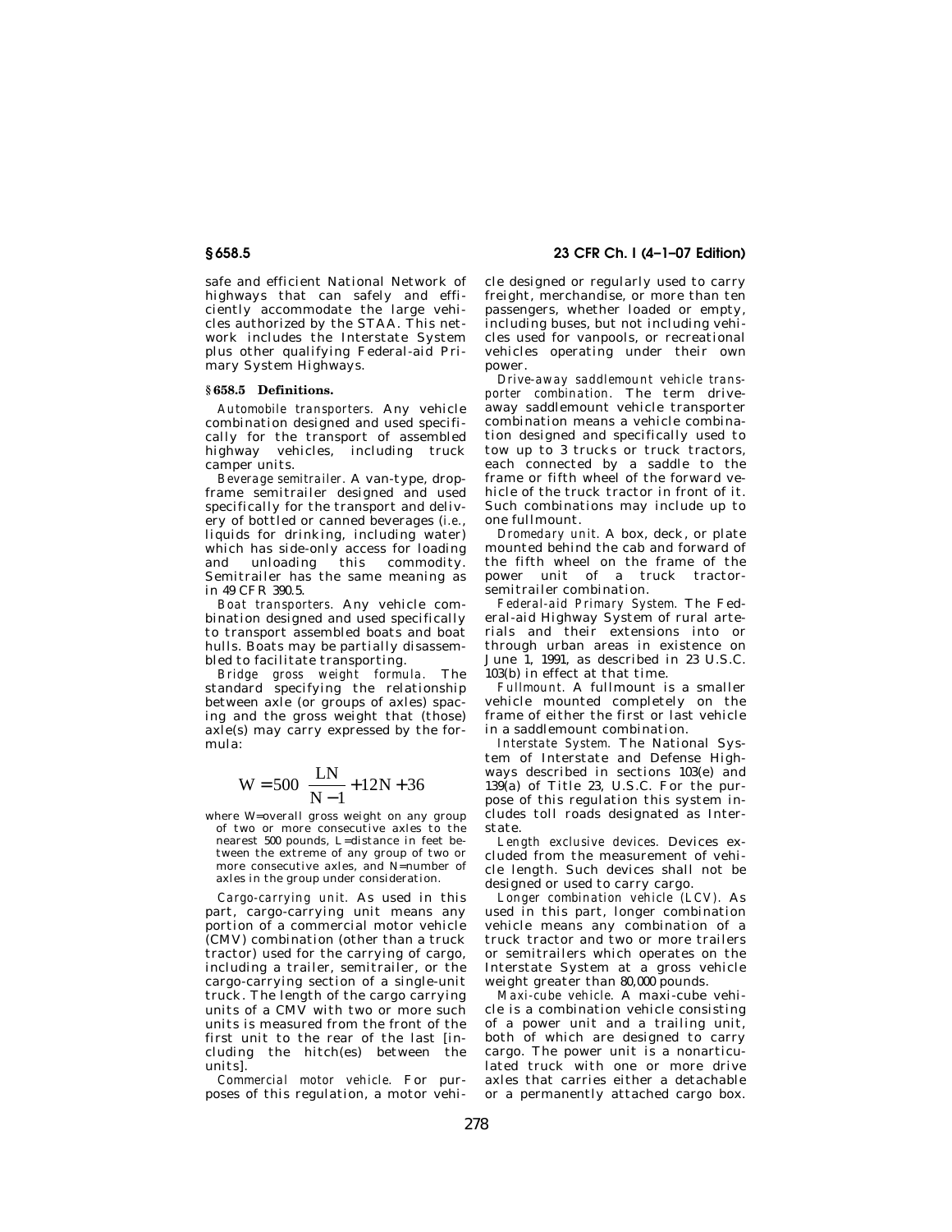safe and efficient National Network of highways that can safely and efficiently accommodate the large vehicles authorized by the STAA. This network includes the Interstate System plus other qualifying Federal-aid Primary System Highways.

### § 658.5 Definitions.

*Automobile transporters.* Any vehicle combination designed and used specifically for the transport of assembled highway vehicles, including truck camper units.

*Beverage semitrailer.* A van-type, drop-frame semitrailer designed and used specifically for the transport and delivery of bottled or canned beverages (*i.e.*, liquids for drinking, including water) which has side-only access for loading and unloading this commodity. Semitrailer has the same meaning as in 49 CFR 390.5.

*Boat transporters.* Any vehicle combination designed and used specifically to transport assembled boats and boat hulls. Boats may be partially disassembled to facilitate transporting.

*Bridge gross weight formula.* The standard specifying the relationship between axle (or groups of axles) spacing and the gross weight that (those) axle(s) may carry expressed by the formula:

$$W = 500\left(\frac{LN}{N-1} + 12N + 36\right)$$

where W=overall gross weight on any group of two or more consecutive axles to the nearest 500 pounds, L=distance in feet between the extreme of any group of two or more consecutive axles, and N=number of axles in the group under consideration.

*Cargo-carrying unit.* As used in this part, cargo-carrying unit means any portion of a commercial motor vehicle (CMV) combination (other than a truck tractor) used for the carrying of cargo, including a trailer, semitrailer, or the cargo-carrying section of a single-unit truck. The length of the cargo carrying units of a CMV with two or more such units is measured from the front of the first unit to the rear of the last [including the hitch(es) between the units].

*Commercial motor vehicle.* For purposes of this regulation, a motor vehicle designed or regularly used to carry freight, merchandise, or more than ten passengers, whether loaded or empty, including buses, but not including vehicles used for vanpools, or recreational vehicles operating under their own power.

*Drive-away saddlemount vehicle transporter combination.* The term drive-away saddlemount vehicle transporter combination means a vehicle combination designed and specifically used to tow up to 3 trucks or truck tractors, each connected by a saddle to the frame or fifth wheel of the forward vehicle of the truck tractor in front of it. Such combinations may include up to one fullmount.

*Dromedary unit.* A box, deck, or plate mounted behind the cab and forward of the fifth wheel on the frame of the power unit of a truck tractor-semitrailer combination.

*Federal-aid Primary System.* The Federal-aid Highway System of rural arterials and their extensions into or through urban areas in existence on June 1, 1991, as described in 23 U.S.C. 103(b) in effect at that time.

*Fullmount.* A fullmount is a smaller vehicle mounted completely on the frame of either the first or last vehicle in a saddlemount combination.

*Interstate System.* The National System of Interstate and Defense Highways described in sections 103(e) and 139(a) of Title 23, U.S.C. For the purpose of this regulation this system includes toll roads designated as Interstate.

*Length exclusive devices.* Devices excluded from the measurement of vehicle length. Such devices shall not be designed or used to carry cargo.

*Longer combination vehicle (LCV).* As used in this part, longer combination vehicle means any combination of a truck tractor and two or more trailers or semitrailers which operates on the Interstate System at a gross vehicle weight greater than 80,000 pounds.

*Maxi-cube vehicle.* A maxi-cube vehicle is a combination vehicle consisting of a power unit and a trailing unit, both of which are designed to carry cargo. The power unit is a nonarticulated truck with one or more drive axles that carries either a detachable or a permanently attached cargo box.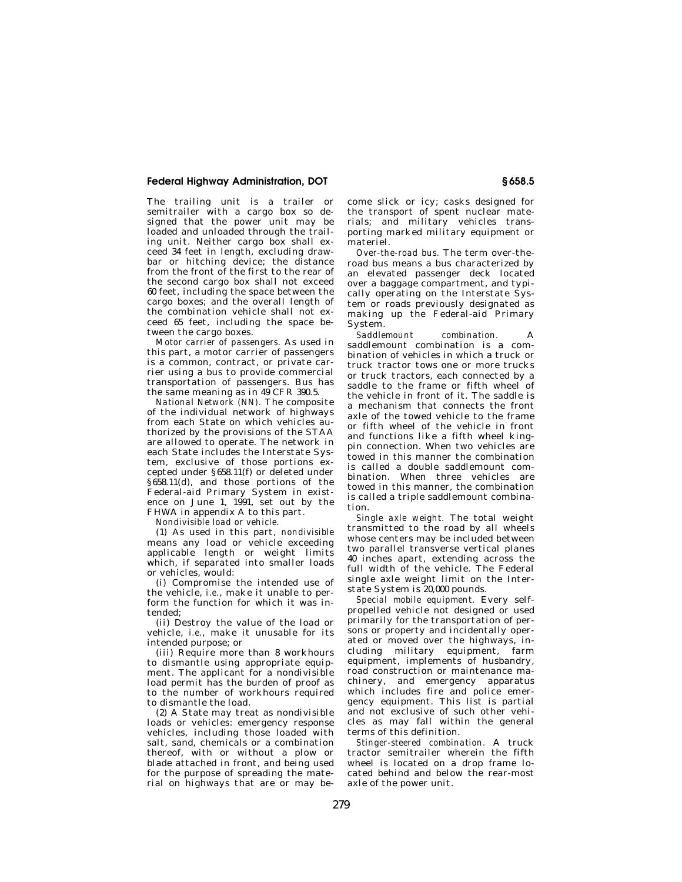The trailing unit is a trailer or semitrailer with a cargo box so designed that the power unit may be loaded and unloaded through the trailing unit. Neither cargo box shall exceed 34 feet in length, excluding drawbar or hitching device; the distance from the front of the first to the rear of the second cargo box shall not exceed 60 feet, including the space between the cargo boxes; and the overall length of the combination vehicle shall not exceed 65 feet, including the space between the cargo boxes.

*Motor carrier of passengers.* As used in this part, a motor carrier of passengers is a common, contract, or private carrier using a bus to provide commercial transportation of passengers. Bus has the same meaning as in 49 CFR 390.5.

*National Network (NN).* The composite of the individual network of highways from each State on which vehicles authorized by the provisions of the STAA are allowed to operate. The network in each State includes the Interstate System, exclusive of those portions excepted under §658.11(f) or deleted under §658.11(d), and those portions of the Federal-aid Primary System in existence on June 1, 1991, set out by the FHWA in appendix A to this part.

*Nondivisible load or vehicle.*

(1) As used in this part, *nondivisible* means any load or vehicle exceeding applicable length or weight limits which, if separated into smaller loads or vehicles, would:

(i) Compromise the intended use of the vehicle, *i.e.*, make it unable to perform the function for which it was intended;

(ii) Destroy the value of the load or vehicle, *i.e.*, make it unusable for its intended purpose; or

(iii) Require more than 8 workhours to dismantle using appropriate equipment. The applicant for a nondivisible load permit has the burden of proof as to the number of workhours required to dismantle the load.

(2) A State may treat as nondivisible loads or vehicles: emergency response vehicles, including those loaded with salt, sand, chemicals or a combination thereof, with or without a plow or blade attached in front, and being used for the purpose of spreading the material on highways that are or may become slick or icy; casks designed for the transport of spent nuclear materials; and military vehicles transporting marked military equipment or materiel.

*Over-the-road bus.* The term over-the-road bus means a bus characterized by an elevated passenger deck located over a baggage compartment, and typically operating on the Interstate System or roads previously designated as making up the Federal-aid Primary System.

*Saddlemount combination.* A saddlemount combination is a combination of vehicles in which a truck or truck tractor tows one or more trucks or truck tractors, each connected by a saddle to the frame or fifth wheel of the vehicle in front of it. The saddle is a mechanism that connects the front axle of the towed vehicle to the frame or fifth wheel of the vehicle in front and functions like a fifth wheel kingpin connection. When two vehicles are towed in this manner the combination is called a double saddlemount combination. When three vehicles are towed in this manner, the combination is called a triple saddlemount combination.

*Single axle weight.* The total weight transmitted to the road by all wheels whose centers may be included between two parallel transverse vertical planes 40 inches apart, extending across the full width of the vehicle. The Federal single axle weight limit on the Interstate System is 20,000 pounds.

*Special mobile equipment.* Every self-propelled vehicle not designed or used primarily for the transportation of persons or property and incidentally operated or moved over the highways, including military equipment, farm equipment, implements of husbandry, road construction or maintenance machinery, and emergency apparatus which includes fire and police emergency equipment. This list is partial and not exclusive of such other vehicles as may fall within the general terms of this definition.

*Stinger-steered combination.* A truck tractor semitrailer wherein the fifth wheel is located on a drop frame located behind and below the rear-most axle of the power unit.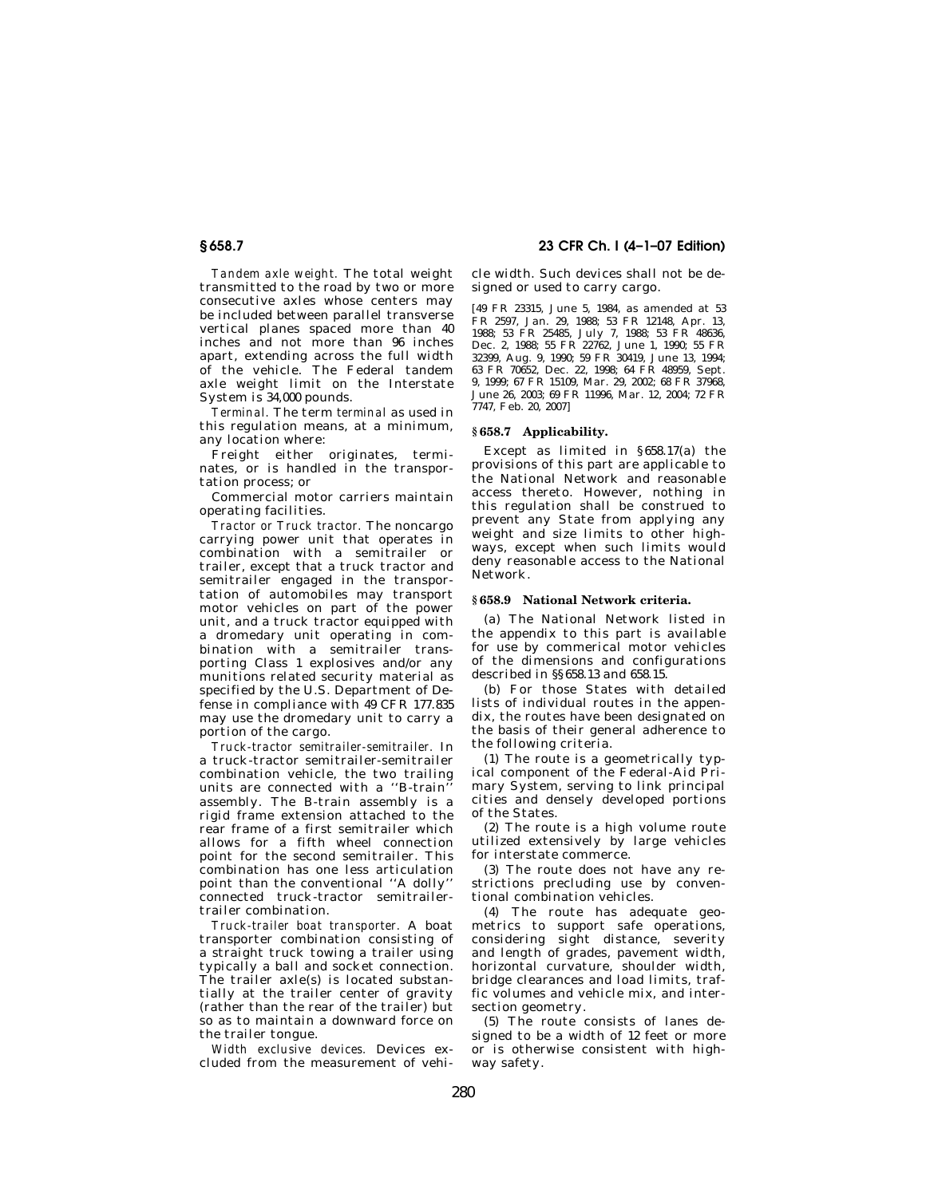*Tandem axle weight.* The total weight transmitted to the road by two or more consecutive axles whose centers may be included between parallel transverse vertical planes spaced more than 40 inches and not more than 96 inches apart, extending across the full width of the vehicle. The Federal tandem axle weight limit on the Interstate System is 34,000 pounds.

*Terminal.* The term *terminal* as used in this regulation means, at a minimum, any location where:

Freight either originates, terminates, or is handled in the transportation process; or

Commercial motor carriers maintain operating facilities.

*Tractor or Truck tractor.* The noncargo carrying power unit that operates in combination with a semitrailer or trailer, except that a truck tractor and semitrailer engaged in the transportation of automobiles may transport motor vehicles on part of the power unit, and a truck tractor equipped with a dromedary unit operating in combination with a semitrailer transporting Class 1 explosives and/or any munitions related security material as specified by the U.S. Department of Defense in compliance with 49 CFR 177.835 may use the dromedary unit to carry a portion of the cargo.

*Truck-tractor semitrailer-semitrailer.* In a truck-tractor semitrailer-semitrailer combination vehicle, the two trailing units are connected with a ''B-train'' assembly. The B-train assembly is a rigid frame extension attached to the rear frame of a first semitrailer which allows for a fifth wheel connection point for the second semitrailer. This combination has one less articulation point than the conventional ''A dolly'' connected truck-tractor semitrailer-trailer combination.

*Truck-trailer boat transporter.* A boat transporter combination consisting of a straight truck towing a trailer using typically a ball and socket connection. The trailer axle(s) is located substantially at the trailer center of gravity (rather than the rear of the trailer) but so as to maintain a downward force on the trailer tongue.

*Width exclusive devices.* Devices excluded from the measurement of vehicle width. Such devices shall not be designed or used to carry cargo.

[49 FR 23315, June 5, 1984, as amended at 53 FR 2597, Jan. 29, 1988; 53 FR 12148, Apr. 13, 1988; 53 FR 25485, July 7, 1988; 53 FR 48636, Dec. 2, 1988; 55 FR 22762, June 1, 1990; 55 FR 32399, Aug. 9, 1990; 59 FR 30419, June 13, 1994; 63 FR 70652, Dec. 22, 1998; 64 FR 48959, Sept. 9, 1999; 67 FR 15109, Mar. 29, 2002; 68 FR 37968, June 26, 2003; 69 FR 11996, Mar. 12, 2004; 72 FR 7747, Feb. 20, 2007]

## § 658.7 Applicability.

Except as limited in §658.17(a) the provisions of this part are applicable to the National Network and reasonable access thereto. However, nothing in this regulation shall be construed to prevent any State from applying any weight and size limits to other highways, except when such limits would deny reasonable access to the National Network.

## § 658.9 National Network criteria.

(a) The National Network listed in the appendix to this part is available for use by commerical motor vehicles of the dimensions and configurations described in §§658.13 and 658.15.

(b) For those States with detailed lists of individual routes in the appendix, the routes have been designated on the basis of their general adherence to the following criteria.

(1) The route is a geometrically typical component of the Federal-Aid Primary System, serving to link principal cities and densely developed portions of the States.

(2) The route is a high volume route utilized extensively by large vehicles for interstate commerce.

(3) The route does not have any restrictions precluding use by conventional combination vehicles.

(4) The route has adequate geometrics to support safe operations, considering sight distance, severity and length of grades, pavement width, horizontal curvature, shoulder width, bridge clearances and load limits, traffic volumes and vehicle mix, and intersection geometry.

(5) The route consists of lanes designed to be a width of 12 feet or more or is otherwise consistent with highway safety.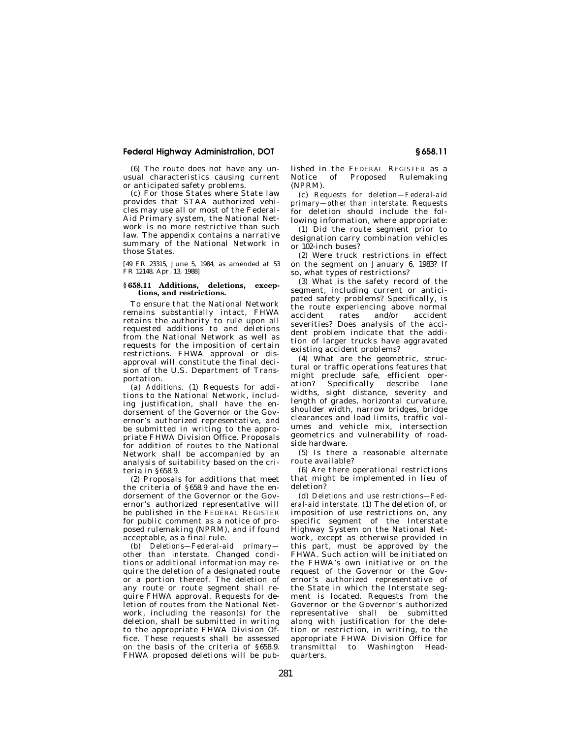(6) The route does not have any unusual characteristics causing current or anticipated safety problems.

(c) For those States where State law provides that STAA authorized vehicles may use all or most of the Federal-Aid Primary system, the National Network is no more restrictive than such law. The appendix contains a narrative summary of the National Network in those States.

[49 FR 23315, June 5, 1984, as amended at 53 FR 12148, Apr. 13, 1988]

### § 658.11 Additions, deletions, exceptions, and restrictions.

To ensure that the National Network remains substantially intact, FHWA retains the authority to rule upon all requested additions to and deletions from the National Network as well as requests for the imposition of certain restrictions. FHWA approval or disapproval will constitute the final decision of the U.S. Department of Transportation.

(a) *Additions.* (1) Requests for additions to the National Network, including justification, shall have the endorsement of the Governor or the Governor's authorized representative, and be submitted in writing to the appropriate FHWA Division Office. Proposals for addition of routes to the National Network shall be accompanied by an analysis of suitability based on the criteria in §658.9.

(2) Proposals for additions that meet the criteria of §658.9 and have the endorsement of the Governor or the Governor's authorized representative will be published in the FEDERAL REGISTER for public comment as a notice of proposed rulemaking (NPRM), and if found acceptable, as a final rule.

(b) *Deletions—Federal-aid primary—other than interstate.* Changed conditions or additional information may require the deletion of a designated route or a portion thereof. The deletion of any route or route segment shall require FHWA approval. Requests for deletion of routes from the National Network, including the reason(s) for the deletion, shall be submitted in writing to the appropriate FHWA Division Office. These requests shall be assessed on the basis of the criteria of §658.9. FHWA proposed deletions will be published in the FEDERAL REGISTER as a Notice of Proposed Rulemaking (NPRM).

(c) *Requests for deletion—Federal-aid primary—other than interstate.* Requests for deletion should include the following information, where appropriate:

(1) Did the route segment prior to designation carry combination vehicles or 102-inch buses?

(2) Were truck restrictions in effect on the segment on January 6, 1983? If so, what types of restrictions?

(3) What is the safety record of the segment, including current or anticipated safety problems? Specifically, is the route experiencing above normal accident rates and/or accident severities? Does analysis of the accident problem indicate that the addition of larger trucks have aggravated existing accident problems?

(4) What are the geometric, structural or traffic operations features that might preclude safe, efficient operation? Specifically describe lane widths, sight distance, severity and length of grades, horizontal curvature, shoulder width, narrow bridges, bridge clearances and load limits, traffic volumes and vehicle mix, intersection geometrics and vulnerability of roadside hardware.

(5) Is there a reasonable alternate route available?

(6) Are there operational restrictions that might be implemented in lieu of deletion?

(d) *Deletions and use restrictions—Federal-aid interstate.* (1) The deletion of, or imposition of use restrictions on, any specific segment of the Interstate Highway System on the National Network, except as otherwise provided in this part, must be approved by the FHWA. Such action will be initiated on the FHWA's own initiative or on the request of the Governor or the Governor's authorized representative of the State in which the Interstate segment is located. Requests from the Governor or the Governor's authorized representative shall be submitted along with justification for the deletion or restriction, in writing, to the appropriate FHWA Division Office for transmittal to Washington Headquarters.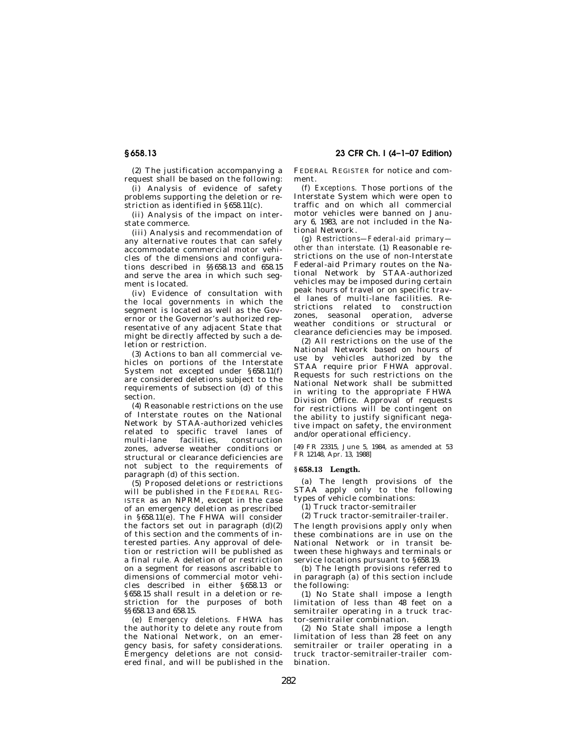(2) The justification accompanying a request shall be based on the following:

(i) Analysis of evidence of safety problems supporting the deletion or restriction as identified in §658.11(c).

(ii) Analysis of the impact on interstate commerce.

(iii) Analysis and recommendation of any alternative routes that can safely accommodate commercial motor vehicles of the dimensions and configurations described in §§658.13 and 658.15 and serve the area in which such segment is located.

(iv) Evidence of consultation with the local governments in which the segment is located as well as the Governor or the Governor's authorized representative of any adjacent State that might be directly affected by such a deletion or restriction.

(3) Actions to ban all commercial vehicles on portions of the Interstate System not excepted under §658.11(f) are considered deletions subject to the requirements of subsection (d) of this section.

(4) Reasonable restrictions on the use of Interstate routes on the National Network by STAA-authorized vehicles related to specific travel lanes of multi-lane facilities, construction zones, adverse weather conditions or structural or clearance deficiencies are not subject to the requirements of paragraph (d) of this section.

(5) Proposed deletions or restrictions will be published in the FEDERAL REGISTER as an NPRM, except in the case of an emergency deletion as prescribed in §658.11(e). The FHWA will consider the factors set out in paragraph (d)(2) of this section and the comments of interested parties. Any approval of deletion or restriction will be published as a final rule. A deletion of or restriction on a segment for reasons ascribable to dimensions of commercial motor vehicles described in either §658.13 or §658.15 shall result in a deletion or restriction for the purposes of both §§658.13 and 658.15.

(e) *Emergency deletions.* FHWA has the authority to delete any route from the National Network, on an emergency basis, for safety considerations. Emergency deletions are not considered final, and will be published in the FEDERAL REGISTER for notice and comment.

(f) *Exceptions.* Those portions of the Interstate System which were open to traffic and on which all commercial motor vehicles were banned on January 6, 1983, are not included in the National Network.

(g) *Restrictions—Federal-aid primary—other than interstate.* (1) Reasonable restrictions on the use of non-Interstate Federal-aid Primary routes on the National Network by STAA-authorized vehicles may be imposed during certain peak hours of travel or on specific travel lanes of multi-lane facilities. Restrictions related to construction zones, seasonal operation, adverse weather conditions or structural or clearance deficiencies may be imposed.

(2) All restrictions on the use of the National Network based on hours of use by vehicles authorized by the STAA require prior FHWA approval. Requests for such restrictions on the National Network shall be submitted in writing to the appropriate FHWA Division Office. Approval of requests for restrictions will be contingent on the ability to justify significant negative impact on safety, the environment and/or operational efficiency.

[49 FR 23315, June 5, 1984, as amended at 53 FR 12148, Apr. 13, 1988]

## §658.13 Length.

(a) The length provisions of the STAA apply only to the following types of vehicle combinations:

(1) Truck tractor-semitrailer

(2) Truck tractor-semitrailer-trailer.

The length provisions apply only when these combinations are in use on the National Network or in transit between these highways and terminals or service locations pursuant to §658.19.

(b) The length provisions referred to in paragraph (a) of this section include the following:

(1) No State shall impose a length limitation of less than 48 feet on a semitrailer operating in a truck tractor-semitrailer combination.

(2) No State shall impose a length limitation of less than 28 feet on any semitrailer or trailer operating in a truck tractor-semitrailer-trailer combination.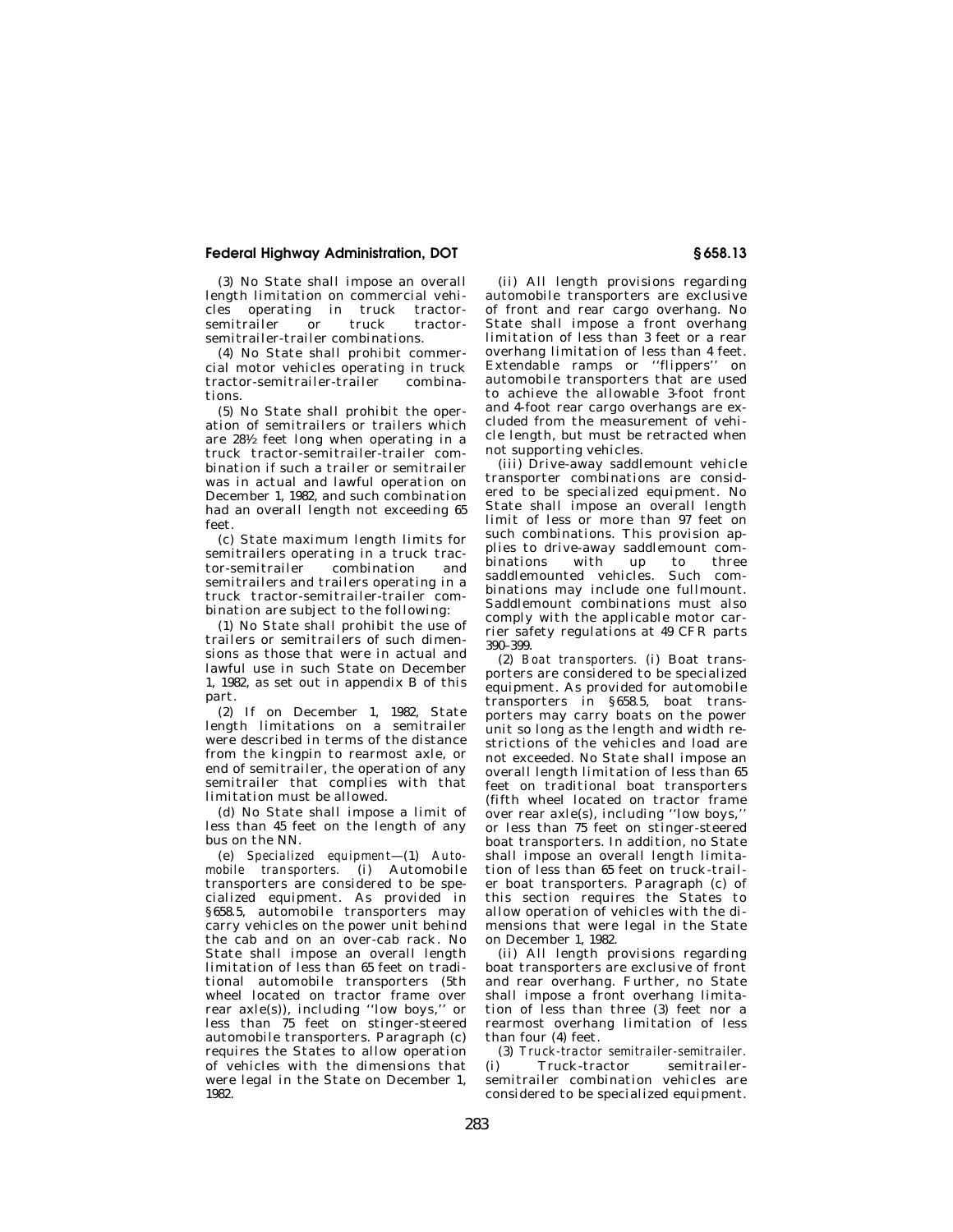(3) No State shall impose an overall length limitation on commercial vehicles operating in truck tractor-semitrailer or truck tractor-semitrailer-trailer combinations.

(4) No State shall prohibit commercial motor vehicles operating in truck tractor-semitrailer-trailer combinations.

(5) No State shall prohibit the operation of semitrailers or trailers which are 28½ feet long when operating in a truck tractor-semitrailer-trailer combination if such a trailer or semitrailer was in actual and lawful operation on December 1, 1982, and such combination had an overall length not exceeding 65 feet.

(c) State maximum length limits for semitrailers operating in a truck tractor-semitrailer combination and semitrailers and trailers operating in a truck tractor-semitrailer-trailer combination are subject to the following:

(1) No State shall prohibit the use of trailers or semitrailers of such dimensions as those that were in actual and lawful use in such State on December 1, 1982, as set out in appendix B of this part.

(2) If on December 1, 1982, State length limitations on a semitrailer were described in terms of the distance from the kingpin to rearmost axle, or end of semitrailer, the operation of any semitrailer that complies with that limitation must be allowed.

(d) No State shall impose a limit of less than 45 feet on the length of any bus on the NN.

(e) *Specialized equipment*—(1) *Automobile transporters.* (i) Automobile transporters are considered to be specialized equipment. As provided in §658.5, automobile transporters may carry vehicles on the power unit behind the cab and on an over-cab rack. No State shall impose an overall length limitation of less than 65 feet on traditional automobile transporters (5th wheel located on tractor frame over rear axle(s)), including ''low boys,'' or less than 75 feet on stinger-steered automobile transporters. Paragraph (c) requires the States to allow operation of vehicles with the dimensions that were legal in the State on December 1, 1982.

(ii) All length provisions regarding automobile transporters are exclusive of front and rear cargo overhang. No State shall impose a front overhang limitation of less than 3 feet or a rear overhang limitation of less than 4 feet. Extendable ramps or ''flippers'' on automobile transporters that are used to achieve the allowable 3-foot front and 4-foot rear cargo overhangs are excluded from the measurement of vehicle length, but must be retracted when not supporting vehicles.

(iii) Drive-away saddlemount vehicle transporter combinations are considered to be specialized equipment. No State shall impose an overall length limit of less or more than 97 feet on such combinations. This provision applies to drive-away saddlemount combinations with up to three saddlemounted vehicles. Such combinations may include one fullmount. Saddlemount combinations must also comply with the applicable motor carrier safety regulations at 49 CFR parts 390–399.

(2) *Boat transporters.* (i) Boat transporters are considered to be specialized equipment. As provided for automobile transporters in §658.5, boat transporters may carry boats on the power unit so long as the length and width restrictions of the vehicles and load are not exceeded. No State shall impose an overall length limitation of less than 65 feet on traditional boat transporters (fifth wheel located on tractor frame over rear axle(s), including ''low boys,'' or less than 75 feet on stinger-steered boat transporters. In addition, no State shall impose an overall length limitation of less than 65 feet on truck-trailer boat transporters. Paragraph (c) of this section requires the States to allow operation of vehicles with the dimensions that were legal in the State on December 1, 1982.

(ii) All length provisions regarding boat transporters are exclusive of front and rear overhang. Further, no State shall impose a front overhang limitation of less than three (3) feet nor a rearmost overhang limitation of less than four (4) feet.

(3) *Truck-tractor semitrailer-semitrailer.* (i) Truck-tractor semitrailer-semitrailer combination vehicles are considered to be specialized equipment.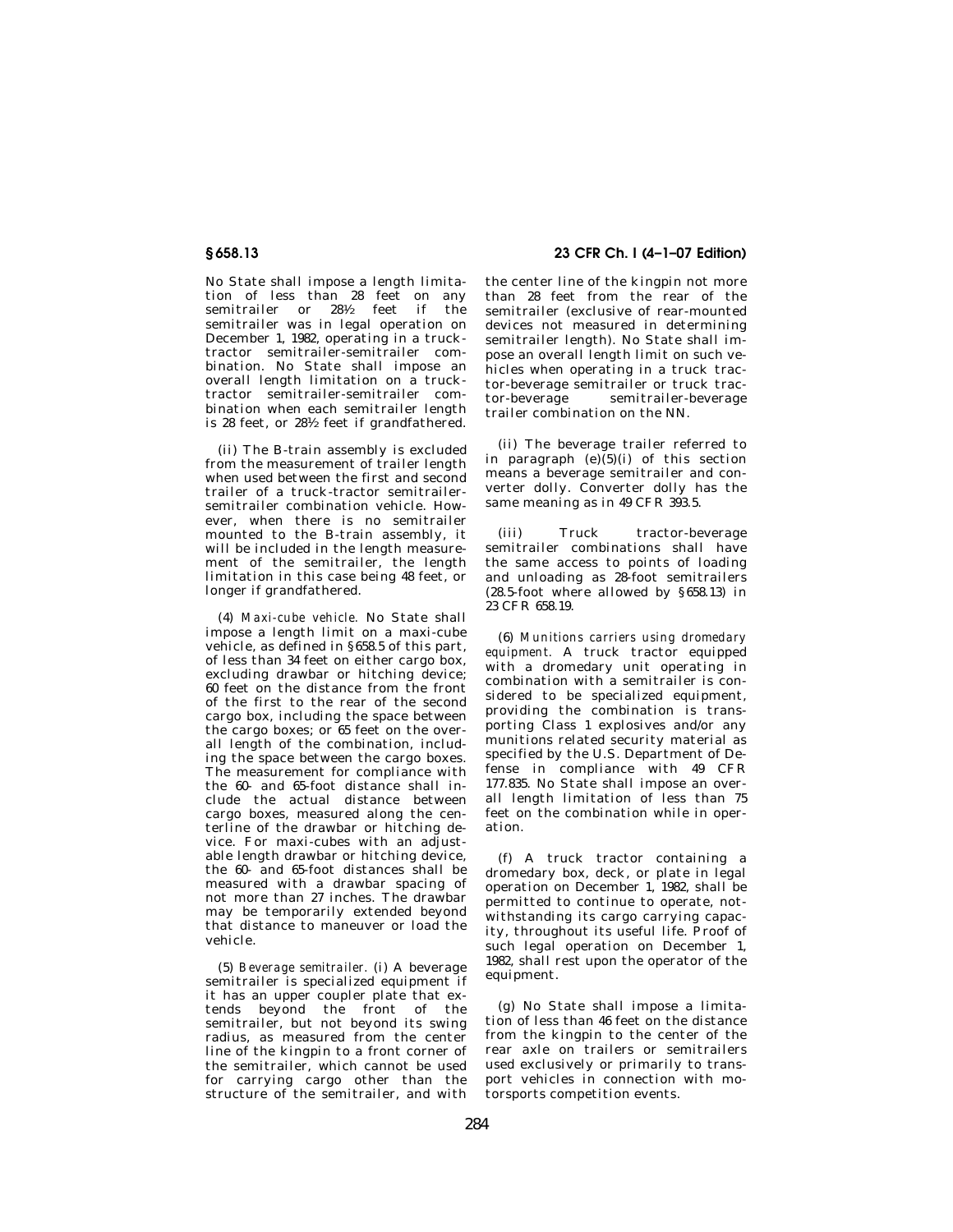No State shall impose a length limitation of less than 28 feet on any semitrailer or 28½ feet if the semitrailer was in legal operation on December 1, 1982, operating in a truck-tractor semitrailer-semitrailer combination. No State shall impose an overall length limitation on a truck-tractor semitrailer-semitrailer combination when each semitrailer length is 28 feet, or 28½ feet if grandfathered.

(ii) The B-train assembly is excluded from the measurement of trailer length when used between the first and second trailer of a truck-tractor semitrailer-semitrailer combination vehicle. However, when there is no semitrailer mounted to the B-train assembly, it will be included in the length measurement of the semitrailer, the length limitation in this case being 48 feet, or longer if grandfathered.

(4) *Maxi-cube vehicle.* No State shall impose a length limit on a maxi-cube vehicle, as defined in §658.5 of this part, of less than 34 feet on either cargo box, excluding drawbar or hitching device; 60 feet on the distance from the front of the first to the rear of the second cargo box, including the space between the cargo boxes; or 65 feet on the overall length of the combination, including the space between the cargo boxes. The measurement for compliance with the 60- and 65-foot distance shall include the actual distance between cargo boxes, measured along the centerline of the drawbar or hitching device. For maxi-cubes with an adjustable length drawbar or hitching device, the 60- and 65-foot distances shall be measured with a drawbar spacing of not more than 27 inches. The drawbar may be temporarily extended beyond that distance to maneuver or load the vehicle.

(5) *Beverage semitrailer.* (i) A beverage semitrailer is specialized equipment if it has an upper coupler plate that extends beyond the front of the semitrailer, but not beyond its swing radius, as measured from the center line of the kingpin to a front corner of the semitrailer, which cannot be used for carrying cargo other than the structure of the semitrailer, and with the center line of the kingpin not more than 28 feet from the rear of the semitrailer (exclusive of rear-mounted devices not measured in determining semitrailer length). No State shall impose an overall length limit on such vehicles when operating in a truck tractor-beverage semitrailer or truck tractor-beverage semitrailer-beverage trailer combination on the NN.

(ii) The beverage trailer referred to in paragraph (e)(5)(i) of this section means a beverage semitrailer and converter dolly. Converter dolly has the same meaning as in 49 CFR 393.5.

(iii) Truck tractor-beverage semitrailer combinations shall have the same access to points of loading and unloading as 28-foot semitrailers (28.5-foot where allowed by §658.13) in 23 CFR 658.19.

(6) *Munitions carriers using dromedary equipment.* A truck tractor equipped with a dromedary unit operating in combination with a semitrailer is considered to be specialized equipment, providing the combination is transporting Class 1 explosives and/or any munitions related security material as specified by the U.S. Department of Defense in compliance with 49 CFR 177.835. No State shall impose an overall length limitation of less than 75 feet on the combination while in operation.

(f) A truck tractor containing a dromedary box, deck, or plate in legal operation on December 1, 1982, shall be permitted to continue to operate, notwithstanding its cargo carrying capacity, throughout its useful life. Proof of such legal operation on December 1, 1982, shall rest upon the operator of the equipment.

(g) No State shall impose a limitation of less than 46 feet on the distance from the kingpin to the center of the rear axle on trailers or semitrailers used exclusively or primarily to transport vehicles in connection with motorsports competition events.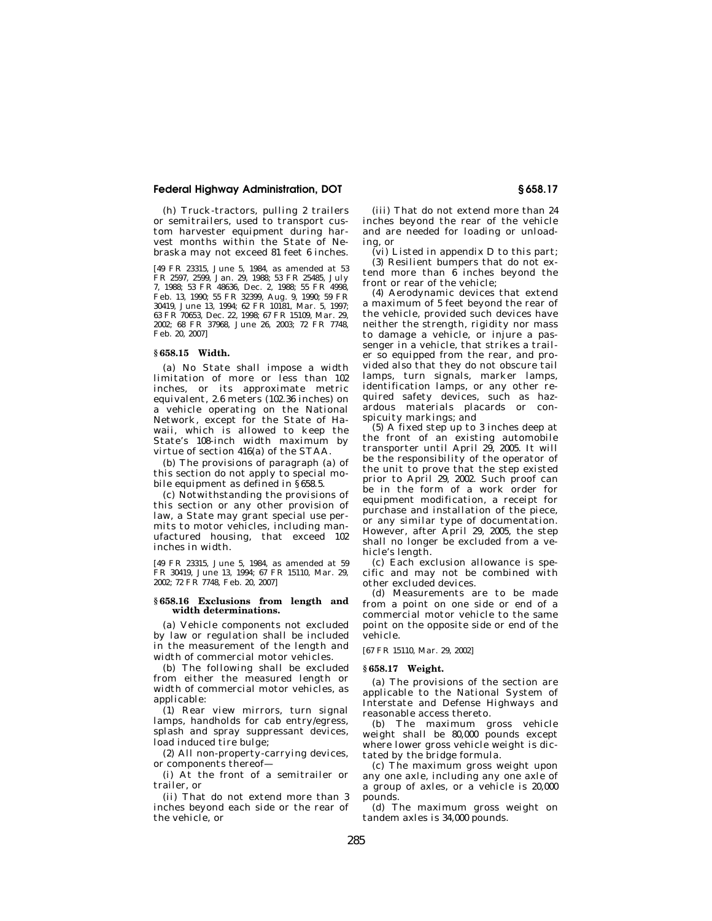(h) Truck-tractors, pulling 2 trailers or semitrailers, used to transport custom harvester equipment during harvest months within the State of Nebraska may not exceed 81 feet 6 inches.

[49 FR 23315, June 5, 1984, as amended at 53 FR 2597, 2599, Jan. 29, 1988; 53 FR 25485, July 7, 1988; 53 FR 48636, Dec. 2, 1988; 55 FR 4998, Feb. 13, 1990; 55 FR 32399, Aug. 9, 1990; 59 FR 30419, June 13, 1994; 62 FR 10181, Mar. 5, 1997; 63 FR 70653, Dec. 22, 1998; 67 FR 15109, Mar. 29, 2002; 68 FR 37968, June 26, 2003; 72 FR 7748, Feb. 20, 2007]

### § 658.15 Width.

(a) No State shall impose a width limitation of more or less than 102 inches, or its approximate metric equivalent, 2.6 meters (102.36 inches) on a vehicle operating on the National Network, except for the State of Hawaii, which is allowed to keep the State's 108-inch width maximum by virtue of section 416(a) of the STAA.

(b) The provisions of paragraph (a) of this section do not apply to special mobile equipment as defined in § 658.5.

(c) Notwithstanding the provisions of this section or any other provision of law, a State may grant special use permits to motor vehicles, including manufactured housing, that exceed 102 inches in width.

[49 FR 23315, June 5, 1984, as amended at 59 FR 30419, June 13, 1994; 67 FR 15110, Mar. 29, 2002; 72 FR 7748, Feb. 20, 2007]

### § 658.16 Exclusions from length and width determinations.

(a) Vehicle components not excluded by law or regulation shall be included in the measurement of the length and width of commercial motor vehicles.

(b) The following shall be excluded from either the measured length or width of commercial motor vehicles, as applicable:

(1) Rear view mirrors, turn signal lamps, handholds for cab entry/egress, splash and spray suppressant devices, load induced tire bulge;

(2) All non-property-carrying devices, or components thereof—

(i) At the front of a semitrailer or trailer, or

(ii) That do not extend more than 3 inches beyond each side or the rear of the vehicle, or

(iii) That do not extend more than 24 inches beyond the rear of the vehicle and are needed for loading or unloading, or

(vi) Listed in appendix D to this part;

(3) Resilient bumpers that do not extend more than 6 inches beyond the front or rear of the vehicle;

(4) Aerodynamic devices that extend a maximum of 5 feet beyond the rear of the vehicle, provided such devices have neither the strength, rigidity nor mass to damage a vehicle, or injure a passenger in a vehicle, that strikes a trailer so equipped from the rear, and provided also that they do not obscure tail lamps, turn signals, marker lamps, identification lamps, or any other required safety devices, such as hazardous materials placards or conspicuity markings; and

(5) A fixed step up to 3 inches deep at the front of an existing automobile transporter until April 29, 2005. It will be the responsibility of the operator of the unit to prove that the step existed prior to April 29, 2002. Such proof can be in the form of a work order for equipment modification, a receipt for purchase and installation of the piece, or any similar type of documentation. However, after April 29, 2005, the step shall no longer be excluded from a vehicle's length.

(c) Each exclusion allowance is specific and may not be combined with other excluded devices.

(d) Measurements are to be made from a point on one side or end of a commercial motor vehicle to the same point on the opposite side or end of the vehicle.

[67 FR 15110, Mar. 29, 2002]

### § 658.17 Weight.

(a) The provisions of the section are applicable to the National System of Interstate and Defense Highways and reasonable access thereto.

(b) The maximum gross vehicle weight shall be 80,000 pounds except where lower gross vehicle weight is dictated by the bridge formula.

(c) The maximum gross weight upon any one axle, including any one axle of a group of axles, or a vehicle is 20,000 pounds.

(d) The maximum gross weight on tandem axles is 34,000 pounds.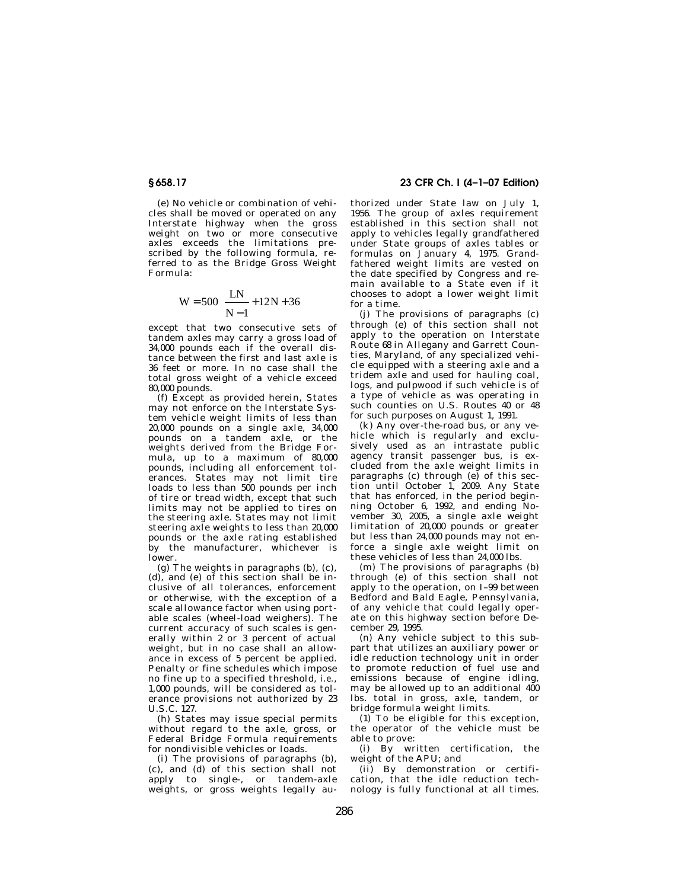(e) No vehicle or combination of vehicles shall be moved or operated on any Interstate highway when the gross weight on two or more consecutive axles exceeds the limitations prescribed by the following formula, referred to as the Bridge Gross Weight Formula:

$$W = 500 \left( \frac{LN}{N-1} + 12N + 36 \right)$$

except that two consecutive sets of tandem axles may carry a gross load of 34,000 pounds each if the overall distance between the first and last axle is 36 feet or more. In no case shall the total gross weight of a vehicle exceed 80,000 pounds.

(f) Except as provided herein, States may not enforce on the Interstate System vehicle weight limits of less than 20,000 pounds on a single axle, 34,000 pounds on a tandem axle, or the weights derived from the Bridge Formula, up to a maximum of 80,000 pounds, including all enforcement tolerances. States may not limit tire loads to less than 500 pounds per inch of tire or tread width, except that such limits may not be applied to tires on the steering axle. States may not limit steering axle weights to less than 20,000 pounds or the axle rating established by the manufacturer, whichever is lower.

(g) The weights in paragraphs (b), (c), (d), and (e) of this section shall be inclusive of all tolerances, enforcement or otherwise, with the exception of a scale allowance factor when using portable scales (wheel-load weighers). The current accuracy of such scales is generally within 2 or 3 percent of actual weight, but in no case shall an allowance in excess of 5 percent be applied. Penalty or fine schedules which impose no fine up to a specified threshold, *i.e.*, 1,000 pounds, will be considered as tolerance provisions not authorized by 23 U.S.C. 127.

(h) States may issue special permits without regard to the axle, gross, or Federal Bridge Formula requirements for nondivisible vehicles or loads.

(i) The provisions of paragraphs (b), (c), and (d) of this section shall not apply to single-, or tandem-axle weights, or gross weights legally authorized under State law on July 1, 1956. The group of axles requirement established in this section shall not apply to vehicles legally grandfathered under State groups of axles tables or formulas on January 4, 1975. Grandfathered weight limits are vested on the date specified by Congress and remain available to a State even if it chooses to adopt a lower weight limit for a time.

(j) The provisions of paragraphs (c) through (e) of this section shall not apply to the operation on Interstate Route 68 in Allegany and Garrett Counties, Maryland, of any specialized vehicle equipped with a steering axle and a tridem axle and used for hauling coal, logs, and pulpwood if such vehicle is of a type of vehicle as was operating in such counties on U.S. Routes 40 or 48 for such purposes on August 1, 1991.

(k) Any over-the-road bus, or any vehicle which is regularly and exclusively used as an intrastate public agency transit passenger bus, is excluded from the axle weight limits in paragraphs (c) through (e) of this section until October 1, 2009. Any State that has enforced, in the period beginning October 6, 1992, and ending November 30, 2005, a single axle weight limitation of 20,000 pounds or greater but less than 24,000 pounds may not enforce a single axle weight limit on these vehicles of less than 24,000 lbs.

(m) The provisions of paragraphs (b) through (e) of this section shall not apply to the operation, on I–99 between Bedford and Bald Eagle, Pennsylvania, of any vehicle that could legally operate on this highway section before December 29, 1995.

(n) Any vehicle subject to this subpart that utilizes an auxiliary power or idle reduction technology unit in order to promote reduction of fuel use and emissions because of engine idling, may be allowed up to an additional 400 lbs. total in gross, axle, tandem, or bridge formula weight limits.

(1) To be eligible for this exception, the operator of the vehicle must be able to prove:

(i) By written certification, the weight of the APU; and

(ii) By demonstration or certification, that the idle reduction technology is fully functional at all times.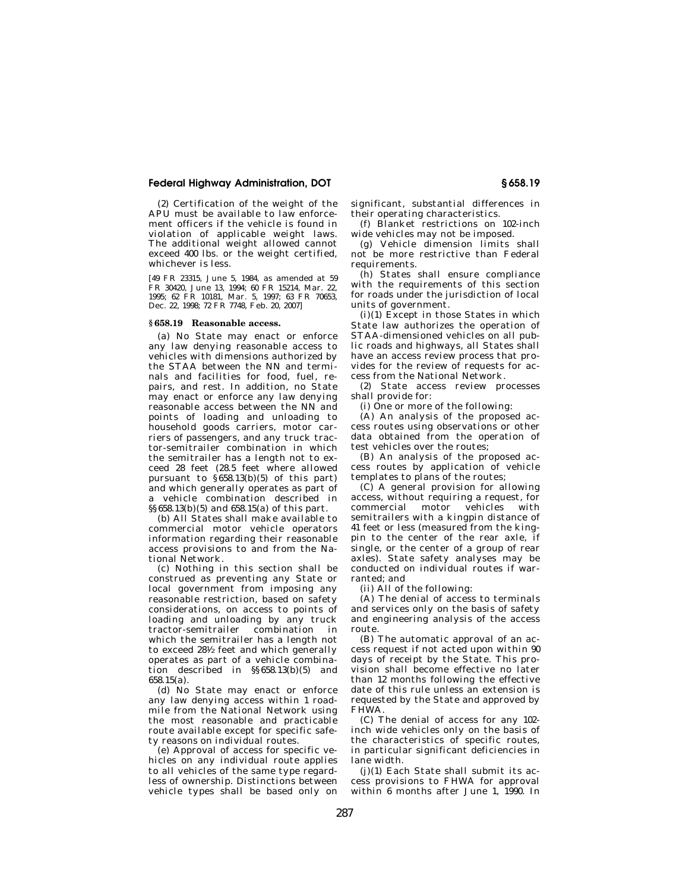(2) Certification of the weight of the APU must be available to law enforcement officers if the vehicle is found in violation of applicable weight laws. The additional weight allowed cannot exceed 400 lbs. or the weight certified, whichever is less.

[49 FR 23315, June 5, 1984, as amended at 59 FR 30420, June 13, 1994; 60 FR 15214, Mar. 22, 1995; 62 FR 10181, Mar. 5, 1997; 63 FR 70653, Dec. 22, 1998; 72 FR 7748, Feb. 20, 2007]

## § 658.19 Reasonable access.

(a) No State may enact or enforce any law denying reasonable access to vehicles with dimensions authorized by the STAA between the NN and terminals and facilities for food, fuel, repairs, and rest. In addition, no State may enact or enforce any law denying reasonable access between the NN and points of loading and unloading to household goods carriers, motor carriers of passengers, and any truck tractor-semitrailer combination in which the semitrailer has a length not to exceed 28 feet (28.5 feet where allowed pursuant to §658.13(b)(5) of this part) and which generally operates as part of a vehicle combination described in §§658.13(b)(5) and 658.15(a) of this part.

(b) All States shall make available to commercial motor vehicle operators information regarding their reasonable access provisions to and from the National Network.

(c) Nothing in this section shall be construed as preventing any State or local government from imposing any reasonable restriction, based on safety considerations, on access to points of loading and unloading by any truck tractor-semitrailer combination in which the semitrailer has a length not to exceed 28½ feet and which generally operates as part of a vehicle combination described in §§658.13(b)(5) and 658.15(a).

(d) No State may enact or enforce any law denying access within 1 road-mile from the National Network using the most reasonable and practicable route available except for specific safety reasons on individual routes.

(e) Approval of access for specific vehicles on any individual route applies to all vehicles of the same type regardless of ownership. Distinctions between vehicle types shall be based only on significant, substantial differences in their operating characteristics.

(f) Blanket restrictions on 102-inch wide vehicles may not be imposed.

(g) Vehicle dimension limits shall not be more restrictive than Federal requirements.

(h) States shall ensure compliance with the requirements of this section for roads under the jurisdiction of local units of government.

(i)(1) Except in those States in which State law authorizes the operation of STAA-dimensioned vehicles on all public roads and highways, all States shall have an access review process that provides for the review of requests for access from the National Network.

(2) State access review processes shall provide for:

(i) One or more of the following:

(A) An analysis of the proposed access routes using observations or other data obtained from the operation of test vehicles over the routes;

(B) An analysis of the proposed access routes by application of vehicle templates to plans of the routes;

(C) A general provision for allowing access, without requiring a request, for commercial motor vehicles with semitrailers with a kingpin distance of 41 feet or less (measured from the kingpin to the center of the rear axle, if single, or the center of a group of rear axles). State safety analyses may be conducted on individual routes if warranted; and

(ii) All of the following:

(A) The denial of access to terminals and services only on the basis of safety and engineering analysis of the access route.

(B) The automatic approval of an access request if not acted upon within 90 days of receipt by the State. This provision shall become effective no later than 12 months following the effective date of this rule unless an extension is requested by the State and approved by FHWA.

(C) The denial of access for any 102-inch wide vehicles only on the basis of the characteristics of specific routes, in particular significant deficiencies in lane width.

(j)(1) Each State shall submit its access provisions to FHWA for approval within 6 months after June 1, 1990. In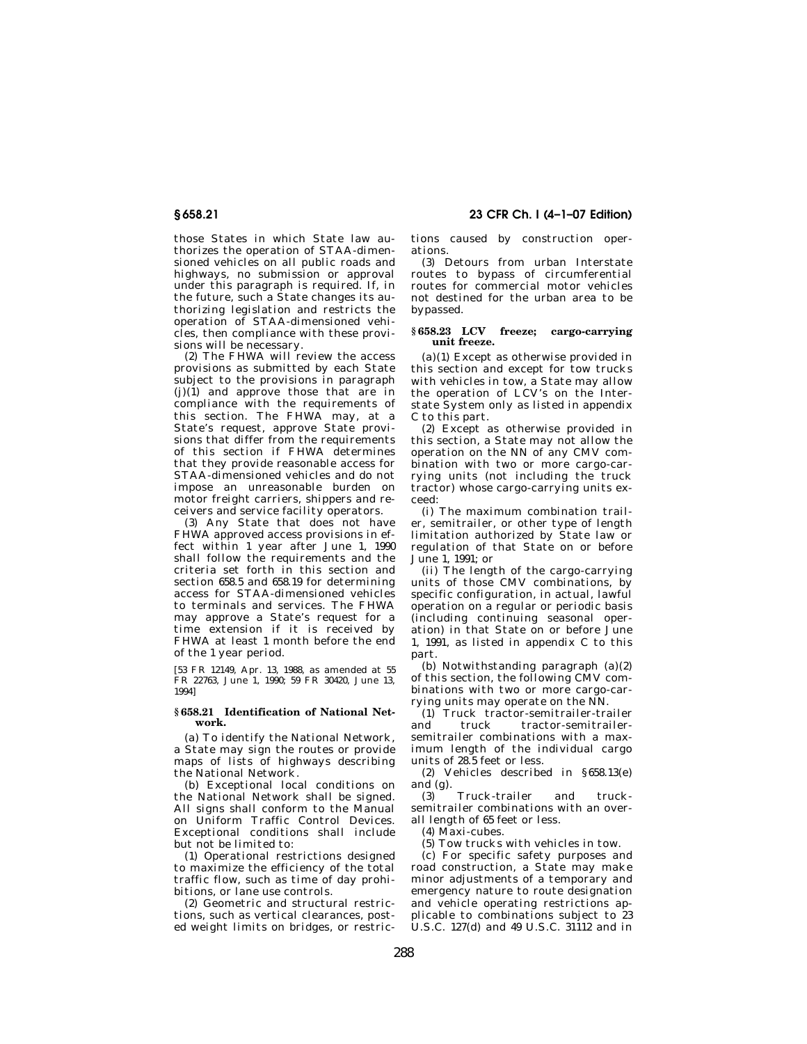those States in which State law authorizes the operation of STAA-dimensioned vehicles on all public roads and highways, no submission or approval under this paragraph is required. If, in the future, such a State changes its authorizing legislation and restricts the operation of STAA-dimensioned vehicles, then compliance with these provisions will be necessary.

(2) The FHWA will review the access provisions as submitted by each State subject to the provisions in paragraph (j)(1) and approve those that are in compliance with the requirements of this section. The FHWA may, at a State's request, approve State provisions that differ from the requirements of this section if FHWA determines that they provide reasonable access for STAA-dimensioned vehicles and do not impose an unreasonable burden on motor freight carriers, shippers and receivers and service facility operators.

(3) Any State that does not have FHWA approved access provisions in effect within 1 year after June 1, 1990 shall follow the requirements and the criteria set forth in this section and section 658.5 and 658.19 for determining access for STAA-dimensioned vehicles to terminals and services. The FHWA may approve a State's request for a time extension if it is received by FHWA at least 1 month before the end of the 1 year period.

[53 FR 12149, Apr. 13, 1988, as amended at 55 FR 22763, June 1, 1990; 59 FR 30420, June 13, 1994]

## § 658.21 Identification of National Network.

(a) To identify the National Network, a State may sign the routes or provide maps of lists of highways describing the National Network.

(b) Exceptional local conditions on the National Network shall be signed. All signs shall conform to the Manual on Uniform Traffic Control Devices. Exceptional conditions shall include but not be limited to:

(1) Operational restrictions designed to maximize the efficiency of the total traffic flow, such as time of day prohibitions, or lane use controls.

(2) Geometric and structural restrictions, such as vertical clearances, posted weight limits on bridges, or restrictions caused by construction operations.

(3) Detours from urban Interstate routes to bypass of circumferential routes for commercial motor vehicles not destined for the urban area to be bypassed.

## § 658.23 LCV freeze; cargo-carrying unit freeze.

(a)(1) Except as otherwise provided in this section and except for tow trucks with vehicles in tow, a State may allow the operation of LCV's on the Interstate System only as listed in appendix C to this part.

(2) Except as otherwise provided in this section, a State may not allow the operation on the NN of any CMV combination with two or more cargo-carrying units (not including the truck tractor) whose cargo-carrying units exceed:

(i) The maximum combination trailer, semitrailer, or other type of length limitation authorized by State law or regulation of that State on or before June 1, 1991; or

(ii) The length of the cargo-carrying units of those CMV combinations, by specific configuration, in actual, lawful operation on a regular or periodic basis (including continuing seasonal operation) in that State on or before June 1, 1991, as listed in appendix C to this part.

(b) Notwithstanding paragraph (a)(2) of this section, the following CMV combinations with two or more cargo-carrying units may operate on the NN.

(1) Truck tractor-semitrailer-trailer and truck tractor-semitrailer-semitrailer combinations with a maximum length of the individual cargo units of 28.5 feet or less.

(2) Vehicles described in §658.13(e) and (g).

(3) Truck-trailer and truck-semitrailer combinations with an overall length of 65 feet or less.

(4) Maxi-cubes.

(5) Tow trucks with vehicles in tow.

(c) For specific safety purposes and road construction, a State may make minor adjustments of a temporary and emergency nature to route designation and vehicle operating restrictions applicable to combinations subject to 23 U.S.C. 127(d) and 49 U.S.C. 31112 and in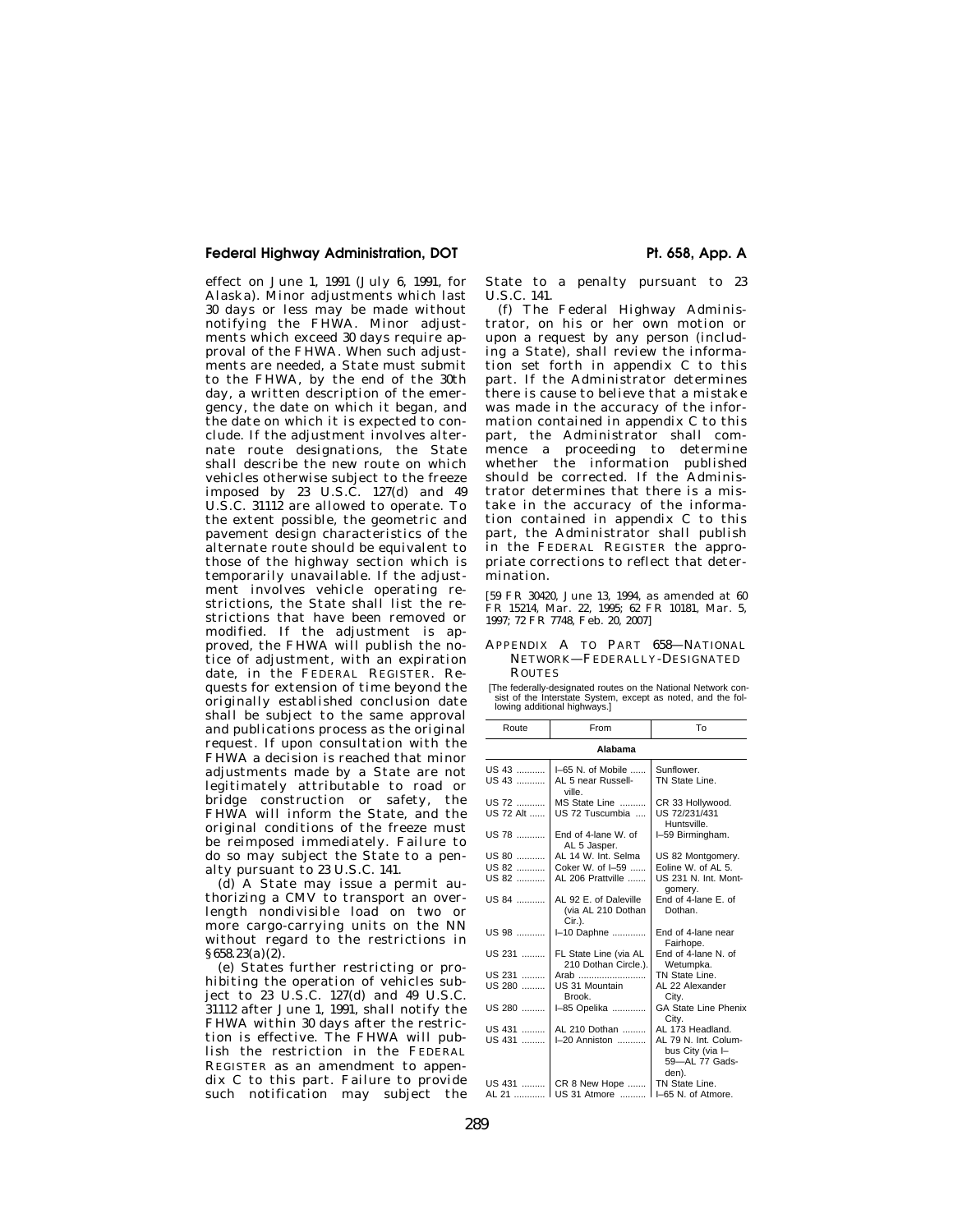effect on June 1, 1991 (July 6, 1991, for Alaska). Minor adjustments which last 30 days or less may be made without notifying the FHWA. Minor adjustments which exceed 30 days require approval of the FHWA. When such adjustments are needed, a State must submit to the FHWA, by the end of the 30th day, a written description of the emergency, the date on which it began, and the date on which it is expected to conclude. If the adjustment involves alternate route designations, the State shall describe the new route on which vehicles otherwise subject to the freeze imposed by 23 U.S.C. 127(d) and 49 U.S.C. 31112 are allowed to operate. To the extent possible, the geometric and pavement design characteristics of the alternate route should be equivalent to those of the highway section which is temporarily unavailable. If the adjustment involves vehicle operating restrictions, the State shall list the restrictions that have been removed or modified. If the adjustment is approved, the FHWA will publish the notice of adjustment, with an expiration date, in the FEDERAL REGISTER. Requests for extension of time beyond the originally established conclusion date shall be subject to the same approval and publications process as the original request. If upon consultation with the FHWA a decision is reached that minor adjustments made by a State are not legitimately attributable to road or bridge construction or safety, the FHWA will inform the State, and the original conditions of the freeze must be reimposed immediately. Failure to do so may subject the State to a penalty pursuant to 23 U.S.C. 141.

(d) A State may issue a permit authorizing a CMV to transport an overlength nondivisible load on two or more cargo-carrying units on the NN without regard to the restrictions in §658.23(a)(2).

(e) States further restricting or prohibiting the operation of vehicles subject to 23 U.S.C. 127(d) and 49 U.S.C. 31112 after June 1, 1991, shall notify the FHWA within 30 days after the restriction is effective. The FHWA will publish the restriction in the FEDERAL REGISTER as an amendment to appendix C to this part. Failure to provide such notification may subject the State to a penalty pursuant to 23 U.S.C. 141.

(f) The Federal Highway Administrator, on his or her own motion or upon a request by any person (including a State), shall review the information set forth in appendix C to this part. If the Administrator determines there is cause to believe that a mistake was made in the accuracy of the information contained in appendix C to this part, the Administrator shall commence a proceeding to determine whether the information published should be corrected. If the Administrator determines that there is a mistake in the accuracy of the information contained in appendix C to this part, the Administrator shall publish in the FEDERAL REGISTER the appropriate corrections to reflect that determination.

[59 FR 30420, June 13, 1994, as amended at 60 FR 15214, Mar. 22, 1995; 62 FR 10181, Mar. 5, 1997; 72 FR 7748, Feb. 20, 2007]

## APPENDIX A TO PART 658—NATIONAL NETWORK—FEDERALLY-DESIGNATED ROUTES

[The federally-designated routes on the National Network consist of the Interstate System, except as noted, and the following additional highways.]

| Route | From | To |
|---|---|---|
| **Alabama** | | |
| US 43 | I–65 N. of Mobile | Sunflower. |
| US 43 | AL 5 near Russellville. | TN State Line. |
| US 72 | MS State Line | CR 33 Hollywood. |
| US 72 Alt | US 72 Tuscumbia | US 72/231/431 Huntsville. |
| US 78 | End of 4-lane W. of AL 5 Jasper. | I–59 Birmingham. |
| US 80 | AL 14 W. Int. Selma | US 82 Montgomery. |
| US 82 | Coker W. of I–59 | Eoline W. of AL 5. |
| US 82 | AL 206 Prattville | US 231 N. Int. Montgomery. |
| US 84 | AL 92 E. of Daleville (via AL 210 Dothan Cir.). | End of 4-lane E. of Dothan. |
| US 98 | I–10 Daphne | End of 4-lane near Fairhope. |
| US 231 | FL State Line (via AL 210 Dothan Circle.). | End of 4-lane N. of Wetumpka. |
| US 231 | Arab | TN State Line. |
| US 280 | US 31 Mountain Brook. | AL 22 Alexander City. |
| US 280 | I–85 Opelika | GA State Line Phenix City. |
| US 431 | AL 210 Dothan | AL 173 Headland. |
| US 431 | I–20 Anniston | AL 79 N. Int. Columbus City (via I–59—AL 77 Gadsden). |
| US 431 | CR 8 New Hope | TN State Line. |
| AL 21 | US 31 Atmore | I–65 N. of Atmore. |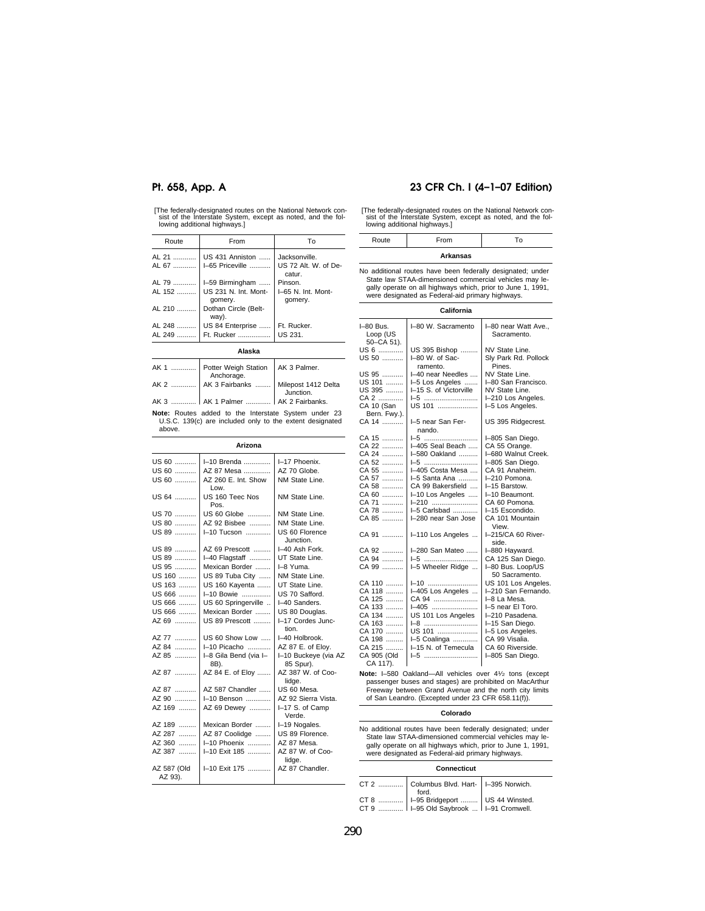[The federally-designated routes on the National Network consist of the Interstate System, except as noted, and the following additional highways.]

| Route | From | To |
|---|---|---|
| AL 21 | US 431 Anniston | Jacksonville. |
| AL 67 | I–65 Priceville | US 72 Alt. W. of Decatur. |
| AL 79 | I–59 Birmingham | Pinson. |
| AL 152 | US 231 N. Int. Montgomery. | I–65 N. Int. Montgomery. |
| AL 210 | Dothan Circle (Beltway). | |
| AL 248 | US 84 Enterprise | Ft. Rucker. |
| AL 249 | Ft. Rucker | US 231. |
| **Alaska** | | |
| AK 1 | Potter Weigh Station Anchorage. | AK 3 Palmer. |
| AK 2 | AK 3 Fairbanks | Milepost 1412 Delta Junction. |
| AK 3 | AK 1 Palmer | AK 2 Fairbanks. |

**Note:** Routes added to the Interstate System under 23 U.S.C. 139(c) are included only to the extent designated above.

| Route | From | To |
|---|---|---|
| **Arizona** | | |
| US 60 | I–10 Brenda | I–17 Phoenix. |
| US 60 | AZ 87 Mesa | AZ 70 Globe. |
| US 60 | AZ 260 E. Int. Show Low. | NM State Line. |
| US 64 | US 160 Teec Nos Pos. | NM State Line. |
| US 70 | US 60 Globe | NM State Line. |
| US 80 | AZ 92 Bisbee | NM State Line. |
| US 89 | I–10 Tucson | US 60 Florence Junction. |
| US 89 | AZ 69 Prescott | I–40 Ash Fork. |
| US 89 | I–40 Flagstaff | UT State Line. |
| US 95 | Mexican Border | I–8 Yuma. |
| US 160 | US 89 Tuba City | NM State Line. |
| US 163 | US 160 Kayenta | UT State Line. |
| US 666 | I–10 Bowie | US 70 Safford. |
| US 666 | US 60 Springerville | I–40 Sanders. |
| US 666 | Mexican Border | US 80 Douglas. |
| AZ 69 | US 89 Prescott | I–17 Cordes Junction. |
| AZ 77 | US 60 Show Low | I–40 Holbrook. |
| AZ 84 | I–10 Picacho | AZ 87 E. of Eloy. |
| AZ 85 | I–8 Gila Bend (via I–8B). | I–10 Buckeye (via AZ 85 Spur). |
| AZ 87 | AZ 84 E. of Eloy | AZ 387 W. of Coolidge. |
| AZ 87 | AZ 587 Chandler | US 60 Mesa. |
| AZ 90 | I–10 Benson | AZ 92 Sierra Vista. |
| AZ 169 | AZ 69 Dewey | I–17 S. of Camp Verde. |
| AZ 189 | Mexican Border | I–19 Nogales. |
| AZ 287 | AZ 87 Coolidge | US 89 Florence. |
| AZ 360 | I–10 Phoenix | AZ 87 Mesa. |
| AZ 387 | I–10 Exit 185 | AZ 87 W. of Coolidge. |
| AZ 587 (Old AZ 93). | I–10 Exit 175 | AZ 87 Chandler. |

[The federally-designated routes on the National Network consist of the Interstate System, except as noted, and the following additional highways.]

| Route | From | To |
|---|---|---|
| **Arkansas** | | |

No additional routes have been federally designated; under State law STAA-dimensioned commercial vehicles may legally operate on all highways which, prior to June 1, 1991, were designated as Federal-aid primary highways.

| Route | From | To |
|---|---|---|
| **California** | | |
| I–80 Bus. Loop (US 50–CA 51). | I–80 W. Sacramento | I–80 near Watt Ave., Sacramento. |
| US 6 | US 395 Bishop | NV State Line. |
| US 50 | I–80 W. of Sacramento. | Sly Park Rd. Pollock Pines. |
| US 95 | I–40 near Needles | NV State Line. |
| US 101 | I–5 Los Angeles | I–80 San Francisco. |
| US 395 | I–15 S. of Victorville | NV State Line. |
| CA 2 | I–5 | I–210 Los Angeles. |
| CA 10 (San Bern. Fwy.). | US 101 | I–5 Los Angeles. |
| CA 14 | I–5 near San Fernando. | US 395 Ridgecrest. |
| CA 15 | I–5 | I–805 San Diego. |
| CA 22 | I–405 Seal Beach | CA 55 Orange. |
| CA 24 | I–580 Oakland | I–680 Walnut Creek. |
| CA 52 | I–5 | I–805 San Diego. |
| CA 55 | I–405 Costa Mesa | CA 91 Anaheim. |
| CA 57 | I–5 Santa Ana | I–210 Pomona. |
| CA 58 | CA 99 Bakersfield | I–15 Barstow. |
| CA 60 | I–10 Los Angeles | I–10 Beaumont. |
| CA 71 | I–210 | CA 60 Pomona. |
| CA 78 | I–5 Carlsbad | I–15 Escondido. |
| CA 85 | I–280 near San Jose | CA 101 Mountain View. |
| CA 91 | I–110 Los Angeles | I–215/CA 60 Riverside. |
| CA 92 | I–280 San Mateo | I–880 Hayward. |
| CA 94 | I–5 | CA 125 San Diego. |
| CA 99 | I–5 Wheeler Ridge | I–80 Bus. Loop/US 50 Sacramento. |
| CA 110 | I–10 | US 101 Los Angeles. |
| CA 118 | I–405 Los Angeles | I–210 San Fernando. |
| CA 125 | CA 94 | I–8 La Mesa. |
| CA 133 | I–405 | I–5 near El Toro. |
| CA 134 | US 101 Los Angeles | I–210 Pasadena. |
| CA 163 | I–8 | I–15 San Diego. |
| CA 170 | US 101 | I–5 Los Angeles. |
| CA 198 | I–5 Coalinga | CA 99 Visalia. |
| CA 215 | I–15 N. of Temecula | CA 60 Riverside. |
| CA 905 (Old CA 117). | I–5 | I–805 San Diego. |

**Note:** I–580 Oakland—All vehicles over 4½ tons (except passenger buses and stages) are prohibited on MacArthur Freeway between Grand Avenue and the north city limits of San Leandro. (Excepted under 23 CFR 658.11(f)).

| Route | From | To |
|---|---|---|
| **Colorado** | | |

No additional routes have been federally designated; under State law STAA-dimensioned commercial vehicles may legally operate on all highways which, prior to June 1, 1991, were designated as Federal-aid primary highways.

| Route | From | To |
|---|---|---|
| **Connecticut** | | |
| CT 2 | Columbus Blvd. Hartford. | I–395 Norwich. |
| CT 8 | I–95 Bridgeport | US 44 Winsted. |
| CT 9 | I–95 Old Saybrook | I–91 Cromwell. |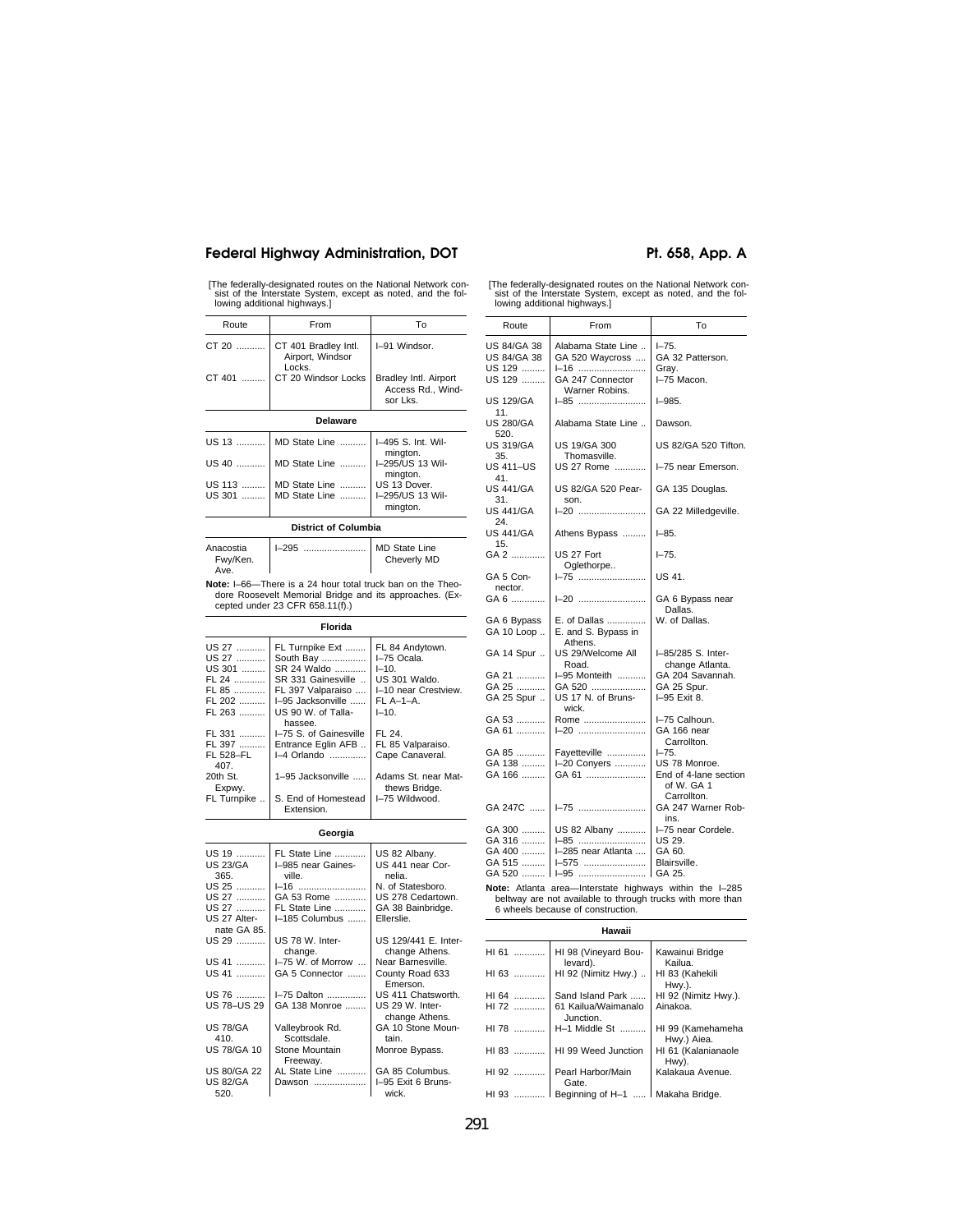[The federally-designated routes on the National Network consist of the Interstate System, except as noted, and the following additional highways.]

| Route | From | To |
|---|---|---|
| CT 20 | CT 401 Bradley Intl. Airport, Windsor Locks. | I–91 Windsor. |
| CT 401 | CT 20 Windsor Locks | Bradley Intl. Airport Access Rd., Windsor Lks. |
| **Delaware** | | |
| US 13 | MD State Line | I–495 S. Int. Wilmington. |
| US 40 | MD State Line | I–295/US 13 Wilmington. |
| US 113 | MD State Line | US 13 Dover. |
| US 301 | MD State Line | I–295/US 13 Wilmington. |
| **District of Columbia** | | |
| Anacostia Fwy/Ken. Ave. | I–295 | MD State Line Cheverly MD |

**Note:** I–66—There is a 24 hour total truck ban on the Theodore Roosevelt Memorial Bridge and its approaches. (Excepted under 23 CFR 658.11(f).)

| Route | From | To |
|---|---|---|
| **Florida** | | |
| US 27 | FL Turnpike Ext | FL 84 Andytown. |
| US 27 | South Bay | I–75 Ocala. |
| US 301 | SR 24 Waldo | I–10. |
| FL 24 | SR 331 Gainesville | US 301 Waldo. |
| FL 85 | FL 397 Valparaiso | I–10 near Crestview. |
| FL 202 | I–95 Jacksonville | FL A–1–A. |
| FL 263 | US 90 W. of Tallahassee. | I–10. |
| FL 331 | I–75 S. of Gainesville | FL 24. |
| FL 397 | Entrance Eglin AFB | FL 85 Valparaiso. |
| FL 528–FL 407. | I–4 Orlando | Cape Canaveral. |
| 20th St. Expwy. | 1–95 Jacksonville | Adams St. near Matthews Bridge. |
| FL Turnpike | S. End of Homestead Extension. | I–75 Wildwood. |
| **Georgia** | | |
| US 19 | FL State Line | US 82 Albany. |
| US 23/GA 365. | I–985 near Gainesville. | US 441 near Cornelia. |
| US 25 | I–16 | N. of Statesboro. |
| US 27 | GA 53 Rome | US 278 Cedartown. |
| US 27 | FL State Line | GA 38 Bainbridge. |
| US 27 Alternate GA 85. | I–185 Columbus | Ellerslie. |
| US 29 | US 78 W. Interchange. | US 129/441 E. Interchange Athens. |
| US 41 | I–75 W. of Morrow | Near Barnesville. |
| US 41 | GA 5 Connector | County Road 633 Emerson. |
| US 76 | I–75 Dalton | US 411 Chatsworth. |
| US 78–US 29 | GA 138 Monroe | US 29 W. Interchange Athens. |
| US 78/GA 410. | Valleybrook Rd. Scottsdale. | GA 10 Stone Mountain. |
| US 78/GA 10 | Stone Mountain Freeway. | Monroe Bypass. |
| US 80/GA 22 | AL State Line | GA 85 Columbus. |
| US 82/GA 520. | Dawson | I–95 Exit 6 Brunswick. |
| US 84/GA 38 | Alabama State Line | I–75. |
| US 84/GA 38 | GA 520 Waycross | GA 32 Patterson. |
| US 129 | I–16 | Gray. |
| US 129 | GA 247 Connector Warner Robins. | I–75 Macon. |
| US 129/GA 11. | I–85 | I–985. |
| US 280/GA 520. | Alabama State Line | Dawson. |
| US 319/GA 35. | US 19/GA 300 Thomasville. | US 82/GA 520 Tifton. |
| US 411–US 41. | US 27 Rome | I–75 near Emerson. |
| US 441/GA 31. | US 82/GA 520 Pearson. | GA 135 Douglas. |
| US 441/GA 24. | I–20 | GA 22 Milledgeville. |
| US 441/GA 15. | Athens Bypass | I–85. |
| GA 2 | US 27 Fort Oglethorpe.. | I–75. |
| GA 5 Connector. | I–75 | US 41. |
| GA 6 | I–20 | GA 6 Bypass near Dallas. |
| GA 6 Bypass | E. of Dallas | W. of Dallas. |
| GA 10 Loop | E. and S. Bypass in Athens. | |
| GA 14 Spur | US 29/Welcome All Road. | I–85/285 S. Interchange Atlanta. |
| GA 21 | I–95 Monteith | GA 204 Savannah. |
| GA 25 | GA 520 | GA 25 Spur. |
| GA 25 Spur | US 17 N. of Brunswick. | I–95 Exit 8. |
| GA 53 | Rome | I–75 Calhoun. |
| GA 61 | I–20 | GA 166 near Carrollton. |
| GA 85 | Fayetteville | I–75. |
| GA 138 | I–20 Conyers | US 78 Monroe. |
| GA 166 | GA 61 | End of 4-lane section of W. GA 1 Carrollton. |
| GA 247C | I–75 | GA 247 Warner Robins. |
| GA 300 | US 82 Albany | I–75 near Cordele. |
| GA 316 | I–85 | US 29. |
| GA 400 | I–285 near Atlanta | GA 60. |
| GA 515 | I–575 | Blairsville. |
| GA 520 | I–95 | GA 25. |

**Note:** Atlanta area—Interstate highways within the I–285 beltway are not available to through trucks with more than 6 wheels because of construction.

| Route | From | To |
|---|---|---|
| **Hawaii** | | |
| HI 61 | HI 98 (Vineyard Boulevard). | Kawainui Bridge Kailua. |
| HI 63 | HI 92 (Nimitz Hwy.) | HI 83 (Kahekili Hwy.). |
| HI 64 | Sand Island Park | HI 92 (Nimitz Hwy.). |
| HI 72 | 61 Kailua/Waimanalo Junction. | Ainakoa. |
| HI 78 | H–1 Middle St | HI 99 (Kamehameha Hwy.) Aiea. |
| HI 83 | HI 99 Weed Junction | HI 61 (Kalanianaole Hwy). |
| HI 92 | Pearl Harbor/Main Gate. | Kalakaua Avenue. |
| HI 93 | Beginning of H–1 | Makaha Bridge. |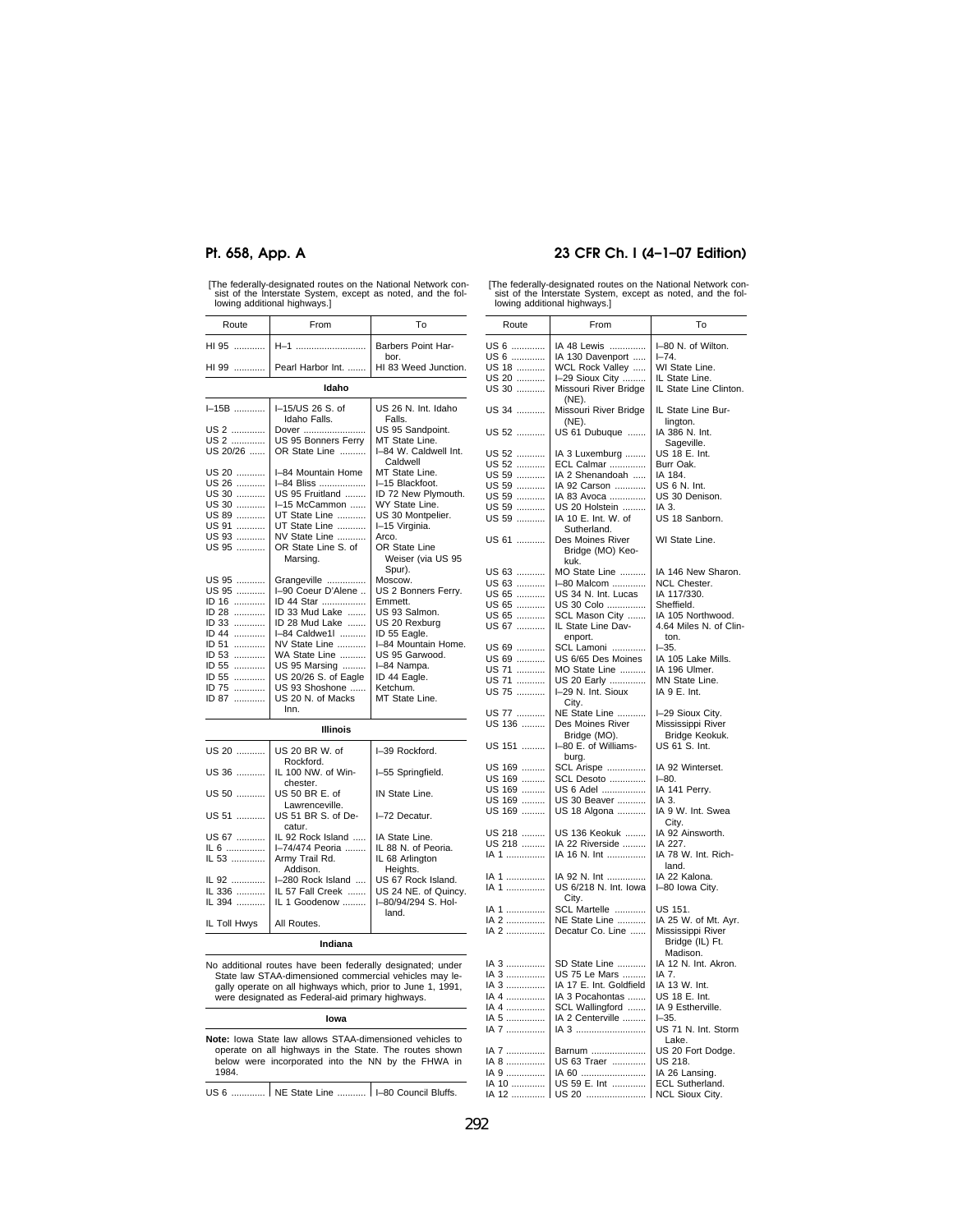[The federally-designated routes on the National Network consist of the Interstate System, except as noted, and the following additional highways.]

| Route | From | To |
|---|---|---|
| HI 95 | H–1 | Barbers Point Harbor. |
| HI 99 | Pearl Harbor Int. | HI 83 Weed Junction. |
| **Idaho** | | |
| I–15B | I–15/US 26 S. of Idaho Falls. | US 26 N. Int. Idaho Falls. |
| US 2 | Dover | US 95 Sandpoint. |
| US 2 | US 95 Bonners Ferry | MT State Line. |
| US 20/26 | OR State Line | I–84 W. Caldwell Int. Caldwell |
| US 20 | I–84 Mountain Home | MT State Line. |
| US 26 | I–84 Bliss | I–15 Blackfoot. |
| US 30 | US 95 Fruitland | ID 72 New Plymouth. |
| US 30 | I–15 McCammon | WY State Line. |
| US 89 | UT State Line | US 30 Montpelier. |
| US 91 | UT State Line | I–15 Virginia. |
| US 93 | NV State Line | Arco. |
| US 95 | OR State Line S. of Marsing. | OR State Line Weiser (via US 95 Spur). |
| US 95 | Grangeville | Moscow. |
| US 95 | I–90 Coeur D'Alene | US 2 Bonners Ferry. |
| ID 16 | ID 44 Star | Emmett. |
| ID 28 | ID 33 Mud Lake | US 93 Salmon. |
| ID 33 | ID 28 Mud Lake | US 20 Rexburg |
| ID 44 | I–84 Caldwe1l | ID 55 Eagle. |
| ID 51 | NV State Line | I–84 Mountain Home. |
| ID 53 | WA State Line | US 95 Garwood. |
| ID 55 | US 95 Marsing | I–84 Nampa. |
| ID 55 | US 20/26 S. of Eagle | ID 44 Eagle. |
| ID 75 | US 93 Shoshone | Ketchum. |
| ID 87 | US 20 N. of Macks Inn. | MT State Line. |
| **Illinois** | | |
| US 20 | US 20 BR W. of Rockford. | I–39 Rockford. |
| US 36 | IL 100 NW. of Winchester. | I–55 Springfield. |
| US 50 | US 50 BR E. of Lawrenceville. | IN State Line. |
| US 51 | US 51 BR S. of Decatur. | I–72 Decatur. |
| US 67 | IL 92 Rock Island | IA State Line. |
| IL 6 | I–74/474 Peoria | IL 88 N. of Peoria. |
| IL 53 | Army Trail Rd. Addison. | IL 68 Arlington Heights. |
| IL 92 | I–280 Rock Island | US 67 Rock Island. |
| IL 336 | IL 57 Fall Creek | US 24 NE. of Quincy. |
| IL 394 | IL 1 Goodenow | I–80/94/294 S. Holland. |
| IL Toll Hwys | All Routes. | |
| **Indiana** | | |
| No additional routes have been federally designated; under State law STAA-dimensioned commercial vehicles may legally operate on all highways which, prior to June 1, 1991, were designated as Federal-aid primary highways. | | |
| **Iowa** | | |
| **Note:** Iowa State law allows STAA-dimensioned vehicles to operate on all highways in the State. The routes shown below were incorporated into the NN by the FHWA in 1984. | | |
| US 6 | NE State Line | I–80 Council Bluffs. |
| US 6 | IA 48 Lewis | I–80 N. of Wilton. |
| US 6 | IA 130 Davenport | I–74. |
| US 18 | WCL Rock Valley | WI State Line. |
| US 20 | I–29 Sioux City | IL State Line. |
| US 30 | Missouri River Bridge (NE). | IL State Line Clinton. |
| US 34 | Missouri River Bridge (NE). | IL State Line Burlington. |
| US 52 | US 61 Dubuque | IA 386 N. Int. Sageville. |
| US 52 | IA 3 Luxemburg | US 18 E. Int. |
| US 52 | ECL Calmar | Burr Oak. |
| US 59 | IA 2 Shenandoah | IA 184. |
| US 59 | IA 92 Carson | US 6 N. Int. |
| US 59 | IA 83 Avoca | US 30 Denison. |
| US 59 | US 20 Holstein | IA 3. |
| US 59 | IA 10 E. Int. W. of Sutherland. | US 18 Sanborn. |
| US 61 | Des Moines River Bridge (MO) Keokuk. | WI State Line. |
| US 63 | MO State Line | IA 146 New Sharon. |
| US 63 | I–80 Malcom | NCL Chester. |
| US 65 | US 34 N. Int. Lucas | IA 117/330. |
| US 65 | US 30 Colo | Sheffield. |
| US 65 | SCL Mason City | IA 105 Northwood. |
| US 67 | IL State Line Davenport. | 4.64 Miles N. of Clinton. |
| US 69 | SCL Lamoni | I–35. |
| US 69 | US 6/65 Des Moines | IA 105 Lake Mills. |
| US 71 | MO State Line | IA 196 Ulmer. |
| US 71 | US 20 Early | MN State Line. |
| US 75 | I–29 N. Int. Sioux City. | IA 9 E. Int. |
| US 77 | NE State Line | I–29 Sioux City. |
| US 136 | Des Moines River Bridge (MO). | Mississippi River Bridge Keokuk. |
| US 151 | I–80 E. of Williamsburg. | US 61 S. Int. |
| US 169 | SCL Arispe | IA 92 Winterset. |
| US 169 | SCL Desoto | I–80. |
| US 169 | US 6 Adel | IA 141 Perry. |
| US 169 | US 30 Beaver | IA 3. |
| US 169 | US 18 Algona | IA 9 W. Int. Swea City. |
| US 218 | US 136 Keokuk | IA 92 Ainsworth. |
| US 218 | IA 22 Riverside | IA 227. |
| IA 1 | IA 16 N. Int | IA 78 W. Int. Richland. |
| IA 1 | IA 92 N. Int | IA 22 Kalona. |
| IA 1 | US 6/218 N. Int. Iowa City. | I–80 Iowa City. |
| IA 1 | SCL Martelle | US 151. |
| IA 2 | NE State Line | IA 25 W. of Mt. Ayr. |
| IA 2 | Decatur Co. Line | Mississippi River Bridge (IL) Ft. Madison. |
| IA 3 | SD State Line | IA 12 N. Int. Akron. |
| IA 3 | US 75 Le Mars | IA 7. |
| IA 3 | IA 17 E. Int. Goldfield | IA 13 W. Int. |
| IA 4 | IA 3 Pocahontas | US 18 E. Int. |
| IA 4 | SCL Wallingford | IA 9 Estherville. |
| IA 5 | IA 2 Centerville | I–35. |
| IA 7 | IA 3 | US 71 N. Int. Storm Lake. |
| IA 7 | Barnum | US 20 Fort Dodge. |
| IA 8 | US 63 Traer | US 218. |
| IA 9 | IA 60 | IA 26 Lansing. |
| IA 10 | US 59 E. Int | ECL Sutherland. |
| IA 12 | US 20 | NCL Sioux City. |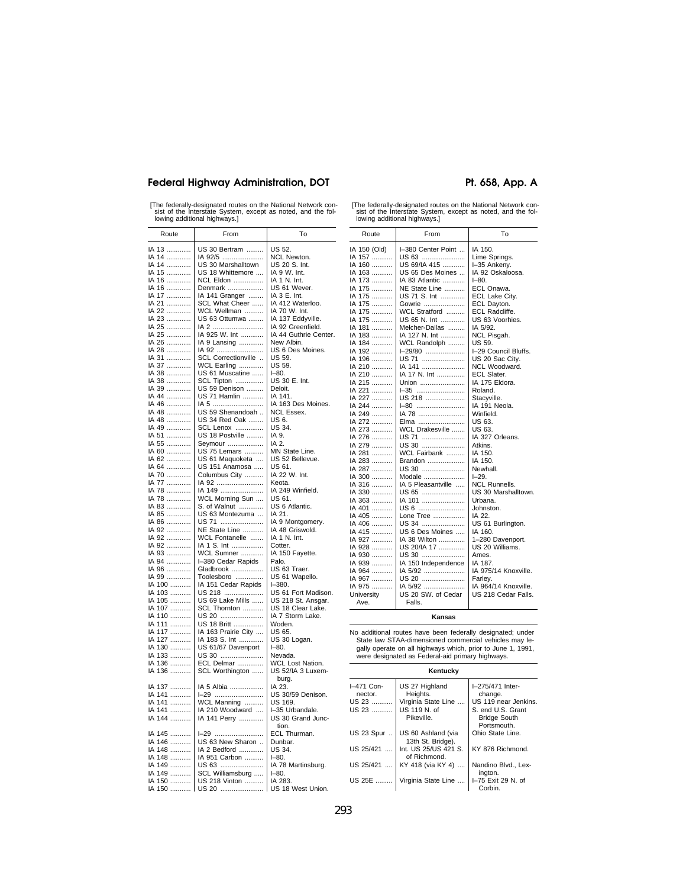[The federally-designated routes on the National Network consist of the Interstate System, except as noted, and the following additional highways.]

| Route | From | To |
|---|---|---|
| IA 13 | US 30 Bertram | US 52. |
| IA 14 | IA 92/5 | NCL Newton. |
| IA 14 | US 30 Marshalltown | US 20 S. Int. |
| IA 15 | US 18 Whittemore | IA 9 W. Int. |
| IA 16 | NCL Eldon | IA 1 N. Int. |
| IA 16 | Denmark | US 61 Wever. |
| IA 17 | IA 141 Granger | IA 3 E. Int. |
| IA 21 | SCL What Cheer | IA 412 Waterloo. |
| IA 22 | WCL Wellman | IA 70 W. Int. |
| IA 23 | US 63 Ottumwa | IA 137 Eddyville. |
| IA 25 | IA 2 | IA 92 Greenfield. |
| IA 25 | IA 925 W. Int | IA 44 Guthrie Center. |
| IA 26 | IA 9 Lansing | New Albin. |
| IA 28 | IA 92 | US 6 Des Moines. |
| IA 31 | SCL Correctionville | US 59. |
| IA 37 | WCL Earling | US 59. |
| IA 38 | US 61 Muscatine | I–80. |
| IA 38 | SCL Tipton | US 30 E. Int. |
| IA 39 | US 59 Denison | Deloit. |
| IA 44 | US 71 Hamlin | IA 141. |
| IA 46 | IA 5 | IA 163 Des Moines. |
| IA 48 | US 59 Shenandoah | NCL Essex. |
| IA 48 | US 34 Red Oak | US 6. |
| IA 49 | SCL Lenox | US 34. |
| IA 51 | US 18 Postville | IA 9. |
| IA 55 | Seymour | IA 2. |
| IA 60 | US 75 Lemars | MN State Line. |
| IA 62 | US 61 Maquoketa | US 52 Bellevue. |
| IA 64 | US 151 Anamosa | US 61. |
| IA 70 | Columbus City | IA 22 W. Int. |
| IA 77 | IA 92 | Keota. |
| IA 78 | IA 149 | IA 249 Winfield. |
| IA 78 | WCL Morning Sun | US 61. |
| IA 83 | S. of Walnut | US 6 Atlantic. |
| IA 85 | US 63 Montezuma | IA 21. |
| IA 86 | US 71 | IA 9 Montgomery. |
| IA 92 | NE State Line | IA 48 Griswold. |
| IA 92 | WCL Fontanelle | IA 1 N. Int. |
| IA 92 | IA 1 S. Int | Cotter. |
| IA 93 | WCL Sumner | IA 150 Fayette. |
| IA 94 | I–380 Cedar Rapids | Palo. |
| IA 96 | Gladbrook | US 63 Traer. |
| IA 99 | Toolesboro | US 61 Wapello. |
| IA 100 | IA 151 Cedar Rapids | I–380. |
| IA 103 | US 218 | US 61 Fort Madison. |
| IA 105 | US 69 Lake Mills | US 218 St. Ansgar. |
| IA 107 | SCL Thornton | US 18 Clear Lake. |
| IA 110 | US 20 | IA 7 Storm Lake. |
| IA 111 | US 18 Britt | Woden. |
| IA 117 | IA 163 Prairie City | US 65. |
| IA 127 | IA 183 S. Int | US 30 Logan. |
| IA 130 | US 61/67 Davenport | I–80. |
| IA 133 | US 30 | Nevada. |
| IA 136 | ECL Delmar | WCL Lost Nation. |
| IA 136 | SCL Worthington | US 52/IA 3 Luxemburg. |
| IA 137 | IA 5 Albia | IA 23. |
| IA 141 | I–29 | US 30/59 Denison. |
| IA 141 | WCL Manning | US 169. |
| IA 141 | IA 210 Woodward | I–35 Urbandale. |
| IA 144 | IA 141 Perry | US 30 Grand Junction. |
| IA 145 | I–29 | ECL Thurman. |
| IA 146 | US 63 New Sharon | Dunbar. |
| IA 148 | IA 2 Bedford | US 34. |
| IA 148 | IA 951 Carbon | I–80. |
| IA 149 | US 63 | IA 78 Martinsburg. |
| IA 149 | SCL Williamsburg | I–80. |
| IA 150 | US 218 Vinton | IA 283. |
| IA 150 | US 20 | US 18 West Union. |
| IA 150 (Old) | I–380 Center Point | IA 150. |
| IA 157 | US 63 | Lime Springs. |
| IA 160 | US 69/IA 415 | I–35 Ankeny. |
| IA 163 | US 65 Des Moines | IA 92 Oskaloosa. |
| IA 173 | IA 83 Atlantic | I–80. |
| IA 175 | NE State Line | ECL Onawa. |
| IA 175 | US 71 S. Int | ECL Lake City. |
| IA 175 | Gowrie | ECL Dayton. |
| IA 175 | WCL Stratford | ECL Radcliffe. |
| IA 175 | US 65 N. Int | US 63 Voorhies. |
| IA 181 | Melcher-Dallas | IA 5/92. |
| IA 183 | IA 127 N. Int | NCL Pisgah. |
| IA 184 | WCL Randolph | US 59. |
| IA 192 | I–29/80 | I–29 Council Bluffs. |
| IA 196 | US 71 | US 20 Sac City. |
| IA 210 | IA 141 | NCL Woodward. |
| IA 210 | IA 17 N. Int | ECL Slater. |
| IA 215 | Union | IA 175 Eldora. |
| IA 221 | I–35 | Roland. |
| IA 227 | US 218 | Stacyville. |
| IA 244 | I–80 | IA 191 Neola. |
| IA 249 | IA 78 | Winfield. |
| IA 272 | Elma | US 63. |
| IA 273 | WCL Drakesville | US 63. |
| IA 276 | US 71 | IA 327 Orleans. |
| IA 279 | US 30 | Atkins. |
| IA 281 | WCL Fairbank | IA 150. |
| IA 283 | Brandon | IA 150. |
| IA 287 | US 30 | Newhall. |
| IA 300 | Modale | I–29. |
| IA 316 | IA 5 Pleasantville | NCL Runnells. |
| IA 330 | US 65 | US 30 Marshalltown. |
| IA 363 | IA 101 | Urbana. |
| IA 401 | US 6 | Johnston. |
| IA 405 | Lone Tree | IA 22. |
| IA 406 | US 34 | US 61 Burlington. |
| IA 415 | US 6 Des Moines | IA 160. |
| IA 927 | IA 38 Wilton | 1–280 Davenport. |
| IA 928 | US 20/IA 17 | US 20 Williams. |
| IA 930 | US 30 | Ames. |
| IA 939 | IA 150 Independence | IA 187. |
| IA 964 | IA 5/92 | IA 975/14 Knoxville. |
| IA 967 | US 20 | Farley. |
| IA 975 | IA 5/92 | IA 964/14 Knoxville. |
| University Ave. | US 20 SW. of Cedar Falls. | US 218 Cedar Falls. |

**Kansas**

No additional routes have been federally designated; under State law STAA-dimensioned commercial vehicles may legally operate on all highways which, prior to June 1, 1991, were designated as Federal-aid primary highways.

**Kentucky**

| Route | From | To |
|---|---|---|
| I–471 Connector. | US 27 Highland Heights. | I–275/471 Interchange. |
| US 23 | Virginia State Line | US 119 near Jenkins. |
| US 23 | US 119 N. of Pikeville. | S. end U.S. Grant Bridge South Portsmouth. |
| US 23 Spur | US 60 Ashland (via 13th St. Bridge). | Ohio State Line. |
| US 25/421 | Int. US 25/US 421 S. of Richmond. | KY 876 Richmond. |
| US 25/421 | KY 418 (via KY 4) | Nandino Blvd., Lexington. |
| US 25E | Virginia State Line | I–75 Exit 29 N. of Corbin. |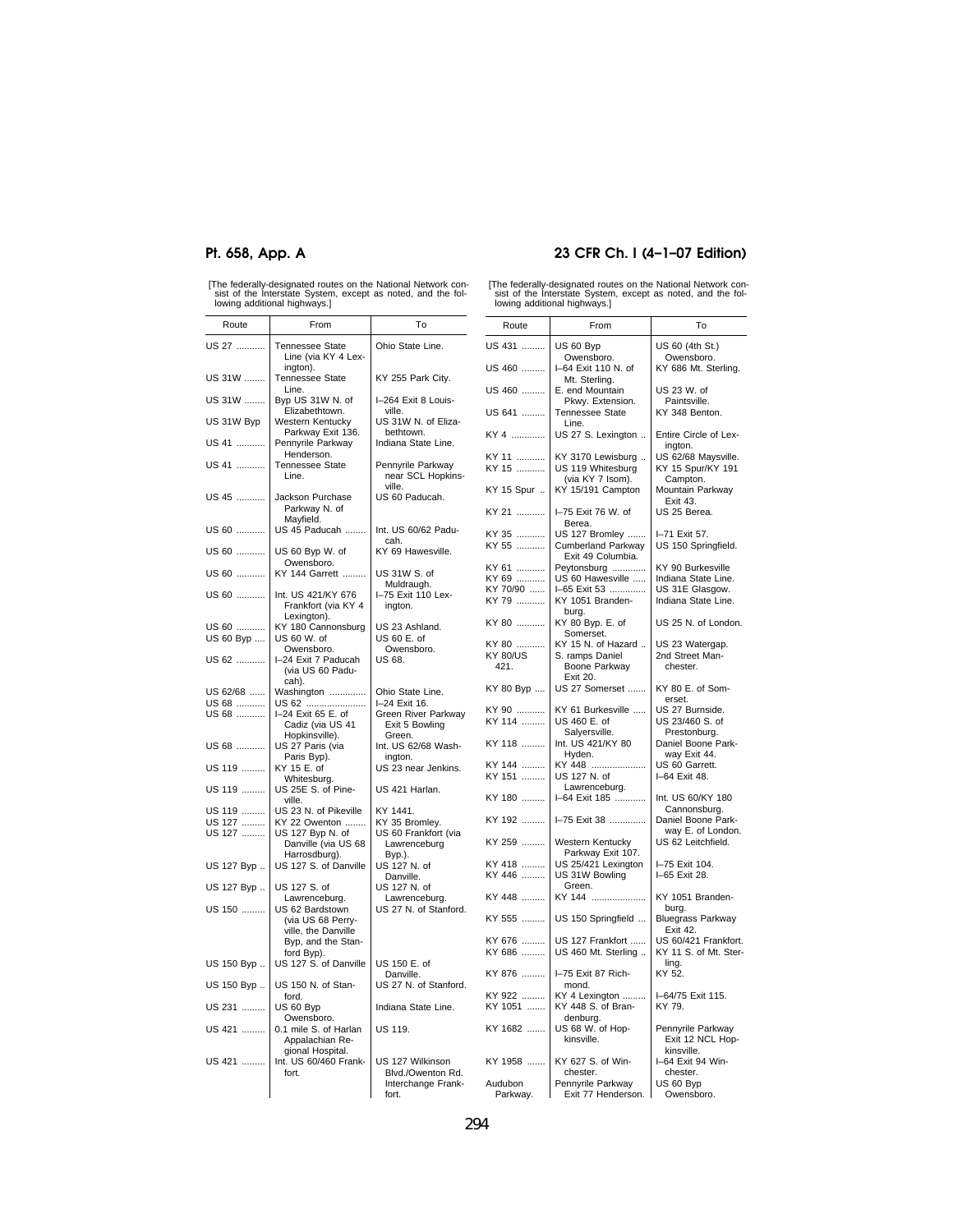[The federally-designated routes on the National Network consist of the Interstate System, except as noted, and the following additional highways.]

| Route | From | To |
|---|---|---|
| US 27 | Tennessee State Line (via KY 4 Lexington). | Ohio State Line. |
| US 31W | Tennessee State Line. | KY 255 Park City. |
| US 31W | Byp US 31W N. of Elizabethtown. | I–264 Exit 8 Louisville. |
| US 31W Byp | Western Kentucky Parkway Exit 136. | US 31W N. of Elizabethtown. |
| US 41 | Pennyrile Parkway Henderson. | Indiana State Line. |
| US 41 | Tennessee State Line. | Pennyrile Parkway near SCL Hopkinsville. |
| US 45 | Jackson Purchase Parkway N. of Mayfield. | US 60 Paducah. |
| US 60 | US 45 Paducah | Int. US 60/62 Paducah. |
| US 60 | US 60 Byp W. of Owensboro. | KY 69 Hawesville. |
| US 60 | KY 144 Garrett | US 31W S. of Muldraugh. |
| US 60 | Int. US 421/KY 676 Frankfort (via KY 4 Lexington). | I–75 Exit 110 Lexington. |
| US 60 | KY 180 Cannonsburg | US 23 Ashland. |
| US 60 Byp | US 60 W. of Owensboro. | US 60 E. of Owensboro. |
| US 62 | I–24 Exit 7 Paducah (via US 60 Paducah). | US 68. |
| US 62/68 | Washington | Ohio State Line. |
| US 68 | US 62 | I–24 Exit 16. |
| US 68 | I–24 Exit 65 E. of Cadiz (via US 41 Hopkinsville). | Green River Parkway Exit 5 Bowling Green. |
| US 68 | US 27 Paris (via Paris Byp). | Int. US 62/68 Washington. |
| US 119 | KY 15 E. of Whitesburg. | US 23 near Jenkins. |
| US 119 | US 25E S. of Pineville. | US 421 Harlan. |
| US 119 | US 23 N. of Pikeville | KY 1441. |
| US 127 | KY 22 Owenton | KY 35 Bromley. |
| US 127 | US 127 Byp N. of Danville (via US 68 Harrosdburg). | US 60 Frankfort (via Lawrenceburg Byp.). |
| US 127 Byp | US 127 S. of Danville | US 127 N. of Danville. |
| US 127 Byp | US 127 S. of Lawrenceburg. | US 127 N. of Lawrenceburg. |
| US 150 | US 62 Bardstown (via US 68 Perryville, the Danville Byp, and the Stanford Byp). | US 27 N. of Stanford. |
| US 150 Byp | US 127 S. of Danville | US 150 E. of Danville. |
| US 150 Byp | US 150 N. of Stanford. | US 27 N. of Stanford. |
| US 231 | US 60 Byp Owensboro. | Indiana State Line. |
| US 421 | 0.1 mile S. of Harlan Appalachian Regional Hospital. | US 119. |
| US 421 | Int. US 60/460 Frankfort. | US 127 Wilkinson Blvd./Owenton Rd. Interchange Frankfort. |
| US 431 | US 60 Byp Owensboro. | US 60 (4th St.) Owensboro. |
| US 460 | I–64 Exit 110 N. of Mt. Sterling. | KY 686 Mt. Sterling. |
| US 460 | E. end Mountain Pkwy. Extension. | US 23 W. of Paintsville. |
| US 641 | Tennessee State Line. | KY 348 Benton. |
| KY 4 | US 27 S. Lexington | Entire Circle of Lexington. |
| KY 11 | KY 3170 Lewisburg | US 62/68 Maysville. |
| KY 15 | US 119 Whitesburg (via KY 7 Isom). | KY 15 Spur/KY 191 Campton. |
| KY 15 Spur | KY 15/191 Campton | Mountain Parkway Exit 43. |
| KY 21 | I–75 Exit 76 W. of Berea. | US 25 Berea. |
| KY 35 | US 127 Bromley | I–71 Exit 57. |
| KY 55 | Cumberland Parkway Exit 49 Columbia. | US 150 Springfield. |
| KY 61 | Peytonsburg | KY 90 Burkesville |
| KY 69 | US 60 Hawesville | Indiana State Line. |
| KY 70/90 | I–65 Exit 53 | US 31E Glasgow. |
| KY 79 | KY 1051 Brandenburg. | Indiana State Line. |
| KY 80 | KY 80 Byp. E. of Somerset. | US 25 N. of London. |
| KY 80 | KY 15 N. of Hazard | US 23 Watergap. |
| KY 80/US 421. | S. ramps Daniel Boone Parkway Exit 20. | 2nd Street Manchester. |
| KY 80 Byp | US 27 Somerset | KY 80 E. of Somerset. |
| KY 90 | KY 61 Burkesville | US 27 Burnside. |
| KY 114 | US 460 E. of Salyersville. | US 23/460 S. of Prestonburg. |
| KY 118 | Int. US 421/KY 80 Hyden. | Daniel Boone Parkway Exit 44. |
| KY 144 | KY 448 | US 60 Garrett. |
| KY 151 | US 127 N. of Lawrenceburg. | I–64 Exit 48. |
| KY 180 | I–64 Exit 185 | Int. US 60/KY 180 Cannonsburg. |
| KY 192 | I–75 Exit 38 | Daniel Boone Parkway E. of London. |
| KY 259 | Western Kentucky Parkway Exit 107. | US 62 Leitchfield. |
| KY 418 | US 25/421 Lexington | I–75 Exit 104. |
| KY 446 | US 31W Bowling Green. | I–65 Exit 28. |
| KY 448 | KY 144 | KY 1051 Brandenburg. |
| KY 555 | US 150 Springfield | Bluegrass Parkway Exit 42. |
| KY 676 | US 127 Frankfort | US 60/421 Frankfort. |
| KY 686 | US 460 Mt. Sterling | KY 11 S. of Mt. Sterling. |
| KY 876 | I–75 Exit 87 Richmond. | KY 52. |
| KY 922 | KY 4 Lexington | I–64/75 Exit 115. |
| KY 1051 | KY 448 S. of Brandenburg. | KY 79. |
| KY 1682 | US 68 W. of Hopkinsville. | Pennyrile Parkway Exit 12 NCL Hopkinsville. |
| KY 1958 | KY 627 S. of Winchester. | I–64 Exit 94 Winchester. |
| Audubon Parkway. | Pennyrile Parkway Exit 77 Henderson. | US 60 Byp Owensboro. |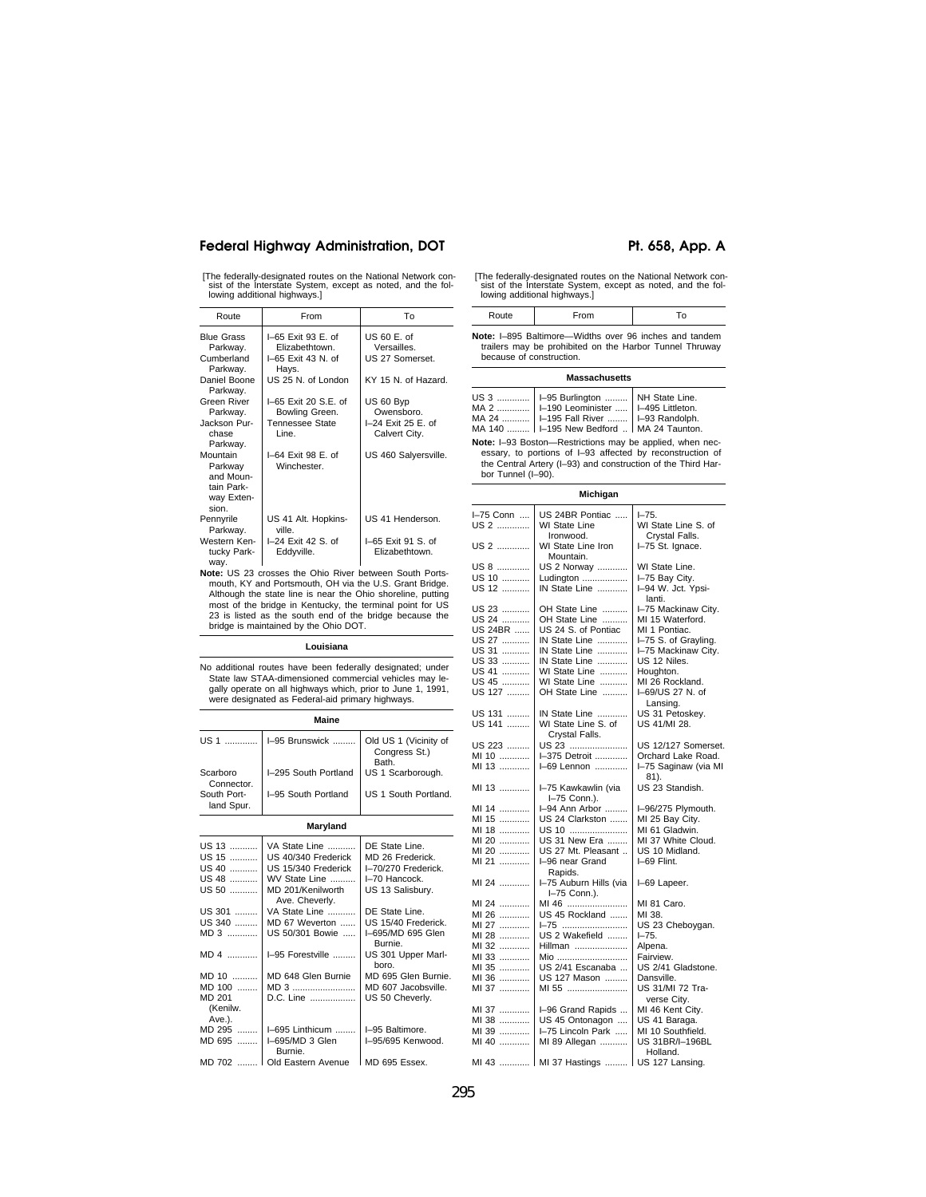[The federally-designated routes on the National Network consist of the Interstate System, except as noted, and the following additional highways.]

| Route | From | To |
|---|---|---|
| Blue Grass Parkway. | I–65 Exit 93 E. of Elizabethtown. | US 60 E. of Versailles. |
| Cumberland Parkway. | I–65 Exit 43 N. of Hays. | US 27 Somerset. |
| Daniel Boone Parkway. | US 25 N. of London | KY 15 N. of Hazard. |
| Green River Parkway. | I–65 Exit 20 S.E. of Bowling Green. | US 60 Byp Owensboro. |
| Jackson Purchase Parkway. | Tennessee State Line. | I–24 Exit 25 E. of Calvert City. |
| Mountain Parkway and Mountain Parkway Extension. | I–64 Exit 98 E. of Winchester. | US 460 Salyersville. |
| Pennyrile Parkway. | US 41 Alt. Hopkinsville. | US 41 Henderson. |
| Western Kentucky Parkway. | I–24 Exit 42 S. of Eddyville. | I–65 Exit 91 S. of Elizabethtown. |

**Note:** US 23 crosses the Ohio River between South Portsmouth, KY and Portsmouth, OH via the U.S. Grant Bridge. Although the state line is near the Ohio shoreline, putting most of the bridge in Kentucky, the terminal point for US 23 is listed as the south end of the bridge because the bridge is maintained by the Ohio DOT.

**Louisiana**

No additional routes have been federally designated; under State law STAA-dimensioned commercial vehicles may legally operate on all highways which, prior to June 1, 1991, were designated as Federal-aid primary highways.

**Maine**

| Route | From | To |
|---|---|---|
| US 1 | I–95 Brunswick | Old US 1 (Vicinity of Congress St.) Bath. |
| Scarboro Connector. | I–295 South Portland | US 1 Scarborough. |
| South Portland Spur. | I–95 South Portland | US 1 South Portland. |

**Maryland**

| Route | From | To |
|---|---|---|
| US 13 | VA State Line | DE State Line. |
| US 15 | US 40/340 Frederick | MD 26 Frederick. |
| US 40 | US 15/340 Frederick | I–70/270 Frederick. |
| US 48 | WV State Line | I–70 Hancock. |
| US 50 | MD 201/Kenilworth Ave. Cheverly. | US 13 Salisbury. |
| US 301 | VA State Line | DE State Line. |
| US 340 | MD 67 Weverton | US 15/40 Frederick. |
| MD 3 | US 50/301 Bowie | I–695/MD 695 Glen Burnie. |
| MD 4 | I–95 Forestville | US 301 Upper Marlboro. |
| MD 10 | MD 648 Glen Burnie | MD 695 Glen Burnie. |
| MD 100 | MD 3 | MD 607 Jacobsville. |
| MD 201 (Kenilw. Ave.). | D.C. Line | US 50 Cheverly. |
| MD 295 | I–695 Linthicum | I–95 Baltimore. |
| MD 695 | I–695/MD 3 Glen Burnie. | I–95/695 Kenwood. |
| MD 702 | Old Eastern Avenue | MD 695 Essex. |

**Note:** I–895 Baltimore—Widths over 96 inches and tandem trailers may be prohibited on the Harbor Tunnel Thruway because of construction.

**Massachusetts**

| Route | From | To |
|---|---|---|
| US 3 | I–95 Burlington | NH State Line. |
| MA 2 | I–190 Leominister | I–495 Littleton. |
| MA 24 | I–195 Fall River | I–93 Randolph. |
| MA 140 | I–195 New Bedford | MA 24 Taunton. |

**Note:** I–93 Boston—Restrictions may be applied, when necessary, to portions of I–93 affected by reconstruction of the Central Artery (I–93) and construction of the Third Harbor Tunnel (I–90).

**Michigan**

| Route | From | To |
|---|---|---|
| I–75 Conn | US 24BR Pontiac | I–75. |
| US 2 | WI State Line Ironwood. | WI State Line S. of Crystal Falls. |
| US 2 | WI State Line Iron Mountain. | I–75 St. Ignace. |
| US 8 | US 2 Norway | WI State Line. |
| US 10 | Ludington | I–75 Bay City. |
| US 12 | IN State Line | I–94 W. Jct. Ypsilanti. |
| US 23 | OH State Line | I–75 Mackinaw City. |
| US 24 | OH State Line | MI 15 Waterford. |
| US 24BR | US 24 S. of Pontiac | MI 1 Pontiac. |
| US 27 | IN State Line | I–75 S. of Grayling. |
| US 31 | IN State Line | I–75 Mackinaw City. |
| US 33 | IN State Line | US 12 Niles. |
| US 41 | WI State Line | Houghton. |
| US 45 | WI State Line | MI 26 Rockland. |
| US 127 | OH State Line | I–69/US 27 N. of Lansing. |
| US 131 | IN State Line | US 31 Petoskey. |
| US 141 | WI State Line S. of Crystal Falls. | US 41/MI 28. |
| US 223 | US 23 | US 12/127 Somerset. |
| MI 10 | I–375 Detroit | Orchard Lake Road. |
| MI 13 | I–69 Lennon | I–75 Saginaw (via MI 81). |
| MI 13 | I–75 Kawkawlin (via I–75 Conn.). | US 23 Standish. |
| MI 14 | I–94 Ann Arbor | I–96/275 Plymouth. |
| MI 15 | US 24 Clarkston | MI 25 Bay City. |
| MI 18 | US 10 | MI 61 Gladwin. |
| MI 20 | US 31 New Era | MI 37 White Cloud. |
| MI 20 | US 27 Mt. Pleasant | US 10 Midland. |
| MI 21 | I–96 near Grand Rapids. | I–69 Flint. |
| MI 24 | I–75 Auburn Hills (via I–75 Conn.). | I–69 Lapeer. |
| MI 24 | MI 46 | MI 81 Caro. |
| MI 26 | US 45 Rockland | MI 38. |
| MI 27 | I–75 | US 23 Cheboygan. |
| MI 28 | US 2 Wakefield | I–75. |
| MI 32 | Hillman | Alpena. |
| MI 33 | Mio | Fairview. |
| MI 35 | US 2/41 Escanaba | US 2/41 Gladstone. |
| MI 36 | US 127 Mason | Dansville. |
| MI 37 | MI 55 | US 31/MI 72 Traverse City. |
| MI 37 | I–96 Grand Rapids | MI 46 Kent City. |
| MI 38 | US 45 Ontonagon | US 41 Baraga. |
| MI 39 | I–75 Lincoln Park | MI 10 Southfield. |
| MI 40 | MI 89 Allegan | US 31BR/I–196BL Holland. |
| MI 43 | MI 37 Hastings | US 127 Lansing. |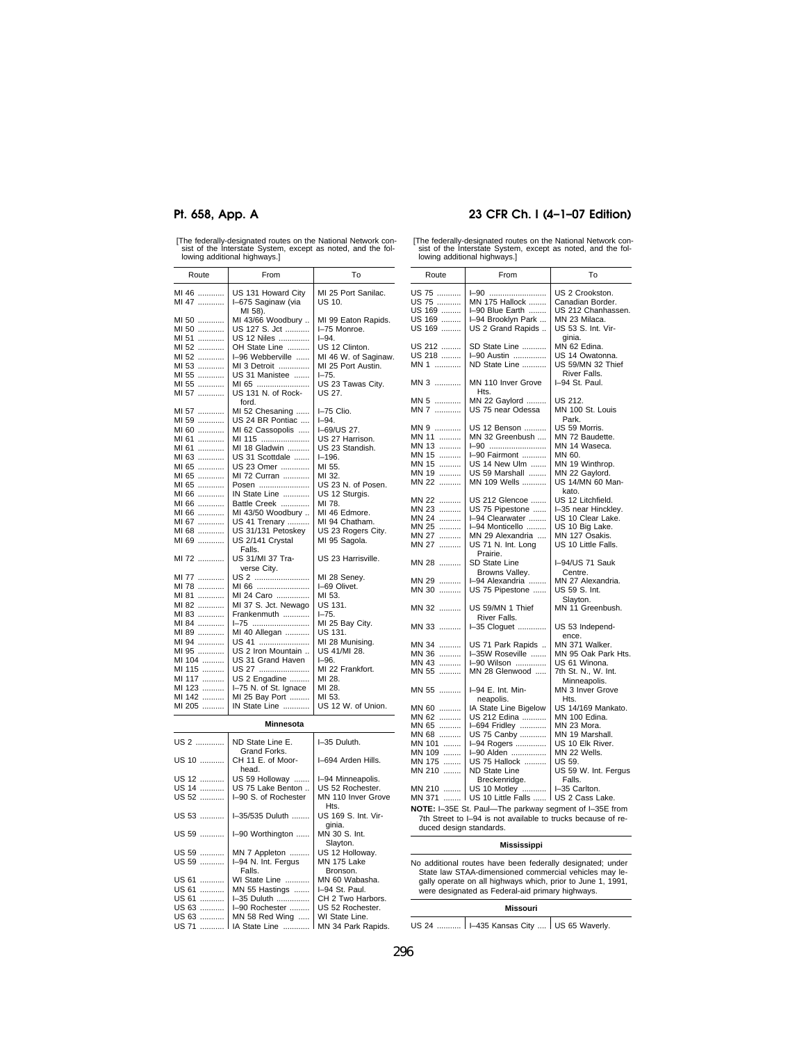[The federally-designated routes on the National Network consist of the Interstate System, except as noted, and the following additional highways.]

| Route | From | To |
|---|---|---|
| MI 46 | US 131 Howard City | MI 25 Port Sanilac. |
| MI 47 | I–675 Saginaw (via MI 58). | US 10. |
| MI 50 | MI 43/66 Woodbury | MI 99 Eaton Rapids. |
| MI 50 | US 127 S. Jct | I–75 Monroe. |
| MI 51 | US 12 Niles | I–94. |
| MI 52 | OH State Line | US 12 Clinton. |
| MI 52 | I–96 Webberville | MI 46 W. of Saginaw. |
| MI 53 | MI 3 Detroit | MI 25 Port Austin. |
| MI 55 | US 31 Manistee | I–75. |
| MI 55 | MI 65 | US 23 Tawas City. |
| MI 57 | US 131 N. of Rockford. | US 27. |
| MI 57 | MI 52 Chesaning | I–75 Clio. |
| MI 59 | US 24 BR Pontiac | I–94. |
| MI 60 | MI 62 Cassopolis | I–69/US 27. |
| MI 61 | MI 115 | US 27 Harrison. |
| MI 61 | MI 18 Gladwin | US 23 Standish. |
| MI 63 | US 31 Scottdale | I–196. |
| MI 65 | US 23 Omer | MI 55. |
| MI 65 | MI 72 Curran | MI 32. |
| MI 65 | Posen | US 23 N. of Posen. |
| MI 66 | IN State Line | US 12 Sturgis. |
| MI 66 | Battle Creek | MI 78. |
| MI 66 | MI 43/50 Woodbury | MI 46 Edmore. |
| MI 67 | US 41 Trenary | MI 94 Chatham. |
| MI 68 | US 31/131 Petoskey | US 23 Rogers City. |
| MI 69 | US 2/141 Crystal Falls. | MI 95 Sagola. |
| MI 72 | US 31/MI 37 Traverse City. | US 23 Harrisville. |
| MI 77 | US 2 | MI 28 Seney. |
| MI 78 | MI 66 | I–69 Olivet. |
| MI 81 | MI 24 Caro | MI 53. |
| MI 82 | MI 37 S. Jct. Newago | US 131. |
| MI 83 | Frankenmuth | I–75. |
| MI 84 | I–75 | MI 25 Bay City. |
| MI 89 | MI 40 Allegan | US 131. |
| MI 94 | US 41 | MI 28 Munising. |
| MI 95 | US 2 Iron Mountain | US 41/MI 28. |
| MI 104 | US 31 Grand Haven | I–96. |
| MI 115 | US 27 | MI 22 Frankfort. |
| MI 117 | US 2 Engadine | MI 28. |
| MI 123 | I–75 N. of St. Ignace | MI 28. |
| MI 142 | MI 25 Bay Port | MI 53. |
| MI 205 | IN State Line | US 12 W. of Union. |

**Minnesota**

| Route | From | To |
|---|---|---|
| US 2 | ND State Line E. Grand Forks. | I–35 Duluth. |
| US 10 | CH 11 E. of Moorhead. | I–694 Arden Hills. |
| US 12 | US 59 Holloway | I–94 Minneapolis. |
| US 14 | US 75 Lake Benton | US 52 Rochester. |
| US 52 | I–90 S. of Rochester | MN 110 Inver Grove Hts. |
| US 53 | I–35/535 Duluth | US 169 S. Int. Virginia. |
| US 59 | I–90 Worthington | MN 30 S. Int. Slayton. |
| US 59 | MN 7 Appleton | US 12 Holloway. |
| US 59 | I–94 N. Int. Fergus Falls. | MN 175 Lake Bronson. |
| US 61 | WI State Line | MN 60 Wabasha. |
| US 61 | MN 55 Hastings | I–94 St. Paul. |
| US 61 | I–35 Duluth | CH 2 Two Harbors. |
| US 63 | I–90 Rochester | US 52 Rochester. |
| US 63 | MN 58 Red Wing | WI State Line. |
| US 71 | IA State Line | MN 34 Park Rapids. |
| US 75 | I–90 | US 2 Crookston. |
| US 75 | MN 175 Hallock | Canadian Border. |
| US 169 | I–90 Blue Earth | US 212 Chanhassen. |
| US 169 | I–94 Brooklyn Park | MN 23 Milaca. |
| US 169 | US 2 Grand Rapids | US 53 S. Int. Virginia. |
| US 212 | SD State Line | MN 62 Edina. |
| US 218 | I–90 Austin | US 14 Owatonna. |
| MN 1 | ND State Line | US 59/MN 32 Thief River Falls. |
| MN 3 | MN 110 Inver Grove Hts. | I–94 St. Paul. |
| MN 5 | MN 22 Gaylord | US 212. |
| MN 7 | US 75 near Odessa | MN 100 St. Louis Park. |
| MN 9 | US 12 Benson | US 59 Morris. |
| MN 11 | MN 32 Greenbush | MN 72 Baudette. |
| MN 13 | I–90 | MN 14 Waseca. |
| MN 15 | I–90 Fairmont | MN 60. |
| MN 15 | US 14 New Ulm | MN 19 Winthrop. |
| MN 19 | US 59 Marshall | MN 22 Gaylord. |
| MN 22 | MN 109 Wells | US 14/MN 60 Mankato. |
| MN 22 | US 212 Glencoe | US 12 Litchfield. |
| MN 23 | US 75 Pipestone | I–35 near Hinckley. |
| MN 24 | I–94 Clearwater | US 10 Clear Lake. |
| MN 25 | I–94 Monticello | US 10 Big Lake. |
| MN 27 | MN 29 Alexandria | MN 127 Osakis. |
| MN 27 | US 71 N. Int. Long Prairie. | US 10 Little Falls. |
| MN 28 | SD State Line Browns Valley. | I–94/US 71 Sauk Centre. |
| MN 29 | I–94 Alexandria | MN 27 Alexandria. |
| MN 30 | US 75 Pipestone | US 59 S. Int. Slayton. |
| MN 32 | US 59/MN 1 Thief River Falls. | MN 11 Greenbush. |
| MN 33 | I–35 Cloquet | US 53 Independence. |
| MN 34 | US 71 Park Rapids | MN 371 Walker. |
| MN 36 | I–35W Roseville | MN 95 Oak Park Hts. |
| MN 43 | I–90 Wilson | US 61 Winona. |
| MN 55 | MN 28 Glenwood | 7th St. N., W. Int. Minneapolis. |
| MN 55 | I–94 E. Int. Minneapolis. | MN 3 Inver Grove Hts. |
| MN 60 | IA State Line Bigelow | US 14/169 Mankato. |
| MN 62 | US 212 Edina | MN 100 Edina. |
| MN 65 | I–694 Fridley | MN 23 Mora. |
| MN 68 | US 75 Canby | MN 19 Marshall. |
| MN 101 | I–94 Rogers | US 10 Elk River. |
| MN 109 | I–90 Alden | MN 22 Wells. |
| MN 175 | US 75 Hallock | US 59. |
| MN 210 | ND State Line Breckenridge. | US 59 W. Int. Fergus Falls. |
| MN 210 | US 10 Motley | I–35 Carlton. |
| MN 371 | US 10 Little Falls | US 2 Cass Lake. |

**NOTE:** I–35E St. Paul—The parkway segment of I–35E from 7th Street to I–94 is not available to trucks because of reduced design standards.

**Mississippi**

No additional routes have been federally designated; under State law STAA-dimensioned commercial vehicles may legally operate on all highways which, prior to June 1, 1991, were designated as Federal-aid primary highways.

**Missouri**

| Route | From | To |
|---|---|---|
| US 24 | I–435 Kansas City | US 65 Waverly. |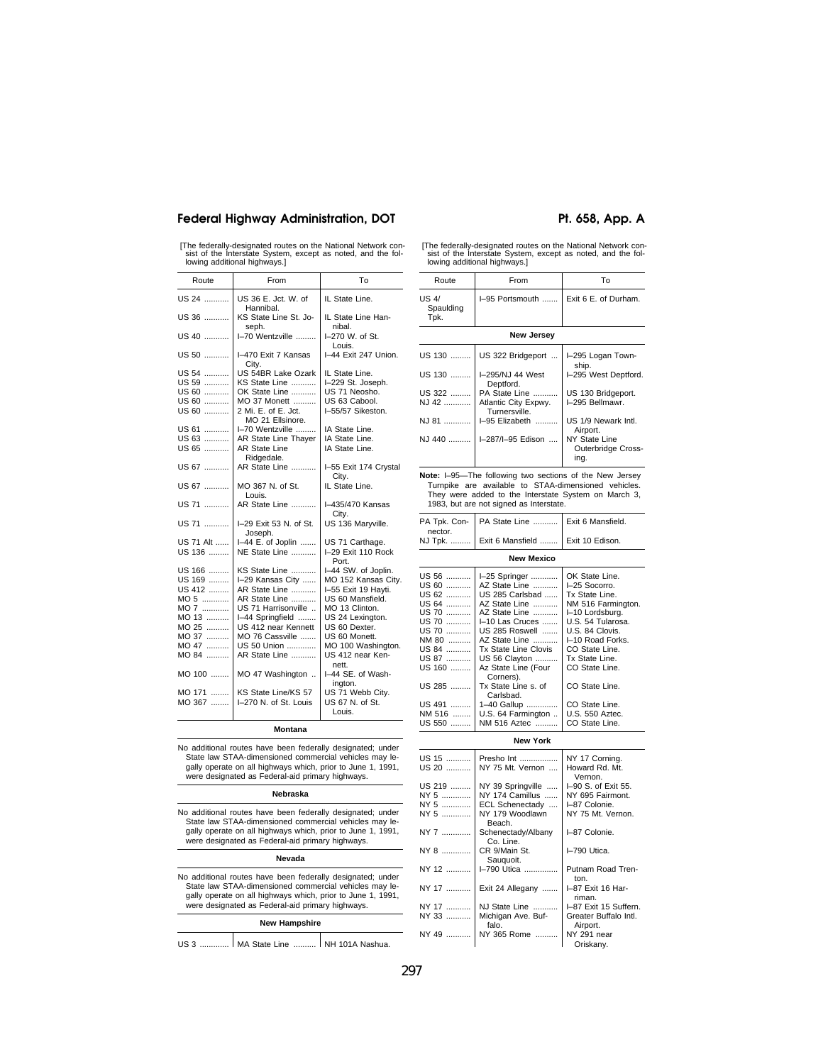[The federally-designated routes on the National Network consist of the Interstate System, except as noted, and the following additional highways.]

| Route | From | To |
|---|---|---|
| US 24 | US 36 E. Jct. W. of Hannibal. | IL State Line. |
| US 36 | KS State Line St. Joseph. | IL State Line Hannibal. |
| US 40 | I–70 Wentzville | I–270 W. of St. Louis. |
| US 50 | I–470 Exit 7 Kansas City. | I–44 Exit 247 Union. |
| US 54 | US 54BR Lake Ozark | IL State Line. |
| US 59 | KS State Line | I–229 St. Joseph. |
| US 60 | OK State Line | US 71 Neosho. |
| US 60 | MO 37 Monett | US 63 Cabool. |
| US 60 | 2 Mi. E. of E. Jct. MO 21 Ellsinore. | I–55/57 Sikeston. |
| US 61 | I–70 Wentzville | IA State Line. |
| US 63 | AR State Line Thayer | IA State Line. |
| US 65 | AR State Line Ridgedale. | IA State Line. |
| US 67 | AR State Line | I–55 Exit 174 Crystal City. |
| US 67 | MO 367 N. of St. Louis. | IL State Line. |
| US 71 | AR State Line | I–435/470 Kansas City. |
| US 71 | I–29 Exit 53 N. of St. Joseph. | US 136 Maryville. |
| US 71 Alt | I–44 E. of Joplin | US 71 Carthage. |
| US 136 | NE State Line | I–29 Exit 110 Rock Port. |
| US 166 | KS State Line | I–44 SW. of Joplin. |
| US 169 | I–29 Kansas City | MO 152 Kansas City. |
| US 412 | AR State Line | I–55 Exit 19 Hayti. |
| MO 5 | AR State Line | US 60 Mansfield. |
| MO 7 | US 71 Harrisonville | MO 13 Clinton. |
| MO 13 | I–44 Springfield | US 24 Lexington. |
| MO 25 | US 412 near Kennett | US 60 Dexter. |
| MO 37 | MO 76 Cassville | US 60 Monett. |
| MO 47 | US 50 Union | MO 100 Washington. |
| MO 84 | AR State Line | US 412 near Kennett. |
| MO 100 | MO 47 Washington | I–44 SE. of Washington. |
| MO 171 | KS State Line/KS 57 | US 71 Webb City. |
| MO 367 | I–270 N. of St. Louis | US 67 N. of St. Louis. |

**Montana**

No additional routes have been federally designated; under State law STAA-dimensioned commercial vehicles may legally operate on all highways which, prior to June 1, 1991, were designated as Federal-aid primary highways.

**Nebraska**

No additional routes have been federally designated; under State law STAA-dimensioned commercial vehicles may legally operate on all highways which, prior to June 1, 1991, were designated as Federal-aid primary highways.

**Nevada**

No additional routes have been federally designated; under State law STAA-dimensioned commercial vehicles may legally operate on all highways which, prior to June 1, 1991, were designated as Federal-aid primary highways.

**New Hampshire**

| Route | From | To |
|---|---|---|
| US 3 | MA State Line | NH 101A Nashua. |
| US 4/ Spaulding Tpk. | I–95 Portsmouth | Exit 6 E. of Durham. |

**New Jersey**

| Route | From | To |
|---|---|---|
| US 130 | US 322 Bridgeport | I–295 Logan Township. |
| US 130 | I–295/NJ 44 West Deptford. | I–295 West Deptford. |
| US 322 | PA State Line | US 130 Bridgeport. |
| NJ 42 | Atlantic City Expwy. Turnersville. | I–295 Bellmawr. |
| NJ 81 | I–95 Elizabeth | US 1/9 Newark Intl. Airport. |
| NJ 440 | I–287/I–95 Edison | NY State Line Outerbridge Crossing. |

**Note:** I–95—The following two sections of the New Jersey Turnpike are available to STAA-dimensioned vehicles. They were added to the Interstate System on March 3, 1983, but are not signed as Interstate.

| Route | From | To |
|---|---|---|
| PA Tpk. Connector. | PA State Line | Exit 6 Mansfield. |
| NJ Tpk. | Exit 6 Mansfield | Exit 10 Edison. |

**New Mexico**

| Route | From | To |
|---|---|---|
| US 56 | I–25 Springer | OK State Line. |
| US 60 | AZ State Line | I–25 Socorro. |
| US 62 | US 285 Carlsbad | Tx State Line. |
| US 64 | AZ State Line | NM 516 Farmington. |
| US 70 | AZ State Line | I–10 Lordsburg. |
| US 70 | I–10 Las Cruces | U.S. 54 Tularosa. |
| US 70 | US 285 Roswell | U.S. 84 Clovis. |
| NM 80 | AZ State Line | I–10 Road Forks. |
| US 84 | Tx State Line Clovis | CO State Line. |
| US 87 | US 56 Clayton | Tx State Line. |
| US 160 | Az State Line (Four Corners). | CO State Line. |
| US 285 | Tx State Line s. of Carlsbad. | CO State Line. |
| US 491 | 1–40 Gallup | CO State Line. |
| NM 516 | U.S. 64 Farmington | U.S. 550 Aztec. |
| US 550 | NM 516 Aztec | CO State Line. |

**New York**

| Route | From | To |
|---|---|---|
| US 15 | Presho Int | NY 17 Corning. |
| US 20 | NY 75 Mt. Vernon | Howard Rd. Mt. Vernon. |
| US 219 | NY 39 Springville | I–90 S. of Exit 55. |
| NY 5 | NY 174 Camillus | NY 695 Fairmont. |
| NY 5 | ECL Schenectady | I–87 Colonie. |
| NY 5 | NY 179 Woodlawn Beach. | NY 75 Mt. Vernon. |
| NY 7 | Schenectady/Albany Co. Line. | I–87 Colonie. |
| NY 8 | CR 9/Main St. Sauquoit. | I–790 Utica. |
| NY 12 | I–790 Utica | Putnam Road Trenton. |
| NY 17 | Exit 24 Allegany | I–87 Exit 16 Harriman. |
| NY 17 | NJ State Line | I–87 Exit 15 Suffern. |
| NY 33 | Michigan Ave. Buffalo. | Greater Buffalo Intl. Airport. |
| NY 49 | NY 365 Rome | NY 291 near Oriskany. |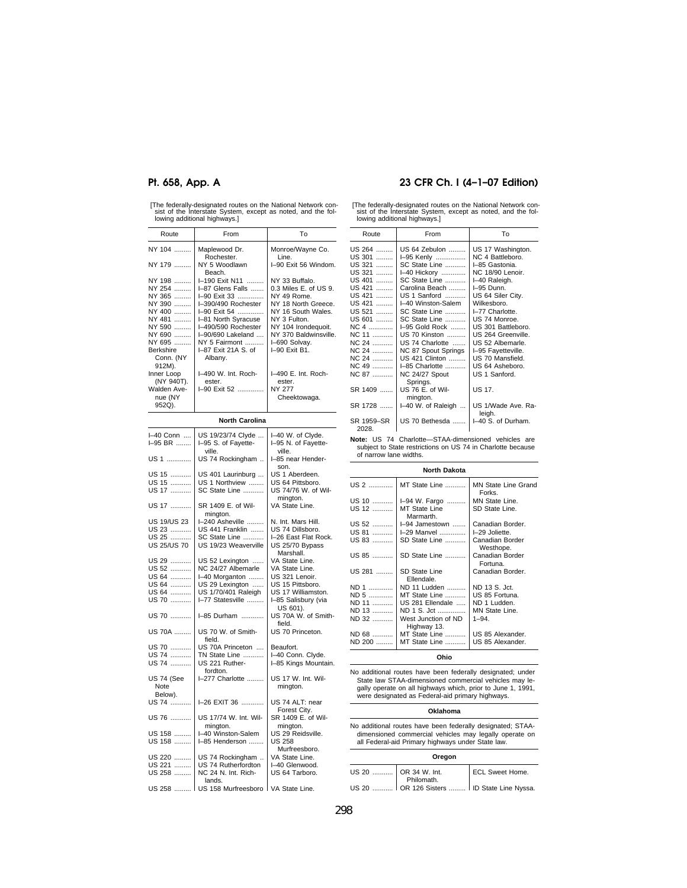[The federally-designated routes on the National Network consist of the Interstate System, except as noted, and the following additional highways.]

| Route | From | To |
|---|---|---|
| NY 104 | Maplewood Dr. Rochester. | Monroe/Wayne Co. Line. |
| NY 179 | NY 5 Woodlawn Beach. | I–90 Exit 56 Windom. |
| NY 198 | I–190 Exit N11 | NY 33 Buffalo. |
| NY 254 | I–87 Glens Falls | 0.3 Miles E. of US 9. |
| NY 365 | I–90 Exit 33 | NY 49 Rome. |
| NY 390 | I–390/490 Rochester | NY 18 North Greece. |
| NY 400 | I–90 Exit 54 | NY 16 South Wales. |
| NY 481 | I–81 North Syracuse | NY 3 Fulton. |
| NY 590 | I–490/590 Rochester | NY 104 Irondequoit. |
| NY 690 | I–90/690 Lakeland | NY 370 Baldwinsville. |
| NY 695 | NY 5 Fairmont | I–690 Solvay. |
| Berkshire Conn. (NY 912M). | I–87 Exit 21A S. of Albany. | I–90 Exit B1. |
| Inner Loop (NY 940T). | I–490 W. Int. Rochester. | I–490 E. Int. Rochester. |
| Walden Avenue (NY 952Q). | I–90 Exit 52 | NY 277 Cheektowaga. |
| **North Carolina** | | |
| I–40 Conn | US 19/23/74 Clyde | I–40 W. of Clyde. |
| I–95 BR | I–95 S. of Fayetteville. | I–95 N. of Fayetteville. |
| US 1 | US 74 Rockingham | I–85 near Henderson. |
| US 15 | US 401 Laurinburg | US 1 Aberdeen. |
| US 15 | US 1 Northview | US 64 Pittsboro. |
| US 17 | SC State Line | US 74/76 W. of Wilmington. |
| US 17 | SR 1409 E. of Wilmington. | VA State Line. |
| US 19/US 23 | I–240 Asheville | N. Int. Mars Hill. |
| US 23 | US 441 Franklin | US 74 Dillsboro. |
| US 25 | SC State Line | I–26 East Flat Rock. |
| US 25/US 70 | US 19/23 Weaverville | US 25/70 Bypass Marshall. |
| US 29 | US 52 Lexington | VA State Line. |
| US 52 | NC 24/27 Albemarle | VA State Line. |
| US 64 | I–40 Morganton | US 321 Lenoir. |
| US 64 | US 29 Lexington | US 15 Pittsboro. |
| US 64 | US 1/70/401 Raleigh | US 17 Williamston. |
| US 70 | I–77 Statesville | I–85 Salisbury (via US 601). |
| US 70 | I–85 Durham | US 70A W. of Smithfield. |
| US 70A | US 70 W. of Smithfield. | US 70 Princeton. |
| US 70 | US 70A Princeton | Beaufort. |
| US 74 | TN State Line | I–40 Conn. Clyde. |
| US 74 | US 221 Rutherfordton. | I–85 Kings Mountain. |
| US 74 (See Note Below). | I–277 Charlotte | US 17 W. Int. Wilmington. |
| US 74 | I–26 EXIT 36 | US 74 ALT: near Forest City. |
| US 76 | US 17/74 W. Int. Wilmington. | SR 1409 E. of Wilmington. |
| US 158 | I–40 Winston-Salem | US 29 Reidsville. |
| US 158 | I–85 Henderson | US 258 Murfreesboro. |
| US 220 | US 74 Rockingham | VA State Line. |
| US 221 | US 74 Rutherfordton | I–40 Glenwood. |
| US 258 | NC 24 N. Int. Richlands. | US 64 Tarboro. |
| US 258 | US 158 Murfreesboro | VA State Line. |
| US 264 | US 64 Zebulon | US 17 Washington. |
| US 301 | I–95 Kenly | NC 4 Battleboro. |
| US 321 | SC State Line | I–85 Gastonia. |
| US 321 | I–40 Hickory | NC 18/90 Lenoir. |
| US 401 | SC State Line | I–40 Raleigh. |
| US 421 | Carolina Beach | I–95 Dunn. |
| US 421 | US 1 Sanford | US 64 Siler City. |
| US 421 | I–40 Winston-Salem | Wilkesboro. |
| US 521 | SC State Line | I–77 Charlotte. |
| US 601 | SC State Line | US 74 Monroe. |
| NC 4 | I–95 Gold Rock | US 301 Battleboro. |
| NC 11 | US 70 Kinston | US 264 Greenville. |
| NC 24 | US 74 Charlotte | US 52 Albemarle. |
| NC 24 | NC 87 Spout Springs | I–95 Fayetteville. |
| NC 24 | US 421 Clinton | US 70 Mansfield. |
| NC 49 | I–85 Charlotte | US 64 Asheboro. |
| NC 87 | NC 24/27 Spout Springs. | US 1 Sanford. |
| SR 1409 | US 76 E. of Wilmington. | US 17. |
| SR 1728 | I–40 W. of Raleigh | US 1/Wade Ave. Raleigh. |
| SR 1959–SR 2028. | US 70 Bethesda | I–40 S. of Durham. |

**Note:** US 74 Charlotte—STAA-dimensioned vehicles are subject to State restrictions on US 74 in Charlotte because of narrow lane widths.

| Route | From | To |
|---|---|---|
| **North Dakota** | | |
| US 2 | MT State Line | MN State Line Grand Forks. |
| US 10 | I–94 W. Fargo | MN State Line. |
| US 12 | MT State Line Marmarth. | SD State Line. |
| US 52 | I–94 Jamestown | Canadian Border. |
| US 81 | I–29 Manvel | I–29 Joliette. |
| US 83 | SD State Line | Canadian Border Westhope. |
| US 85 | SD State Line | Canadian Border Fortuna. |
| US 281 | SD State Line Ellendale. | Canadian Border. |
| ND 1 | ND 11 Ludden | ND 13 S. Jct. |
| ND 5 | MT State Line | US 85 Fortuna. |
| ND 11 | US 281 Ellendale | ND 1 Ludden. |
| ND 13 | ND 1 S. Jct | MN State Line. |
| ND 32 | West Junction of ND Highway 13. | 1–94. |
| ND 68 | MT State Line | US 85 Alexander. |
| ND 200 | MT State Line | US 85 Alexander. |

**Ohio**

No additional routes have been federally designated; under State law STAA-dimensioned commercial vehicles may legally operate on all highways which, prior to June 1, 1991, were designated as Federal-aid primary highways.

**Oklahoma**

No additional routes have been federally designated; STAA-dimensioned commercial vehicles may legally operate on all Federal-aid Primary highways under State law.

| Route | From | To |
|---|---|---|
| **Oregon** | | |
| US 20 | OR 34 W. Int. Philomath. | ECL Sweet Home. |
| US 20 | OR 126 Sisters | ID State Line Nyssa. |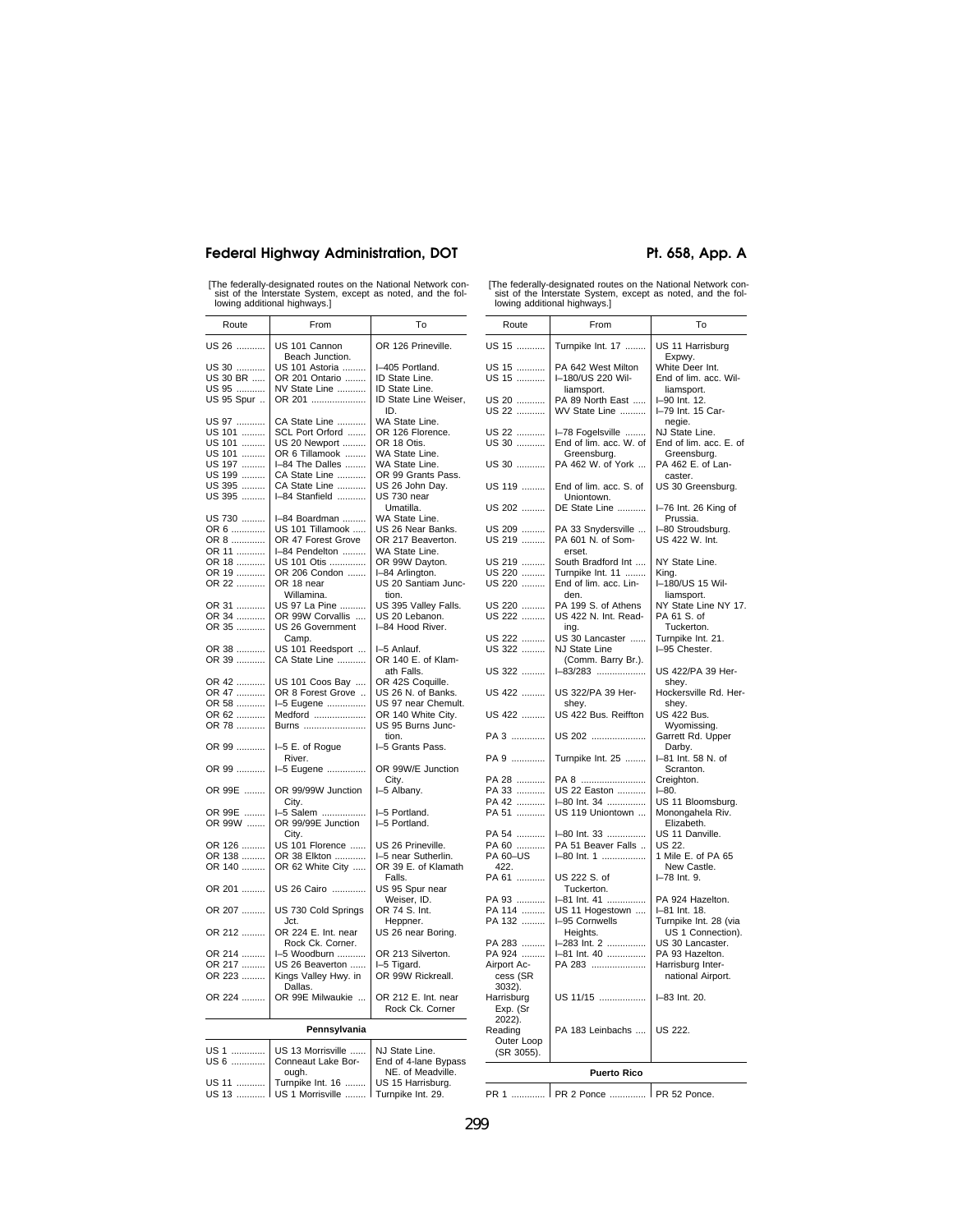[The federally-designated routes on the National Network consist of the Interstate System, except as noted, and the following additional highways.]

| Route | From | To |
|---|---|---|
| US 26 | US 101 Cannon Beach Junction. | OR 126 Prineville. |
| US 30 | US 101 Astoria | I–405 Portland. |
| US 30 BR | OR 201 Ontario | ID State Line. |
| US 95 | NV State Line | ID State Line. |
| US 95 Spur | OR 201 | ID State Line Weiser, ID. |
| US 97 | CA State Line | WA State Line. |
| US 101 | SCL Port Orford | OR 126 Florence. |
| US 101 | US 20 Newport | OR 18 Otis. |
| US 101 | OR 6 Tillamook | WA State Line. |
| US 197 | I–84 The Dalles | WA State Line. |
| US 199 | CA State Line | OR 99 Grants Pass. |
| US 395 | CA State Line | US 26 John Day. |
| US 395 | I–84 Stanfield | US 730 near Umatilla. |
| US 730 | I–84 Boardman | WA State Line. |
| OR 6 | US 101 Tillamook | US 26 Near Banks. |
| OR 8 | OR 47 Forest Grove | OR 217 Beaverton. |
| OR 11 | I–84 Pendelton | WA State Line. |
| OR 18 | US 101 Otis | OR 99W Dayton. |
| OR 19 | OR 206 Condon | I–84 Arlington. |
| OR 22 | OR 18 near Willamina. | US 20 Santiam Junction. |
| OR 31 | US 97 La Pine | US 395 Valley Falls. |
| OR 34 | OR 99W Corvallis | US 20 Lebanon. |
| OR 35 | US 26 Government Camp. | I–84 Hood River. |
| OR 38 | US 101 Reedsport | I–5 Anlauf. |
| OR 39 | CA State Line | OR 140 E. of Klamath Falls. |
| OR 42 | US 101 Coos Bay | OR 42S Coquille. |
| OR 47 | OR 8 Forest Grove | US 26 N. of Banks. |
| OR 58 | I–5 Eugene | US 97 near Chemult. |
| OR 62 | Medford | OR 140 White City. |
| OR 78 | Burns | US 95 Burns Junction. |
| OR 99 | I–5 E. of Rogue River. | I–5 Grants Pass. |
| OR 99 | I–5 Eugene | OR 99W/E Junction City. |
| OR 99E | OR 99/99W Junction City. | I–5 Albany. |
| OR 99E | I–5 Salem | I–5 Portland. |
| OR 99W | OR 99/99E Junction City. | I–5 Portland. |
| OR 126 | US 101 Florence | US 26 Prineville. |
| OR 138 | OR 38 Elkton | I–5 near Sutherlin. |
| OR 140 | OR 62 White City | OR 39 E. of Klamath Falls. |
| OR 201 | US 26 Cairo | US 95 Spur near Weiser, ID. |
| OR 207 | US 730 Cold Springs Jct. | OR 74 S. Int. Heppner. |
| OR 212 | OR 224 E. Int. near Rock Ck. Corner. | US 26 near Boring. |
| OR 214 | I–5 Woodburn | OR 213 Silverton. |
| OR 217 | US 26 Beaverton | I–5 Tigard. |
| OR 223 | Kings Valley Hwy. in Dallas. | OR 99W Rickreall. |
| OR 224 | OR 99E Milwaukie | OR 212 E. Int. near Rock Ck. Corner |
| **Pennsylvania** | | |
| US 1 | US 13 Morrisville | NJ State Line. |
| US 6 | Conneaut Lake Borough. | End of 4-lane Bypass NE. of Meadville. |
| US 11 | Turnpike Int. 16 | US 15 Harrisburg. |
| US 13 | US 1 Morrisville | Turnpike Int. 29. |
| US 15 | Turnpike Int. 17 | US 11 Harrisburg Expwy. |
| US 15 | PA 642 West Milton | White Deer Int. |
| US 15 | I–180/US 220 Williamsport. | End of lim. acc. Williamsport. |
| US 20 | PA 89 North East | I–90 Int. 12. |
| US 22 | WV State Line | I–79 Int. 15 Carnegie. |
| US 22 | I–78 Fogelsville | NJ State Line. |
| US 30 | End of lim. acc. W. of Greensburg. | End of lim. acc. E. of Greensburg. |
| US 30 | PA 462 W. of York | PA 462 E. of Lancaster. |
| US 119 | End of lim. acc. S. of Uniontown. | US 30 Greensburg. |
| US 202 | DE State Line | I–76 Int. 26 King of Prussia. |
| US 209 | PA 33 Snydersville | I–80 Stroudsburg. |
| US 219 | PA 601 N. of Somerset. | US 422 W. Int. |
| US 219 | South Bradford Int | NY State Line. |
| US 220 | Turnpike Int. 11 | King. |
| US 220 | End of lim. acc. Linden. | I–180/US 15 Williamsport. |
| US 220 | PA 199 S. of Athens | NY State Line NY 17. |
| US 222 | US 422 N. Int. Reading. | PA 61 S. of Tuckerton. |
| US 222 | US 30 Lancaster | Turnpike Int. 21. |
| US 322 | NJ State Line (Comm. Barry Br.). | I–95 Chester. |
| US 322 | I–83/283 | US 422/PA 39 Hershey. |
| US 422 | US 322/PA 39 Hershey. | Hockersville Rd. Hershey. |
| US 422 | US 422 Bus. Reiffton | US 422 Bus. Wyomissing. |
| PA 3 | US 202 | Garrett Rd. Upper Darby. |
| PA 9 | Turnpike Int. 25 | I–81 Int. 58 N. of Scranton. |
| PA 28 | PA 8 | Creighton. |
| PA 33 | US 22 Easton | I–80. |
| PA 42 | I–80 Int. 34 | US 11 Bloomsburg. |
| PA 51 | US 119 Uniontown | Monongahela Riv. Elizabeth. |
| PA 54 | I–80 Int. 33 | US 11 Danville. |
| PA 60 | PA 51 Beaver Falls | US 22. |
| PA 60–US 422. | I–80 Int. 1 | 1 Mile E. of PA 65 New Castle. |
| PA 61 | US 222 S. of Tuckerton. | I–78 Int. 9. |
| PA 93 | I–81 Int. 41 | PA 924 Hazelton. |
| PA 114 | US 11 Hogestown | I–81 Int. 18. |
| PA 132 | I–95 Cornwells Heights. | Turnpike Int. 28 (via US 1 Connection). |
| PA 283 | I–283 Int. 2 | US 30 Lancaster. |
| PA 924 | I–81 Int. 40 | PA 93 Hazelton. |
| Airport Access (SR 3032). | PA 283 | Harrisburg International Airport. |
| Harrisburg Exp. (Sr 2022). | US 11/15 | I–83 Int. 20. |
| Reading Outer Loop (SR 3055). | PA 183 Leinbachs | US 222. |
| **Puerto Rico** | | |
| PR 1 | PR 2 Ponce | PR 52 Ponce. |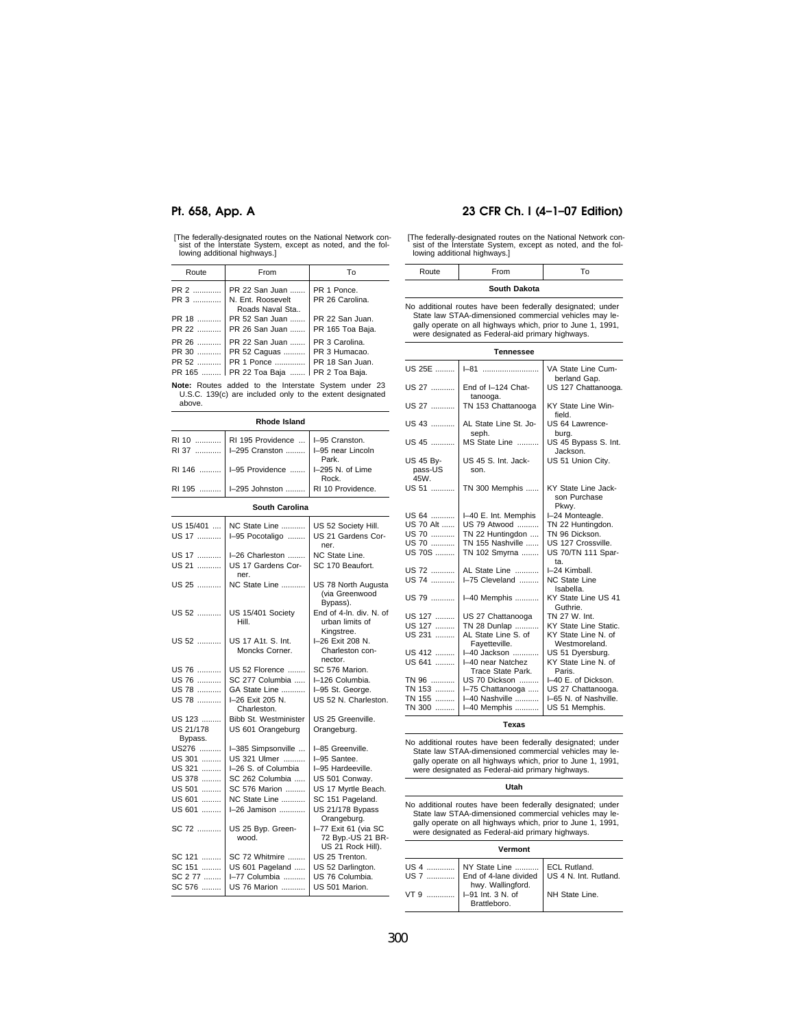[The federally-designated routes on the National Network consist of the Interstate System, except as noted, and the following additional highways.]

| Route | From | To |
|---|---|---|
| PR 2 | PR 22 San Juan | PR 1 Ponce. |
| PR 3 | N. Ent. Roosevelt Roads Naval Sta.. | PR 26 Carolina. |
| PR 18 | PR 52 San Juan | PR 22 San Juan. |
| PR 22 | PR 26 San Juan | PR 165 Toa Baja. |
| PR 26 | PR 22 San Juan | PR 3 Carolina. |
| PR 30 | PR 52 Caguas | PR 3 Humacao. |
| PR 52 | PR 1 Ponce | PR 18 San Juan. |
| PR 165 | PR 22 Toa Baja | PR 2 Toa Baja. |

**Note:** Routes added to the Interstate System under 23 U.S.C. 139(c) are included only to the extent designated above.

**Rhode Island**

| Route | From | To |
|---|---|---|
| RI 10 | RI 195 Providence | I–95 Cranston. |
| RI 37 | I–295 Cranston | I–95 near Lincoln Park. |
| RI 146 | I–95 Providence | I–295 N. of Lime Rock. |
| RI 195 | I–295 Johnston | RI 10 Providence. |

**South Carolina**

| Route | From | To |
|---|---|---|
| US 15/401 | NC State Line | US 52 Society Hill. |
| US 17 | I–95 Pocotaligo | US 21 Gardens Corner. |
| US 17 | I–26 Charleston | NC State Line. |
| US 21 | US 17 Gardens Corner. | SC 170 Beaufort. |
| US 25 | NC State Line | US 78 North Augusta (via Greenwood Bypass). |
| US 52 | US 15/401 Society Hill. | End of 4-ln. div. N. of urban limits of Kingstree. |
| US 52 | US 17 A1t. S. Int. Moncks Corner. | I–26 Exit 208 N. Charleston connector. |
| US 76 | US 52 Florence | SC 576 Marion. |
| US 76 | SC 277 Columbia | I–126 Columbia. |
| US 78 | GA State Line | I–95 St. George. |
| US 78 | I–26 Exit 205 N. Charleston. | US 52 N. Charleston. |
| US 123 | Bibb St. Westminister | US 25 Greenville. |
| US 21/178 Bypass. | US 601 Orangeburg | Orangeburg. |
| US276 | I–385 Simpsonville | I–85 Greenville. |
| US 301 | US 321 Ulmer | I–95 Santee. |
| US 321 | I–26 S. of Columbia | I–95 Hardeeville. |
| US 378 | SC 262 Columbia | US 501 Conway. |
| US 501 | SC 576 Marion | US 17 Myrtle Beach. |
| US 601 | NC State Line | SC 151 Pageland. |
| US 601 | I–26 Jamison | US 21/178 Bypass Orangeburg. |
| SC 72 | US 25 Byp. Greenwood. | I–77 Exit 61 (via SC 72 Byp.-US 21 BR-US 21 Rock Hill). |
| SC 121 | SC 72 Whitmire | US 25 Trenton. |
| SC 151 | US 601 Pageland | US 52 Darlington. |
| SC 2 77 | I–77 Columbia | US 76 Columbia. |
| SC 576 | US 76 Marion | US 501 Marion. |

**South Dakota**

No additional routes have been federally designated; under State law STAA-dimensioned commercial vehicles may legally operate on all highways which, prior to June 1, 1991, were designated as Federal-aid primary highways.

**Tennessee**

| Route | From | To |
|---|---|---|
| US 25E | I–81 | VA State Line Cumberland Gap. |
| US 27 | End of I–124 Chattanooga. | US 127 Chattanooga. |
| US 27 | TN 153 Chattanooga | KY State Line Winfield. |
| US 43 | AL State Line St. Joseph. | US 64 Lawrenceburg. |
| US 45 | MS State Line | US 45 Bypass S. Int. Jackson. |
| US 45 Bypass-US 45W. | US 45 S. Int. Jackson. | US 51 Union City. |
| US 51 | TN 300 Memphis | KY State Line Jackson Purchase Pkwy. |
| US 64 | I–40 E. Int. Memphis | I–24 Monteagle. |
| US 70 Alt | US 79 Atwood | TN 22 Huntingdon. |
| US 70 | TN 22 Huntingdon | TN 96 Dickson. |
| US 70 | TN 155 Nashville | US 127 Crossville. |
| US 70S | TN 102 Smyrna | US 70/TN 111 Sparta. |
| US 72 | AL State Line | I–24 Kimball. |
| US 74 | I–75 Cleveland | NC State Line Isabella. |
| US 79 | I–40 Memphis | KY State Line US 41 Guthrie. |
| US 127 | US 27 Chattanooga | TN 27 W. Int. |
| US 127 | TN 28 Dunlap | KY State Line Static. |
| US 231 | AL State Line S. of Fayetteville. | KY State Line N. of Westmoreland. |
| US 412 | I–40 Jackson | US 51 Dyersburg. |
| US 641 | I–40 near Natchez Trace State Park. | KY State Line N. of Paris. |
| TN 96 | US 70 Dickson | I–40 E. of Dickson. |
| TN 153 | I–75 Chattanooga | US 27 Chattanooga. |
| TN 155 | I–40 Nashville | I–65 N. of Nashville. |
| TN 300 | I–40 Memphis | US 51 Memphis. |

**Texas**

No additional routes have been federally designated; under State law STAA-dimensioned commercial vehicles may legally operate on all highways which, prior to June 1, 1991, were designated as Federal-aid primary highways.

**Utah**

No additional routes have been federally designated; under State law STAA-dimensioned commercial vehicles may legally operate on all highways which, prior to June 1, 1991, were designated as Federal-aid primary highways.

**Vermont**

| Route | From | To |
|---|---|---|
| US 4 | NY State Line | ECL Rutland. |
| US 7 | End of 4-lane divided hwy. Wallingford. | US 4 N. Int. Rutland. |
| VT 9 | I–91 Int. 3 N. of Brattleboro. | NH State Line. |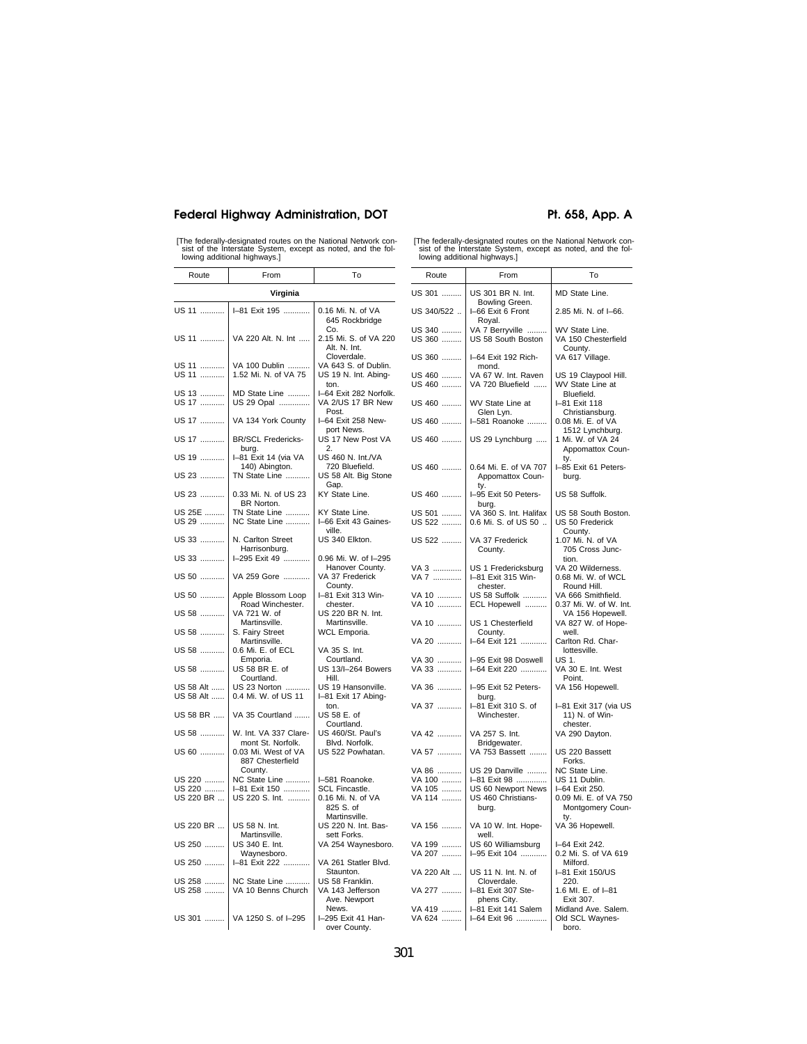[The federally-designated routes on the National Network consist of the Interstate System, except as noted, and the following additional highways.]

| Route | From | To |
|---|---|---|
| **Virginia** | | |
| US 11 | I–81 Exit 195 | 0.16 Mi. N. of VA 645 Rockbridge Co. |
| US 11 | VA 220 Alt. N. Int | 2.15 Mi. S. of VA 220 Alt. N. Int. Cloverdale. |
| US 11 | VA 100 Dublin | VA 643 S. of Dublin. |
| US 11 | 1.52 Mi. N. of VA 75 | US 19 N. Int. Abington. |
| US 13 | MD State Line | I–64 Exit 282 Norfolk. |
| US 17 | US 29 Opal | VA 2/US 17 BR New Post. |
| US 17 | VA 134 York County | I–64 Exit 258 Newport News. |
| US 17 | BR/SCL Fredericksburg. | US 17 New Post VA 2. |
| US 19 | I–81 Exit 14 (via VA 140) Abington. | US 460 N. Int./VA 720 Bluefield. |
| US 23 | TN State Line | US 58 Alt. Big Stone Gap. |
| US 23 | 0.33 Mi. N. of US 23 BR Norton. | KY State Line. |
| US 25E | TN State Line | KY State Line. |
| US 29 | NC State Line | I–66 Exit 43 Gainesville. |
| US 33 | N. Carlton Street Harrisonburg. | US 340 Elkton. |
| US 33 | I–295 Exit 49 | 0.96 Mi. W. of I–295 Hanover County. |
| US 50 | VA 259 Gore | VA 37 Frederick County. |
| US 50 | Apple Blossom Loop Road Winchester. | I–81 Exit 313 Winchester. |
| US 58 | VA 721 W. of Martinsville. | US 220 BR N. Int. Martinsville. |
| US 58 | S. Fairy Street Martinsville. | WCL Emporia. |
| US 58 | 0.6 Mi. E. of ECL Emporia. | VA 35 S. Int. Courtland. |
| US 58 | US 58 BR E. of Courtland. | US 13/I–264 Bowers Hill. |
| US 58 Alt | US 23 Norton | US 19 Hansonville. |
| US 58 Alt | 0.4 Mi. W. of US 11 | I–81 Exit 17 Abington. |
| US 58 BR | VA 35 Courtland | US 58 E. of Courtland. |
| US 58 | W. Int. VA 337 Claremont St. Norfolk. | US 460/St. Paul's Blvd. Norfolk. |
| US 60 | 0.03 Mi. West of VA 887 Chesterfield County. | US 522 Powhatan. |
| US 220 | NC State Line | I–581 Roanoke. |
| US 220 | I–81 Exit 150 | SCL Fincastle. |
| US 220 BR | US 220 S. Int. | 0.16 Mi. N. of VA 825 S. of Martinsville. |
| US 220 BR | US 58 N. Int. Martinsville. | US 220 N. Int. Bassett Forks. |
| US 250 | US 340 E. Int. Waynesboro. | VA 254 Waynesboro. |
| US 250 | I–81 Exit 222 | VA 261 Statler Blvd. Staunton. |
| US 258 | NC State Line | US 58 Franklin. |
| US 258 | VA 10 Benns Church | VA 143 Jefferson Ave. Newport News. |
| US 301 | VA 1250 S. of I–295 | I–295 Exit 41 Hanover County. |
| US 301 | US 301 BR N. Int. Bowling Green. | MD State Line. |
| US 340/522 | I–66 Exit 6 Front Royal. | 2.85 Mi. N. of I–66. |
| US 340 | VA 7 Berryville | WV State Line. |
| US 360 | US 58 South Boston | VA 150 Chesterfield County. |
| US 360 | I–64 Exit 192 Richmond. | VA 617 Village. |
| US 460 | VA 67 W. Int. Raven | US 19 Claypool Hill. |
| US 460 | VA 720 Bluefield | WV State Line at Bluefield. |
| US 460 | WV State Line at Glen Lyn. | I–81 Exit 118 Christiansburg. |
| US 460 | I–581 Roanoke | 0.08 Mi. E. of VA 1512 Lynchburg. |
| US 460 | US 29 Lynchburg | 1 Mi. W. of VA 24 Appomattox County. |
| US 460 | 0.64 Mi. E. of VA 707 Appomattox County. | I–85 Exit 61 Petersburg. |
| US 460 | I–95 Exit 50 Petersburg. | US 58 Suffolk. |
| US 501 | VA 360 S. Int. Halifax | US 58 South Boston. |
| US 522 | 0.6 Mi. S. of US 50 | US 50 Frederick County. |
| US 522 | VA 37 Frederick County. | 1.07 Mi. N. of VA 705 Cross Junction. |
| VA 3 | US 1 Fredericksburg | VA 20 Wilderness. |
| VA 7 | I–81 Exit 315 Winchester. | 0.68 Mi. W. of WCL Round Hill. |
| VA 10 | US 58 Suffolk | VA 666 Smithfield. |
| VA 10 | ECL Hopewell | 0.37 Mi. W. of W. Int. VA 156 Hopewell. |
| VA 10 | US 1 Chesterfield County. | VA 827 W. of Hopewell. |
| VA 20 | I–64 Exit 121 | Carlton Rd. Charlottesville. |
| VA 30 | I–95 Exit 98 Doswell | US 1. |
| VA 33 | I–64 Exit 220 | VA 30 E. Int. West Point. |
| VA 36 | I–95 Exit 52 Petersburg. | VA 156 Hopewell. |
| VA 37 | I–81 Exit 310 S. of Winchester. | I–81 Exit 317 (via US 11) N. of Winchester. |
| VA 42 | VA 257 S. Int. Bridgewater. | VA 290 Dayton. |
| VA 57 | VA 753 Bassett | US 220 Bassett Forks. |
| VA 86 | US 29 Danville | NC State Line. |
| VA 100 | I–81 Exit 98 | US 11 Dublin. |
| VA 105 | US 60 Newport News | I–64 Exit 250. |
| VA 114 | US 460 Christiansburg. | 0.09 Mi. E. of VA 750 Montgomery County. |
| VA 156 | VA 10 W. Int. Hopewell. | VA 36 Hopewell. |
| VA 199 | US 60 Williamsburg | I–64 Exit 242. |
| VA 207 | I–95 Exit 104 | 0.2 Mi. S. of VA 619 Milford. |
| VA 220 Alt | US 11 N. Int. N. of Cloverdale. | I–81 Exit 150/US 220. |
| VA 277 | I–81 Exit 307 Stephens City. | 1.6 MI. E. of I–81 Exit 307. |
| VA 419 | I–81 Exit 141 Salem | Midland Ave. Salem. |
| VA 624 | I–64 Exit 96 | Old SCL Waynesboro. |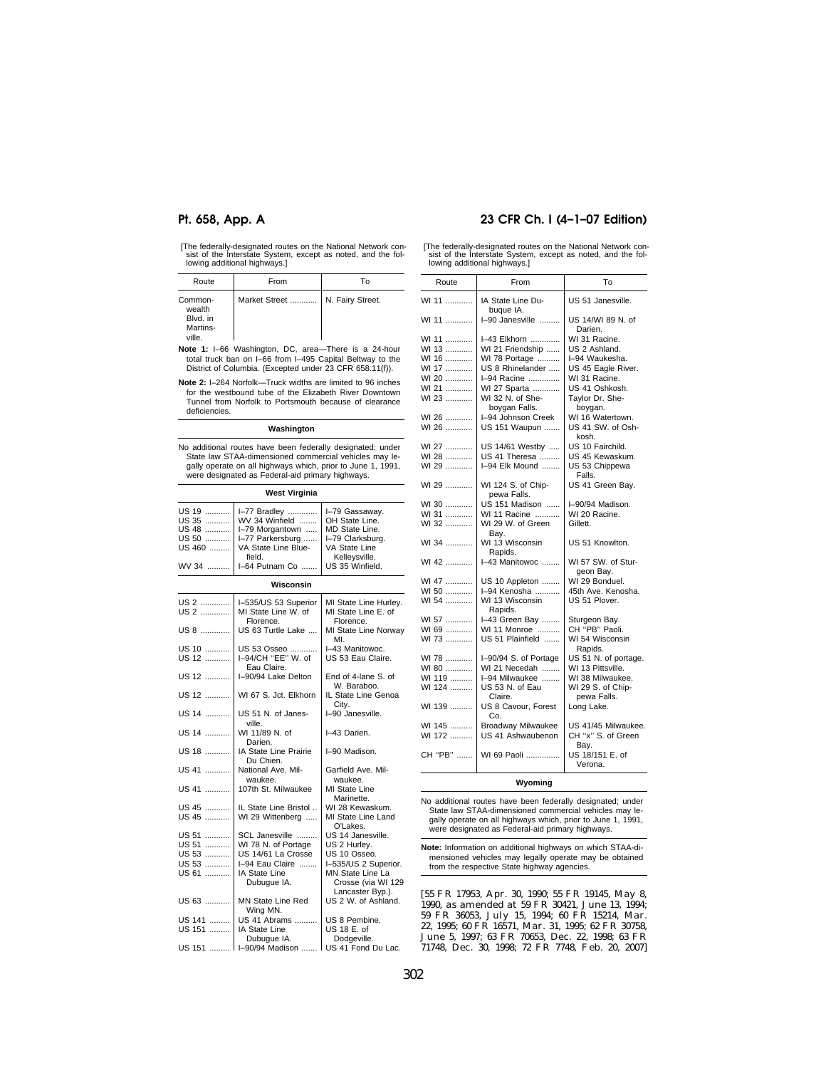[The federally-designated routes on the National Network consist of the Interstate System, except as noted, and the following additional highways.]

| Route | From | To |
|---|---|---|
| Commonwealth Blvd. in Martinsville. | Market Street | N. Fairy Street. |

**Note 1:** I–66 Washington, DC, area—There is a 24-hour total truck ban on I–66 from I–495 Capital Beltway to the District of Columbia. (Excepted under 23 CFR 658.11(f)).

**Note 2:** I–264 Norfolk—Truck widths are limited to 96 inches for the westbound tube of the Elizabeth River Downtown Tunnel from Norfolk to Portsmouth because of clearance deficiencies.

### Washington

No additional routes have been federally designated; under State law STAA-dimensioned commercial vehicles may legally operate on all highways which, prior to June 1, 1991, were designated as Federal-aid primary highways.

### West Virginia

| Route | From | To |
|---|---|---|
| US 19 | I–77 Bradley | I–79 Gassaway. |
| US 35 | WV 34 Winfield | OH State Line. |
| US 48 | I–79 Morgantown | MD State Line. |
| US 50 | I–77 Parkersburg | I–79 Clarksburg. |
| US 460 | VA State Line Bluefield. | VA State Line Kelleysville. |
| WV 34 | I–64 Putnam Co | US 35 Winfield. |

### Wisconsin

| Route | From | To |
|---|---|---|
| US 2 | I–535/US 53 Superior | MI State Line Hurley. |
| US 2 | MI State Line W. of Florence. | MI State Line E. of Florence. |
| US 8 | US 63 Turtle Lake | MI State Line Norway MI. |
| US 10 | US 53 Osseo | I–43 Manitowoc. |
| US 12 | I–94/CH ''EE'' W. of Eau Claire. | US 53 Eau Claire. |
| US 12 | I–90/94 Lake Delton | End of 4-lane S. of W. Baraboo. |
| US 12 | WI 67 S. Jct. Elkhorn | IL State Line Genoa City. |
| US 14 | US 51 N. of Janesville. | I–90 Janesville. |
| US 14 | WI 11/89 N. of Darien. | I–43 Darien. |
| US 18 | IA State Line Prairie Du Chien. | I–90 Madison. |
| US 41 | National Ave. Milwaukee. | Garfield Ave. Milwaukee. |
| US 41 | 107th St. Milwaukee | MI State Line Marinette. |
| US 45 | IL State Line Bristol | WI 28 Kewaskum. |
| US 45 | WI 29 Wittenberg | MI State Line Land O'Lakes. |
| US 51 | SCL Janesville | US 14 Janesville. |
| US 51 | WI 78 N. of Portage | US 2 Hurley. |
| US 53 | US 14/61 La Crosse | US 10 Osseo. |
| US 53 | I–94 Eau Claire | I–535/US 2 Superior. |
| US 61 | IA State Line Dubugue IA. | MN State Line La Crosse (via WI 129 Lancaster Byp.). |
| US 63 | MN State Line Red Wing MN. | US 2 W. of Ashland. |
| US 141 | US 41 Abrams | US 8 Pembine. |
| US 151 | IA State Line Dubugue IA. | US 18 E. of Dodgeville. |
| US 151 | I–90/94 Madison | US 41 Fond Du Lac. |
| WI 11 | IA State Line Dubuque IA. | US 51 Janesville. |
| WI 11 | I–90 Janesville | US 14/WI 89 N. of Darien. |
| WI 11 | I–43 Elkhorn | WI 31 Racine. |
| WI 13 | WI 21 Friendship | US 2 Ashland. |
| WI 16 | WI 78 Portage | I–94 Waukesha. |
| WI 17 | US 8 Rhinelander | US 45 Eagle River. |
| WI 20 | I–94 Racine | WI 31 Racine. |
| WI 21 | WI 27 Sparta | US 41 Oshkosh. |
| WI 23 | WI 32 N. of Sheboygan Falls. | Taylor Dr. Sheboygan. |
| WI 26 | I–94 Johnson Creek | WI 16 Watertown. |
| WI 26 | US 151 Waupun | US 41 SW. of Oshkosh. |
| WI 27 | US 14/61 Westby | US 10 Fairchild. |
| WI 28 | US 41 Theresa | US 45 Kewaskum. |
| WI 29 | I–94 Elk Mound | US 53 Chippewa Falls. |
| WI 29 | WI 124 S. of Chippewa Falls. | US 41 Green Bay. |
| WI 30 | US 151 Madison | I–90/94 Madison. |
| WI 31 | WI 11 Racine | WI 20 Racine. |
| WI 32 | WI 29 W. of Green Bay. | Gillett. |
| WI 34 | WI 13 Wisconsin Rapids. | US 51 Knowlton. |
| WI 42 | I–43 Manitowoc | WI 57 SW. of Sturgeon Bay. |
| WI 47 | US 10 Appleton | WI 29 Bonduel. |
| WI 50 | I–94 Kenosha | 45th Ave. Kenosha. |
| WI 54 | WI 13 Wisconsin Rapids. | US 51 Plover. |
| WI 57 | I–43 Green Bay | Sturgeon Bay. |
| WI 69 | WI 11 Monroe | CH ''PB'' Paoli. |
| WI 73 | US 51 Plainfield | WI 54 Wisconsin Rapids. |
| WI 78 | I–90/94 S. of Portage | US 51 N. of portage. |
| WI 80 | WI 21 Necedah | WI 13 Pittsville. |
| WI 119 | I–94 Milwaukee | WI 38 Milwaukee. |
| WI 124 | US 53 N. of Eau Claire. | WI 29 S. of Chippewa Falls. |
| WI 139 | US 8 Cavour, Forest Co. | Long Lake. |
| WI 145 | Broadway Milwaukee | US 41/45 Milwaukee. |
| WI 172 | US 41 Ashwaubenon | CH ''x'' S. of Green Bay. |
| CH ''PB'' | WI 69 Paoli | US 18/151 E. of Verona. |

### Wyoming

No additional routes have been federally designated; under State law STAA-dimensioned commercial vehicles may legally operate on all highways which, prior to June 1, 1991, were designated as Federal-aid primary highways.

**Note:** Information on additional highways on which STAA-dimensioned vehicles may legally operate may be obtained from the respective State highway agencies.

[55 FR 17953, Apr. 30, 1990; 55 FR 19145, May 8, 1990, as amended at 59 FR 30421, June 13, 1994; 59 FR 36053, July 15, 1994; 60 FR 15214, Mar. 22, 1995; 60 FR 16571, Mar. 31, 1995; 62 FR 30758, June 5, 1997; 63 FR 70653, Dec. 22, 1998; 63 FR 71748, Dec. 30, 1998; 72 FR 7748, Feb. 20, 2007]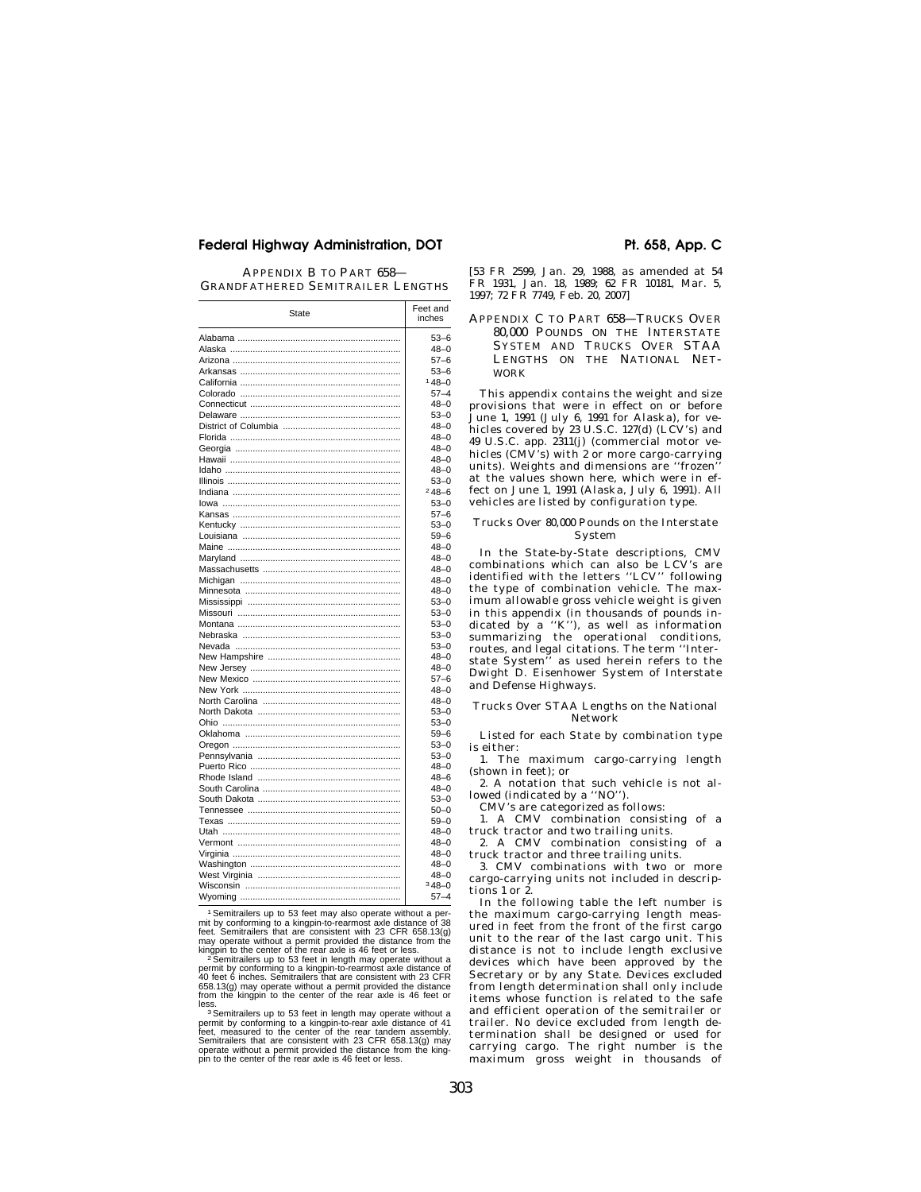## APPENDIX B TO PART 658—GRANDFATHERED SEMITRAILER LENGTHS

| State | Feet and inches |
|---|---|
| Alabama | 53–6 |
| Alaska | 48–0 |
| Arizona | 57–6 |
| Arkansas | 53–6 |
| California | [1] 48–0 |
| Colorado | 57–4 |
| Connecticut | 48–0 |
| Delaware | 53–0 |
| District of Columbia | 48–0 |
| Florida | 48–0 |
| Georgia | 48–0 |
| Hawaii | 48–0 |
| Idaho | 48–0 |
| Illinois | 53–0 |
| Indiana | [2] 48–6 |
| Iowa | 53–0 |
| Kansas | 57–6 |
| Kentucky | 53–0 |
| Louisiana | 59–6 |
| Maine | 48–0 |
| Maryland | 48–0 |
| Massachusetts | 48–0 |
| Michigan | 48–0 |
| Minnesota | 48–0 |
| Mississippi | 53–0 |
| Missouri | 53–0 |
| Montana | 53–0 |
| Nebraska | 53–0 |
| Nevada | 53–0 |
| New Hampshire | 48–0 |
| New Jersey | 48–0 |
| New Mexico | 57–6 |
| New York | 48–0 |
| North Carolina | 48–0 |
| North Dakota | 53–0 |
| Ohio | 53–0 |
| Oklahoma | 59–6 |
| Oregon | 53–0 |
| Pennsylvania | 53–0 |
| Puerto Rico | 48–0 |
| Rhode Island | 48–6 |
| South Carolina | 48–0 |
| South Dakota | 53–0 |
| Tennessee | 50–0 |
| Texas | 59–0 |
| Utah | 48–0 |
| Vermont | 48–0 |
| Virginia | 48–0 |
| Washington | 48–0 |
| West Virginia | 48–0 |
| Wisconsin | [3] 48–0 |
| Wyoming | 57–4 |

[1] Semitrailers up to 53 feet may also operate without a permit by conforming to a kingpin-to-rearmost axle distance of 38 feet. Semitrailers that are consistent with 23 CFR 658.13(g) may operate without a permit provided the distance from the kingpin to the center of the rear axle is 46 feet or less.

[2] Semitrailers up to 53 feet in length may operate without a permit by conforming to a kingpin-to-rearmost axle distance of 40 feet 6 inches. Semitrailers that are consistent with 23 CFR 658.13(g) may operate without a permit provided the distance from the kingpin to the center of the rear axle is 46 feet or less.

[3] Semitrailers up to 53 feet in length may operate without a permit by conforming to a kingpin-to-rear axle distance of 41 feet, measured to the center of the rear tandem assembly. Semitrailers that are consistent with 23 CFR 658.13(g) may operate without a permit provided the distance from the kingpin to the center of the rear axle is 46 feet or less.

[53 FR 2599, Jan. 29, 1988, as amended at 54 FR 1931, Jan. 18, 1989; 62 FR 10181, Mar. 5, 1997; 72 FR 7749, Feb. 20, 2007]

## APPENDIX C TO PART 658—TRUCKS OVER 80,000 POUNDS ON THE INTERSTATE SYSTEM AND TRUCKS OVER STAA LENGTHS ON THE NATIONAL NETWORK

This appendix contains the weight and size provisions that were in effect on or before June 1, 1991 (July 6, 1991 for Alaska), for vehicles covered by 23 U.S.C. 127(d) (LCV's) and 49 U.S.C. app. 2311(j) (commercial motor vehicles (CMV's) with 2 or more cargo-carrying units). Weights and dimensions are ''frozen'' at the values shown here, which were in effect on June 1, 1991 (Alaska, July 6, 1991). All vehicles are listed by configuration type.

### Trucks Over 80,000 Pounds on the Interstate System

In the State-by-State descriptions, CMV combinations which can also be LCV's are identified with the letters ''LCV'' following the type of combination vehicle. The maximum allowable gross vehicle weight is given in this appendix (in thousands of pounds indicated by a ''K''), as well as information summarizing the operational conditions, routes, and legal citations. The term ''Interstate System'' as used herein refers to the Dwight D. Eisenhower System of Interstate and Defense Highways.

### Trucks Over STAA Lengths on the National Network

Listed for each State by combination type is either:

1. The maximum cargo-carrying length (shown in feet); or
2. A notation that such vehicle is not allowed (indicated by a ''NO'').

CMV's are categorized as follows:

1. A CMV combination consisting of a truck tractor and two trailing units.
2. A CMV combination consisting of a truck tractor and three trailing units.
3. CMV combinations with two or more cargo-carrying units not included in descriptions 1 or 2.

In the following table the left number is the maximum cargo-carrying length measured in feet from the front of the first cargo unit to the rear of the last cargo unit. This distance is not to include length exclusive devices which have been approved by the Secretary or by any State. Devices excluded from length determination shall only include items whose function is related to the safe and efficient operation of the semitrailer or trailer. No device excluded from length determination shall be designed or used for carrying cargo. The right number is the maximum gross weight in thousands of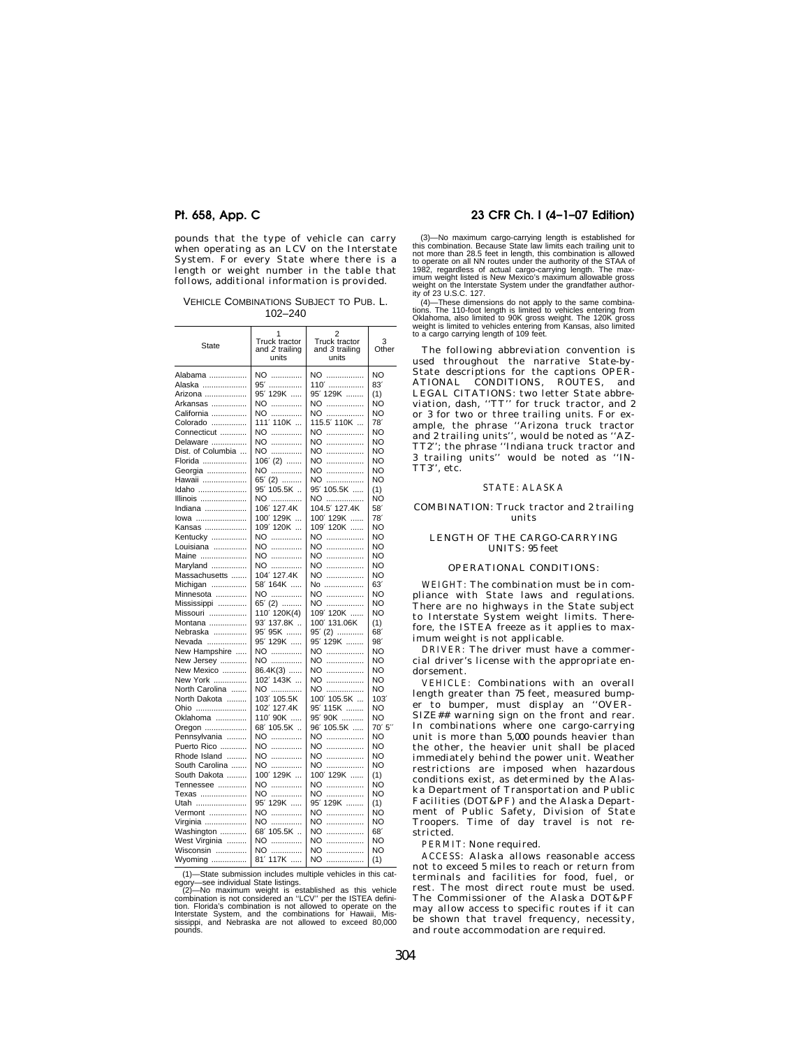pounds that the type of vehicle can carry when operating as an LCV on the Interstate System. For every State where there is a length or weight number in the table that follows, additional information is provided.

VEHICLE COMBINATIONS SUBJECT TO PUB. L. 102–240

| State | 1 Truck tractor and *2* trailing units | 2 Truck tractor and *3* trailing units | 3 Other |
|---|---|---|---|
| Alabama | NO | NO | NO |
| Alaska | 95′ | 110′ | 83′ |
| Arizona | 95′ 129K | 95′ 129K | (1) |
| Arkansas | NO | NO | NO |
| California | NO | NO | NO |
| Colorado | 111′ 110K | 115.5′ 110K | 78′ |
| Connecticut | NO | NO | NO |
| Delaware | NO | NO | NO |
| Dist. of Columbia | NO | NO | NO |
| Florida | 106′ (2) | NO | NO |
| Georgia | NO | NO | NO |
| Hawaii | 65′ (2) | NO | NO |
| Idaho | 95′ 105.5K | 95′ 105.5K | (1) |
| Illinois | NO | NO | NO |
| Indiana | 106′ 127.4K | 104.5′ 127.4K | 58′ |
| Iowa | 100′ 129K | 100′ 129K | 78′ |
| Kansas | 109′ 120K | 109′ 120K | NO |
| Kentucky | NO | NO | NO |
| Louisiana | NO | NO | NO |
| Maine | NO | NO | NO |
| Maryland | NO | NO | NO |
| Massachusetts | 104′ 127.4K | NO | NO |
| Michigan | 58′ 164K | No | 63′ |
| Minnesota | NO | NO | NO |
| Mississippi | 65′ (2) | NO | NO |
| Missouri | 110′ 120K(4) | 109′ 120K | NO |
| Montana | 93′ 137.8K | 100′ 131.06K | (1) |
| Nebraska | 95′ 95K | 95′ (2) | 68′ |
| Nevada | 95′ 129K | 95′ 129K | 98′ |
| New Hampshire | NO | NO | NO |
| New Jersey | NO | NO | NO |
| New Mexico | 86.4K(3) | NO | NO |
| New York | 102′ 143K | NO | NO |
| North Carolina | NO | NO | NO |
| North Dakota | 103′ 105.5K | 100′ 105.5K | 103′ |
| Ohio | 102′ 127.4K | 95′ 115K | NO |
| Oklahoma | 110′ 90K | 95′ 90K | NO |
| Oregon | 68′ 105.5K | 96′ 105.5K | 70′ 5″ |
| Pennsylvania | NO | NO | NO |
| Puerto Rico | NO | NO | NO |
| Rhode Island | NO | NO | NO |
| South Carolina | NO | NO | NO |
| South Dakota | 100′ 129K | 100′ 129K | (1) |
| Tennessee | NO | NO | NO |
| Texas | NO | NO | NO |
| Utah | 95′ 129K | 95′ 129K | (1) |
| Vermont | NO | NO | NO |
| Virginia | NO | NO | NO |
| Washington | 68′ 105.5K | NO | 68′ |
| West Virginia | NO | NO | NO |
| Wisconsin | NO | NO | NO |
| Wyoming | 81′ 117K | NO | (1) |

(1)—State submission includes multiple vehicles in this category—see individual State listings.

(2)—No maximum weight is established as this vehicle combination is not considered an ''LCV'' per the ISTEA definition. Florida's combination is not allowed to operate on the Interstate System, and the combinations for Hawaii, Mississippi, and Nebraska are not allowed to exceed 80,000 pounds.

(3)—No maximum cargo-carrying length is established for this combination. Because State law limits each trailing unit to not more than 28.5 feet in length, this combination is allowed to operate on all NN routes under the authority of the STAA of 1982, regardless of actual cargo-carrying length. The maximum weight listed is New Mexico's maximum allowable gross weight on the Interstate System under the grandfather authority of 23 U.S.C. 127.

(4)—These dimensions do not apply to the same combinations. The 110-foot length is limited to vehicles entering from Oklahoma, also limited to 90K gross weight. The 120K gross weight is limited to vehicles entering from Kansas, also limited to a cargo carrying length of 109 feet.

The following abbreviation convention is used throughout the narrative State-by-State descriptions for the captions OPERATIONAL CONDITIONS, ROUTES, and LEGAL CITATIONS: two letter State abbreviation, dash, ''TT'' for truck tractor, and 2 or 3 for two or three trailing units. For example, the phrase ''Arizona truck tractor and 2 trailing units'', would be noted as ''AZ-TT2''; the phrase ''Indiana truck tractor and 3 trailing units'' would be noted as ''IN-TT3'', etc.

STATE: ALASKA

COMBINATION: Truck tractor and 2 trailing units

LENGTH OF THE CARGO-CARRYING UNITS: 95 feet

OPERATIONAL CONDITIONS:

WEIGHT: The combination must be in compliance with State laws and regulations. There are no highways in the State subject to Interstate System weight limits. Therefore, the ISTEA freeze as it applies to maximum weight is not applicable.

DRIVER: The driver must have a commercial driver's license with the appropriate endorsement.

VEHICLE: Combinations with an overall length greater than 75 feet, measured bumper to bumper, must display an ''OVERSIZE##'' warning sign on the front and rear. In combinations where one cargo-carrying unit is more than 5,000 pounds heavier than the other, the heavier unit shall be placed immediately behind the power unit. Weather restrictions are imposed when hazardous conditions exist, as determined by the Alaska Department of Transportation and Public Facilities (DOT&PF) and the Alaska Department of Public Safety, Division of State Troopers. Time of day travel is not restricted.

PERMIT: None required.

ACCESS: Alaska allows reasonable access not to exceed 5 miles to reach or return from terminals and facilities for food, fuel, or rest. The most direct route must be used. The Commissioner of the Alaska DOT&PF may allow access to specific routes if it can be shown that travel frequency, necessity, and route accommodation are required.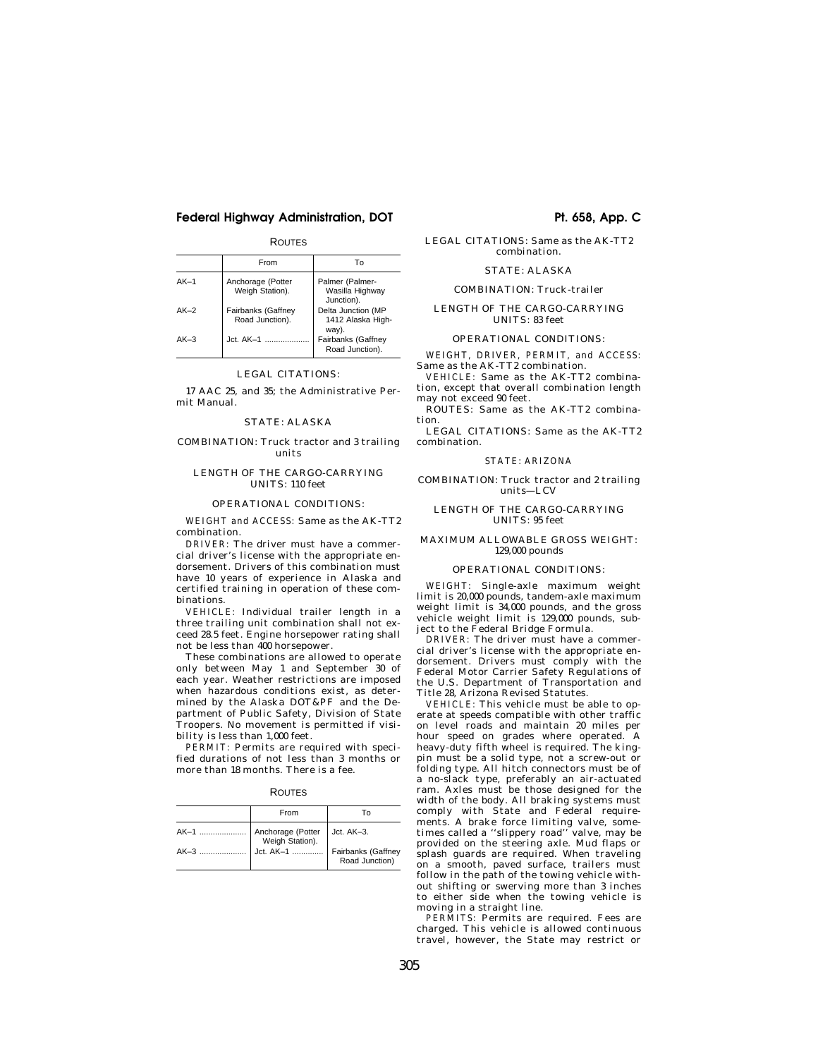ROUTES

| | From | To |
|---|---|---|
| AK–1 | Anchorage (Potter Weigh Station). | Palmer (Palmer-Wasilla Highway Junction). |
| AK–2 | Fairbanks (Gaffney Road Junction). | Delta Junction (MP 1412 Alaska Highway). |
| AK–3 | Jct. AK–1 | Fairbanks (Gaffney Road Junction). |

LEGAL CITATIONS:

17 AAC 25, and 35; the Administrative Permit Manual.

STATE: ALASKA

COMBINATION: Truck tractor and 3 trailing units

LENGTH OF THE CARGO-CARRYING UNITS: 110 feet

OPERATIONAL CONDITIONS:

WEIGHT and ACCESS: Same as the AK-TT2 combination.

DRIVER: The driver must have a commercial driver's license with the appropriate endorsement. Drivers of this combination must have 10 years of experience in Alaska and certified training in operation of these combinations.

VEHICLE: Individual trailer length in a three trailing unit combination shall not exceed 28.5 feet. Engine horsepower rating shall not be less than 400 horsepower.

These combinations are allowed to operate only between May 1 and September 30 of each year. Weather restrictions are imposed when hazardous conditions exist, as determined by the Alaska DOT&PF and the Department of Public Safety, Division of State Troopers. No movement is permitted if visibility is less than 1,000 feet.

PERMIT: Permits are required with specified durations of not less than 3 months or more than 18 months. There is a fee.

ROUTES

| | From | To |
|---|---|---|
| AK–1 | Anchorage (Potter Weigh Station). | Jct. AK–3. |
| AK–3 | Jct. AK–1 | Fairbanks (Gaffney Road Junction) |

LEGAL CITATIONS: Same as the AK-TT2 combination.

STATE: ALASKA

COMBINATION: Truck-trailer

LENGTH OF THE CARGO-CARRYING UNITS: 83 feet

OPERATIONAL CONDITIONS:

WEIGHT, DRIVER, PERMIT, and ACCESS: Same as the AK-TT2 combination.

VEHICLE: Same as the AK-TT2 combination, except that overall combination length may not exceed 90 feet.

ROUTES: Same as the AK-TT2 combination.

LEGAL CITATIONS: Same as the AK-TT2 combination.

STATE: ARIZONA

COMBINATION: Truck tractor and 2 trailing units—LCV

LENGTH OF THE CARGO-CARRYING UNITS: 95 feet

MAXIMUM ALLOWABLE GROSS WEIGHT: 129,000 pounds

OPERATIONAL CONDITIONS:

WEIGHT: Single-axle maximum weight limit is 20,000 pounds, tandem-axle maximum weight limit is 34,000 pounds, and the gross vehicle weight limit is 129,000 pounds, subject to the Federal Bridge Formula.

DRIVER: The driver must have a commercial driver's license with the appropriate endorsement. Drivers must comply with the Federal Motor Carrier Safety Regulations of the U.S. Department of Transportation and Title 28, Arizona Revised Statutes.

VEHICLE: This vehicle must be able to operate at speeds compatible with other traffic on level roads and maintain 20 miles per hour speed on grades where operated. A heavy-duty fifth wheel is required. The kingpin must be a solid type, not a screw-out or folding type. All hitch connectors must be of a no-slack type, preferably an air-actuated ram. Axles must be those designed for the width of the body. All braking systems must comply with State and Federal requirements. A brake force limiting valve, sometimes called a ''slippery road'' valve, may be provided on the steering axle. Mud flaps or splash guards are required. When traveling on a smooth, paved surface, trailers must follow in the path of the towing vehicle without shifting or swerving more than 3 inches to either side when the towing vehicle is moving in a straight line.

PERMITS: Permits are required. Fees are charged. This vehicle is allowed continuous travel, however, the State may restrict or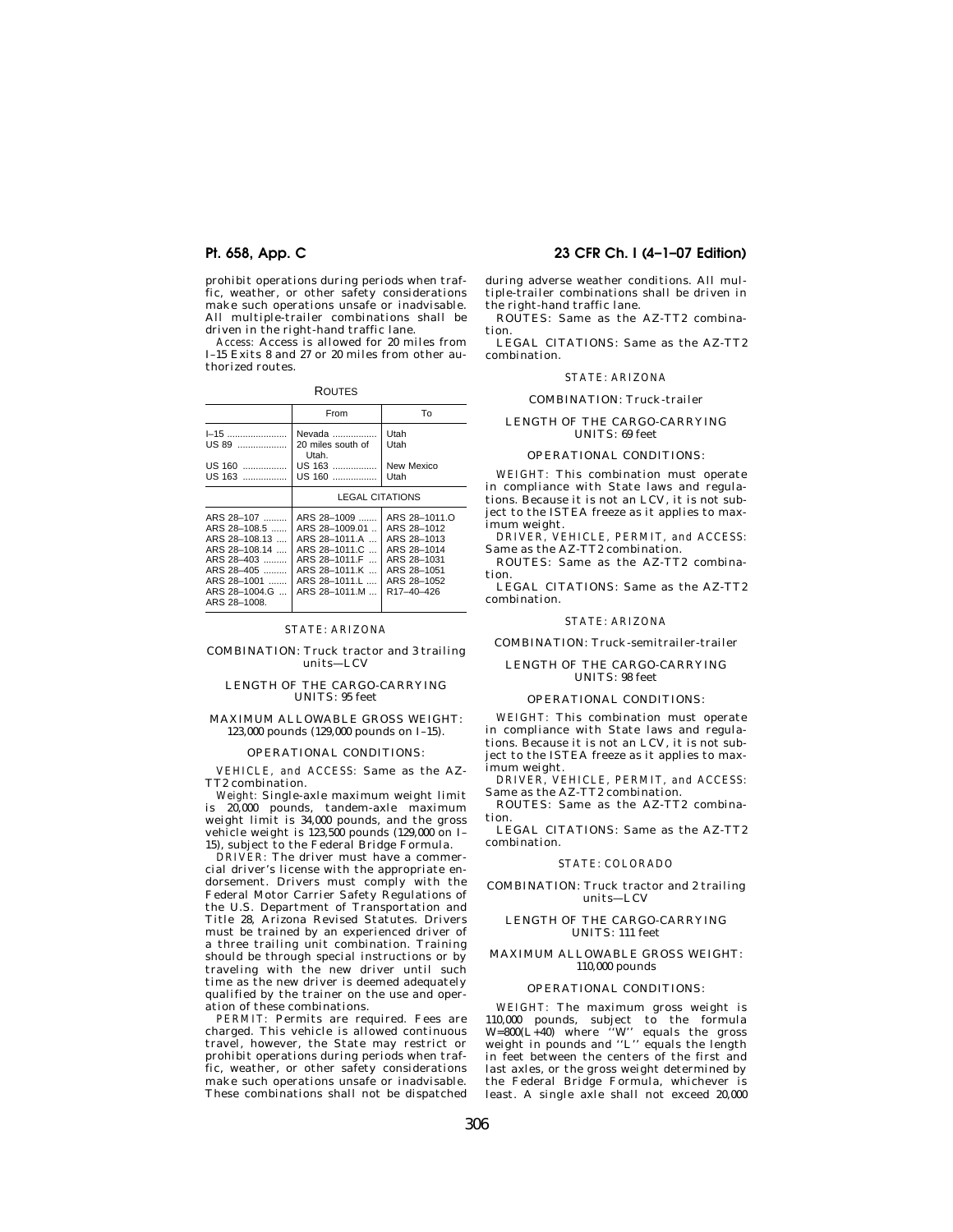prohibit operations during periods when traffic, weather, or other safety considerations make such operations unsafe or inadvisable. All multiple-trailer combinations shall be driven in the right-hand traffic lane.

*Access:* Access is allowed for 20 miles from I–15 Exits 8 and 27 or 20 miles from other authorized routes.

ROUTES

| | From | To |
|---|---|---|
| I–15 | Nevada | Utah |
| US 89 | 20 miles south of Utah. | Utah |
| US 160 | US 163 | New Mexico |
| US 163 | US 160 | Utah |

| LEGAL CITATIONS | | |
|---|---|---|
| ARS 28–107 | ARS 28–1009 | ARS 28–1011.O |
| ARS 28–108.5 | ARS 28–1009.01 | ARS 28–1012 |
| ARS 28–108.13 | ARS 28–1011.A | ARS 28–1013 |
| ARS 28–108.14 | ARS 28–1011.C | ARS 28–1014 |
| ARS 28–403 | ARS 28–1011.F | ARS 28–1031 |
| ARS 28–405 | ARS 28–1011.K | ARS 28–1051 |
| ARS 28–1001 | ARS 28–1011.L | ARS 28–1052 |
| ARS 28–1004.G | ARS 28–1011.M | R17–40–426 |
| ARS 28–1008. | | |

STATE: ARIZONA

COMBINATION: Truck tractor and 3 trailing units—LCV

LENGTH OF THE CARGO-CARRYING UNITS: 95 feet

MAXIMUM ALLOWABLE GROSS WEIGHT: 123,000 pounds (129,000 pounds on I–15).

OPERATIONAL CONDITIONS:

*VEHICLE, and ACCESS:* Same as the AZ-TT2 combination.

*Weight:* Single-axle maximum weight limit is 20,000 pounds, tandem-axle maximum weight limit is 34,000 pounds, and the gross vehicle weight is 123,500 pounds (129,000 on I–15), subject to the Federal Bridge Formula.

*DRIVER:* The driver must have a commercial driver's license with the appropriate endorsement. Drivers must comply with the Federal Motor Carrier Safety Regulations of the U.S. Department of Transportation and Title 28, Arizona Revised Statutes. Drivers must be trained by an experienced driver of a three trailing unit combination. Training should be through special instructions or by traveling with the new driver until such time as the new driver is deemed adequately qualified by the trainer on the use and operation of these combinations.

*PERMIT:* Permits are required. Fees are charged. This vehicle is allowed continuous travel, however, the State may restrict or prohibit operations during periods when traffic, weather, or other safety considerations make such operations unsafe or inadvisable. These combinations shall not be dispatched during adverse weather conditions. All multiple-trailer combinations shall be driven in the right-hand traffic lane.

ROUTES: Same as the AZ-TT2 combination.

LEGAL CITATIONS: Same as the AZ-TT2 combination.

STATE: ARIZONA

COMBINATION: Truck-trailer

LENGTH OF THE CARGO-CARRYING UNITS: 69 feet

OPERATIONAL CONDITIONS:

*WEIGHT:* This combination must operate in compliance with State laws and regulations. Because it is not an LCV, it is not subject to the ISTEA freeze as it applies to maximum weight.

*DRIVER, VEHICLE, PERMIT, and ACCESS:* Same as the AZ-TT2 combination.

ROUTES: Same as the AZ-TT2 combination.

LEGAL CITATIONS: Same as the AZ-TT2 combination.

STATE: ARIZONA

COMBINATION: Truck-semitrailer-trailer

LENGTH OF THE CARGO-CARRYING UNITS: 98 feet

OPERATIONAL CONDITIONS:

*WEIGHT:* This combination must operate in compliance with State laws and regulations. Because it is not an LCV, it is not subject to the ISTEA freeze as it applies to maximum weight.

*DRIVER, VEHICLE, PERMIT, and ACCESS:* Same as the AZ-TT2 combination.

ROUTES: Same as the AZ-TT2 combination.

LEGAL CITATIONS: Same as the AZ-TT2 combination.

STATE: COLORADO

COMBINATION: Truck tractor and 2 trailing units—LCV

LENGTH OF THE CARGO-CARRYING UNITS: 111 feet

MAXIMUM ALLOWABLE GROSS WEIGHT: 110,000 pounds

OPERATIONAL CONDITIONS:

*WEIGHT:* The maximum gross weight is 110,000 pounds, subject to the formula $W=800(L+40)$ where "W" equals the gross weight in pounds and "L" equals the length in feet between the centers of the first and last axles, or the gross weight determined by the Federal Bridge Formula, whichever is least. A single axle shall not exceed 20,000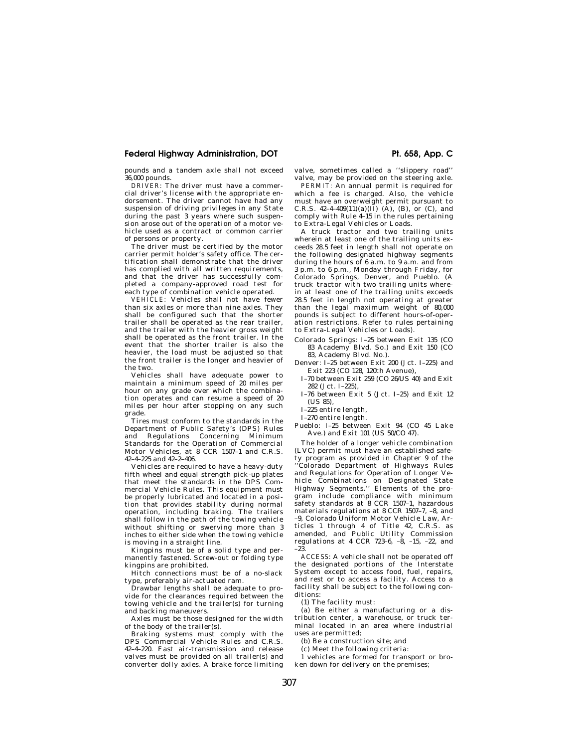pounds and a tandem axle shall not exceed 36,000 pounds.

*DRIVER:* The driver must have a commercial driver's license with the appropriate endorsement. The driver cannot have had any suspension of driving privileges in any State during the past 3 years where such suspension arose out of the operation of a motor vehicle used as a contract or common carrier of persons or property.

The driver must be certified by the motor carrier permit holder's safety office. The certification shall demonstrate that the driver has complied with all written requirements, and that the driver has successfully completed a company-approved road test for each type of combination vehicle operated.

*VEHICLE:* Vehicles shall not have fewer than six axles or more than nine axles. They shall be configured such that the shorter trailer shall be operated as the rear trailer, and the trailer with the heavier gross weight shall be operated as the front trailer. In the event that the shorter trailer is also the heavier, the load must be adjusted so that the front trailer is the longer and heavier of the two.

Vehicles shall have adequate power to maintain a minimum speed of 20 miles per hour on any grade over which the combination operates and can resume a speed of 20 miles per hour after stopping on any such grade.

Tires must conform to the standards in the Department of Public Safety's (DPS) Rules and Regulations Concerning Minimum Standards for the Operation of Commercial Motor Vehicles, at 8 CCR 1507–1 and C.R.S. 42–4–225 and 42–2–406.

Vehicles are required to have a heavy-duty fifth wheel and equal strength pick-up plates that meet the standards in the DPS Commercial Vehicle Rules. This equipment must be properly lubricated and located in a position that provides stability during normal operation, including braking. The trailers shall follow in the path of the towing vehicle without shifting or swerving more than 3 inches to either side when the towing vehicle is moving in a straight line.

Kingpins must be of a solid type and permanently fastened. Screw-out or folding type kingpins are prohibited.

Hitch connections must be of a no-slack type, preferably air-actuated ram.

Drawbar lengths shall be adequate to provide for the clearances required between the towing vehicle and the trailer(s) for turning and backing maneuvers.

Axles must be those designed for the width of the body of the trailer(s).

Braking systems must comply with the DPS Commercial Vehicle Rules and C.R.S. 42–4–220. Fast air-transmission and release valves must be provided on all trailer(s) and converter dolly axles. A brake force limiting valve, sometimes called a ''slippery road'' valve, may be provided on the steering axle.

*PERMIT:* An annual permit is required for which a fee is charged. Also, the vehicle must have an overweight permit pursuant to C.R.S. 42–4–409(11)(a)(II) (A), (B), or (C), and comply with Rule 4–15 in the rules pertaining to Extra-Legal Vehicles or Loads.

A truck tractor and two trailing units wherein at least one of the trailing units exceeds 28.5 feet in length shall not operate on the following designated highway segments during the hours of 6 a.m. to 9 a.m. and from 3 p.m. to 6 p.m., Monday through Friday, for Colorado Springs, Denver, and Pueblo. (A truck tractor with two trailing units wherein at least one of the trailing units exceeds 28.5 feet in length not operating at greater than the legal maximum weight of 80,000 pounds is subject to different hours-of-operation restrictions. Refer to rules pertaining to Extra-Legal Vehicles or Loads).

Colorado Springs: I–25 between Exit 135 (CO 83 Academy Blvd. So.) and Exit 150 (CO 83, Academy Blvd. No.).

Denver: I–25 between Exit 200 (Jct. I–225) and Exit 223 (CO 128, 120th Avenue),
- I–70 between Exit 259 (CO 26/US 40) and Exit 282 (Jct. I–225),
- I–76 between Exit 5 (Jct. I–25) and Exit 12 (US 85),
- I–225 entire length,
- I–270 entire length.

Pueblo: I–25 between Exit 94 (CO 45 Lake Ave.) and Exit 101 (US 50/CO 47).

The holder of a longer vehicle combination (LVC) permit must have an established safety program as provided in Chapter 9 of the ''Colorado Department of Highways Rules and Regulations for Operation of Longer Vehicle Combinations on Designated State Highway Segments.'' Elements of the program include compliance with minimum safety standards at 8 CCR 1507–1, hazardous materials regulations at 8 CCR 1507–7, –8, and –9, Colorado Uniform Motor Vehicle Law, Articles 1 through 4 of Title 42, C.R.S. as amended, and Public Utility Commission regulations at 4 CCR 723–6, –8, –15, –22, and –23.

*ACCESS:* A vehicle shall not be operated off the designated portions of the Interstate System except to access food, fuel, repairs, and rest or to access a facility. Access to a facility shall be subject to the following conditions:

(1) The facility must:

(a) Be either a manufacturing or a distribution center, a warehouse, or truck terminal located in an area where industrial uses are permitted;

(b) Be a construction site; and

(c) Meet the following criteria:

1 vehicles are formed for transport or broken down for delivery on the premises;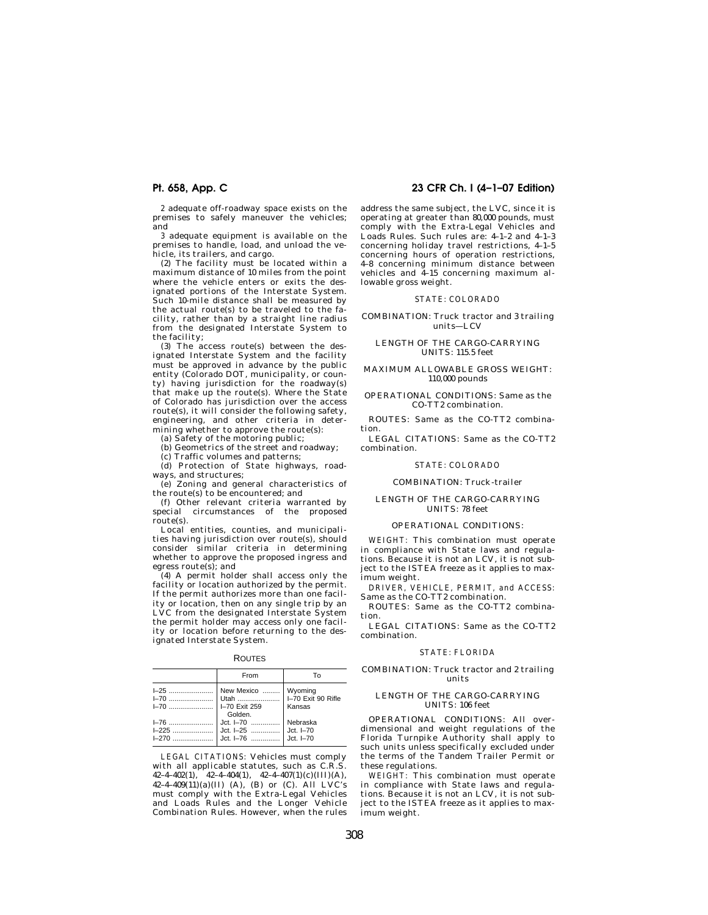2 adequate off-roadway space exists on the premises to safely maneuver the vehicles; and

3 adequate equipment is available on the premises to handle, load, and unload the vehicle, its trailers, and cargo.

(2) The facility must be located within a maximum distance of 10 miles from the point where the vehicle enters or exits the designated portions of the Interstate System. Such 10-mile distance shall be measured by the actual route(s) to be traveled to the facility, rather than by a straight line radius from the designated Interstate System to the facility;

(3) The access route(s) between the designated Interstate System and the facility must be approved in advance by the public entity (Colorado DOT, municipality, or county) having jurisdiction for the roadway(s) that make up the route(s). Where the State of Colorado has jurisdiction over the access route(s), it will consider the following safety, engineering, and other criteria in determining whether to approve the route(s):

(a) Safety of the motoring public;

(b) Geometrics of the street and roadway;

(c) Traffic volumes and patterns;

(d) Protection of State highways, roadways, and structures;

(e) Zoning and general characteristics of the route(s) to be encountered; and

(f) Other relevant criteria warranted by special circumstances of the proposed route(s).

Local entities, counties, and municipalities having jurisdiction over route(s), should consider similar criteria in determining whether to approve the proposed ingress and egress route(s); and

(4) A permit holder shall access only the facility or location authorized by the permit. If the permit authorizes more than one facility or location, then on any single trip by an LVC from the designated Interstate System the permit holder may access only one facility or location before returning to the designated Interstate System.

ROUTES

| | From | To |
|---|---|---|
| I–25 | New Mexico | Wyoming |
| I–70 | Utah | I–70 Exit 90 Rifle |
| I–70 | I–70 Exit 259 Golden. | Kansas |
| I–76 | Jct. I–70 | Nebraska |
| I–225 | Jct. I–25 | Jct. I–70 |
| I–270 | Jct. I–76 | Jct. I–70 |

LEGAL CITATIONS: Vehicles must comply with all applicable statutes, such as C.R.S. 42–4–402(1), 42–4–404(1), 42–4–407(1)(c)(III)(A), 42–4–409(11)(a)(II) (A), (B) or (C). All LVC's must comply with the Extra-Legal Vehicles and Loads Rules and the Longer Vehicle Combination Rules. However, when the rules address the same subject, the LVC, since it is operating at greater than 80,000 pounds, must comply with the Extra-Legal Vehicles and Loads Rules. Such rules are: 4–1–2 and 4–1–3 concerning holiday travel restrictions, 4–1–5 concerning hours of operation restrictions, 4–8 concerning minimum distance between vehicles and 4–15 concerning maximum allowable gross weight.

STATE: COLORADO

COMBINATION: Truck tractor and 3 trailing units—LCV

LENGTH OF THE CARGO-CARRYING UNITS: 115.5 feet

MAXIMUM ALLOWABLE GROSS WEIGHT: 110,000 pounds

OPERATIONAL CONDITIONS: Same as the CO-TT2 combination.

ROUTES: Same as the CO-TT2 combination.

LEGAL CITATIONS: Same as the CO-TT2 combination.

STATE: COLORADO

COMBINATION: Truck-trailer

LENGTH OF THE CARGO-CARRYING UNITS: 78 feet

OPERATIONAL CONDITIONS:

*WEIGHT:* This combination must operate in compliance with State laws and regulations. Because it is not an LCV, it is not subject to the ISTEA freeze as it applies to maximum weight.

*DRIVER, VEHICLE, PERMIT, and ACCESS:* Same as the CO-TT2 combination.

ROUTES: Same as the CO-TT2 combination.

LEGAL CITATIONS: Same as the CO-TT2 combination.

STATE: FLORIDA

COMBINATION: Truck tractor and 2 trailing units

LENGTH OF THE CARGO-CARRYING UNITS: 106 feet

OPERATIONAL CONDITIONS: All over-dimensional and weight regulations of the Florida Turnpike Authority shall apply to such units unless specifically excluded under the terms of the Tandem Trailer Permit or these regulations.

*WEIGHT:* This combination must operate in compliance with State laws and regulations. Because it is not an LCV, it is not subject to the ISTEA freeze as it applies to maximum weight.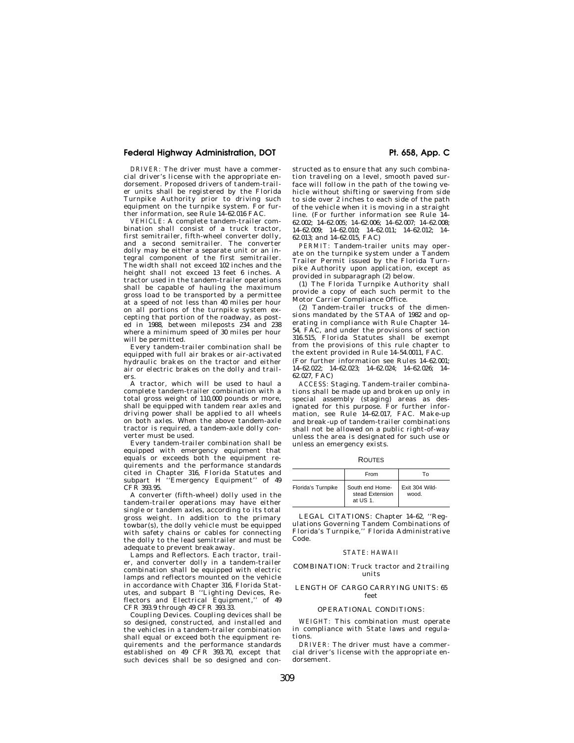*DRIVER:* The driver must have a commercial driver's license with the appropriate endorsement. Proposed drivers of tandem-trailer units shall be registered by the Florida Turnpike Authority prior to driving such equipment on the turnpike system. For further information, see Rule 14–62.016 FAC.

*VEHICLE:* A complete tandem-trailer combination shall consist of a truck tractor, first semitrailer, fifth-wheel converter dolly, and a second semitrailer. The converter dolly may be either a separate unit or an integral component of the first semitrailer. The width shall not exceed 102 inches and the height shall not exceed 13 feet 6 inches. A tractor used in the tandem-trailer operations shall be capable of hauling the maximum gross load to be transported by a permittee at a speed of not less than 40 miles per hour on all portions of the turnpike system excepting that portion of the roadway, as posted in 1988, between mileposts 234 and 238 where a minimum speed of 30 miles per hour will be permitted.

Every tandem-trailer combination shall be equipped with full air brakes or air-activated hydraulic brakes on the tractor and either air or electric brakes on the dolly and trailers.

A tractor, which will be used to haul a complete tandem-trailer combination with a total gross weight of 110,000 pounds or more, shall be equipped with tandem rear axles and driving power shall be applied to all wheels on both axles. When the above tandem-axle tractor is required, a tandem-axle dolly converter must be used.

Every tandem-trailer combination shall be equipped with emergency equipment that equals or exceeds both the equipment requirements and the performance standards cited in Chapter 316, Florida Statutes and subpart H ''Emergency Equipment'' of 49 CFR 393.95.

A converter (fifth-wheel) dolly used in the tandem-trailer operations may have either single or tandem axles, according to its total gross weight. In addition to the primary towbar(s), the dolly vehicle must be equipped with safety chains or cables for connecting the dolly to the lead semitrailer and must be adequate to prevent breakaway.

Lamps and Reflectors. Each tractor, trailer, and converter dolly in a tandem-trailer combination shall be equipped with electric lamps and reflectors mounted on the vehicle in accordance with Chapter 316, Florida Statutes, and subpart B ''Lighting Devices, Reflectors and Electrical Equipment,'' of 49 CFR 393.9 through 49 CFR 393.33.

Coupling Devices. Coupling devices shall be so designed, constructed, and installed and the vehicles in a tandem-trailer combination shall equal or exceed both the equipment requirements and the performance standards established on 49 CFR 393.70, except that such devices shall be so designed and constructed as to ensure that any such combination traveling on a level, smooth paved surface will follow in the path of the towing vehicle without shifting or swerving from side to side over 2 inches to each side of the path of the vehicle when it is moving in a straight line. (For further information see Rule 14–62.002; 14–62.005; 14–62.006; 14–62.007; 14–62.008; 14–62.009; 14–62.010; 14–62.011; 14–62.012; 14–62.013; and 14–62.015, FAC)

*PERMIT:* Tandem-trailer units may operate on the turnpike system under a Tandem Trailer Permit issued by the Florida Turnpike Authority upon application, except as provided in subparagraph (2) below.

(1) The Florida Turnpike Authority shall provide a copy of each such permit to the Motor Carrier Compliance Office.

(2) Tandem-trailer trucks of the dimensions mandated by the STAA of 1982 and operating in compliance with Rule Chapter 14–54, FAC, and under the provisions of section 316.515, Florida Statutes shall be exempt from the provisions of this rule chapter to the extent provided in Rule 14–54.0011, FAC.

(For further information see Rules 14–62.001; 14–62.022; 14–62.023; 14–62.024; 14–62.026; 14–62.027, FAC)

*ACCESS:* Staging. Tandem-trailer combinations shall be made up and broken up only in special assembly (staging) areas as designated for this purpose. For further information, see Rule 14–62.017, FAC. Make-up and break-up of tandem-trailer combinations shall not be allowed on a public right-of-way unless the area is designated for such use or unless an emergency exists.

ROUTES

| | From | To |
|---|---|---|
| Florida's Turnpike | South end Homestead Extension at US 1. | Exit 304 Wildwood. |

LEGAL CITATIONS: Chapter 14–62, ''Regulations Governing Tandem Combinations of Florida's Turnpike,'' Florida Administrative Code.

STATE: HAWAII

COMBINATION: Truck tractor and 2 trailing units

LENGTH OF CARGO CARRYING UNITS: 65 feet

OPERATIONAL CONDITIONS:

*WEIGHT:* This combination must operate in compliance with State laws and regulations.

*DRIVER:* The driver must have a commercial driver's license with the appropriate endorsement.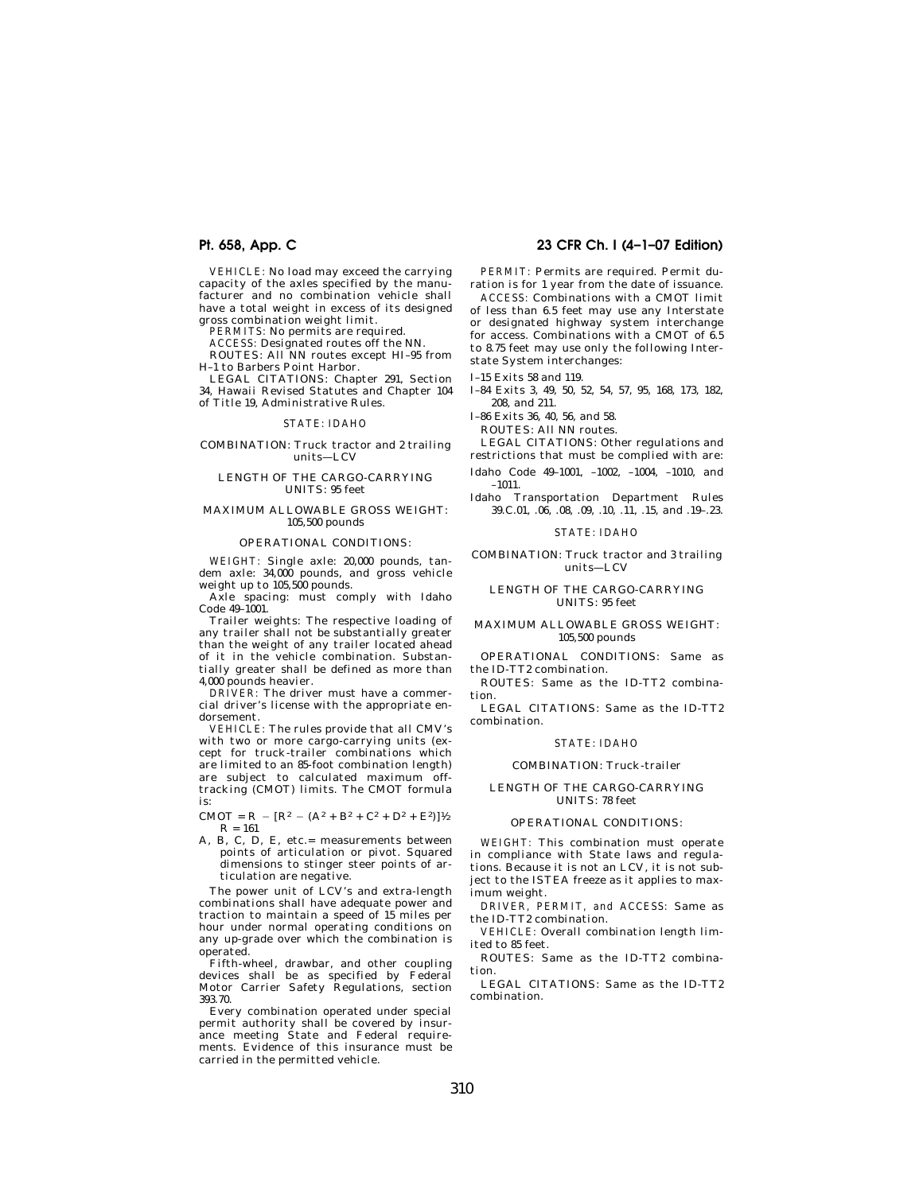*VEHICLE:* No load may exceed the carrying capacity of the axles specified by the manufacturer and no combination vehicle shall have a total weight in excess of its designed gross combination weight limit.

*PERMITS:* No permits are required.

*ACCESS:* Designated routes off the NN.

ROUTES: All NN routes except HI–95 from H–1 to Barbers Point Harbor.

LEGAL CITATIONS: Chapter 291, Section 34, Hawaii Revised Statutes and Chapter 104 of Title 19, Administrative Rules.

STATE: IDAHO

COMBINATION: Truck tractor and 2 trailing units—LCV

LENGTH OF THE CARGO-CARRYING UNITS: 95 feet

MAXIMUM ALLOWABLE GROSS WEIGHT: 105,500 pounds

OPERATIONAL CONDITIONS:

*WEIGHT:* Single axle: 20,000 pounds, tandem axle: 34,000 pounds, and gross vehicle weight up to 105,500 pounds.

Axle spacing: must comply with Idaho Code 49–1001.

Trailer weights: The respective loading of any trailer shall not be substantially greater than the weight of any trailer located ahead of it in the vehicle combination. Substantially greater shall be defined as more than 4,000 pounds heavier.

*DRIVER:* The driver must have a commercial driver's license with the appropriate endorsement.

*VEHICLE:* The rules provide that all CMV's with two or more cargo-carrying units (except for truck-trailer combinations which are limited to an 85-foot combination length) are subject to calculated maximum off-tracking (CMOT) limits. The CMOT formula is:

$CMOT = R - [R^2 - (A^2 + B^2 + C^2 + D^2 + E^2)]^{1/2}$

$R = 161$

A, B, C, D, E, etc.= measurements between points of articulation or pivot. Squared dimensions to stinger steer points of articulation are negative.

The power unit of LCV's and extra-length combinations shall have adequate power and traction to maintain a speed of 15 miles per hour under normal operating conditions on any up-grade over which the combination is operated.

Fifth-wheel, drawbar, and other coupling devices shall be as specified by Federal Motor Carrier Safety Regulations, section 393.70.

Every combination operated under special permit authority shall be covered by insurance meeting State and Federal requirements. Evidence of this insurance must be carried in the permitted vehicle.

*PERMIT:* Permits are required. Permit duration is for 1 year from the date of issuance.

*ACCESS:* Combinations with a CMOT limit of less than 6.5 feet may use any Interstate or designated highway system interchange for access. Combinations with a CMOT of 6.5 to 8.75 feet may use only the following Interstate System interchanges:

I–15 Exits 58 and 119.

I–84 Exits 3, 49, 50, 52, 54, 57, 95, 168, 173, 182, 208, and 211.

I–86 Exits 36, 40, 56, and 58.

ROUTES: All NN routes.

LEGAL CITATIONS: Other regulations and restrictions that must be complied with are:

Idaho Code 49–1001, –1002, –1004, –1010, and –1011.

Idaho Transportation Department Rules 39.C.01, .06, .08, .09, .10, .11, .15, and .19–.23.

STATE: IDAHO

COMBINATION: Truck tractor and 3 trailing units—LCV

LENGTH OF THE CARGO-CARRYING UNITS: 95 feet

MAXIMUM ALLOWABLE GROSS WEIGHT: 105,500 pounds

OPERATIONAL CONDITIONS: Same as the ID-TT2 combination.

ROUTES: Same as the ID-TT2 combination.

LEGAL CITATIONS: Same as the ID-TT2 combination.

STATE: IDAHO

COMBINATION: Truck-trailer

LENGTH OF THE CARGO-CARRYING UNITS: 78 feet

OPERATIONAL CONDITIONS:

*WEIGHT:* This combination must operate in compliance with State laws and regulations. Because it is not an LCV, it is not subject to the ISTEA freeze as it applies to maximum weight.

*DRIVER, PERMIT, and ACCESS:* Same as the ID-TT2 combination.

*VEHICLE:* Overall combination length limited to 85 feet.

ROUTES: Same as the ID-TT2 combination.

LEGAL CITATIONS: Same as the ID-TT2 combination.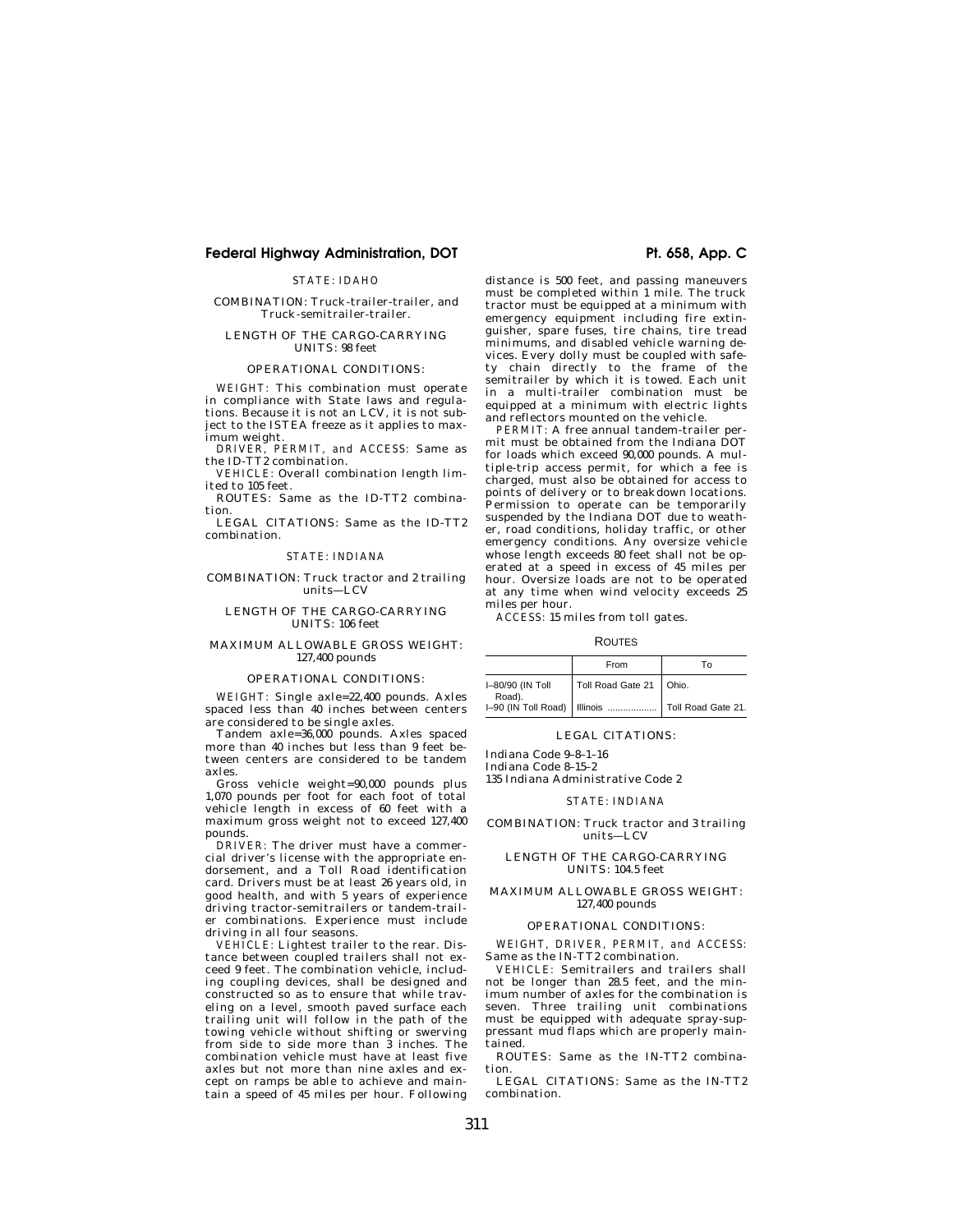STATE: IDAHO

COMBINATION: Truck-trailer-trailer, and Truck-semitrailer-trailer.

LENGTH OF THE CARGO-CARRYING UNITS: 98 feet

OPERATIONAL CONDITIONS:

*WEIGHT:* This combination must operate in compliance with State laws and regulations. Because it is not an LCV, it is not subject to the ISTEA freeze as it applies to maximum weight.

*DRIVER, PERMIT, and ACCESS:* Same as the ID-TT2 combination.

*VEHICLE:* Overall combination length limited to 105 feet.

ROUTES: Same as the ID-TT2 combination.

LEGAL CITATIONS: Same as the ID-TT2 combination.

STATE: INDIANA

COMBINATION: Truck tractor and 2 trailing units—LCV

LENGTH OF THE CARGO-CARRYING UNITS: 106 feet

MAXIMUM ALLOWABLE GROSS WEIGHT: 127,400 pounds

OPERATIONAL CONDITIONS:

*WEIGHT:* Single axle=22,400 pounds. Axles spaced less than 40 inches between centers are considered to be single axles.

Tandem axle=36,000 pounds. Axles spaced more than 40 inches but less than 9 feet between centers are considered to be tandem axles.

Gross vehicle weight=90,000 pounds plus 1,070 pounds per foot for each foot of total vehicle length in excess of 60 feet with a maximum gross weight not to exceed 127,400 pounds.

*DRIVER:* The driver must have a commercial driver's license with the appropriate endorsement, and a Toll Road identification card. Drivers must be at least 26 years old, in good health, and with 5 years of experience driving tractor-semitrailers or tandem-trailer combinations. Experience must include driving in all four seasons.

*VEHICLE:* Lightest trailer to the rear. Distance between coupled trailers shall not exceed 9 feet. The combination vehicle, including coupling devices, shall be designed and constructed so as to ensure that while traveling on a level, smooth paved surface each trailing unit will follow in the path of the towing vehicle without shifting or swerving from side to side more than 3 inches. The combination vehicle must have at least five axles but not more than nine axles and except on ramps be able to achieve and maintain a speed of 45 miles per hour. Following distance is 500 feet, and passing maneuvers must be completed within 1 mile. The truck tractor must be equipped at a minimum with emergency equipment including fire extinguisher, spare fuses, tire chains, tire tread minimums, and disabled vehicle warning devices. Every dolly must be coupled with safety chain directly to the frame of the semitrailer by which it is towed. Each unit in a multi-trailer combination must be equipped at a minimum with electric lights and reflectors mounted on the vehicle.

*PERMIT:* A free annual tandem-trailer permit must be obtained from the Indiana DOT for loads which exceed 90,000 pounds. A multiple-trip access permit, for which a fee is charged, must also be obtained for access to points of delivery or to breakdown locations. Permission to operate can be temporarily suspended by the Indiana DOT due to weather, road conditions, holiday traffic, or other emergency conditions. Any oversize vehicle whose length exceeds 80 feet shall not be operated at a speed in excess of 45 miles per hour. Oversize loads are not to be operated at any time when wind velocity exceeds 25 miles per hour.

*ACCESS:* 15 miles from toll gates.

ROUTES

| | From | To |
|---|---|---|
| I–80/90 (IN Toll Road). | Toll Road Gate 21 | Ohio. |
| I–90 (IN Toll Road) | Illinois .................. | Toll Road Gate 21. |

LEGAL CITATIONS:

Indiana Code 9–8–1–16
Indiana Code 8–15–2
135 Indiana Administrative Code 2

STATE: INDIANA

COMBINATION: Truck tractor and 3 trailing units—LCV

LENGTH OF THE CARGO-CARRYING UNITS: 104.5 feet

MAXIMUM ALLOWABLE GROSS WEIGHT: 127,400 pounds

OPERATIONAL CONDITIONS:

*WEIGHT, DRIVER, PERMIT, and ACCESS:* Same as the IN-TT2 combination.

*VEHICLE:* Semitrailers and trailers shall not be longer than 28.5 feet, and the minimum number of axles for the combination is seven. Three trailing unit combinations must be equipped with adequate spray-suppressant mud flaps which are properly maintained.

ROUTES: Same as the IN-TT2 combination.

LEGAL CITATIONS: Same as the IN-TT2 combination.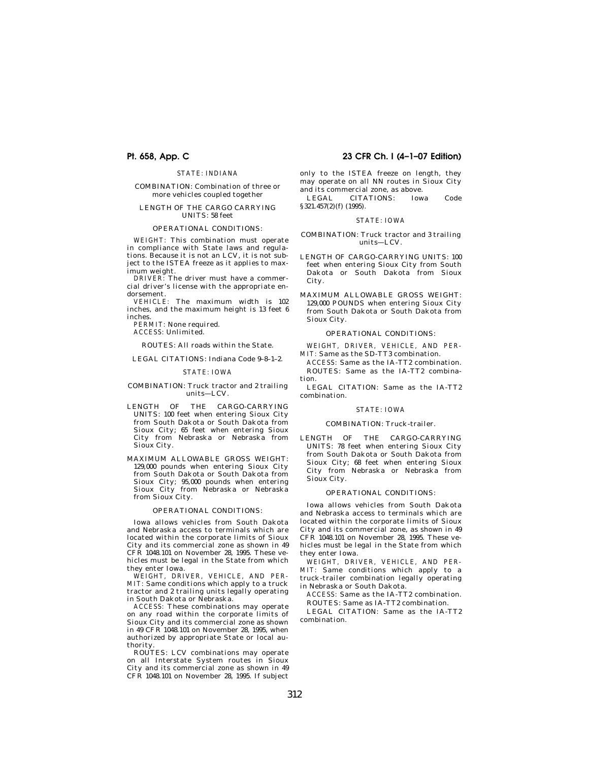STATE: INDIANA

COMBINATION: Combination of three or more vehicles coupled together

LENGTH OF THE CARGO CARRYING UNITS: 58 feet

OPERATIONAL CONDITIONS:

WEIGHT: This combination must operate in compliance with State laws and regulations. Because it is not an LCV, it is not subject to the ISTEA freeze as it applies to maximum weight.

DRIVER: The driver must have a commercial driver's license with the appropriate endorsement.

VEHICLE: The maximum width is 102 inches, and the maximum height is 13 feet 6 inches.

PERMIT: None required.

ACCESS: Unlimited.

ROUTES: All roads within the State.

LEGAL CITATIONS: Indiana Code 9–8–1–2.

STATE: IOWA

COMBINATION: Truck tractor and 2 trailing units—LCV.

LENGTH OF THE CARGO-CARRYING UNITS: 100 feet when entering Sioux City from South Dakota or South Dakota from Sioux City; 65 feet when entering Sioux City from Nebraska or Nebraska from Sioux City.

MAXIMUM ALLOWABLE GROSS WEIGHT: 129,000 pounds when entering Sioux City from South Dakota or South Dakota from Sioux City; 95,000 pounds when entering Sioux City from Nebraska or Nebraska from Sioux City.

OPERATIONAL CONDITIONS:

Iowa allows vehicles from South Dakota and Nebraska access to terminals which are located within the corporate limits of Sioux City and its commercial zone as shown in 49 CFR 1048.101 on November 28, 1995. These vehicles must be legal in the State from which they enter Iowa.

WEIGHT, DRIVER, VEHICLE, AND PERMIT: Same conditions which apply to a truck tractor and 2 trailing units legally operating in South Dakota or Nebraska.

ACCESS: These combinations may operate on any road within the corporate limits of Sioux City and its commercial zone as shown in 49 CFR 1048.101 on November 28, 1995, when authorized by appropriate State or local authority.

ROUTES: LCV combinations may operate on all Interstate System routes in Sioux City and its commercial zone as shown in 49 CFR 1048.101 on November 28, 1995. If subject only to the ISTEA freeze on length, they may operate on all NN routes in Sioux City and its commercial zone, as above.

LEGAL CITATIONS: Iowa Code §321.457(2)(f) (1995).

STATE: IOWA

COMBINATION: Truck tractor and 3 trailing units—LCV.

LENGTH OF CARGO-CARRYING UNITS: 100 feet when entering Sioux City from South Dakota or South Dakota from Sioux City.

MAXIMUM ALLOWABLE GROSS WEIGHT: 129,000 POUNDS when entering Sioux City from South Dakota or South Dakota from Sioux City.

OPERATIONAL CONDITIONS:

WEIGHT, DRIVER, VEHICLE, AND PERMIT: Same as the SD-TT3 combination.

ACCESS: Same as the IA-TT2 combination.

ROUTES: Same as the IA-TT2 combination.

LEGAL CITATION: Same as the IA-TT2 combination.

STATE: IOWA

COMBINATION: Truck-trailer.

LENGTH OF THE CARGO-CARRYING UNITS: 78 feet when entering Sioux City from South Dakota or South Dakota from Sioux City; 68 feet when entering Sioux City from Nebraska or Nebraska from Sioux City.

OPERATIONAL CONDITIONS:

Iowa allows vehicles from South Dakota and Nebraska access to terminals which are located within the corporate limits of Sioux City and its commercial zone, as shown in 49 CFR 1048.101 on November 28, 1995. These vehicles must be legal in the State from which they enter Iowa.

WEIGHT, DRIVER, VEHICLE, AND PERMIT: Same conditions which apply to a truck-trailer combination legally operating in Nebraska or South Dakota.

ACCESS: Same as the IA-TT2 combination.

ROUTES: Same as IA-TT2 combination.

LEGAL CITATION: Same as the IA-TT2 combination.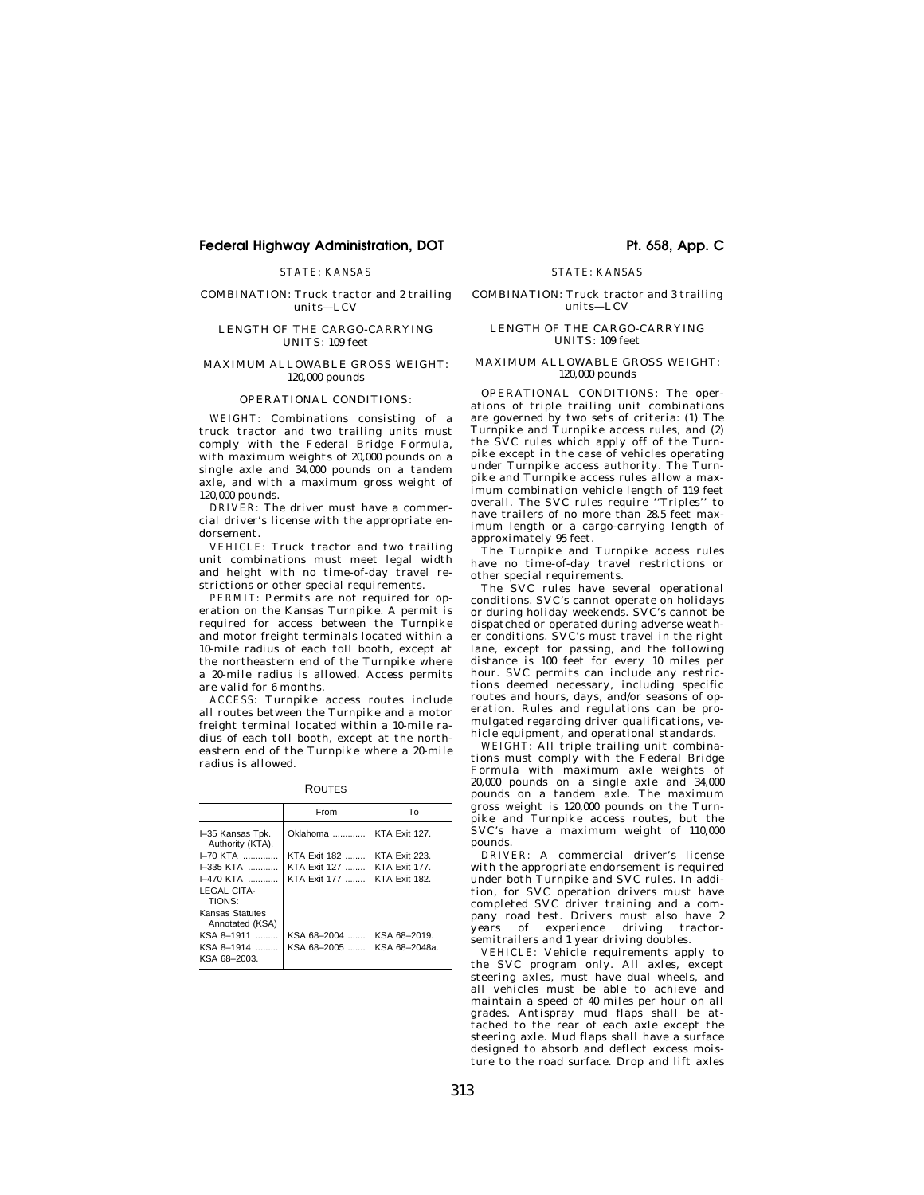STATE: KANSAS

COMBINATION: Truck tractor and 2 trailing units—LCV

LENGTH OF THE CARGO-CARRYING UNITS: 109 feet

MAXIMUM ALLOWABLE GROSS WEIGHT: 120,000 pounds

OPERATIONAL CONDITIONS:

*WEIGHT:* Combinations consisting of a truck tractor and two trailing units must comply with the Federal Bridge Formula, with maximum weights of 20,000 pounds on a single axle and 34,000 pounds on a tandem axle, and with a maximum gross weight of 120,000 pounds.

*DRIVER:* The driver must have a commercial driver's license with the appropriate endorsement.

*VEHICLE:* Truck tractor and two trailing unit combinations must meet legal width and height with no time-of-day travel restrictions or other special requirements.

*PERMIT:* Permits are not required for operation on the Kansas Turnpike. A permit is required for access between the Turnpike and motor freight terminals located within a 10-mile radius of each toll booth, except at the northeastern end of the Turnpike where a 20-mile radius is allowed. Access permits are valid for 6 months.

*ACCESS:* Turnpike access routes include all routes between the Turnpike and a motor freight terminal located within a 10-mile radius of each toll booth, except at the northeastern end of the Turnpike where a 20-mile radius is allowed.

ROUTES

| | From | To |
|---|---|---|
| I–35 Kansas Tpk. Authority (KTA). | Oklahoma | KTA Exit 127. |
| I–70 KTA | KTA Exit 182 | KTA Exit 223. |
| I–335 KTA | KTA Exit 127 | KTA Exit 177. |
| I–470 KTA | KTA Exit 177 | KTA Exit 182. |
| LEGAL CITATIONS: | | |
| Kansas Statutes Annotated (KSA) | | |
| KSA 8–1911 | KSA 68–2004 | KSA 68–2019. |
| KSA 8–1914 | KSA 68–2005 | KSA 68–2048a. |
| KSA 68–2003. | | |

STATE: KANSAS

COMBINATION: Truck tractor and 3 trailing units—LCV

LENGTH OF THE CARGO-CARRYING UNITS: 109 feet

MAXIMUM ALLOWABLE GROSS WEIGHT: 120,000 pounds

OPERATIONAL CONDITIONS: The operations of triple trailing unit combinations are governed by two sets of criteria: (1) The Turnpike and Turnpike access rules, and (2) the SVC rules which apply off of the Turnpike except in the case of vehicles operating under Turnpike access authority. The Turnpike and Turnpike access rules allow a maximum combination vehicle length of 119 feet overall. The SVC rules require ''Triples'' to have trailers of no more than 28.5 feet maximum length or a cargo-carrying length of approximately 95 feet.

The Turnpike and Turnpike access rules have no time-of-day travel restrictions or other special requirements.

The SVC rules have several operational conditions. SVC's cannot operate on holidays or during holiday weekends. SVC's cannot be dispatched or operated during adverse weather conditions. SVC's must travel in the right lane, except for passing, and the following distance is 100 feet for every 10 miles per hour. SVC permits can include any restrictions deemed necessary, including specific routes and hours, days, and/or seasons of operation. Rules and regulations can be promulgated regarding driver qualifications, vehicle equipment, and operational standards.

*WEIGHT:* All triple trailing unit combinations must comply with the Federal Bridge Formula with maximum axle weights of 20,000 pounds on a single axle and 34,000 pounds on a tandem axle. The maximum gross weight is 120,000 pounds on the Turnpike and Turnpike access routes, but the SVC's have a maximum weight of 110,000 pounds.

*DRIVER:* A commercial driver's license with the appropriate endorsement is required under both Turnpike and SVC rules. In addition, for SVC operation drivers must have completed SVC driver training and a company road test. Drivers must also have 2 years of experience driving tractor-semitrailers and 1 year driving doubles.

*VEHICLE:* Vehicle requirements apply to the SVC program only. All axles, except steering axles, must have dual wheels, and all vehicles must be able to achieve and maintain a speed of 40 miles per hour on all grades. Antispray mud flaps shall be attached to the rear of each axle except the steering axle. Mud flaps shall have a surface designed to absorb and deflect excess moisture to the road surface. Drop and lift axles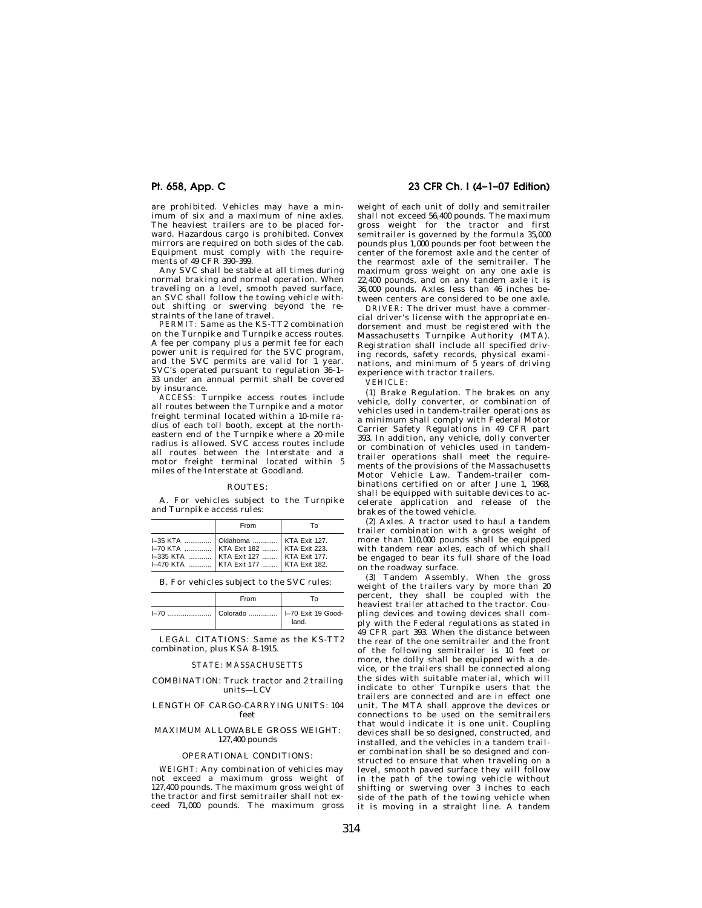are prohibited. Vehicles may have a minimum of six and a maximum of nine axles. The heaviest trailers are to be placed forward. Hazardous cargo is prohibited. Convex mirrors are required on both sides of the cab. Equipment must comply with the requirements of 49 CFR 390–399.

Any SVC shall be stable at all times during normal braking and normal operation. When traveling on a level, smooth paved surface, an SVC shall follow the towing vehicle without shifting or swerving beyond the restraints of the lane of travel.

*PERMIT:* Same as the KS-TT2 combination on the Turnpike and Turnpike access routes. A fee per company plus a permit fee for each power unit is required for the SVC program, and the SVC permits are valid for 1 year. SVC's operated pursuant to regulation 36–1–33 under an annual permit shall be covered by insurance.

*ACCESS:* Turnpike access routes include all routes between the Turnpike and a motor freight terminal located within a 10-mile radius of each toll booth, except at the northeastern end of the Turnpike where a 20-mile radius is allowed. SVC access routes include all routes between the Interstate and a motor freight terminal located within 5 miles of the Interstate at Goodland.

ROUTES:

A. For vehicles subject to the Turnpike and Turnpike access rules:

| | From | To |
|---|---|---|
| I–35 KTA | Oklahoma | KTA Exit 127. |
| I–70 KTA | KTA Exit 182 | KTA Exit 223. |
| I–335 KTA | KTA Exit 127 | KTA Exit 177. |
| I–470 KTA | KTA Exit 177 | KTA Exit 182. |

B. For vehicles subject to the SVC rules:

| | From | To |
|---|---|---|
| I–70 | Colorado | I–70 Exit 19 Goodland. |

LEGAL CITATIONS: Same as the KS-TT2 combination, plus KSA 8–1915.

### STATE: MASSACHUSETTS

COMBINATION: Truck tractor and 2 trailing units—LCV

LENGTH OF CARGO-CARRYING UNITS: 104 feet

MAXIMUM ALLOWABLE GROSS WEIGHT: 127,400 pounds

OPERATIONAL CONDITIONS:

*WEIGHT:* Any combination of vehicles may not exceed a maximum gross weight of 127,400 pounds. The maximum gross weight of the tractor and first semitrailer shall not exceed 71,000 pounds. The maximum gross weight of each unit of dolly and semitrailer shall not exceed 56,400 pounds. The maximum gross weight for the tractor and first semitrailer is governed by the formula 35,000 pounds plus 1,000 pounds per foot between the center of the foremost axle and the center of the rearmost axle of the semitrailer. The maximum gross weight on any one axle is 22,400 pounds, and on any tandem axle it is 36,000 pounds. Axles less than 46 inches between centers are considered to be one axle.

*DRIVER:* The driver must have a commercial driver's license with the appropriate endorsement and must be registered with the Massachusetts Turnpike Authority (MTA). Registration shall include all specified driving records, safety records, physical examinations, and minimum of 5 years of driving experience with tractor trailers.

*VEHICLE:*

(1) Brake Regulation. The brakes on any vehicle, dolly converter, or combination of vehicles used in tandem-trailer operations as a minimum shall comply with Federal Motor Carrier Safety Regulations in 49 CFR part 393. In addition, any vehicle, dolly converter or combination of vehicles used in tandem-trailer operations shall meet the requirements of the provisions of the Massachusetts Motor Vehicle Law. Tandem-trailer combinations certified on or after June 1, 1968, shall be equipped with suitable devices to accelerate application and release of the brakes of the towed vehicle.

(2) Axles. A tractor used to haul a tandem trailer combination with a gross weight of more than 110,000 pounds shall be equipped with tandem rear axles, each of which shall be engaged to bear its full share of the load on the roadway surface.

(3) Tandem Assembly. When the gross weight of the trailers vary by more than 20 percent, they shall be coupled with the heaviest trailer attached to the tractor. Coupling devices and towing devices shall comply with the Federal regulations as stated in 49 CFR part 393. When the distance between the rear of the one semitrailer and the front of the following semitrailer is 10 feet or more, the dolly shall be equipped with a device, or the trailers shall be connected along the sides with suitable material, which will indicate to other Turnpike users that the trailers are connected and are in effect one unit. The MTA shall approve the devices or connections to be used on the semitrailers that would indicate it is one unit. Coupling devices shall be so designed, constructed, and installed, and the vehicles in a tandem trailer combination shall be so designed and constructed to ensure that when traveling on a level, smooth paved surface they will follow in the path of the towing vehicle without shifting or swerving over 3 inches to each side of the path of the towing vehicle when it is moving in a straight line. A tandem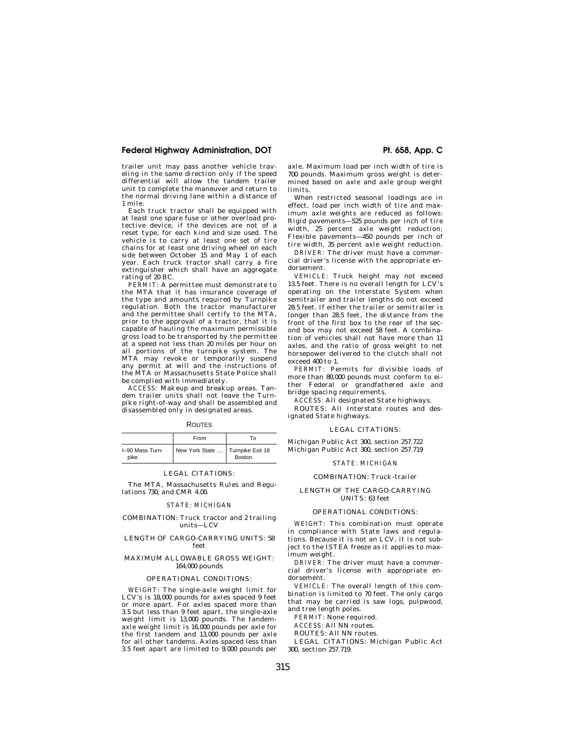trailer unit may pass another vehicle traveling in the same direction only if the speed differential will allow the tandem trailer unit to complete the maneuver and return to the normal driving lane within a distance of 1 mile.

Each truck tractor shall be equipped with at least one spare fuse or other overload protective device, if the devices are not of a reset type, for each kind and size used. The vehicle is to carry at least one set of tire chains for at least one driving wheel on each side between October 15 and May 1 of each year. Each truck tractor shall carry a fire extinguisher which shall have an aggregate rating of 20 BC.

*PERMIT:* A permittee must demonstrate to the MTA that it has insurance coverage of the type and amounts required by Turnpike regulation. Both the tractor manufacturer and the permittee shall certify to the MTA, prior to the approval of a tractor, that it is capable of hauling the maximum permissible gross load to be transported by the permittee at a speed not less than 20 miles per hour on all portions of the turnpike system. The MTA may revoke or temporarily suspend any permit at will and the instructions of the MTA or Massachusetts State Police shall be complied with immediately.

*ACCESS:* Makeup and breakup areas. Tandem trailer units shall not leave the Turnpike right-of-way and shall be assembled and disassembled only in designated areas.

ROUTES

| | From | To |
|---|---|---|
| I–90 Mass Turnpike. | New York State .... | Turnpike Exit 18 Boston. |

LEGAL CITATIONS:

The MTA, Massachusetts Rules and Regulations 730, and CMR 4.00.

*STATE: MICHIGAN*

COMBINATION: Truck tractor and 2 trailing units—LCV

LENGTH OF CARGO-CARRYING UNITS: 58 feet

MAXIMUM ALLOWABLE GROSS WEIGHT: 164,000 pounds

OPERATIONAL CONDITIONS:

*WEIGHT:* The single-axle weight limit for LCV's is 18,000 pounds for axles spaced 9 feet or more apart. For axles spaced more than 3.5 but less than 9 feet apart, the single-axle weight limit is 13,000 pounds. The tandem-axle weight limit is 16,000 pounds per axle for the first tandem and 13,000 pounds per axle for all other tandems. Axles spaced less than 3.5 feet apart are limited to 9,000 pounds per axle. Maximum load per inch width of tire is 700 pounds. Maximum gross weight is determined based on axle and axle group weight limits.

When restricted seasonal loadings are in effect, load per inch width of tire and maximum axle weights are reduced as follows: Rigid pavements—525 pounds per inch of tire width, 25 percent axle weight reduction; Flexible pavements—450 pounds per inch of tire width, 35 percent axle weight reduction.

*DRIVER:* The driver must have a commercial driver's license with the appropriate endorsement.

*VEHICLE:* Truck height may not exceed 13.5 feet. There is no overall length for LCV's operating on the Interstate System when semitrailer and trailer lengths do not exceed 28.5 feet. If either the trailer or semitrailer is longer than 28.5 feet, the distance from the front of the first box to the rear of the second box may not exceed 58 feet. A combination of vehicles shall not have more than 11 axles, and the ratio of gross weight to net horsepower delivered to the clutch shall not exceed 400 to 1.

*PERMIT:* Permits for divisible loads of more than 80,000 pounds must conform to either Federal or grandfathered axle and bridge spacing requirements.

*ACCESS:* All designated State highways.

*ROUTES:* All Interstate routes and designated State highways.

LEGAL CITATIONS:

Michigan Public Act 300, section 257.722
Michigan Public Act 300, section 257.719

*STATE: MICHIGAN*

COMBINATION: Truck-trailer

LENGTH OF THE CARGO-CARRYING UNITS: 63 feet

OPERATIONAL CONDITIONS:

*WEIGHT:* This combination must operate in compliance with State laws and regulations. Because it is not an LCV, it is not subject to the ISTEA freeze as it applies to maximum weight.

*DRIVER:* The driver must have a commercial driver's license with appropriate endorsement.

*VEHICLE:* The overall length of this combination is limited to 70 feet. The only cargo that may be carried is saw logs, pulpwood, and tree length poles.

*PERMIT:* None required.

*ACCESS:* All NN routes.

*ROUTES:* All NN routes.

*LEGAL CITATIONS:* Michigan Public Act 300, section 257.719.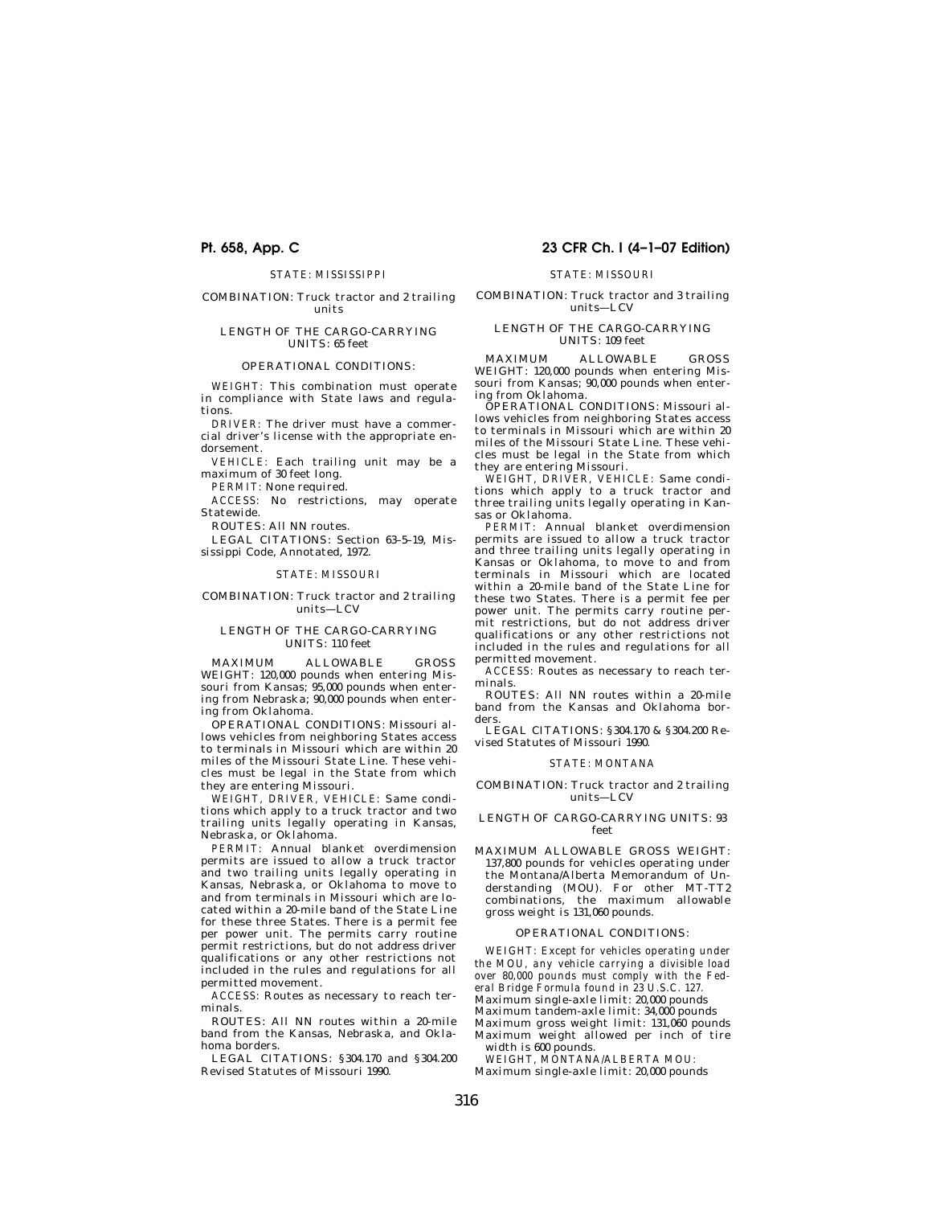STATE: MISSISSIPPI

COMBINATION: Truck tractor and 2 trailing units

LENGTH OF THE CARGO-CARRYING UNITS: 65 feet

OPERATIONAL CONDITIONS:

*WEIGHT:* This combination must operate in compliance with State laws and regulations.

*DRIVER:* The driver must have a commercial driver's license with the appropriate endorsement.

*VEHICLE:* Each trailing unit may be a maximum of 30 feet long.

*PERMIT:* None required.

*ACCESS:* No restrictions, may operate Statewide.

ROUTES: All NN routes.

LEGAL CITATIONS: Section 63–5–19, Mississippi Code, Annotated, 1972.

STATE: MISSOURI

COMBINATION: Truck tractor and 2 trailing units—LCV

LENGTH OF THE CARGO-CARRYING UNITS: 110 feet

MAXIMUM ALLOWABLE GROSS WEIGHT: 120,000 pounds when entering Missouri from Kansas; 95,000 pounds when entering from Nebraska; 90,000 pounds when entering from Oklahoma.

OPERATIONAL CONDITIONS: Missouri allows vehicles from neighboring States access to terminals in Missouri which are within 20 miles of the Missouri State Line. These vehicles must be legal in the State from which they are entering Missouri.

*WEIGHT, DRIVER, VEHICLE:* Same conditions which apply to a truck tractor and two trailing units legally operating in Kansas, Nebraska, or Oklahoma.

*PERMIT:* Annual blanket overdimension permits are issued to allow a truck tractor and two trailing units legally operating in Kansas, Nebraska, or Oklahoma to move to and from terminals in Missouri which are located within a 20-mile band of the State Line for these three States. There is a permit fee per power unit. The permits carry routine permit restrictions, but do not address driver qualifications or any other restrictions not included in the rules and regulations for all permitted movement.

*ACCESS:* Routes as necessary to reach terminals.

ROUTES: All NN routes within a 20-mile band from the Kansas, Nebraska, and Oklahoma borders.

LEGAL CITATIONS: §304.170 and §304.200 Revised Statutes of Missouri 1990.

STATE: MISSOURI

COMBINATION: Truck tractor and 3 trailing units—LCV

LENGTH OF THE CARGO-CARRYING UNITS: 109 feet

MAXIMUM ALLOWABLE GROSS WEIGHT: 120,000 pounds when entering Missouri from Kansas; 90,000 pounds when entering from Oklahoma.

OPERATIONAL CONDITIONS: Missouri allows vehicles from neighboring States access to terminals in Missouri which are within 20 miles of the Missouri State Line. These vehicles must be legal in the State from which they are entering Missouri.

*WEIGHT, DRIVER, VEHICLE:* Same conditions which apply to a truck tractor and three trailing units legally operating in Kansas or Oklahoma.

*PERMIT:* Annual blanket overdimension permits are issued to allow a truck tractor and three trailing units legally operating in Kansas or Oklahoma, to move to and from terminals in Missouri which are located within a 20-mile band of the State Line for these two States. There is a permit fee per power unit. The permits carry routine permit restrictions, but do not address driver qualifications or any other restrictions not included in the rules and regulations for all permitted movement.

*ACCESS:* Routes as necessary to reach terminals.

ROUTES: All NN routes within a 20-mile band from the Kansas and Oklahoma borders.

LEGAL CITATIONS: §304.170 & §304.200 Revised Statutes of Missouri 1990.

STATE: MONTANA

COMBINATION: Truck tractor and 2 trailing units—LCV

LENGTH OF CARGO-CARRYING UNITS: 93 feet

MAXIMUM ALLOWABLE GROSS WEIGHT: 137,800 pounds for vehicles operating under the Montana/Alberta Memorandum of Understanding (MOU). For other MT-TT2 combinations, the maximum allowable gross weight is 131,060 pounds.

OPERATIONAL CONDITIONS:

*WEIGHT: Except for vehicles operating under the MOU, any vehicle carrying a divisible load over 80,000 pounds must comply with the Federal Bridge Formula found in 23 U.S.C. 127.*

Maximum single-axle limit: 20,000 pounds

Maximum tandem-axle limit: 34,000 pounds

Maximum gross weight limit: 131,060 pounds

Maximum weight allowed per inch of tire width is 600 pounds.

*WEIGHT, MONTANA/ALBERTA MOU:*

Maximum single-axle limit: 20,000 pounds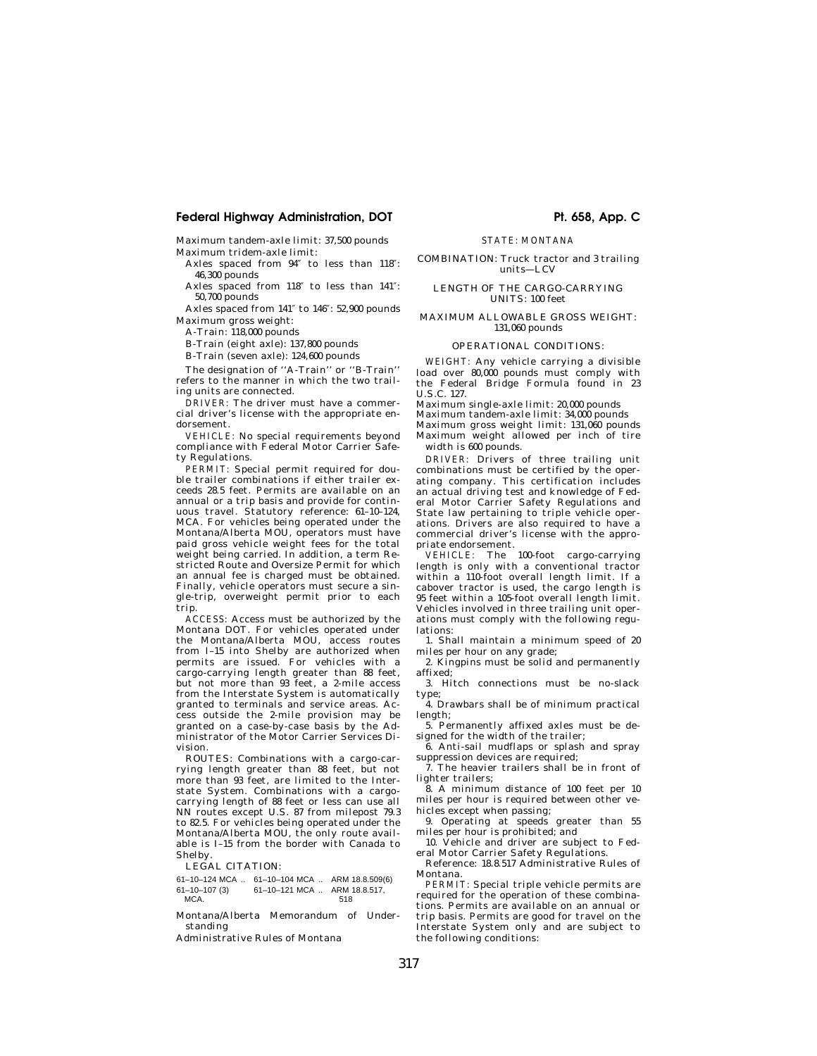Maximum tandem-axle limit: 37,500 pounds

Maximum tridem-axle limit:

Axles spaced from 94″ to less than 118″: 46,300 pounds

Axles spaced from 118″ to less than 141″: 50,700 pounds

Axles spaced from 141″ to 146″: 52,900 pounds

Maximum gross weight:

A-Train: 118,000 pounds

B-Train (eight axle): 137,800 pounds

B-Train (seven axle): 124,600 pounds

The designation of ''A-Train'' or ''B-Train'' refers to the manner in which the two trailing units are connected.

*DRIVER:* The driver must have a commercial driver's license with the appropriate endorsement.

*VEHICLE:* No special requirements beyond compliance with Federal Motor Carrier Safety Regulations.

*PERMIT:* Special permit required for double trailer combinations if either trailer exceeds 28.5 feet. Permits are available on an annual or a trip basis and provide for continuous travel. Statutory reference: 61–10–124, MCA. For vehicles being operated under the Montana/Alberta MOU, operators must have paid gross vehicle weight fees for the total weight being carried. In addition, a term Restricted Route and Oversize Permit for which an annual fee is charged must be obtained. Finally, vehicle operators must secure a single-trip, overweight permit prior to each trip.

*ACCESS:* Access must be authorized by the Montana DOT. For vehicles operated under the Montana/Alberta MOU, access routes from I–15 into Shelby are authorized when permits are issued. For vehicles with a cargo-carrying length greater than 88 feet, but not more than 93 feet, a 2-mile access from the Interstate System is automatically granted to terminals and service areas. Access outside the 2-mile provision may be granted on a case-by-case basis by the Administrator of the Motor Carrier Services Division.

ROUTES: Combinations with a cargo-carrying length greater than 88 feet, but not more than 93 feet, are limited to the Interstate System. Combinations with a cargo-carrying length of 88 feet or less can use all NN routes except U.S. 87 from milepost 79.3 to 82.5. For vehicles being operated under the Montana/Alberta MOU, the only route available is I–15 from the border with Canada to Shelby.

LEGAL CITATION:

| | | |
|---|---|---|
| 61–10–124 MCA | 61–10–104 MCA | ARM 18.8.509(6) |
| 61–10–107 (3) MCA. | 61–10–121 MCA | ARM 18.8.517, 518 |

Montana/Alberta Memorandum of Understanding

Administrative Rules of Montana

*STATE: MONTANA*

COMBINATION: Truck tractor and 3 trailing units—LCV

LENGTH OF THE CARGO-CARRYING UNITS: 100 feet

MAXIMUM ALLOWABLE GROSS WEIGHT: 131,060 pounds

OPERATIONAL CONDITIONS:

*WEIGHT:* Any vehicle carrying a divisible load over 80,000 pounds must comply with the Federal Bridge Formula found in 23 U.S.C. 127.

Maximum single-axle limit: 20,000 pounds

Maximum tandem-axle limit: 34,000 pounds

Maximum gross weight limit: 131,060 pounds

Maximum weight allowed per inch of tire width is 600 pounds.

*DRIVER:* Drivers of three trailing unit combinations must be certified by the operating company. This certification includes an actual driving test and knowledge of Federal Motor Carrier Safety Regulations and State law pertaining to triple vehicle operations. Drivers are also required to have a commercial driver's license with the appropriate endorsement.

*VEHICLE:* The 100-foot cargo-carrying length is only with a conventional tractor within a 110-foot overall length limit. If a cabover tractor is used, the cargo length is 95 feet within a 105-foot overall length limit. Vehicles involved in three trailing unit operations must comply with the following regulations:

1. Shall maintain a minimum speed of 20 miles per hour on any grade;
2. Kingpins must be solid and permanently affixed;
3. Hitch connections must be no-slack type;
4. Drawbars shall be of minimum practical length;
5. Permanently affixed axles must be designed for the width of the trailer;
6. Anti-sail mudflaps or splash and spray suppression devices are required;
7. The heavier trailers shall be in front of lighter trailers;
8. A minimum distance of 100 feet per 10 miles per hour is required between other vehicles except when passing;
9. Operating at speeds greater than 55 miles per hour is prohibited; and
10. Vehicle and driver are subject to Federal Motor Carrier Safety Regulations.

Reference: 18.8.517 Administrative Rules of Montana.

*PERMIT:* Special triple vehicle permits are required for the operation of these combinations. Permits are available on an annual or trip basis. Permits are good for travel on the Interstate System only and are subject to the following conditions: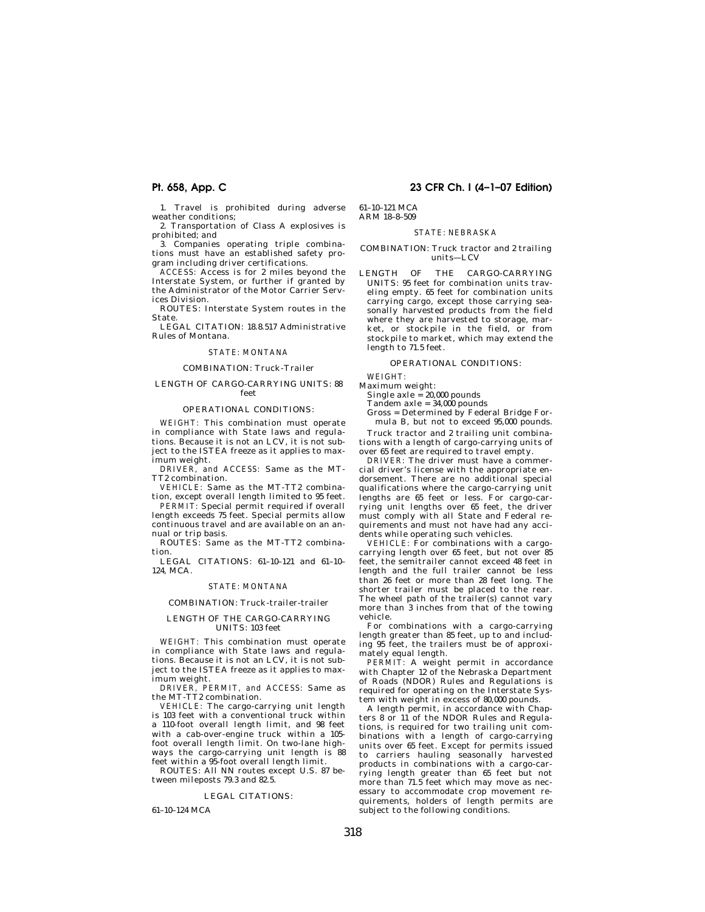1. Travel is prohibited during adverse weather conditions;

2. Transportation of Class A explosives is prohibited; and

3. Companies operating triple combinations must have an established safety program including driver certifications.

*ACCESS:* Access is for 2 miles beyond the Interstate System, or further if granted by the Administrator of the Motor Carrier Services Division.

ROUTES: Interstate System routes in the State.

LEGAL CITATION: 18.8.517 Administrative Rules of Montana.

### STATE: MONTANA

#### COMBINATION: Truck-Trailer

#### LENGTH OF CARGO-CARRYING UNITS: 88 feet

#### OPERATIONAL CONDITIONS:

*WEIGHT:* This combination must operate in compliance with State laws and regulations. Because it is not an LCV, it is not subject to the ISTEA freeze as it applies to maximum weight.

*DRIVER, and ACCESS:* Same as the MT-TT2 combination.

*VEHICLE:* Same as the MT-TT2 combination, except overall length limited to 95 feet.

*PERMIT:* Special permit required if overall length exceeds 75 feet. Special permits allow continuous travel and are available on an annual or trip basis.

ROUTES: Same as the MT-TT2 combination.

LEGAL CITATIONS: 61–10–121 and 61–10–124, MCA.

### STATE: MONTANA

#### COMBINATION: Truck-trailer-trailer

#### LENGTH OF THE CARGO-CARRYING UNITS: 103 feet

*WEIGHT:* This combination must operate in compliance with State laws and regulations. Because it is not an LCV, it is not subject to the ISTEA freeze as it applies to maximum weight.

*DRIVER, PERMIT, and ACCESS:* Same as the MT-TT2 combination.

*VEHICLE:* The cargo-carrying unit length is 103 feet with a conventional truck within a 110-foot overall length limit, and 98 feet with a cab-over-engine truck within a 105-foot overall length limit. On two-lane highways the cargo-carrying unit length is 88 feet within a 95-foot overall length limit.

ROUTES: All NN routes except U.S. 87 between mileposts 79.3 and 82.5.

#### LEGAL CITATIONS:

61–10–124 MCA

61–10–121 MCA

ARM 18–8–509

### STATE: NEBRASKA

#### COMBINATION: Truck tractor and 2 trailing units—LCV

LENGTH OF THE CARGO-CARRYING UNITS: 95 feet for combination units traveling empty. 65 feet for combination units carrying cargo, except those carrying seasonally harvested products from the field where they are harvested to storage, market, or stockpile in the field, or from stockpile to market, which may extend the length to 71.5 feet.

#### OPERATIONAL CONDITIONS:

*WEIGHT:*

Maximum weight:

Single axle = 20,000 pounds

Tandem axle = 34,000 pounds

Gross = Determined by Federal Bridge Formula B, but not to exceed 95,000 pounds.

Truck tractor and 2 trailing unit combinations with a length of cargo-carrying units of over 65 feet are required to travel empty.

*DRIVER:* The driver must have a commercial driver's license with the appropriate endorsement. There are no additional special qualifications where the cargo-carrying unit lengths are 65 feet or less. For cargo-carrying unit lengths over 65 feet, the driver must comply with all State and Federal requirements and must not have had any accidents while operating such vehicles.

*VEHICLE:* For combinations with a cargo-carrying length over 65 feet, but not over 85 feet, the semitrailer cannot exceed 48 feet in length and the full trailer cannot be less than 26 feet or more than 28 feet long. The shorter trailer must be placed to the rear. The wheel path of the trailer(s) cannot vary more than 3 inches from that of the towing vehicle.

For combinations with a cargo-carrying length greater than 85 feet, up to and including 95 feet, the trailers must be of approximately equal length.

*PERMIT:* A weight permit in accordance with Chapter 12 of the Nebraska Department of Roads (NDOR) Rules and Regulations is required for operating on the Interstate System with weight in excess of 80,000 pounds.

A length permit, in accordance with Chapters 8 or 11 of the NDOR Rules and Regulations, is required for two trailing unit combinations with a length of cargo-carrying units over 65 feet. Except for permits issued to carriers hauling seasonally harvested products in combinations with a cargo-carrying length greater than 65 feet but not more than 71.5 feet which may move as necessary to accommodate crop movement requirements, holders of length permits are subject to the following conditions.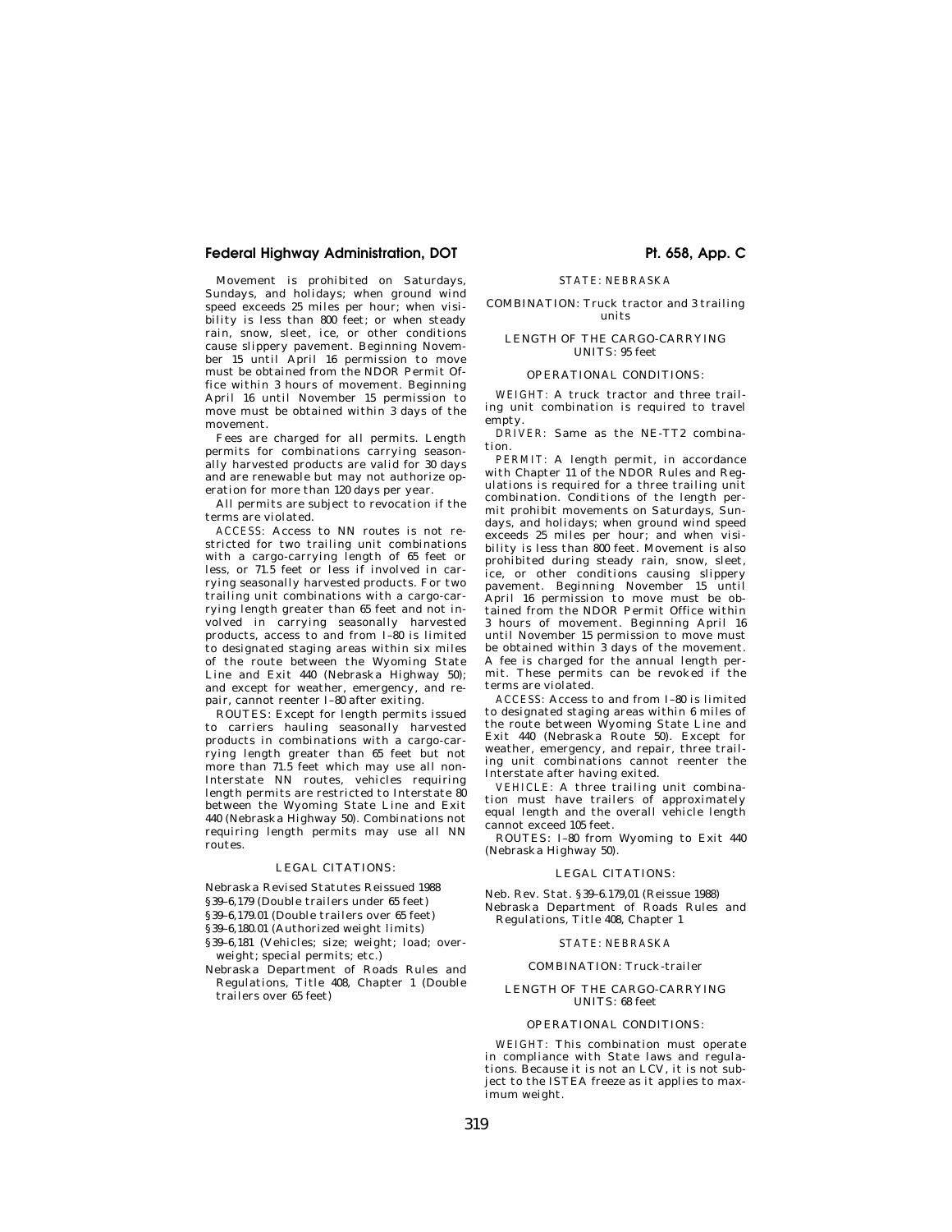Movement is prohibited on Saturdays, Sundays, and holidays; when ground wind speed exceeds 25 miles per hour; when visibility is less than 800 feet; or when steady rain, snow, sleet, ice, or other conditions cause slippery pavement. Beginning November 15 until April 16 permission to move must be obtained from the NDOR Permit Office within 3 hours of movement. Beginning April 16 until November 15 permission to move must be obtained within 3 days of the movement.

Fees are charged for all permits. Length permits for combinations carrying seasonally harvested products are valid for 30 days and are renewable but may not authorize operation for more than 120 days per year.

All permits are subject to revocation if the terms are violated.

*ACCESS:* Access to NN routes is not restricted for two trailing unit combinations with a cargo-carrying length of 65 feet or less, or 71.5 feet or less if involved in carrying seasonally harvested products. For two trailing unit combinations with a cargo-carrying length greater than 65 feet and not involved in carrying seasonally harvested products, access to and from I–80 is limited to designated staging areas within six miles of the route between the Wyoming State Line and Exit 440 (Nebraska Highway 50); and except for weather, emergency, and repair, cannot reenter I–80 after exiting.

*ROUTES:* Except for length permits issued to carriers hauling seasonally harvested products in combinations with a cargo-carrying length greater than 65 feet but not more than 71.5 feet which may use all non-Interstate NN routes, vehicles requiring length permits are restricted to Interstate 80 between the Wyoming State Line and Exit 440 (Nebraska Highway 50). Combinations not requiring length permits may use all NN routes.

LEGAL CITATIONS:

Nebraska Revised Statutes Reissued 1988

§39–6,179 (Double trailers under 65 feet)

§39–6,179.01 (Double trailers over 65 feet)

§39–6,180.01 (Authorized weight limits)

§39–6,181 (Vehicles; size; weight; load; overweight; special permits; etc.)

Nebraska Department of Roads Rules and Regulations, Title 408, Chapter 1 (Double trailers over 65 feet)

STATE: NEBRASKA

COMBINATION: Truck tractor and 3 trailing units

LENGTH OF THE CARGO-CARRYING UNITS: 95 feet

OPERATIONAL CONDITIONS:

*WEIGHT:* A truck tractor and three trailing unit combination is required to travel empty.

*DRIVER:* Same as the NE-TT2 combination.

*PERMIT:* A length permit, in accordance with Chapter 11 of the NDOR Rules and Regulations is required for a three trailing unit combination. Conditions of the length permit prohibit movements on Saturdays, Sundays, and holidays; when ground wind speed exceeds 25 miles per hour; and when visibility is less than 800 feet. Movement is also prohibited during steady rain, snow, sleet, ice, or other conditions causing slippery pavement. Beginning November 15 until April 16 permission to move must be obtained from the NDOR Permit Office within 3 hours of movement. Beginning April 16 until November 15 permission to move must be obtained within 3 days of the movement. A fee is charged for the annual length permit. These permits can be revoked if the terms are violated.

*ACCESS:* Access to and from I–80 is limited to designated staging areas within 6 miles of the route between Wyoming State Line and Exit 440 (Nebraska Route 50). Except for weather, emergency, and repair, three trailing unit combinations cannot reenter the Interstate after having exited.

*VEHICLE:* A three trailing unit combination must have trailers of approximately equal length and the overall vehicle length cannot exceed 105 feet.

*ROUTES:* I–80 from Wyoming to Exit 440 (Nebraska Highway 50).

LEGAL CITATIONS:

Neb. Rev. Stat. §39–6.179,01 (Reissue 1988)

Nebraska Department of Roads Rules and Regulations, Title 408, Chapter 1

STATE: NEBRASKA

COMBINATION: Truck-trailer

LENGTH OF THE CARGO-CARRYING UNITS: 68 feet

OPERATIONAL CONDITIONS:

*WEIGHT:* This combination must operate in compliance with State laws and regulations. Because it is not an LCV, it is not subject to the ISTEA freeze as it applies to maximum weight.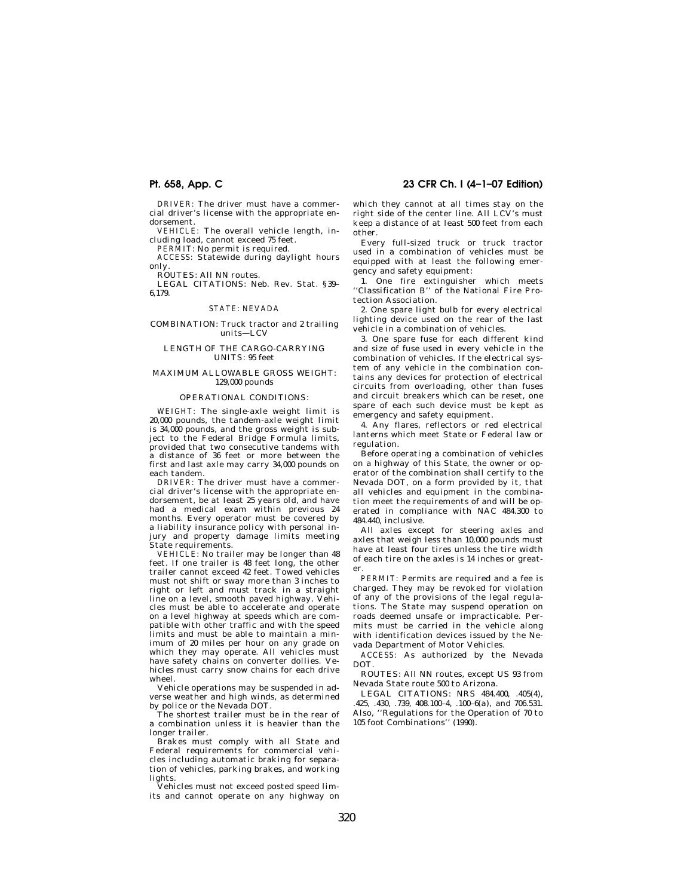DRIVER: The driver must have a commercial driver's license with the appropriate endorsement.

VEHICLE: The overall vehicle length, including load, cannot exceed 75 feet.

PERMIT: No permit is required.

ACCESS: Statewide during daylight hours only.

ROUTES: All NN routes.

LEGAL CITATIONS: Neb. Rev. Stat. §39–6,179.

STATE: NEVADA

COMBINATION: Truck tractor and 2 trailing units—LCV

LENGTH OF THE CARGO-CARRYING UNITS: 95 feet

MAXIMUM ALLOWABLE GROSS WEIGHT: 129,000 pounds

OPERATIONAL CONDITIONS:

WEIGHT: The single-axle weight limit is 20,000 pounds, the tandem-axle weight limit is 34,000 pounds, and the gross weight is subject to the Federal Bridge Formula limits, provided that two consecutive tandems with a distance of 36 feet or more between the first and last axle may carry 34,000 pounds on each tandem.

DRIVER: The driver must have a commercial driver's license with the appropriate endorsement, be at least 25 years old, and have had a medical exam within previous 24 months. Every operator must be covered by a liability insurance policy with personal injury and property damage limits meeting State requirements.

VEHICLE: No trailer may be longer than 48 feet. If one trailer is 48 feet long, the other trailer cannot exceed 42 feet. Towed vehicles must not shift or sway more than 3 inches to right or left and must track in a straight line on a level, smooth paved highway. Vehicles must be able to accelerate and operate on a level highway at speeds which are compatible with other traffic and with the speed limits and must be able to maintain a minimum of 20 miles per hour on any grade on which they may operate. All vehicles must have safety chains on converter dollies. Vehicles must carry snow chains for each drive wheel.

Vehicle operations may be suspended in adverse weather and high winds, as determined by police or the Nevada DOT.

The shortest trailer must be in the rear of a combination unless it is heavier than the longer trailer.

Brakes must comply with all State and Federal requirements for commercial vehicles including automatic braking for separation of vehicles, parking brakes, and working lights.

Vehicles must not exceed posted speed limits and cannot operate on any highway on which they cannot at all times stay on the right side of the center line. All LCV's must keep a distance of at least 500 feet from each other.

Every full-sized truck or truck tractor used in a combination of vehicles must be equipped with at least the following emergency and safety equipment:

1. One fire extinguisher which meets ''Classification B'' of the National Fire Protection Association.

2. One spare light bulb for every electrical lighting device used on the rear of the last vehicle in a combination of vehicles.

3. One spare fuse for each different kind and size of fuse used in every vehicle in the combination of vehicles. If the electrical system of any vehicle in the combination contains any devices for protection of electrical circuits from overloading, other than fuses and circuit breakers which can be reset, one spare of each such device must be kept as emergency and safety equipment.

4. Any flares, reflectors or red electrical lanterns which meet State or Federal law or regulation.

Before operating a combination of vehicles on a highway of this State, the owner or operator of the combination shall certify to the Nevada DOT, on a form provided by it, that all vehicles and equipment in the combination meet the requirements of and will be operated in compliance with NAC 484.300 to 484.440, inclusive.

All axles except for steering axles and axles that weigh less than 10,000 pounds must have at least four tires unless the tire width of each tire on the axles is 14 inches or greater.

PERMIT: Permits are required and a fee is charged. They may be revoked for violation of any of the provisions of the legal regulations. The State may suspend operation on roads deemed unsafe or impracticable. Permits must be carried in the vehicle along with identification devices issued by the Nevada Department of Motor Vehicles.

ACCESS: As authorized by the Nevada DOT.

ROUTES: All NN routes, except US 93 from Nevada State route 500 to Arizona.

LEGAL CITATIONS: NRS 484.400, .405(4), .425, .430, .739, 408.100–4, .100–6(a), and 706.531. Also, ''Regulations for the Operation of 70 to 105 foot Combinations'' (1990).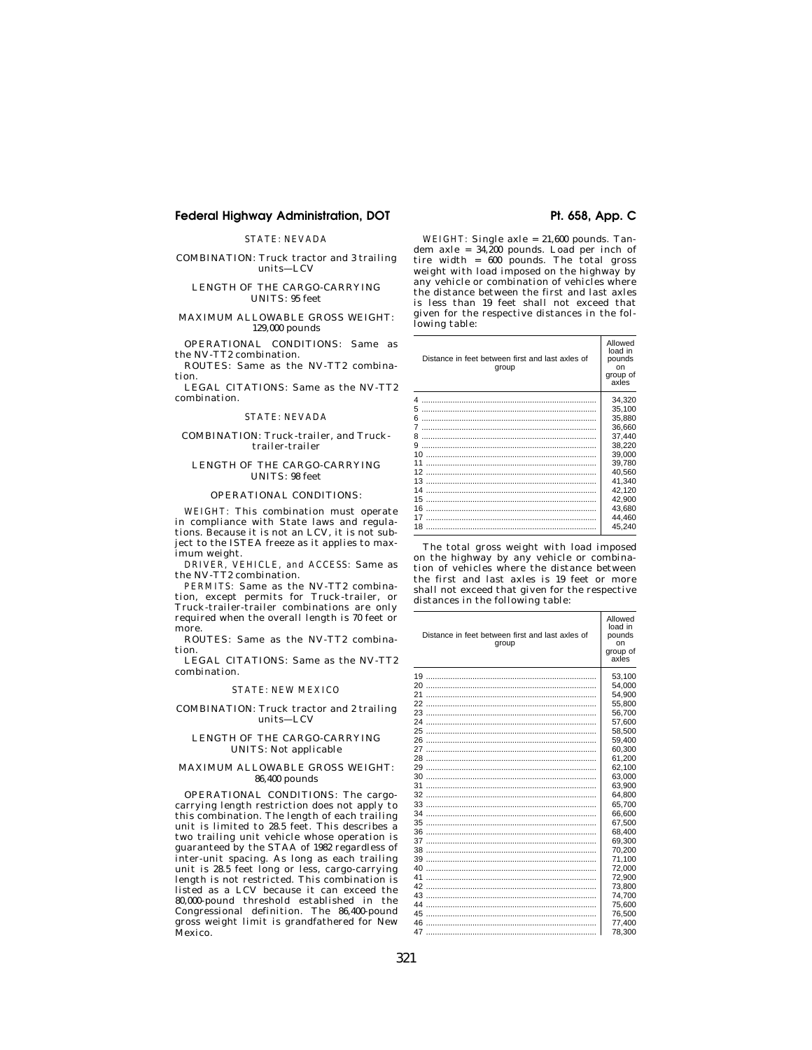STATE: NEVADA

COMBINATION: Truck tractor and 3 trailing units—LCV

LENGTH OF THE CARGO-CARRYING UNITS: 95 feet

MAXIMUM ALLOWABLE GROSS WEIGHT: 129,000 pounds

OPERATIONAL CONDITIONS: Same as the NV-TT2 combination.

ROUTES: Same as the NV-TT2 combination.

LEGAL CITATIONS: Same as the NV-TT2 combination.

STATE: NEVADA

COMBINATION: Truck-trailer, and Truck-trailer-trailer

LENGTH OF THE CARGO-CARRYING UNITS: 98 feet

OPERATIONAL CONDITIONS:

*WEIGHT:* This combination must operate in compliance with State laws and regulations. Because it is not an LCV, it is not subject to the ISTEA freeze as it applies to maximum weight.

*DRIVER, VEHICLE, and ACCESS:* Same as the NV-TT2 combination.

*PERMITS:* Same as the NV-TT2 combination, except permits for Truck-trailer, or Truck-trailer-trailer combinations are only required when the overall length is 70 feet or more.

ROUTES: Same as the NV-TT2 combination.

LEGAL CITATIONS: Same as the NV-TT2 combination.

STATE: NEW MEXICO

COMBINATION: Truck tractor and 2 trailing units—LCV

LENGTH OF THE CARGO-CARRYING UNITS: Not applicable

MAXIMUM ALLOWABLE GROSS WEIGHT: 86,400 pounds

OPERATIONAL CONDITIONS: The cargo-carrying length restriction does not apply to this combination. The length of each trailing unit is limited to 28.5 feet. This describes a two trailing unit vehicle whose operation is guaranteed by the STAA of 1982 regardless of inter-unit spacing. As long as each trailing unit is 28.5 feet long or less, cargo-carrying length is not restricted. This combination is listed as a LCV because it can exceed the 80,000-pound threshold established in the Congressional definition. The 86,400-pound gross weight limit is grandfathered for New Mexico.

*WEIGHT:* Single axle = 21,600 pounds. Tandem axle = 34,200 pounds. Load per inch of tire width = 600 pounds. The total gross weight with load imposed on the highway by any vehicle or combination of vehicles where the distance between the first and last axles is less than 19 feet shall not exceed that given for the respective distances in the following table:

| Distance in feet between first and last axles of group | Allowed load in pounds on group of axles |
|---|---|
| 4 | 34,320 |
| 5 | 35,100 |
| 6 | 35,880 |
| 7 | 36,660 |
| 8 | 37,440 |
| 9 | 38,220 |
| 10 | 39,000 |
| 11 | 39,780 |
| 12 | 40,560 |
| 13 | 41,340 |
| 14 | 42,120 |
| 15 | 42,900 |
| 16 | 43,680 |
| 17 | 44,460 |
| 18 | 45,240 |

The total gross weight with load imposed on the highway by any vehicle or combination of vehicles where the distance between the first and last axles is 19 feet or more shall not exceed that given for the respective distances in the following table:

| Distance in feet between first and last axles of group | Allowed load in pounds on group of axles |
|---|---|
| 19 | 53,100 |
| 20 | 54,000 |
| 21 | 54,900 |
| 22 | 55,800 |
| 23 | 56,700 |
| 24 | 57,600 |
| 25 | 58,500 |
| 26 | 59,400 |
| 27 | 60,300 |
| 28 | 61,200 |
| 29 | 62,100 |
| 30 | 63,000 |
| 31 | 63,900 |
| 32 | 64,800 |
| 33 | 65,700 |
| 34 | 66,600 |
| 35 | 67,500 |
| 36 | 68,400 |
| 37 | 69,300 |
| 38 | 70,200 |
| 39 | 71,100 |
| 40 | 72,000 |
| 41 | 72,900 |
| 42 | 73,800 |
| 43 | 74,700 |
| 44 | 75,600 |
| 45 | 76,500 |
| 46 | 77,400 |
| 47 | 78,300 |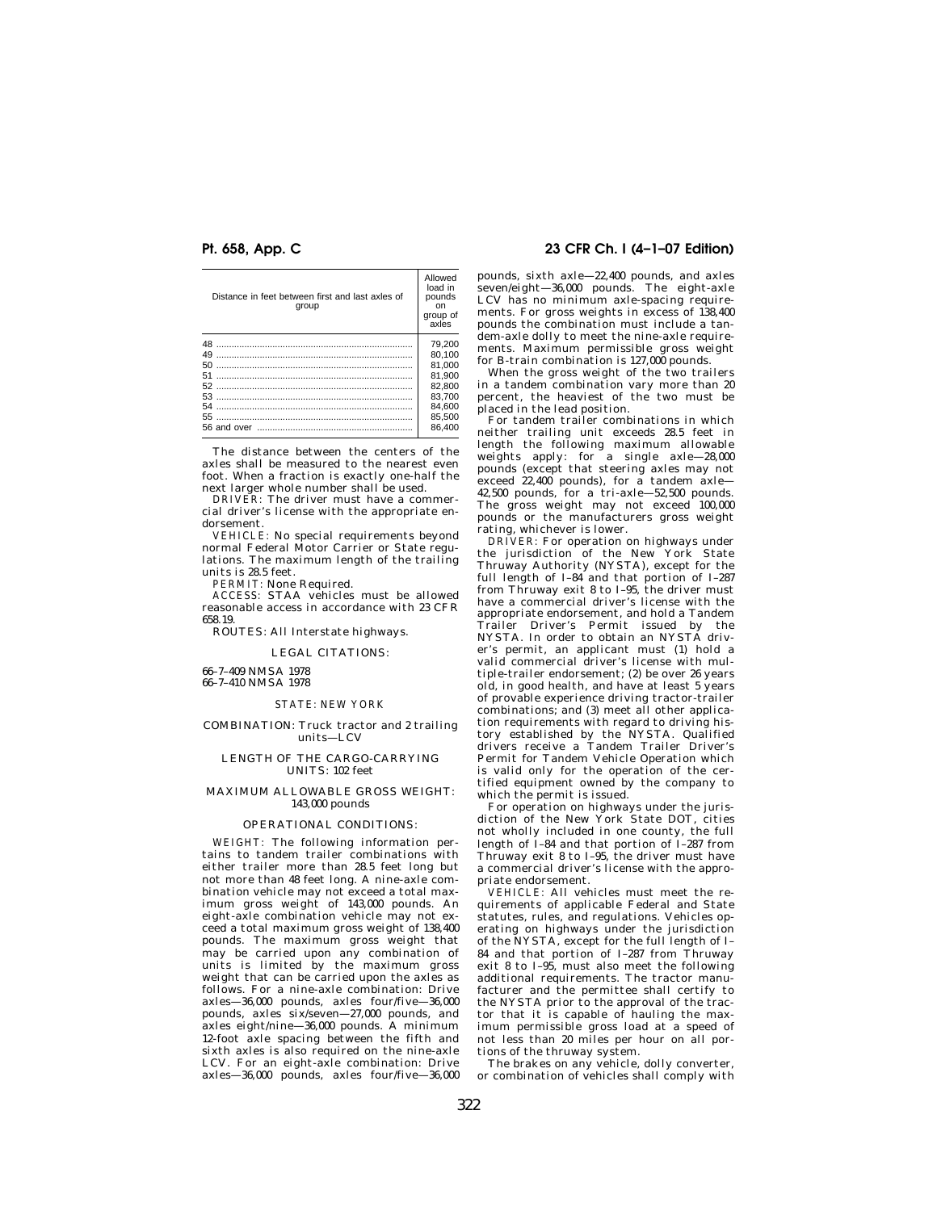| Distance in feet between first and last axles of group | Allowed load in pounds on group of axles |
|---|---|
| 48 | 79,200 |
| 49 | 80,100 |
| 50 | 81,000 |
| 51 | 81,900 |
| 52 | 82,800 |
| 53 | 83,700 |
| 54 | 84,600 |
| 55 | 85,500 |
| 56 and over | 86,400 |

The distance between the centers of the axles shall be measured to the nearest even foot. When a fraction is exactly one-half the next larger whole number shall be used.

*DRIVER:* The driver must have a commercial driver's license with the appropriate endorsement.

*VEHICLE:* No special requirements beyond normal Federal Motor Carrier or State regulations. The maximum length of the trailing units is 28.5 feet.

*PERMIT:* None Required.

*ACCESS:* STAA vehicles must be allowed reasonable access in accordance with 23 CFR 658.19.

ROUTES: All Interstate highways.

LEGAL CITATIONS:

66–7–409 NMSA 1978
66–7–410 NMSA 1978

STATE: NEW YORK

COMBINATION: Truck tractor and 2 trailing units—LCV

LENGTH OF THE CARGO-CARRYING UNITS: 102 feet

MAXIMUM ALLOWABLE GROSS WEIGHT: 143,000 pounds

OPERATIONAL CONDITIONS:

*WEIGHT:* The following information pertains to tandem trailer combinations with either trailer more than 28.5 feet long but not more than 48 feet long. A nine-axle combination vehicle may not exceed a total maximum gross weight of 143,000 pounds. An eight-axle combination vehicle may not exceed a total maximum gross weight of 138,400 pounds. The maximum gross weight that may be carried upon any combination of units is limited by the maximum gross weight that can be carried upon the axles as follows. For a nine-axle combination: Drive axles—36,000 pounds, axles four/five—36,000 pounds, axles six/seven—27,000 pounds, and axles eight/nine—36,000 pounds. A minimum 12-foot axle spacing between the fifth and sixth axles is also required on the nine-axle LCV. For an eight-axle combination: Drive axles—36,000 pounds, axles four/five—36,000 pounds, sixth axle—22,400 pounds, and axles seven/eight—36,000 pounds. The eight-axle LCV has no minimum axle-spacing requirements. For gross weights in excess of 138,400 pounds the combination must include a tandem-axle dolly to meet the nine-axle requirements. Maximum permissible gross weight for B-train combination is 127,000 pounds.

When the gross weight of the two trailers in a tandem combination vary more than 20 percent, the heaviest of the two must be placed in the lead position.

For tandem trailer combinations in which neither trailing unit exceeds 28.5 feet in length the following maximum allowable weights apply: for a single axle—28,000 pounds (except that steering axles may not exceed 22,400 pounds), for a tandem axle—42,500 pounds, for a tri-axle—52,500 pounds. The gross weight may not exceed 100,000 pounds or the manufacturers gross weight rating, whichever is lower.

*DRIVER:* For operation on highways under the jurisdiction of the New York State Thruway Authority (NYSTA), except for the full length of I–84 and that portion of I–287 from Thruway exit 8 to I–95, the driver must have a commercial driver's license with the appropriate endorsement, and hold a Tandem Trailer Driver's Permit issued by the NYSTA. In order to obtain an NYSTA driver's permit, an applicant must (1) hold a valid commercial driver's license with multiple-trailer endorsement; (2) be over 26 years old, in good health, and have at least 5 years of provable experience driving tractor-trailer combinations; and (3) meet all other application requirements with regard to driving history established by the NYSTA. Qualified drivers receive a Tandem Trailer Driver's Permit for Tandem Vehicle Operation which is valid only for the operation of the certified equipment owned by the company to which the permit is issued.

For operation on highways under the jurisdiction of the New York State DOT, cities not wholly included in one county, the full length of I–84 and that portion of I–287 from Thruway exit 8 to I–95, the driver must have a commercial driver's license with the appropriate endorsement.

*VEHICLE:* All vehicles must meet the requirements of applicable Federal and State statutes, rules, and regulations. Vehicles operating on highways under the jurisdiction of the NYSTA, except for the full length of I–84 and that portion of I–287 from Thruway exit 8 to I–95, must also meet the following additional requirements. The tractor manufacturer and the permittee shall certify to the NYSTA prior to the approval of the tractor that it is capable of hauling the maximum permissible gross load at a speed of not less than 20 miles per hour on all portions of the thruway system.

The brakes on any vehicle, dolly converter, or combination of vehicles shall comply with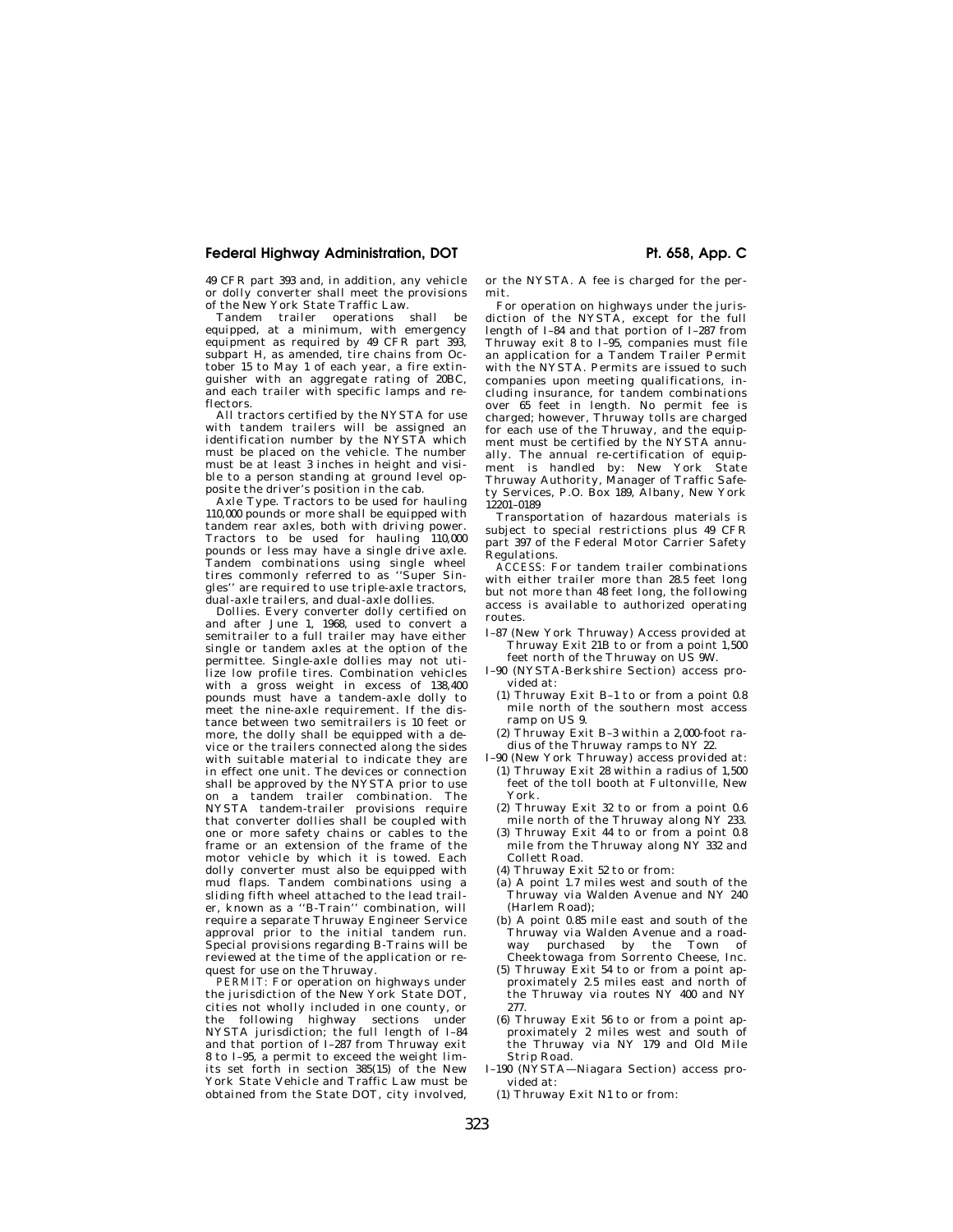49 CFR part 393 and, in addition, any vehicle or dolly converter shall meet the provisions of the New York State Traffic Law.

Tandem trailer operations shall be equipped, at a minimum, with emergency equipment as required by 49 CFR part 393, subpart H, as amended, tire chains from October 15 to May 1 of each year, a fire extinguisher with an aggregate rating of 20BC, and each trailer with specific lamps and reflectors.

All tractors certified by the NYSTA for use with tandem trailers will be assigned an identification number by the NYSTA which must be placed on the vehicle. The number must be at least 3 inches in height and visible to a person standing at ground level opposite the driver's position in the cab.

Axle Type. Tractors to be used for hauling 110,000 pounds or more shall be equipped with tandem rear axles, both with driving power. Tractors to be used for hauling 110,000 pounds or less may have a single drive axle. Tandem combinations using single wheel tires commonly referred to as ''Super Singles'' are required to use triple-axle tractors, dual-axle trailers, and dual-axle dollies.

Dollies. Every converter dolly certified on and after June 1, 1968, used to convert a semitrailer to a full trailer may have either single or tandem axles at the option of the permittee. Single-axle dollies may not utilize low profile tires. Combination vehicles with a gross weight in excess of 138,400 pounds must have a tandem-axle dolly to meet the nine-axle requirement. If the distance between two semitrailers is 10 feet or more, the dolly shall be equipped with a device or the trailers connected along the sides with suitable material to indicate they are in effect one unit. The devices or connection shall be approved by the NYSTA prior to use on a tandem trailer combination. The NYSTA tandem-trailer provisions require that converter dollies shall be coupled with one or more safety chains or cables to the frame or an extension of the frame of the motor vehicle by which it is towed. Each dolly converter must also be equipped with mud flaps. Tandem combinations using a sliding fifth wheel attached to the lead trailer, known as a ''B-Train'' combination, will require a separate Thruway Engineer Service approval prior to the initial tandem run. Special provisions regarding B-Trains will be reviewed at the time of the application or request for use on the Thruway.

*PERMIT:* For operation on highways under the jurisdiction of the New York State DOT, cities not wholly included in one county, or the following highway sections under NYSTA jurisdiction; the full length of I–84 and that portion of I–287 from Thruway exit 8 to I–95, a permit to exceed the weight limits set forth in section 385(15) of the New York State Vehicle and Traffic Law must be obtained from the State DOT, city involved, or the NYSTA. A fee is charged for the permit.

For operation on highways under the jurisdiction of the NYSTA, except for the full length of I–84 and that portion of I–287 from Thruway exit 8 to I–95, companies must file an application for a Tandem Trailer Permit with the NYSTA. Permits are issued to such companies upon meeting qualifications, including insurance, for tandem combinations over 65 feet in length. No permit fee is charged; however, Thruway tolls are charged for each use of the Thruway, and the equipment must be certified by the NYSTA annually. The annual re-certification of equipment is handled by: New York State Thruway Authority, Manager of Traffic Safety Services, P.O. Box 189, Albany, New York 12201–0189

Transportation of hazardous materials is subject to special restrictions plus 49 CFR part 397 of the Federal Motor Carrier Safety Regulations.

*ACCESS:* For tandem trailer combinations with either trailer more than 28.5 feet long but not more than 48 feet long, the following access is available to authorized operating routes.

I–87 (New York Thruway) Access provided at Thruway Exit 21B to or from a point 1,500 feet north of the Thruway on US 9W.

I–90 (NYSTA-Berkshire Section) access provided at:

(1) Thruway Exit B–1 to or from a point 0.8 mile north of the southern most access ramp on US 9.

(2) Thruway Exit B–3 within a 2,000-foot radius of the Thruway ramps to NY 22.

I–90 (New York Thruway) access provided at:

(1) Thruway Exit 28 within a radius of 1,500 feet of the toll booth at Fultonville, New York.

(2) Thruway Exit 32 to or from a point 0.6 mile north of the Thruway along NY 233.

(3) Thruway Exit 44 to or from a point 0.8 mile from the Thruway along NY 332 and Collett Road.

(4) Thruway Exit 52 to or from:

(a) A point 1.7 miles west and south of the Thruway via Walden Avenue and NY 240 (Harlem Road);

(b) A point 0.85 mile east and south of the Thruway via Walden Avenue and a roadway purchased by the Town of Cheektowaga from Sorrento Cheese, Inc.

(5) Thruway Exit 54 to or from a point approximately 2.5 miles east and north of the Thruway via routes NY 400 and NY 277.

(6) Thruway Exit 56 to or from a point approximately 2 miles west and south of the Thruway via NY 179 and Old Mile Strip Road.

I–190 (NYSTA—Niagara Section) access provided at:

(1) Thruway Exit N1 to or from: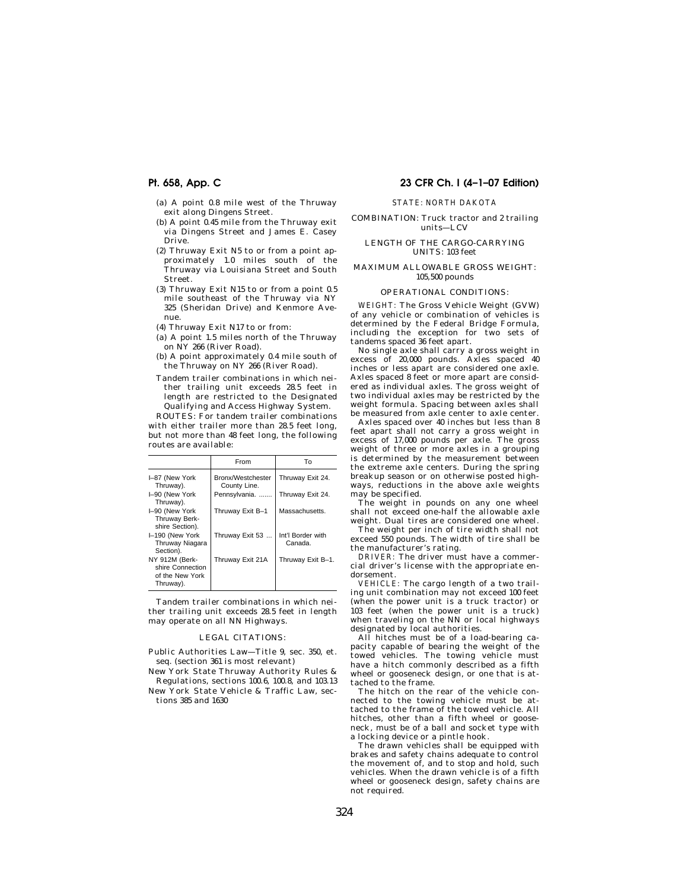(a) A point 0.8 mile west of the Thruway exit along Dingens Street.

(b) A point 0.45 mile from the Thruway exit via Dingens Street and James E. Casey Drive.

(2) Thruway Exit N5 to or from a point approximately 1.0 miles south of the Thruway via Louisiana Street and South Street.

(3) Thruway Exit N15 to or from a point 0.5 mile southeast of the Thruway via NY 325 (Sheridan Drive) and Kenmore Avenue.

(4) Thruway Exit N17 to or from:

(a) A point 1.5 miles north of the Thruway on NY 266 (River Road).

(b) A point approximately 0.4 mile south of the Thruway on NY 266 (River Road).

Tandem trailer combinations in which neither trailing unit exceeds 28.5 feet in length are restricted to the Designated Qualifying and Access Highway System.

ROUTES: For tandem trailer combinations with either trailer more than 28.5 feet long, but not more than 48 feet long, the following routes are available:

| | From | To |
|---|---|---|
| I–87 (New York Thruway). | Bronx/Westchester County Line. | Thruway Exit 24. |
| I–90 (New York Thruway). | Pennsylvania. ....... | Thruway Exit 24. |
| I–90 (New York Thruway Berkshire Section). | Thruway Exit B–1 | Massachusetts. |
| I–190 (New York Thruway Niagara Section). | Thruway Exit 53 ... | Int'l Border with Canada. |
| NY 912M (Berkshire Connection of the New York Thruway). | Thruway Exit 21A | Thruway Exit B–1. |

Tandem trailer combinations in which neither trailing unit exceeds 28.5 feet in length may operate on all NN Highways.

LEGAL CITATIONS:

Public Authorities Law—Title 9, sec. 350, et. seq. (section 361 is most relevant)

New York State Thruway Authority Rules & Regulations, sections 100.6, 100.8, and 103.13

New York State Vehicle & Traffic Law, sections 385 and 1630

STATE: NORTH DAKOTA

COMBINATION: Truck tractor and 2 trailing units—LCV

LENGTH OF THE CARGO-CARRYING UNITS: 103 feet

MAXIMUM ALLOWABLE GROSS WEIGHT: 105,500 pounds

OPERATIONAL CONDITIONS:

*WEIGHT:* The Gross Vehicle Weight (GVW) of any vehicle or combination of vehicles is determined by the Federal Bridge Formula, including the exception for two sets of tandems spaced 36 feet apart.

No single axle shall carry a gross weight in excess of 20,000 pounds. Axles spaced 40 inches or less apart are considered one axle. Axles spaced 8 feet or more apart are considered as individual axles. The gross weight of two individual axles may be restricted by the weight formula. Spacing between axles shall be measured from axle center to axle center.

Axles spaced over 40 inches but less than 8 feet apart shall not carry a gross weight in excess of 17,000 pounds per axle. The gross weight of three or more axles in a grouping is determined by the measurement between the extreme axle centers. During the spring breakup season or on otherwise posted highways, reductions in the above axle weights may be specified.

The weight in pounds on any one wheel shall not exceed one-half the allowable axle weight. Dual tires are considered one wheel.

The weight per inch of tire width shall not exceed 550 pounds. The width of tire shall be the manufacturer's rating.

*DRIVER:* The driver must have a commercial driver's license with the appropriate endorsement.

*VEHICLE:* The cargo length of a two trailing unit combination may not exceed 100 feet (when the power unit is a truck tractor) or 103 feet (when the power unit is a truck) when traveling on the NN or local highways designated by local authorities.

All hitches must be of a load-bearing capacity capable of bearing the weight of the towed vehicles. The towing vehicle must have a hitch commonly described as a fifth wheel or gooseneck design, or one that is attached to the frame.

The hitch on the rear of the vehicle connected to the towing vehicle must be attached to the frame of the towed vehicle. All hitches, other than a fifth wheel or gooseneck, must be of a ball and socket type with a locking device or a pintle hook.

The drawn vehicles shall be equipped with brakes and safety chains adequate to control the movement of, and to stop and hold, such vehicles. When the drawn vehicle is of a fifth wheel or gooseneck design, safety chains are not required.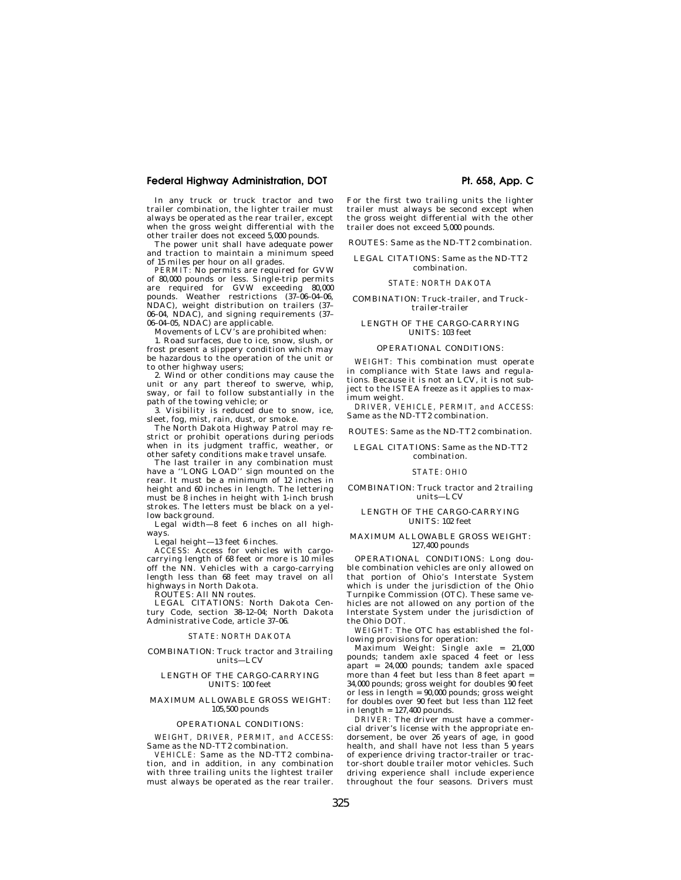In any truck or truck tractor and two trailer combination, the lighter trailer must always be operated as the rear trailer, except when the gross weight differential with the other trailer does not exceed 5,000 pounds.

The power unit shall have adequate power and traction to maintain a minimum speed of 15 miles per hour on all grades.

*PERMIT:* No permits are required for GVW of 80,000 pounds or less. Single-trip permits are required for GVW exceeding 80,000 pounds. Weather restrictions (37–06–04–06, NDAC), weight distribution on trailers (37–06–04, NDAC), and signing requirements (37–06–04–05, NDAC) are applicable.

Movements of LCV's are prohibited when:

1. Road surfaces, due to ice, snow, slush, or frost present a slippery condition which may be hazardous to the operation of the unit or to other highway users;

2. Wind or other conditions may cause the unit or any part thereof to swerve, whip, sway, or fail to follow substantially in the path of the towing vehicle; or

3. Visibility is reduced due to snow, ice, sleet, fog, mist, rain, dust, or smoke.

The North Dakota Highway Patrol may restrict or prohibit operations during periods when in its judgment traffic, weather, or other safety conditions make travel unsafe.

The last trailer in any combination must have a ''LONG LOAD'' sign mounted on the rear. It must be a minimum of 12 inches in height and 60 inches in length. The lettering must be 8 inches in height with 1-inch brush strokes. The letters must be black on a yellow background.

Legal width—8 feet 6 inches on all highways.

Legal height—13 feet 6 inches.

*ACCESS:* Access for vehicles with cargo-carrying length of 68 feet or more is 10 miles off the NN. Vehicles with a cargo-carrying length less than 68 feet may travel on all highways in North Dakota.

ROUTES: All NN routes.

LEGAL CITATIONS: North Dakota Century Code, section 38–12–04; North Dakota Administrative Code, article 37–06.

STATE: NORTH DAKOTA

COMBINATION: Truck tractor and 3 trailing units—LCV

LENGTH OF THE CARGO-CARRYING UNITS: 100 feet

MAXIMUM ALLOWABLE GROSS WEIGHT: 105,500 pounds

OPERATIONAL CONDITIONS:

*WEIGHT, DRIVER, PERMIT, and ACCESS:* Same as the ND-TT2 combination.

*VEHICLE:* Same as the ND-TT2 combination, and in addition, in any combination with three trailing units the lightest trailer must always be operated as the rear trailer. For the first two trailing units the lighter trailer must always be second except when the gross weight differential with the other trailer does not exceed 5,000 pounds.

ROUTES: Same as the ND-TT2 combination.

LEGAL CITATIONS: Same as the ND-TT2 combination.

STATE: NORTH DAKOTA

COMBINATION: Truck-trailer, and Truck-trailer-trailer

LENGTH OF THE CARGO-CARRYING UNITS: 103 feet

OPERATIONAL CONDITIONS:

*WEIGHT:* This combination must operate in compliance with State laws and regulations. Because it is not an LCV, it is not subject to the ISTEA freeze as it applies to maximum weight.

*DRIVER, VEHICLE, PERMIT, and ACCESS:* Same as the ND-TT2 combination.

ROUTES: Same as the ND-TT2 combination.

LEGAL CITATIONS: Same as the ND-TT2 combination.

STATE: OHIO

COMBINATION: Truck tractor and 2 trailing units—LCV

LENGTH OF THE CARGO-CARRYING UNITS: 102 feet

MAXIMUM ALLOWABLE GROSS WEIGHT: 127,400 pounds

OPERATIONAL CONDITIONS: Long double combination vehicles are only allowed on that portion of Ohio's Interstate System which is under the jurisdiction of the Ohio Turnpike Commission (OTC). These same vehicles are not allowed on any portion of the Interstate System under the jurisdiction of the Ohio DOT.

*WEIGHT:* The OTC has established the following provisions for operation:

Maximum Weight: Single axle = 21,000 pounds; tandem axle spaced 4 feet or less apart = 24,000 pounds; tandem axle spaced more than 4 feet but less than 8 feet apart = 34,000 pounds; gross weight for doubles 90 feet or less in length = 90,000 pounds; gross weight for doubles over 90 feet but less than 112 feet in length = 127,400 pounds.

*DRIVER:* The driver must have a commercial driver's license with the appropriate endorsement, be over 26 years of age, in good health, and shall have not less than 5 years of experience driving tractor-trailer or tractor-short double trailer motor vehicles. Such driving experience shall include experience throughout the four seasons. Drivers must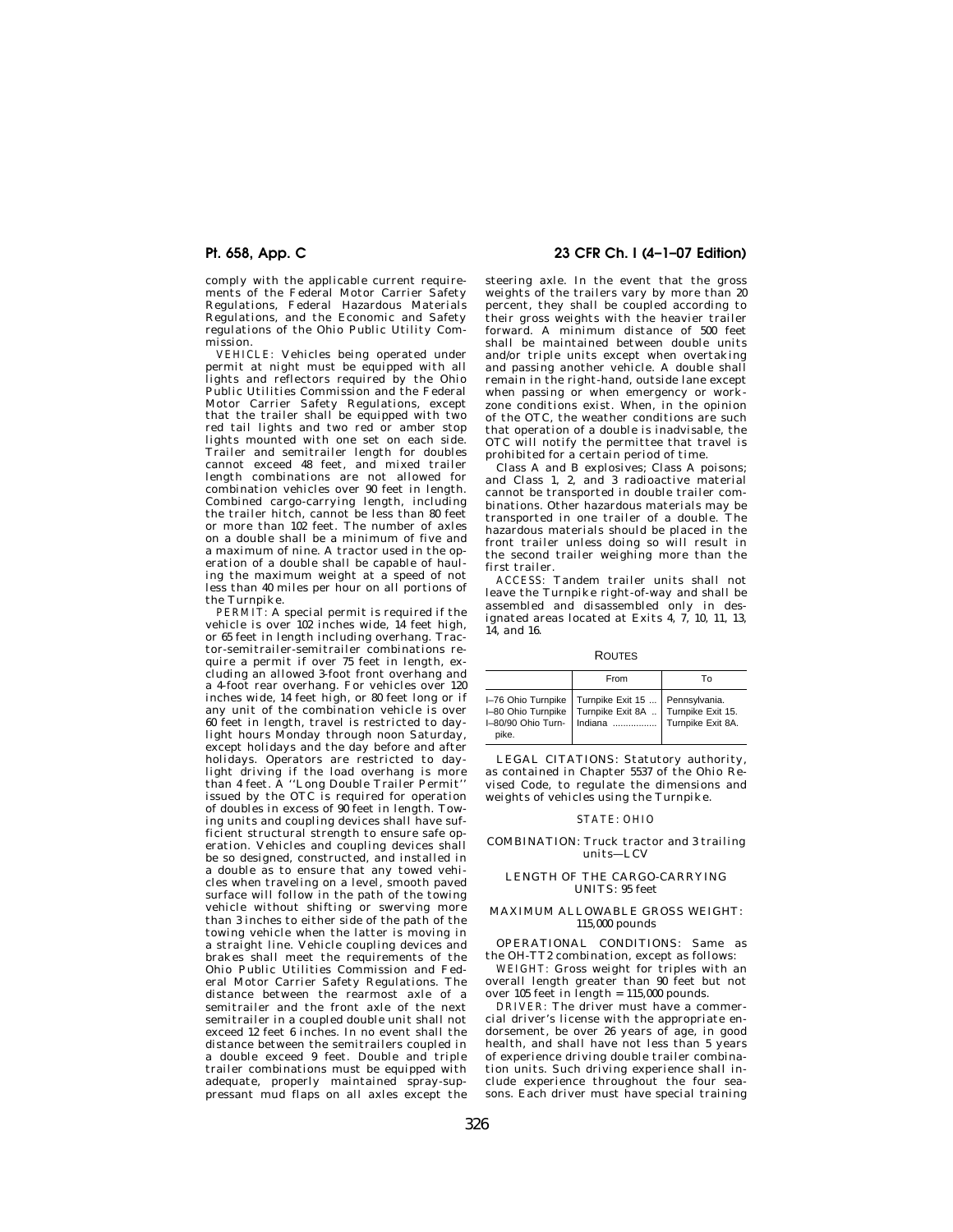comply with the applicable current requirements of the Federal Motor Carrier Safety Regulations, Federal Hazardous Materials Regulations, and the Economic and Safety regulations of the Ohio Public Utility Commission.

*VEHICLE:* Vehicles being operated under permit at night must be equipped with all lights and reflectors required by the Ohio Public Utilities Commission and the Federal Motor Carrier Safety Regulations, except that the trailer shall be equipped with two red tail lights and two red or amber stop lights mounted with one set on each side. Trailer and semitrailer length for doubles cannot exceed 48 feet, and mixed trailer length combinations are not allowed for combination vehicles over 90 feet in length. Combined cargo-carrying length, including the trailer hitch, cannot be less than 80 feet or more than 102 feet. The number of axles on a double shall be a minimum of five and a maximum of nine. A tractor used in the operation of a double shall be capable of hauling the maximum weight at a speed of not less than 40 miles per hour on all portions of the Turnpike.

*PERMIT:* A special permit is required if the vehicle is over 102 inches wide, 14 feet high, or 65 feet in length including overhang. Tractor-semitrailer-semitrailer combinations require a permit if over 75 feet in length, excluding an allowed 3-foot front overhang and a 4-foot rear overhang. For vehicles over 120 inches wide, 14 feet high, or 80 feet long or if any unit of the combination vehicle is over 60 feet in length, travel is restricted to daylight hours Monday through noon Saturday, except holidays and the day before and after holidays. Operators are restricted to daylight driving if the load overhang is more than 4 feet. A ''Long Double Trailer Permit'' issued by the OTC is required for operation of doubles in excess of 90 feet in length. Towing units and coupling devices shall have sufficient structural strength to ensure safe operation. Vehicles and coupling devices shall be so designed, constructed, and installed in a double as to ensure that any towed vehicles when traveling on a level, smooth paved surface will follow in the path of the towing vehicle without shifting or swerving more than 3 inches to either side of the path of the towing vehicle when the latter is moving in a straight line. Vehicle coupling devices and brakes shall meet the requirements of the Ohio Public Utilities Commission and Federal Motor Carrier Safety Regulations. The distance between the rearmost axle of a semitrailer and the front axle of the next semitrailer in a coupled double unit shall not exceed 12 feet 6 inches. In no event shall the distance between the semitrailers coupled in a double exceed 9 feet. Double and triple trailer combinations must be equipped with adequate, properly maintained spray-suppressant mud flaps on all axles except the steering axle. In the event that the gross weights of the trailers vary by more than 20 percent, they shall be coupled according to their gross weights with the heavier trailer forward. A minimum distance of 500 feet shall be maintained between double units and/or triple units except when overtaking and passing another vehicle. A double shall remain in the right-hand, outside lane except when passing or when emergency or work-zone conditions exist. When, in the opinion of the OTC, the weather conditions are such that operation of a double is inadvisable, the OTC will notify the permittee that travel is prohibited for a certain period of time.

Class A and B explosives; Class A poisons; and Class 1, 2, and 3 radioactive material cannot be transported in double trailer combinations. Other hazardous materials may be transported in one trailer of a double. The hazardous materials should be placed in the front trailer unless doing so will result in the second trailer weighing more than the first trailer.

*ACCESS:* Tandem trailer units shall not leave the Turnpike right-of-way and shall be assembled and disassembled only in designated areas located at Exits 4, 7, 10, 11, 13, 14, and 16.

ROUTES

| | From | To |
|---|---|---|
| I–76 Ohio Turnpike | Turnpike Exit 15 ... | Pennsylvania. |
| I–80 Ohio Turnpike | Turnpike Exit 8A .. | Turnpike Exit 15. |
| I–80/90 Ohio Turnpike. | Indiana ................. | Turnpike Exit 8A. |

LEGAL CITATIONS: Statutory authority, as contained in Chapter 5537 of the Ohio Revised Code, to regulate the dimensions and weights of vehicles using the Turnpike.

STATE: OHIO

COMBINATION: Truck tractor and 3 trailing units—LCV

LENGTH OF THE CARGO-CARRYING UNITS: 95 feet

MAXIMUM ALLOWABLE GROSS WEIGHT: 115,000 pounds

OPERATIONAL CONDITIONS: Same as the OH-TT2 combination, except as follows:

*WEIGHT:* Gross weight for triples with an overall length greater than 90 feet but not over 105 feet in length = 115,000 pounds.

*DRIVER:* The driver must have a commercial driver's license with the appropriate endorsement, be over 26 years of age, in good health, and shall have not less than 5 years of experience driving double trailer combination units. Such driving experience shall include experience throughout the four seasons. Each driver must have special training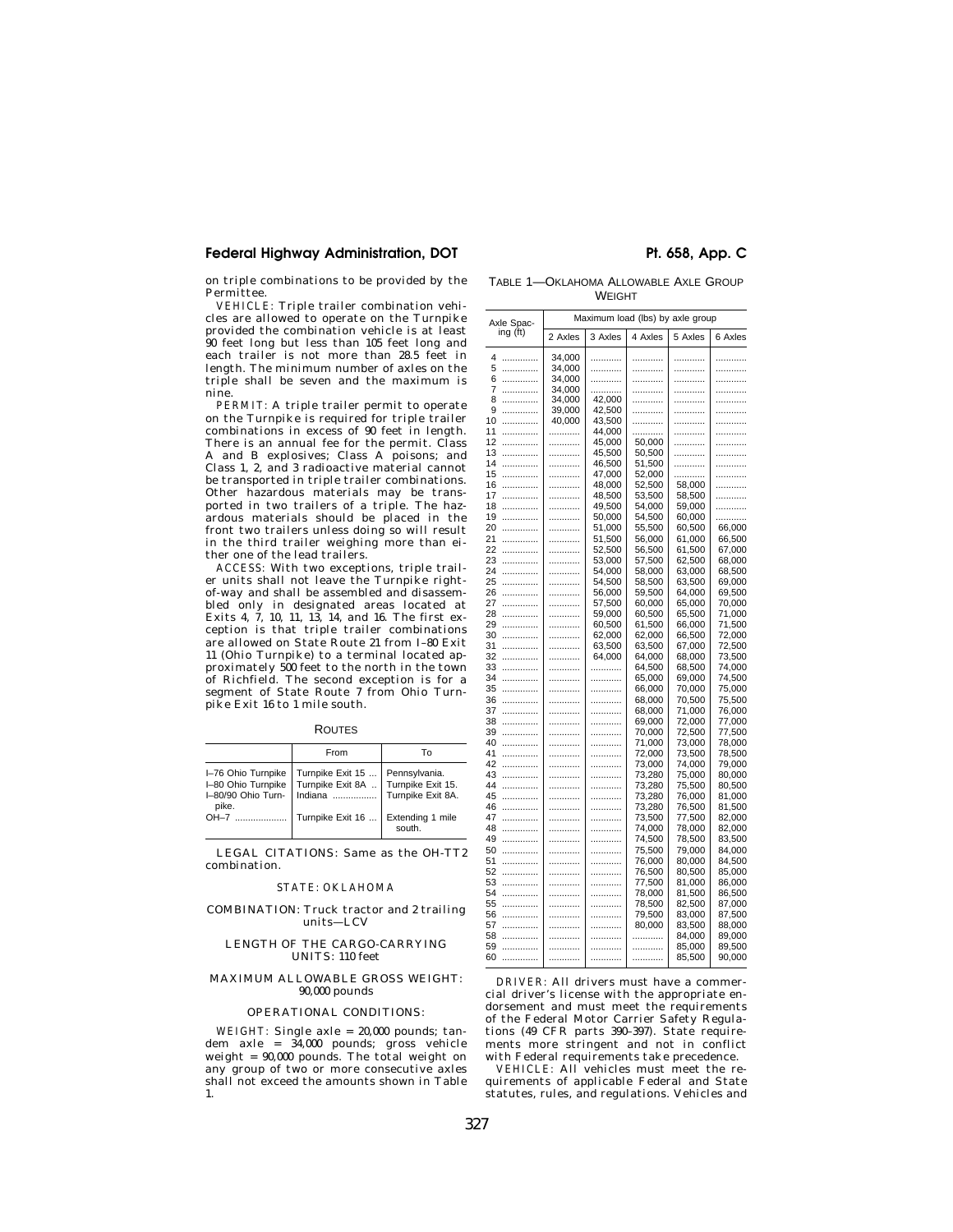on triple combinations to be provided by the Permittee.

*VEHICLE:* Triple trailer combination vehicles are allowed to operate on the Turnpike provided the combination vehicle is at least 90 feet long but less than 105 feet long and each trailer is not more than 28.5 feet in length. The minimum number of axles on the triple shall be seven and the maximum is nine.

*PERMIT:* A triple trailer permit to operate on the Turnpike is required for triple trailer combinations in excess of 90 feet in length. There is an annual fee for the permit. Class A and B explosives; Class A poisons; and Class 1, 2, and 3 radioactive material cannot be transported in triple trailer combinations. Other hazardous materials may be transported in two trailers of a triple. The hazardous materials should be placed in the front two trailers unless doing so will result in the third trailer weighing more than either one of the lead trailers.

*ACCESS:* With two exceptions, triple trailer units shall not leave the Turnpike right-of-way and shall be assembled and disassembled only in designated areas located at Exits 4, 7, 10, 11, 13, 14, and 16. The first exception is that triple trailer combinations are allowed on State Route 21 from I–80 Exit 11 (Ohio Turnpike) to a terminal located approximately 500 feet to the north in the town of Richfield. The second exception is for a segment of State Route 7 from Ohio Turnpike Exit 16 to 1 mile south.

ROUTES

| | From | To |
|---|---|---|
| I–76 Ohio Turnpike | Turnpike Exit 15 ... | Pennsylvania. |
| I–80 Ohio Turnpike | Turnpike Exit 8A .. | Turnpike Exit 15. |
| I–80/90 Ohio Turnpike. | Indiana ................ | Turnpike Exit 8A. |
| OH–7 .................... | Turnpike Exit 16 ... | Extending 1 mile south. |

*LEGAL CITATIONS:* Same as the OH-TT2 combination.

### STATE: OKLAHOMA

COMBINATION: Truck tractor and 2 trailing units—LCV

LENGTH OF THE CARGO-CARRYING UNITS: 110 feet

MAXIMUM ALLOWABLE GROSS WEIGHT: 90,000 pounds

OPERATIONAL CONDITIONS:

*WEIGHT:* Single axle = 20,000 pounds; tandem axle = 34,000 pounds; gross vehicle weight = 90,000 pounds. The total weight on any group of two or more consecutive axles shall not exceed the amounts shown in Table 1.

TABLE 1—OKLAHOMA ALLOWABLE AXLE GROUP WEIGHT

| Axle Spacing (ft) | Maximum load (lbs) by axle group | | | | |
|---|---|---|---|---|---|
| | 2 Axles | 3 Axles | 4 Axles | 5 Axles | 6 Axles |
| 4 | 34,000 | | | | |
| 5 | 34,000 | | | | |
| 6 | 34,000 | | | | |
| 7 | 34,000 | | | | |
| 8 | 34,000 | 42,000 | | | |
| 9 | 39,000 | 42,500 | | | |
| 10 | 40,000 | 43,500 | | | |
| 11 | | 44,000 | | | |
| 12 | | 45,000 | 50,000 | | |
| 13 | | 45,500 | 50,500 | | |
| 14 | | 46,500 | 51,500 | | |
| 15 | | 47,000 | 52,000 | | |
| 16 | | 48,000 | 52,500 | 58,000 | |
| 17 | | 48,500 | 53,500 | 58,500 | |
| 18 | | 49,500 | 54,000 | 59,000 | |
| 19 | | 50,000 | 54,500 | 60,000 | |
| 20 | | 51,000 | 55,500 | 60,500 | 66,000 |
| 21 | | 51,500 | 56,000 | 61,000 | 66,500 |
| 22 | | 52,500 | 56,500 | 61,500 | 67,000 |
| 23 | | 53,000 | 57,500 | 62,500 | 68,000 |
| 24 | | 54,000 | 58,000 | 63,000 | 68,500 |
| 25 | | 54,500 | 58,500 | 63,500 | 69,000 |
| 26 | | 56,000 | 59,500 | 64,000 | 69,500 |
| 27 | | 57,500 | 60,000 | 65,000 | 70,000 |
| 28 | | 59,000 | 60,500 | 65,500 | 71,000 |
| 29 | | 60,500 | 61,500 | 66,000 | 71,500 |
| 30 | | 62,000 | 62,000 | 66,500 | 72,000 |
| 31 | | 63,500 | 63,500 | 67,000 | 72,500 |
| 32 | | 64,000 | 64,000 | 68,000 | 73,500 |
| 33 | | | 64,500 | 68,500 | 74,000 |
| 34 | | | 65,000 | 69,000 | 74,500 |
| 35 | | | 66,000 | 70,000 | 75,000 |
| 36 | | | 68,000 | 70,500 | 75,500 |
| 37 | | | 68,000 | 71,000 | 76,000 |
| 38 | | | 69,000 | 72,000 | 77,000 |
| 39 | | | 70,000 | 72,500 | 77,500 |
| 40 | | | 71,000 | 73,000 | 78,000 |
| 41 | | | 72,000 | 73,500 | 78,500 |
| 42 | | | 73,000 | 74,000 | 79,000 |
| 43 | | | 73,280 | 75,000 | 80,000 |
| 44 | | | 73,280 | 75,500 | 80,500 |
| 45 | | | 73,280 | 76,000 | 81,000 |
| 46 | | | 73,280 | 76,500 | 81,500 |
| 47 | | | 73,500 | 77,500 | 82,000 |
| 48 | | | 74,000 | 78,000 | 82,000 |
| 49 | | | 74,500 | 78,500 | 83,500 |
| 50 | | | 75,500 | 79,000 | 84,000 |
| 51 | | | 76,000 | 80,000 | 84,500 |
| 52 | | | 76,500 | 80,500 | 85,000 |
| 53 | | | 77,500 | 81,000 | 86,000 |
| 54 | | | 78,000 | 81,500 | 86,500 |
| 55 | | | 78,500 | 82,500 | 87,000 |
| 56 | | | 79,500 | 83,000 | 87,500 |
| 57 | | | 80,000 | 83,500 | 88,000 |
| 58 | | | | 84,000 | 89,000 |
| 59 | | | | 85,000 | 89,500 |
| 60 | | | | 85,500 | 90,000 |

*DRIVER:* All drivers must have a commercial driver's license with the appropriate endorsement and must meet the requirements of the Federal Motor Carrier Safety Regulations (49 CFR parts 390–397). State requirements more stringent and not in conflict with Federal requirements take precedence.

*VEHICLE:* All vehicles must meet the requirements of applicable Federal and State statutes, rules, and regulations. Vehicles and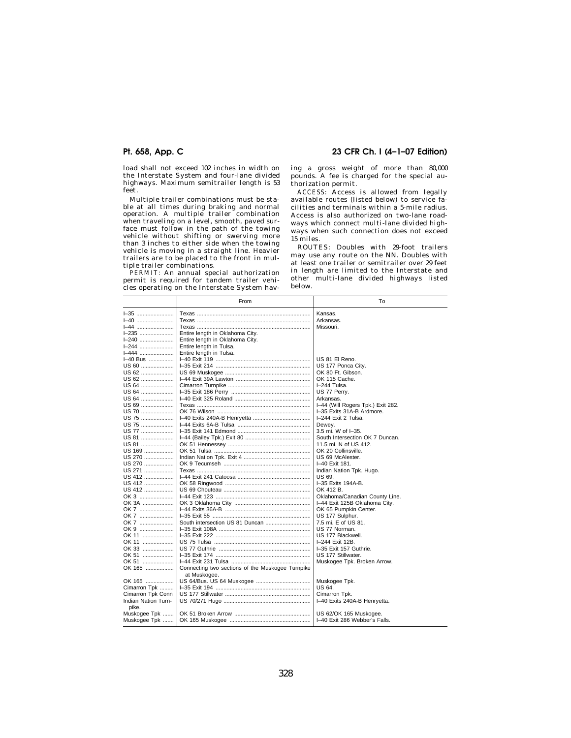load shall not exceed 102 inches in width on the Interstate System and four-lane divided highways. Maximum semitrailer length is 53 feet.

Multiple trailer combinations must be stable at all times during braking and normal operation. A multiple trailer combination when traveling on a level, smooth, paved surface must follow in the path of the towing vehicle without shifting or swerving more than 3 inches to either side when the towing vehicle is moving in a straight line. Heavier trailers are to be placed to the front in multiple trailer combinations.

*PERMIT:* An annual special authorization permit is required for tandem trailer vehicles operating on the Interstate System having a gross weight of more than 80,000 pounds. A fee is charged for the special authorization permit.

*ACCESS:* Access is allowed from legally available routes (listed below) to service facilities and terminals within a 5-mile radius. Access is also authorized on two-lane roadways which connect multi-lane divided highways when such connection does not exceed 15 miles.

*ROUTES:* Doubles with 29-foot trailers may use any route on the NN. Doubles with at least one trailer or semitrailer over 29 feet in length are limited to the Interstate and other multi-lane divided highways listed below.

| | From | To |
|---|---|---|
| I–35 | Texas | Kansas. |
| I–40 | Texas | Arkansas. |
| I–44 | Texas | Missouri. |
| I–235 | Entire length in Oklahoma City. | |
| I–240 | Entire length in Oklahoma City. | |
| I–244 | Entire length in Tulsa. | |
| I–444 | Entire length in Tulsa. | |
| I–40 Bus | I–40 Exit 119 | US 81 El Reno. |
| US 60 | I–35 Exit 214 | US 177 Ponca City. |
| US 62 | US 69 Muskogee | OK 80 Ft. Gibson. |
| US 62 | I–44 Exit 39A Lawton | OK 115 Cache. |
| US 64 | Cimarron Turnpike | I–244 Tulsa. |
| US 64 | I–35 Exit 186 Perry | US 77 Perry. |
| US 64 | I–40 Exit 325 Roland | Arkansas. |
| US 69 | Texas | I–44 (Will Rogers Tpk.) Exit 282. |
| US 70 | OK 76 Wilson | I–35 Exits 31A-B Ardmore. |
| US 75 | I–40 Exits 240A-B Henryetta | I–244 Exit 2 Tulsa. |
| US 75 | I–44 Exits 6A-B Tulsa | Dewey. |
| US 77 | I–35 Exit 141 Edmond | 3.5 mi. W of I–35. |
| US 81 | I–44 (Bailey Tpk.) Exit 80 | South Intersection OK 7 Duncan. |
| US 81 | OK 51 Hennessey | 11.5 mi. N of US 412. |
| US 169 | OK 51 Tulsa | OK 20 Collinsville. |
| US 270 | Indian Nation Tpk. Exit 4 | US 69 McAlester. |
| US 270 | OK 9 Tecumseh | I–40 Exit 181. |
| US 271 | Texas | Indian Nation Tpk. Hugo. |
| US 412 | I–44 Exit 241 Catoosa | US 69. |
| US 412 | OK 58 Ringwood | I–35 Exits 194A-B. |
| US 412 | US 69 Chouteau | OK 412 B. |
| OK 3 | I–44 Exit 123 | Oklahoma/Canadian County Line. |
| OK 3A | OK 3 Oklahoma City | I–44 Exit 125B Oklahoma City. |
| OK 7 | I–44 Exits 36A-B | OK 65 Pumpkin Center. |
| OK 7 | I–35 Exit 55 | US 177 Sulphur. |
| OK 7 | South intersection US 81 Duncan | 7.5 mi. E of US 81. |
| OK 9 | I–35 Exit 108A | US 77 Norman. |
| OK 11 | I–35 Exit 222 | US 177 Blackwell. |
| OK 11 | US 75 Tulsa | I–244 Exit 12B. |
| OK 33 | US 77 Guthrie | I–35 Exit 157 Guthrie. |
| OK 51 | I–35 Exit 174 | US 177 Stillwater. |
| OK 51 | I–44 Exit 231 Tulsa | Muskogee Tpk. Broken Arrow. |
| OK 165 | Connecting two sections of the Muskogee Turnpike at Muskogee. | |
| OK 165 | US 64/Bus. US 64 Muskogee | Muskogee Tpk. |
| Cimarron Tpk | I–35 Exit 194 | US 64. |
| Cimarron Tpk Conn | US 177 Stillwater | Cimarron Tpk. |
| Indian Nation Turnpike. | US 70/271 Hugo | I–40 Exits 240A-B Henryetta. |
| Muskogee Tpk | OK 51 Broken Arrow | US 62/OK 165 Muskogee. |
| Muskogee Tpk | OK 165 Muskogee | I–40 Exit 286 Webber's Falls. |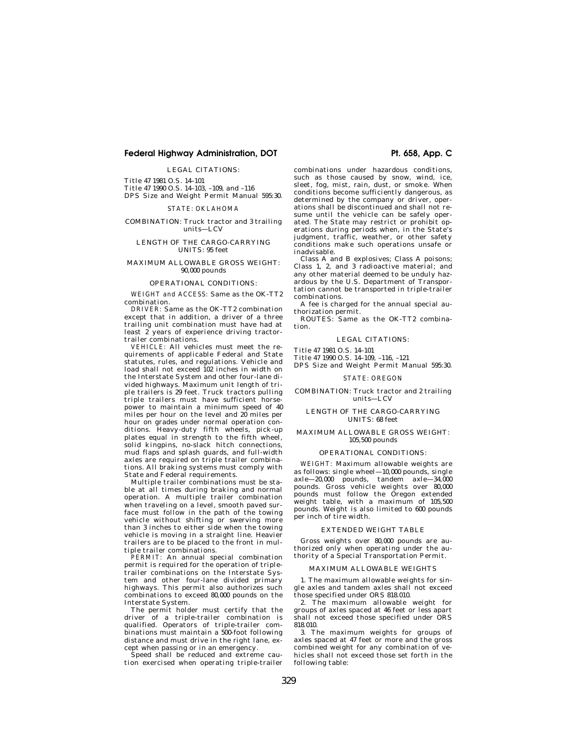LEGAL CITATIONS:

Title 47 1981 O.S. 14–101
Title 47 1990 O.S. 14–103, –109, and –116
DPS Size and Weight Permit Manual 595:30.

STATE: OKLAHOMA

COMBINATION: Truck tractor and 3 trailing units—LCV

LENGTH OF THE CARGO-CARRYING UNITS: 95 feet

MAXIMUM ALLOWABLE GROSS WEIGHT: 90,000 pounds

OPERATIONAL CONDITIONS:

*WEIGHT and ACCESS:* Same as the OK-TT2 combination.

*DRIVER:* Same as the OK-TT2 combination except that in addition, a driver of a three trailing unit combination must have had at least 2 years of experience driving tractor-trailer combinations.

*VEHICLE:* All vehicles must meet the requirements of applicable Federal and State statutes, rules, and regulations. Vehicle and load shall not exceed 102 inches in width on the Interstate System and other four-lane divided highways. Maximum unit length of triple trailers is 29 feet. Truck tractors pulling triple trailers must have sufficient horsepower to maintain a minimum speed of 40 miles per hour on the level and 20 miles per hour on grades under normal operation conditions. Heavy-duty fifth wheels, pick-up plates equal in strength to the fifth wheel, solid kingpins, no-slack hitch connections, mud flaps and splash guards, and full-width axles are required on triple trailer combinations. All braking systems must comply with State and Federal requirements.

Multiple trailer combinations must be stable at all times during braking and normal operation. A multiple trailer combination when traveling on a level, smooth paved surface must follow in the path of the towing vehicle without shifting or swerving more than 3 inches to either side when the towing vehicle is moving in a straight line. Heavier trailers are to be placed to the front in multiple trailer combinations.

*PERMIT:* An annual special combination permit is required for the operation of triple-trailer combinations on the Interstate System and other four-lane divided primary highways. This permit also authorizes such combinations to exceed 80,000 pounds on the Interstate System.

The permit holder must certify that the driver of a triple-trailer combination is qualified. Operators of triple-trailer combinations must maintain a 500-foot following distance and must drive in the right lane, except when passing or in an emergency.

Speed shall be reduced and extreme caution exercised when operating triple-trailer combinations under hazardous conditions, such as those caused by snow, wind, ice, sleet, fog, mist, rain, dust, or smoke. When conditions become sufficiently dangerous, as determined by the company or driver, operations shall be discontinued and shall not resume until the vehicle can be safely operated. The State may restrict or prohibit operations during periods when, in the State's judgment, traffic, weather, or other safety conditions make such operations unsafe or inadvisable.

Class A and B explosives; Class A poisons; Class 1, 2, and 3 radioactive material; and any other material deemed to be unduly hazardous by the U.S. Department of Transportation cannot be transported in triple-trailer combinations.

A fee is charged for the annual special authorization permit.

ROUTES: Same as the OK-TT2 combination.

LEGAL CITATIONS:

Title 47 1981 O.S. 14–101
Title 47 1990 O.S. 14–109, –116, –121
DPS Size and Weight Permit Manual 595:30.

STATE: OREGON

COMBINATION: Truck tractor and 2 trailing units—LCV

LENGTH OF THE CARGO-CARRYING UNITS: 68 feet

MAXIMUM ALLOWABLE GROSS WEIGHT: 105,500 pounds

OPERATIONAL CONDITIONS:

*WEIGHT:* Maximum allowable weights are as follows: single wheel—10,000 pounds, single axle—20,000 pounds, tandem axle—34,000 pounds. Gross vehicle weights over 80,000 pounds must follow the Oregon extended weight table, with a maximum of 105,500 pounds. Weight is also limited to 600 pounds per inch of tire width.

EXTENDED WEIGHT TABLE

Gross weights over 80,000 pounds are authorized only when operating under the authority of a Special Transportation Permit.

MAXIMUM ALLOWABLE WEIGHTS

1. The maximum allowable weights for single axles and tandem axles shall not exceed those specified under ORS 818.010.

2. The maximum allowable weight for groups of axles spaced at 46 feet or less apart shall not exceed those specified under ORS 818.010.

3. The maximum weights for groups of axles spaced at 47 feet or more and the gross combined weight for any combination of vehicles shall not exceed those set forth in the following table: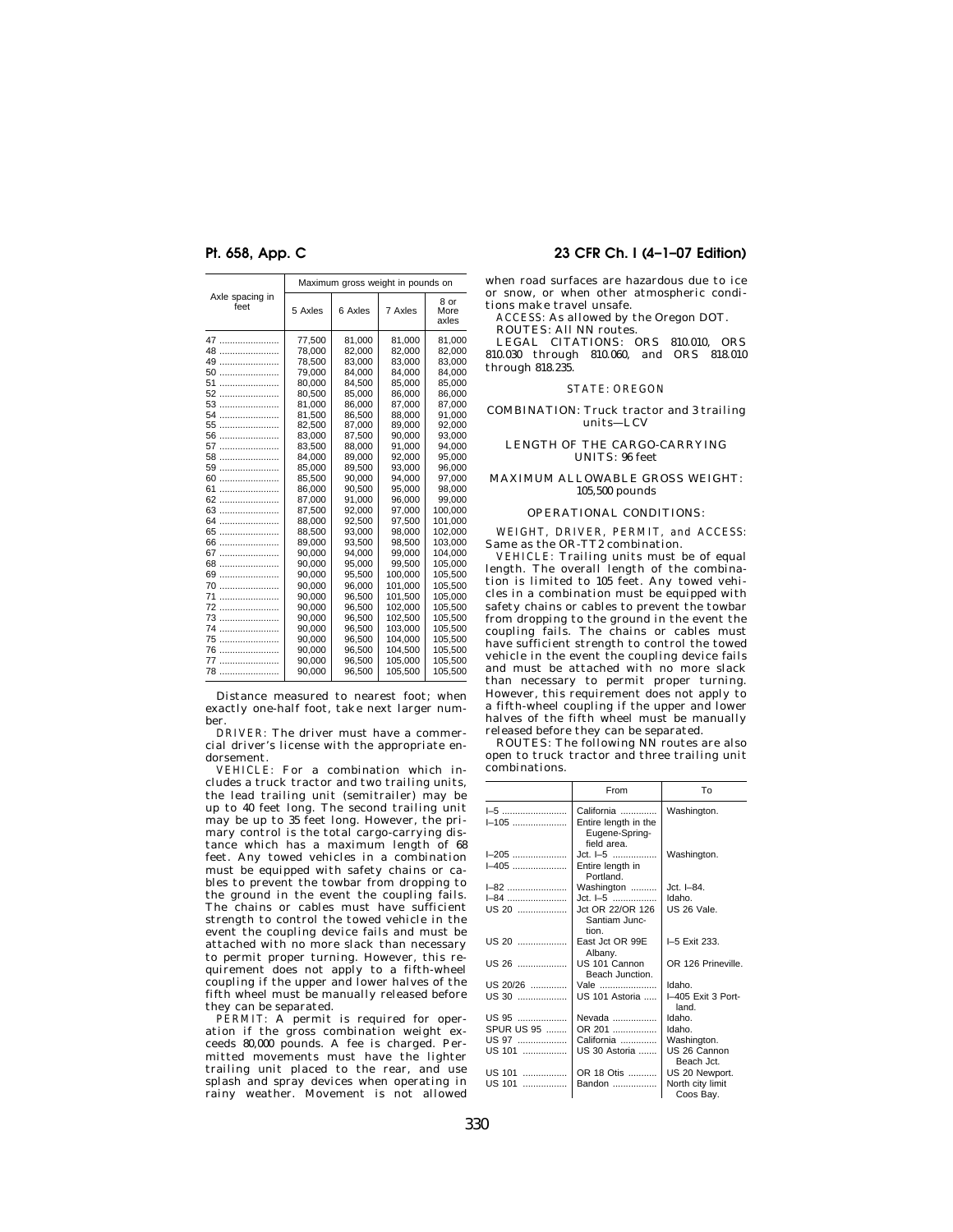| Axle spacing in feet | Maximum gross weight in pounds on | | | |
|---|---|---|---|---|
| | 5 Axles | 6 Axles | 7 Axles | 8 or More axles |
| 47 | 77,500 | 81,000 | 81,000 | 81,000 |
| 48 | 78,000 | 82,000 | 82,000 | 82,000 |
| 49 | 78,500 | 83,000 | 83,000 | 83,000 |
| 50 | 79,000 | 84,000 | 84,000 | 84,000 |
| 51 | 80,000 | 84,500 | 85,000 | 85,000 |
| 52 | 80,500 | 85,000 | 86,000 | 86,000 |
| 53 | 81,000 | 86,000 | 87,000 | 87,000 |
| 54 | 81,500 | 86,500 | 88,000 | 91,000 |
| 55 | 82,500 | 87,000 | 89,000 | 92,000 |
| 56 | 83,000 | 87,500 | 90,000 | 93,000 |
| 57 | 83,500 | 88,000 | 91,000 | 94,000 |
| 58 | 84,000 | 89,000 | 92,000 | 95,000 |
| 59 | 85,000 | 89,500 | 93,000 | 96,000 |
| 60 | 85,500 | 90,000 | 94,000 | 97,000 |
| 61 | 86,000 | 90,500 | 95,000 | 98,000 |
| 62 | 87,000 | 91,000 | 96,000 | 99,000 |
| 63 | 87,500 | 92,000 | 97,000 | 100,000 |
| 64 | 88,000 | 92,500 | 97,500 | 101,000 |
| 65 | 88,500 | 93,000 | 98,000 | 102,000 |
| 66 | 89,000 | 93,500 | 98,500 | 103,000 |
| 67 | 90,000 | 94,000 | 99,000 | 104,000 |
| 68 | 90,000 | 95,000 | 99,500 | 105,000 |
| 69 | 90,000 | 95,500 | 100,000 | 105,500 |
| 70 | 90,000 | 96,000 | 101,000 | 105,500 |
| 71 | 90,000 | 96,500 | 101,500 | 105,000 |
| 72 | 90,000 | 96,500 | 102,000 | 105,500 |
| 73 | 90,000 | 96,500 | 102,500 | 105,500 |
| 74 | 90,000 | 96,500 | 103,000 | 105,500 |
| 75 | 90,000 | 96,500 | 104,000 | 105,500 |
| 76 | 90,000 | 96,500 | 104,500 | 105,500 |
| 77 | 90,000 | 96,500 | 105,000 | 105,500 |
| 78 | 90,000 | 96,500 | 105,500 | 105,500 |

Distance measured to nearest foot; when exactly one-half foot, take next larger number.

*DRIVER:* The driver must have a commercial driver's license with the appropriate endorsement.

*VEHICLE:* For a combination which includes a truck tractor and two trailing units, the lead trailing unit (semitrailer) may be up to 40 feet long. The second trailing unit may be up to 35 feet long. However, the primary control is the total cargo-carrying distance which has a maximum length of 68 feet. Any towed vehicles in a combination must be equipped with safety chains or cables to prevent the towbar from dropping to the ground in the event the coupling fails. The chains or cables must have sufficient strength to control the towed vehicle in the event the coupling device fails and must be attached with no more slack than necessary to permit proper turning. However, this requirement does not apply to a fifth-wheel coupling if the upper and lower halves of the fifth wheel must be manually released before they can be separated.

*PERMIT:* A permit is required for operation if the gross combination weight exceeds 80,000 pounds. A fee is charged. Permitted movements must have the lighter trailing unit placed to the rear, and use splash and spray devices when operating in rainy weather. Movement is not allowed when road surfaces are hazardous due to ice or snow, or when other atmospheric conditions make travel unsafe.

*ACCESS:* As allowed by the Oregon DOT.

*ROUTES:* All NN routes.

*LEGAL CITATIONS:* ORS 810.010, ORS 810.030 through 810.060, and ORS 818.010 through 818.235.

STATE: OREGON

COMBINATION: Truck tractor and 3 trailing units—LCV

LENGTH OF THE CARGO-CARRYING UNITS: 96 feet

MAXIMUM ALLOWABLE GROSS WEIGHT: 105,500 pounds

OPERATIONAL CONDITIONS:

*WEIGHT, DRIVER, PERMIT, and ACCESS:* Same as the OR-TT2 combination.

*VEHICLE:* Trailing units must be of equal length. The overall length of the combination is limited to 105 feet. Any towed vehicles in a combination must be equipped with safety chains or cables to prevent the towbar from dropping to the ground in the event the coupling fails. The chains or cables must have sufficient strength to control the towed vehicle in the event the coupling device fails and must be attached with no more slack than necessary to permit proper turning. However, this requirement does not apply to a fifth-wheel coupling if the upper and lower halves of the fifth wheel must be manually released before they can be separated.

*ROUTES:* The following NN routes are also open to truck tractor and three trailing unit combinations.

| | From | To |
|---|---|---|
| I–5 | California | Washington. |
| I–105 | Entire length in the Eugene-Spring-field area. | |
| I–205 | Jct. I–5 | Washington. |
| I–405 | Entire length in Portland. | |
| I–82 | Washington | Jct. I–84. |
| I–84 | Jct. I–5 | Idaho. |
| US 20 | Jct OR 22/OR 126 Santiam Junction. | US 26 Vale. |
| US 20 | East Jct OR 99E Albany. | I–5 Exit 233. |
| US 26 | US 101 Cannon Beach Junction. | OR 126 Prineville. |
| US 20/26 | Vale | Idaho. |
| US 30 | US 101 Astoria | I–405 Exit 3 Portland. |
| US 95 | Nevada | Idaho. |
| SPUR US 95 | OR 201 | Idaho. |
| US 97 | California | Washington. |
| US 101 | US 30 Astoria | US 26 Cannon Beach Jct. |
| US 101 | OR 18 Otis | US 20 Newport. |
| US 101 | Bandon | North city limit Coos Bay. |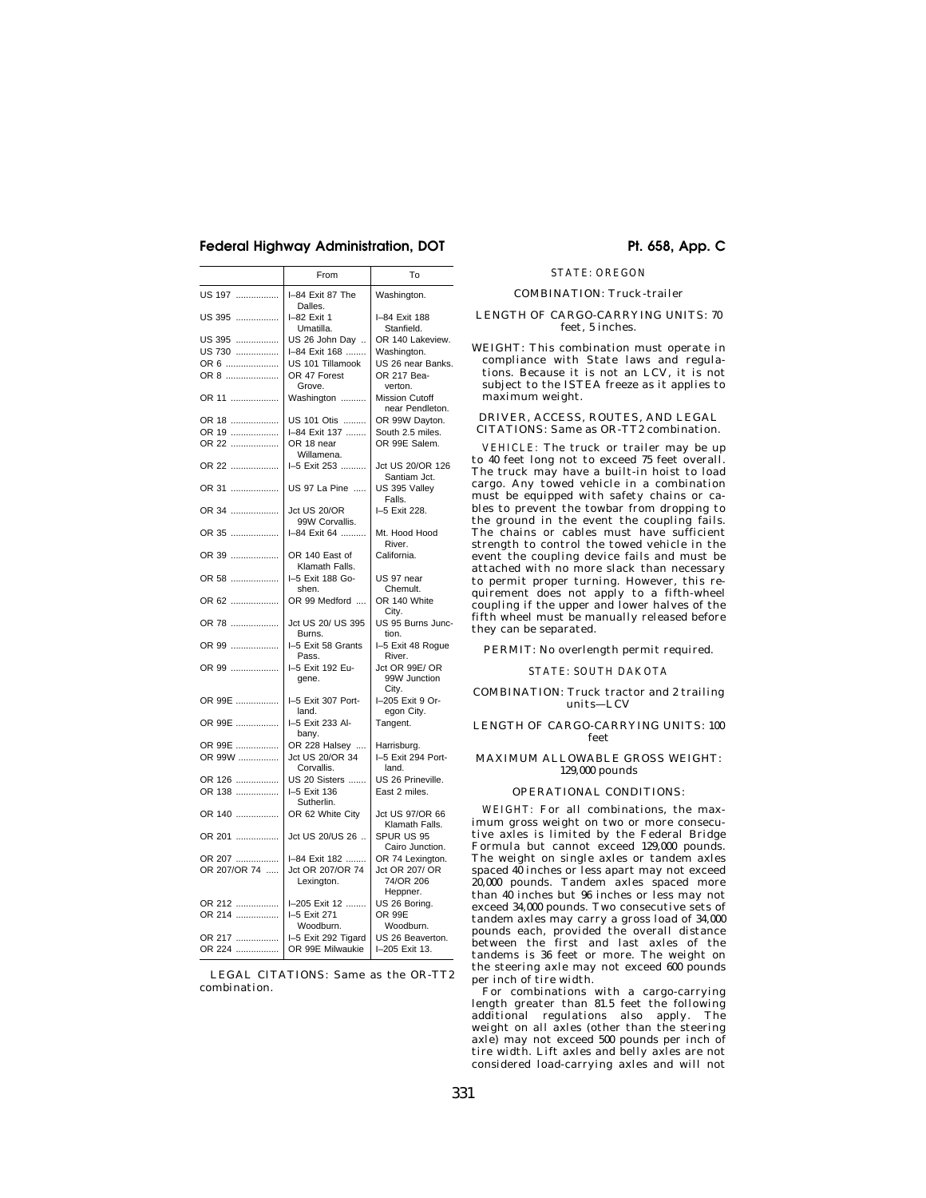| | From | To |
|---|---|---|
| US 197 | I–84 Exit 87 The Dalles. | Washington. |
| US 395 | I–82 Exit 1 Umatilla. | I–84 Exit 188 Stanfield. |
| US 395 | US 26 John Day .. | OR 140 Lakeview. |
| US 730 | I–84 Exit 168 | Washington. |
| OR 6 | US 101 Tillamook | US 26 near Banks. |
| OR 8 | OR 47 Forest Grove. | OR 217 Beaverton. |
| OR 11 | Washington | Mission Cutoff near Pendleton. |
| OR 18 | US 101 Otis | OR 99W Dayton. |
| OR 19 | I–84 Exit 137 | South 2.5 miles. |
| OR 22 | OR 18 near Willamena. | OR 99E Salem. |
| OR 22 | I–5 Exit 253 | Jct US 20/OR 126 Santiam Jct. |
| OR 31 | US 97 La Pine | US 395 Valley Falls. |
| OR 34 | Jct US 20/OR 99W Corvallis. | I–5 Exit 228. |
| OR 35 | I–84 Exit 64 | Mt. Hood Hood River. |
| OR 39 | OR 140 East of Klamath Falls. | California. |
| OR 58 | I–5 Exit 188 Goshen. | US 97 near Chemult. |
| OR 62 | OR 99 Medford | OR 140 White City. |
| OR 78 | Jct US 20/ US 395 Burns. | US 95 Burns Junction. |
| OR 99 | I–5 Exit 58 Grants Pass. | I–5 Exit 48 Rogue River. |
| OR 99 | I–5 Exit 192 Eugene. | Jct OR 99E/ OR 99W Junction City. |
| OR 99E | I–5 Exit 307 Portland. | I–205 Exit 9 Oregon City. |
| OR 99E | I–5 Exit 233 Albany. | Tangent. |
| OR 99E | OR 228 Halsey | Harrisburg. |
| OR 99W | Jct US 20/OR 34 Corvallis. | I–5 Exit 294 Portland. |
| OR 126 | US 20 Sisters | US 26 Prineville. |
| OR 138 | I–5 Exit 136 Sutherlin. | East 2 miles. |
| OR 140 | OR 62 White City | Jct US 97/OR 66 Klamath Falls. |
| OR 201 | Jct US 20/US 26 .. | SPUR US 95 Cairo Junction. |
| OR 207 | I–84 Exit 182 | OR 74 Lexington. |
| OR 207/OR 74 | Jct OR 207/OR 74 Lexington. | Jct OR 207/ OR 74/OR 206 Heppner. |
| OR 212 | I–205 Exit 12 | US 26 Boring. |
| OR 214 | I–5 Exit 271 Woodburn. | OR 99E Woodburn. |
| OR 217 | I–5 Exit 292 Tigard | US 26 Beaverton. |
| OR 224 | OR 99E Milwaukie | I–205 Exit 13. |

LEGAL CITATIONS: Same as the OR-TT2 combination.

STATE: OREGON

COMBINATION: Truck-trailer

LENGTH OF CARGO-CARRYING UNITS: 70 feet, 5 inches.

WEIGHT: This combination must operate in compliance with State laws and regulations. Because it is not an LCV, it is not subject to the ISTEA freeze as it applies to maximum weight.

DRIVER, ACCESS, ROUTES, AND LEGAL CITATIONS: Same as OR-TT2 combination.

*VEHICLE:* The truck or trailer may be up to 40 feet long not to exceed 75 feet overall. The truck may have a built-in hoist to load cargo. Any towed vehicle in a combination must be equipped with safety chains or cables to prevent the towbar from dropping to the ground in the event the coupling fails. The chains or cables must have sufficient strength to control the towed vehicle in the event the coupling device fails and must be attached with no more slack than necessary to permit proper turning. However, this requirement does not apply to a fifth-wheel coupling if the upper and lower halves of the fifth wheel must be manually released before they can be separated.

PERMIT: No overlength permit required.

STATE: SOUTH DAKOTA

COMBINATION: Truck tractor and 2 trailing units—LCV

LENGTH OF CARGO-CARRYING UNITS: 100 feet

MAXIMUM ALLOWABLE GROSS WEIGHT: 129,000 pounds

OPERATIONAL CONDITIONS:

*WEIGHT:* For all combinations, the maximum gross weight on two or more consecutive axles is limited by the Federal Bridge Formula but cannot exceed 129,000 pounds. The weight on single axles or tandem axles spaced 40 inches or less apart may not exceed 20,000 pounds. Tandem axles spaced more than 40 inches but 96 inches or less may not exceed 34,000 pounds. Two consecutive sets of tandem axles may carry a gross load of 34,000 pounds each, provided the overall distance between the first and last axles of the tandems is 36 feet or more. The weight on the steering axle may not exceed 600 pounds per inch of tire width.

For combinations with a cargo-carrying length greater than 81.5 feet the following additional regulations also apply. The weight on all axles (other than the steering axle) may not exceed 500 pounds per inch of tire width. Lift axles and belly axles are not considered load-carrying axles and will not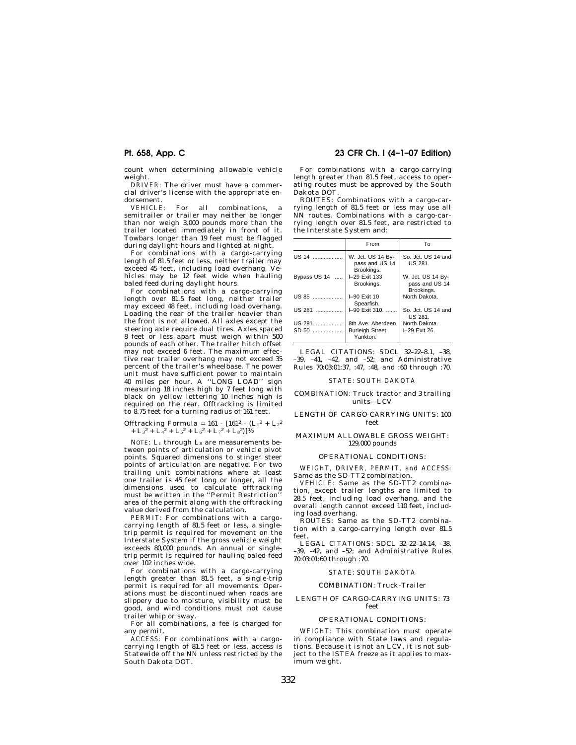count when determining allowable vehicle weight.

*DRIVER:* The driver must have a commercial driver's license with the appropriate endorsement.

*VEHICLE:* For all combinations, a semitrailer or trailer may neither be longer than nor weigh 3,000 pounds more than the trailer located immediately in front of it. Towbars longer than 19 feet must be flagged during daylight hours and lighted at night.

For combinations with a cargo-carrying length of 81.5 feet or less, neither trailer may exceed 45 feet, including load overhang. Vehicles may be 12 feet wide when hauling baled feed during daylight hours.

For combinations with a cargo-carrying length over 81.5 feet long, neither trailer may exceed 48 feet, including load overhang. Loading the rear of the trailer heavier than the front is not allowed. All axles except the steering axle require dual tires. Axles spaced 8 feet or less apart must weigh within 500 pounds of each other. The trailer hitch offset may not exceed 6 feet. The maximum effective rear trailer overhang may not exceed 35 percent of the trailer's wheelbase. The power unit must have sufficient power to maintain 40 miles per hour. A ''LONG LOAD'' sign measuring 18 inches high by 7 feet long with black on yellow lettering 10 inches high is required on the rear. Offtracking is limited to 8.75 feet for a turning radius of 161 feet.

Offtracking Formula = $161 - [161^2 - (L_1^2 + L_2^2 + L_3^2 + L_4^2 + L_5^2 + L_6^2 + L_7^2 + L_8^2)]^{1/2}$

NOTE: $L_1$ through $L_8$ are measurements between points of articulation or vehicle pivot points. Squared dimensions to stinger steer points of articulation are negative. For two trailing unit combinations where at least one trailer is 45 feet long or longer, all the dimensions used to calculate offtracking must be written in the ''Permit Restriction'' area of the permit along with the offtracking value derived from the calculation.

*PERMIT:* For combinations with a cargo-carrying length of 81.5 feet or less, a single-trip permit is required for movement on the Interstate System if the gross vehicle weight exceeds 80,000 pounds. An annual or single-trip permit is required for hauling baled feed over 102 inches wide.

For combinations with a cargo-carrying length greater than 81.5 feet, a single-trip permit is required for all movements. Operations must be discontinued when roads are slippery due to moisture, visibility must be good, and wind conditions must not cause trailer whip or sway.

For all combinations, a fee is charged for any permit.

*ACCESS:* For combinations with a cargo-carrying length of 81.5 feet or less, access is Statewide off the NN unless restricted by the South Dakota DOT.

For combinations with a cargo-carrying length greater than 81.5 feet, access to operating routes must be approved by the South Dakota DOT.

*ROUTES:* Combinations with a cargo-carrying length of 81.5 feet or less may use all NN routes. Combinations with a cargo-carrying length over 81.5 feet, are restricted to the Interstate System and:

| | From | To |
|---|---|---|
| US 14 | W. Jct. US 14 Bypass and US 14 Brookings. | So. Jct. US 14 and US 281. |
| Bypass US 14 | I–29 Exit 133 Brookings. | W. Jct. US 14 Bypass and US 14 Brookings. |
| US 85 | I–90 Exit 10 Spearfish. | North Dakota. |
| US 281 | I–90 Exit 310. | So. Jct. US 14 and US 281. |
| US 281 | 8th Ave. Aberdeen | North Dakota. |
| SD 50 | Burleigh Street Yankton. | I–29 Exit 26. |

*LEGAL CITATIONS:* SDCL 32–22–8.1, –38, –39, –41, –42, and –52; and Administrative Rules 70:03:01:37, :47, :48, and :60 through :70.

STATE: SOUTH DAKOTA

COMBINATION: Truck tractor and 3 trailing units—LCV

LENGTH OF CARGO-CARRYING UNITS: 100 feet

MAXIMUM ALLOWABLE GROSS WEIGHT: 129,000 pounds

OPERATIONAL CONDITIONS:

*WEIGHT, DRIVER, PERMIT, and ACCESS:* Same as the SD-TT2 combination.

*VEHICLE:* Same as the SD-TT2 combination, except trailer lengths are limited to 28.5 feet, including load overhang, and the overall length cannot exceed 110 feet, including load overhang.

*ROUTES:* Same as the SD-TT2 combination with a cargo-carrying length over 81.5 feet.

*LEGAL CITATIONS:* SDCL 32–22–14.14, –38, –39, –42, and –52; and Administrative Rules 70:03:01:60 through :70.

STATE: SOUTH DAKOTA

COMBINATION: Truck-Trailer

LENGTH OF CARGO-CARRYING UNITS: 73 feet

OPERATIONAL CONDITIONS:

*WEIGHT:* This combination must operate in compliance with State laws and regulations. Because it is not an LCV, it is not subject to the ISTEA freeze as it applies to maximum weight.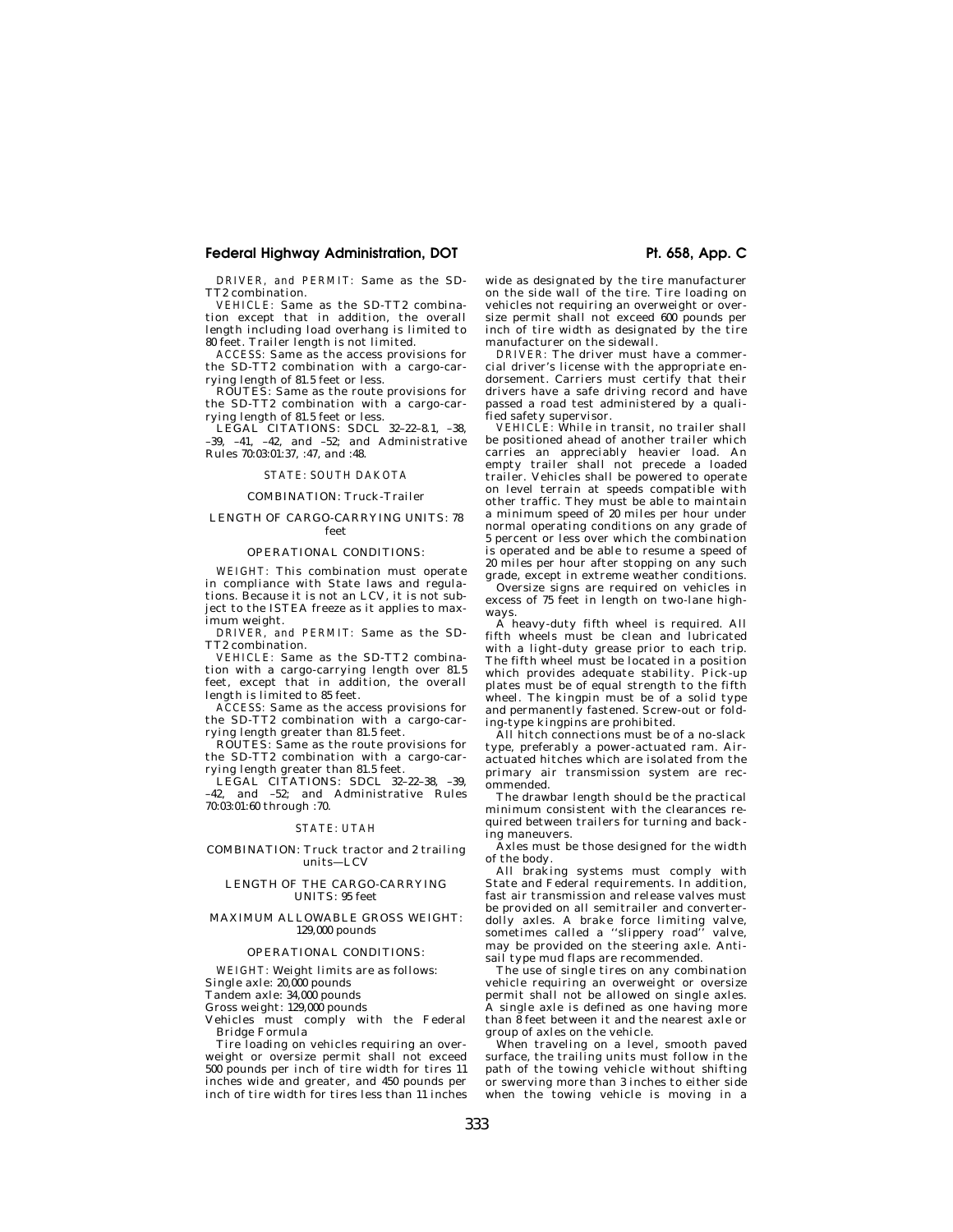*DRIVER, and PERMIT:* Same as the SD-TT2 combination.

*VEHICLE:* Same as the SD-TT2 combination except that in addition, the overall length including load overhang is limited to 80 feet. Trailer length is not limited.

*ACCESS:* Same as the access provisions for the SD-TT2 combination with a cargo-carrying length of 81.5 feet or less.

*ROUTES:* Same as the route provisions for the SD-TT2 combination with a cargo-carrying length of 81.5 feet or less.

*LEGAL CITATIONS:* SDCL 32–22–8.1, –38, –39, –41, –42, and –52; and Administrative Rules 70:03:01:37, :47, and :48.

STATE: SOUTH DAKOTA

COMBINATION: Truck-Trailer

LENGTH OF CARGO-CARRYING UNITS: 78 feet

OPERATIONAL CONDITIONS:

*WEIGHT:* This combination must operate in compliance with State laws and regulations. Because it is not an LCV, it is not subject to the ISTEA freeze as it applies to maximum weight.

*DRIVER, and PERMIT:* Same as the SD-TT2 combination.

*VEHICLE:* Same as the SD-TT2 combination with a cargo-carrying length over 81.5 feet, except that in addition, the overall length is limited to 85 feet.

*ACCESS:* Same as the access provisions for the SD-TT2 combination with a cargo-carrying length greater than 81.5 feet.

*ROUTES:* Same as the route provisions for the SD-TT2 combination with a cargo-carrying length greater than 81.5 feet.

*LEGAL CITATIONS:* SDCL 32–22–38, –39, –42, and –52; and Administrative Rules 70:03:01:60 through :70.

STATE: UTAH

COMBINATION: Truck tractor and 2 trailing units—LCV

LENGTH OF THE CARGO-CARRYING UNITS: 95 feet

MAXIMUM ALLOWABLE GROSS WEIGHT: 129,000 pounds

OPERATIONAL CONDITIONS:

*WEIGHT:* Weight limits are as follows:

Single axle: 20,000 pounds

Tandem axle: 34,000 pounds

Gross weight: 129,000 pounds

Vehicles must comply with the Federal Bridge Formula

Tire loading on vehicles requiring an overweight or oversize permit shall not exceed 500 pounds per inch of tire width for tires 11 inches wide and greater, and 450 pounds per inch of tire width for tires less than 11 inches wide as designated by the tire manufacturer on the side wall of the tire. Tire loading on vehicles not requiring an overweight or oversize permit shall not exceed 600 pounds per inch of tire width as designated by the tire manufacturer on the sidewall.

*DRIVER:* The driver must have a commercial driver's license with the appropriate endorsement. Carriers must certify that their drivers have a safe driving record and have passed a road test administered by a qualified safety supervisor.

*VEHICLE:* While in transit, no trailer shall be positioned ahead of another trailer which carries an appreciably heavier load. An empty trailer shall not precede a loaded trailer. Vehicles shall be powered to operate on level terrain at speeds compatible with other traffic. They must be able to maintain a minimum speed of 20 miles per hour under normal operating conditions on any grade of 5 percent or less over which the combination is operated and be able to resume a speed of 20 miles per hour after stopping on any such grade, except in extreme weather conditions.

Oversize signs are required on vehicles in excess of 75 feet in length on two-lane highways.

A heavy-duty fifth wheel is required. All fifth wheels must be clean and lubricated with a light-duty grease prior to each trip. The fifth wheel must be located in a position which provides adequate stability. Pick-up plates must be of equal strength to the fifth wheel. The kingpin must be of a solid type and permanently fastened. Screw-out or folding-type kingpins are prohibited.

All hitch connections must be of a no-slack type, preferably a power-actuated ram. Air-actuated hitches which are isolated from the primary air transmission system are recommended.

The drawbar length should be the practical minimum consistent with the clearances required between trailers for turning and backing maneuvers.

Axles must be those designed for the width of the body.

All braking systems must comply with State and Federal requirements. In addition, fast air transmission and release valves must be provided on all semitrailer and converter-dolly axles. A brake force limiting valve, sometimes called a ''slippery road'' valve, may be provided on the steering axle. Anti-sail type mud flaps are recommended.

The use of single tires on any combination vehicle requiring an overweight or oversize permit shall not be allowed on single axles. A single axle is defined as one having more than 8 feet between it and the nearest axle or group of axles on the vehicle.

When traveling on a level, smooth paved surface, the trailing units must follow in the path of the towing vehicle without shifting or swerving more than 3 inches to either side when the towing vehicle is moving in a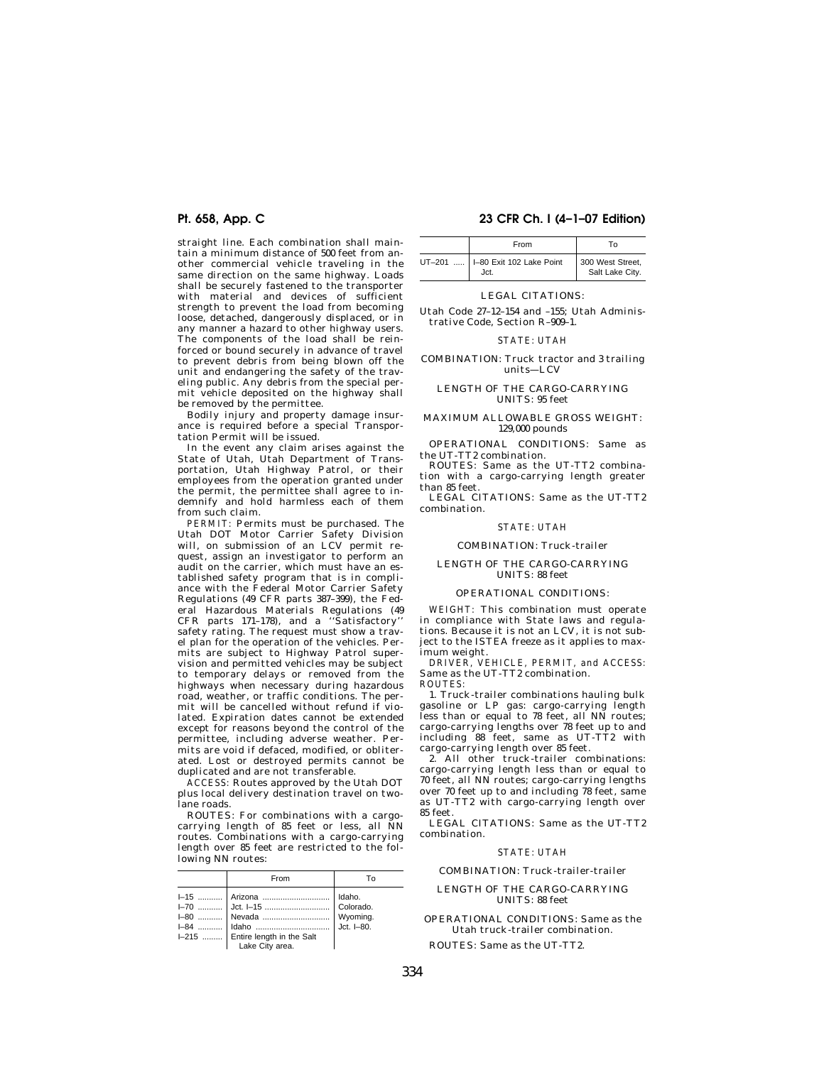straight line. Each combination shall maintain a minimum distance of 500 feet from another commercial vehicle traveling in the same direction on the same highway. Loads shall be securely fastened to the transporter with material and devices of sufficient strength to prevent the load from becoming loose, detached, dangerously displaced, or in any manner a hazard to other highway users. The components of the load shall be reinforced or bound securely in advance of travel to prevent debris from being blown off the unit and endangering the safety of the traveling public. Any debris from the special permit vehicle deposited on the highway shall be removed by the permittee.

Bodily injury and property damage insurance is required before a special Transportation Permit will be issued.

In the event any claim arises against the State of Utah, Utah Department of Transportation, Utah Highway Patrol, or their employees from the operation granted under the permit, the permittee shall agree to indemnify and hold harmless each of them from such claim.

*PERMIT:* Permits must be purchased. The Utah DOT Motor Carrier Safety Division will, on submission of an LCV permit request, assign an investigator to perform an audit on the carrier, which must have an established safety program that is in compliance with the Federal Motor Carrier Safety Regulations (49 CFR parts 387–399), the Federal Hazardous Materials Regulations (49 CFR parts 171–178), and a ''Satisfactory'' safety rating. The request must show a travel plan for the operation of the vehicles. Permits are subject to Highway Patrol supervision and permitted vehicles may be subject to temporary delays or removed from the highways when necessary during hazardous road, weather, or traffic conditions. The permit will be cancelled without refund if violated. Expiration dates cannot be extended except for reasons beyond the control of the permittee, including adverse weather. Permits are void if defaced, modified, or obliterated. Lost or destroyed permits cannot be duplicated and are not transferable.

*ACCESS:* Routes approved by the Utah DOT plus local delivery destination travel on two-lane roads.

ROUTES: For combinations with a cargo-carrying length of 85 feet or less, all NN routes. Combinations with a cargo-carrying length over 85 feet are restricted to the following NN routes:

| | From | To |
|---|---|---|
| I–15 ........... | Arizona .............................. | Idaho. |
| I–70 ........... | Jct. I–15 ............................ | Colorado. |
| I–80 ........... | Nevada .............................. | Wyoming. |
| I–84 ........... | Idaho ................................. | Jct. I–80. |
| I–215 ......... | Entire length in the Salt Lake City area. | |
| UT–201 ..... | I–80 Exit 102 Lake Point Jct. | 300 West Street, Salt Lake City. |

LEGAL CITATIONS:

Utah Code 27–12–154 and –155; Utah Administrative Code, Section R–909–1.

*STATE: UTAH*

COMBINATION: Truck tractor and 3 trailing units—LCV

LENGTH OF THE CARGO-CARRYING UNITS: 95 feet

MAXIMUM ALLOWABLE GROSS WEIGHT: 129,000 pounds

OPERATIONAL CONDITIONS: Same as the UT-TT2 combination.

ROUTES: Same as the UT-TT2 combination with a cargo-carrying length greater than 85 feet.

LEGAL CITATIONS: Same as the UT-TT2 combination.

*STATE: UTAH*

COMBINATION: Truck-trailer

LENGTH OF THE CARGO-CARRYING UNITS: 88 feet

OPERATIONAL CONDITIONS:

*WEIGHT:* This combination must operate in compliance with State laws and regulations. Because it is not an LCV, it is not subject to the ISTEA freeze as it applies to maximum weight.

*DRIVER, VEHICLE, PERMIT, and ACCESS:* Same as the UT-TT2 combination.

*ROUTES:*

1. Truck-trailer combinations hauling bulk gasoline or LP gas: cargo-carrying length less than or equal to 78 feet, all NN routes; cargo-carrying lengths over 78 feet up to and including 88 feet, same as UT-TT2 with cargo-carrying length over 85 feet.

2. All other truck-trailer combinations: cargo-carrying length less than or equal to 70 feet, all NN routes; cargo-carrying lengths over 70 feet up to and including 78 feet, same as UT-TT2 with cargo-carrying length over 85 feet.

LEGAL CITATIONS: Same as the UT-TT2 combination.

*STATE: UTAH*

COMBINATION: Truck-trailer-trailer

LENGTH OF THE CARGO-CARRYING UNITS: 88 feet

OPERATIONAL CONDITIONS: Same as the Utah truck-trailer combination.

ROUTES: Same as the UT-TT2.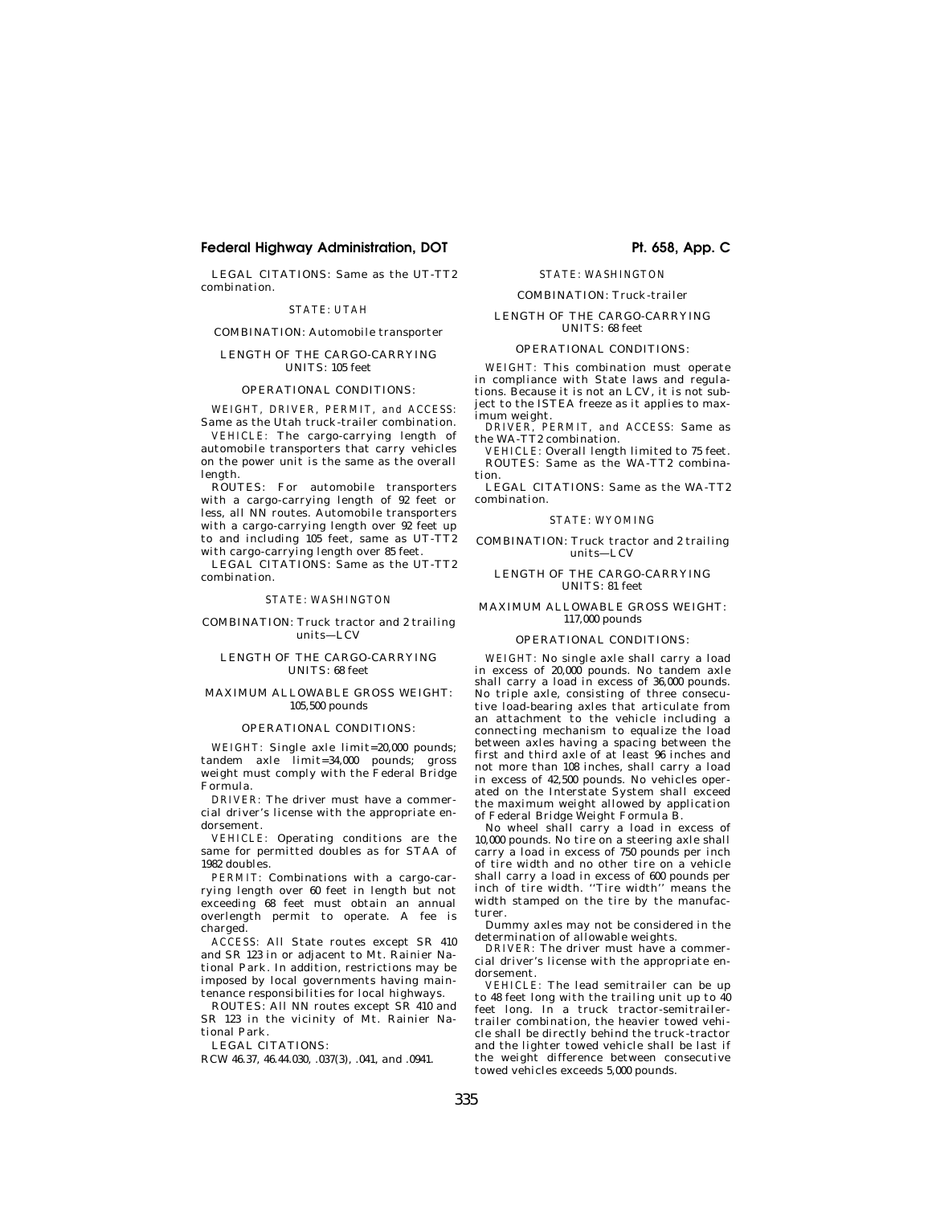LEGAL CITATIONS: Same as the UT-TT2 combination.

STATE: UTAH

COMBINATION: Automobile transporter

LENGTH OF THE CARGO-CARRYING UNITS: 105 feet

OPERATIONAL CONDITIONS:

*WEIGHT, DRIVER, PERMIT, and ACCESS:* Same as the Utah truck-trailer combination.

*VEHICLE:* The cargo-carrying length of automobile transporters that carry vehicles on the power unit is the same as the overall length.

ROUTES: For automobile transporters with a cargo-carrying length of 92 feet or less, all NN routes. Automobile transporters with a cargo-carrying length over 92 feet up to and including 105 feet, same as UT-TT2 with cargo-carrying length over 85 feet.

LEGAL CITATIONS: Same as the UT-TT2 combination.

STATE: WASHINGTON

COMBINATION: Truck tractor and 2 trailing units—LCV

LENGTH OF THE CARGO-CARRYING UNITS: 68 feet

MAXIMUM ALLOWABLE GROSS WEIGHT: 105,500 pounds

OPERATIONAL CONDITIONS:

*WEIGHT:* Single axle limit=20,000 pounds; tandem axle limit=34,000 pounds; gross weight must comply with the Federal Bridge Formula.

*DRIVER:* The driver must have a commercial driver's license with the appropriate endorsement.

*VEHICLE:* Operating conditions are the same for permitted doubles as for STAA of 1982 doubles.

*PERMIT:* Combinations with a cargo-carrying length over 60 feet in length but not exceeding 68 feet must obtain an annual overlength permit to operate. A fee is charged.

*ACCESS:* All State routes except SR 410 and SR 123 in or adjacent to Mt. Rainier National Park. In addition, restrictions may be imposed by local governments having maintenance responsibilities for local highways.

ROUTES: All NN routes except SR 410 and SR 123 in the vicinity of Mt. Rainier National Park.

LEGAL CITATIONS:

RCW 46.37, 46.44.030, .037(3), .041, and .0941.

STATE: WASHINGTON

COMBINATION: Truck-trailer

LENGTH OF THE CARGO-CARRYING UNITS: 68 feet

OPERATIONAL CONDITIONS:

*WEIGHT:* This combination must operate in compliance with State laws and regulations. Because it is not an LCV, it is not subject to the ISTEA freeze as it applies to maximum weight.

*DRIVER, PERMIT, and ACCESS:* Same as the WA-TT2 combination.

*VEHICLE:* Overall length limited to 75 feet.

ROUTES: Same as the WA-TT2 combination.

LEGAL CITATIONS: Same as the WA-TT2 combination.

STATE: WYOMING

COMBINATION: Truck tractor and 2 trailing units—LCV

LENGTH OF THE CARGO-CARRYING UNITS: 81 feet

MAXIMUM ALLOWABLE GROSS WEIGHT: 117,000 pounds

OPERATIONAL CONDITIONS:

*WEIGHT:* No single axle shall carry a load in excess of 20,000 pounds. No tandem axle shall carry a load in excess of 36,000 pounds. No triple axle, consisting of three consecutive load-bearing axles that articulate from an attachment to the vehicle including a connecting mechanism to equalize the load between axles having a spacing between the first and third axle of at least 96 inches and not more than 108 inches, shall carry a load in excess of 42,500 pounds. No vehicles operated on the Interstate System shall exceed the maximum weight allowed by application of Federal Bridge Weight Formula B.

No wheel shall carry a load in excess of 10,000 pounds. No tire on a steering axle shall carry a load in excess of 750 pounds per inch of tire width and no other tire on a vehicle shall carry a load in excess of 600 pounds per inch of tire width. ''Tire width'' means the width stamped on the tire by the manufacturer.

Dummy axles may not be considered in the determination of allowable weights.

*DRIVER:* The driver must have a commercial driver's license with the appropriate endorsement.

*VEHICLE:* The lead semitrailer can be up to 48 feet long with the trailing unit up to 40 feet long. In a truck tractor-semitrailer-trailer combination, the heavier towed vehicle shall be directly behind the truck-tractor and the lighter towed vehicle shall be last if the weight difference between consecutive towed vehicles exceeds 5,000 pounds.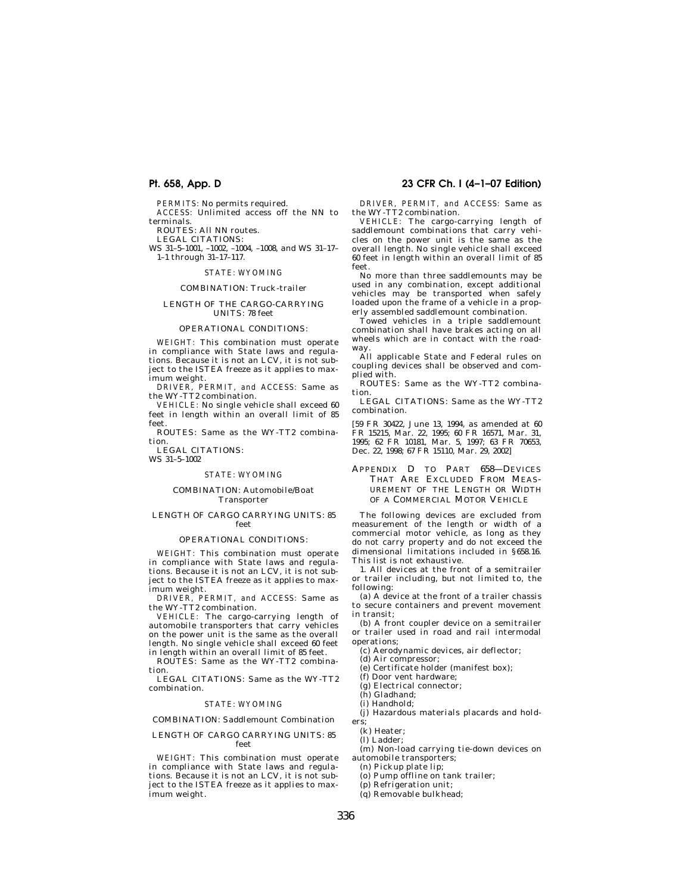*PERMITS:* No permits required.

*ACCESS:* Unlimited access off the NN to terminals.

*ROUTES:* All NN routes.

*LEGAL CITATIONS:*

WS 31–5–1001, –1002, –1004, –1008, and WS 31–17–1–1 through 31–17–117.

*STATE: WYOMING*

COMBINATION: Truck-trailer

LENGTH OF THE CARGO-CARRYING UNITS: 78 feet

OPERATIONAL CONDITIONS:

*WEIGHT:* This combination must operate in compliance with State laws and regulations. Because it is not an LCV, it is not subject to the ISTEA freeze as it applies to maximum weight.

*DRIVER, PERMIT, and ACCESS:* Same as the WY-TT2 combination.

*VEHICLE:* No single vehicle shall exceed 60 feet in length within an overall limit of 85 feet.

*ROUTES:* Same as the WY-TT2 combination.

*LEGAL CITATIONS:*

WS 31–5–1002

*STATE: WYOMING*

COMBINATION: Automobile/Boat Transporter

LENGTH OF CARGO CARRYING UNITS: 85 feet

OPERATIONAL CONDITIONS:

*WEIGHT:* This combination must operate in compliance with State laws and regulations. Because it is not an LCV, it is not subject to the ISTEA freeze as it applies to maximum weight.

*DRIVER, PERMIT, and ACCESS:* Same as the WY-TT2 combination.

*VEHICLE:* The cargo-carrying length of automobile transporters that carry vehicles on the power unit is the same as the overall length. No single vehicle shall exceed 60 feet in length within an overall limit of 85 feet.

*ROUTES:* Same as the WY-TT2 combination.

*LEGAL CITATIONS:* Same as the WY-TT2 combination.

*STATE: WYOMING*

COMBINATION: Saddlemount Combination

LENGTH OF CARGO CARRYING UNITS: 85 feet

*WEIGHT:* This combination must operate in compliance with State laws and regulations. Because it is not an LCV, it is not subject to the ISTEA freeze as it applies to maximum weight.

*DRIVER, PERMIT, and ACCESS:* Same as the WY-TT2 combination.

*VEHICLE:* The cargo-carrying length of saddlemount combinations that carry vehicles on the power unit is the same as the overall length. No single vehicle shall exceed 60 feet in length within an overall limit of 85 feet.

No more than three saddlemounts may be used in any combination, except additional vehicles may be transported when safely loaded upon the frame of a vehicle in a properly assembled saddlemount combination.

Towed vehicles in a triple saddlemount combination shall have brakes acting on all wheels which are in contact with the roadway.

All applicable State and Federal rules on coupling devices shall be observed and complied with.

*ROUTES:* Same as the WY-TT2 combination.

*LEGAL CITATIONS:* Same as the WY-TT2 combination.

[59 FR 30422, June 13, 1994, as amended at 60 FR 15215, Mar. 22, 1995; 60 FR 16571, Mar. 31, 1995; 62 FR 10181, Mar. 5, 1997; 63 FR 70653, Dec. 22, 1998; 67 FR 15110, Mar. 29, 2002]

## APPENDIX D TO PART 658—DEVICES THAT ARE EXCLUDED FROM MEASUREMENT OF THE LENGTH OR WIDTH OF A COMMERCIAL MOTOR VEHICLE

The following devices are excluded from measurement of the length or width of a commercial motor vehicle, as long as they do not carry property and do not exceed the dimensional limitations included in §658.16. This list is not exhaustive.

1. All devices at the front of a semitrailer or trailer including, but not limited to, the following:

(a) A device at the front of a trailer chassis to secure containers and prevent movement in transit;

(b) A front coupler device on a semitrailer or trailer used in road and rail intermodal operations;

(c) Aerodynamic devices, air deflector;

(d) Air compressor;

(e) Certificate holder (manifest box);

(f) Door vent hardware;

(g) Electrical connector;

(h) Gladhand;

(i) Handhold;

(j) Hazardous materials placards and holders;

(k) Heater;

(l) Ladder;

(m) Non-load carrying tie-down devices on automobile transporters;

(n) Pickup plate lip;

(o) Pump offline on tank trailer;

(p) Refrigeration unit;

(q) Removable bulkhead;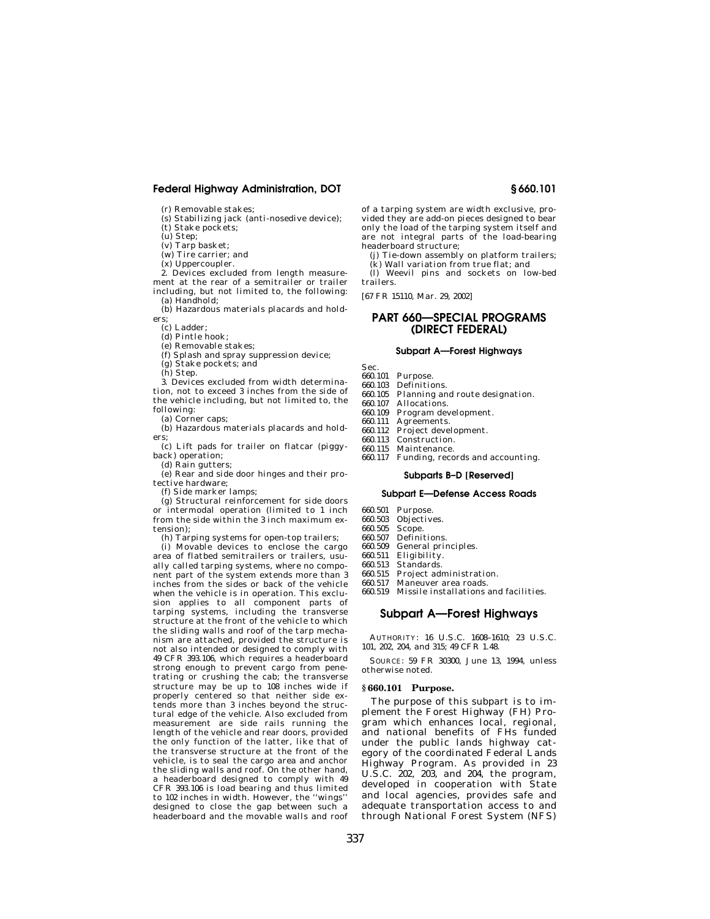(r) Removable stakes;

(s) Stabilizing jack (anti-nosedive device);

(t) Stake pockets;

(u) Step;

(v) Tarp basket;

(w) Tire carrier; and

(x) Uppercoupler.

2. Devices excluded from length measurement at the rear of a semitrailer or trailer including, but not limited to, the following:

(a) Handhold;

(b) Hazardous materials placards and holders;

(c) Ladder;

(d) Pintle hook;

(e) Removable stakes;

(f) Splash and spray suppression device;

(g) Stake pockets; and

(h) Step.

3. Devices excluded from width determination, not to exceed 3 inches from the side of the vehicle including, but not limited to, the following:

(a) Corner caps;

(b) Hazardous materials placards and holders;

(c) Lift pads for trailer on flatcar (piggyback) operation;

(d) Rain gutters;

(e) Rear and side door hinges and their protective hardware;

(f) Side marker lamps;

(g) Structural reinforcement for side doors or intermodal operation (limited to 1 inch from the side within the 3 inch maximum extension);

(h) Tarping systems for open-top trailers;

(i) Movable devices to enclose the cargo area of flatbed semitrailers or trailers, usually called tarping systems, where no component part of the system extends more than 3 inches from the sides or back of the vehicle when the vehicle is in operation. This exclusion applies to all component parts of tarping systems, including the transverse structure at the front of the vehicle to which the sliding walls and roof of the tarp mechanism are attached, provided the structure is not also intended or designed to comply with 49 CFR 393.106, which requires a headerboard strong enough to prevent cargo from penetrating or crushing the cab; the transverse structure may be up to 108 inches wide if properly centered so that neither side extends more than 3 inches beyond the structural edge of the vehicle. Also excluded from measurement are side rails running the length of the vehicle and rear doors, provided the only function of the latter, like that of the transverse structure at the front of the vehicle, is to seal the cargo area and anchor the sliding walls and roof. On the other hand, a headerboard designed to comply with 49 CFR 393.106 is load bearing and thus limited to 102 inches in width. However, the "wings" designed to close the gap between such a headerboard and the movable walls and roof of a tarping system are width exclusive, provided they are add-on pieces designed to bear only the load of the tarping system itself and are not integral parts of the load-bearing headerboard structure;

(j) Tie-down assembly on platform trailers;

(k) Wall variation from true flat; and

(l) Weevil pins and sockets on low-bed trailers.

[67 FR 15110, Mar. 29, 2002]

# PART 660—SPECIAL PROGRAMS (DIRECT FEDERAL)

### Subpart A—Forest Highways

Sec.
660.101 Purpose.
660.103 Definitions.
660.105 Planning and route designation.
660.107 Allocations.
660.109 Program development.
660.111 Agreements.
660.112 Project development.
660.113 Construction.
660.115 Maintenance.
660.117 Funding, records and accounting.

### Subparts B–D [Reserved]

### Subpart E—Defense Access Roads

660.501 Purpose.
660.503 Objectives.
660.505 Scope.
660.507 Definitions.
660.509 General principles.
660.511 Eligibility.
660.513 Standards.
660.515 Project administration.
660.517 Maneuver area roads.
660.519 Missile installations and facilities.

## Subpart A—Forest Highways

AUTHORITY: 16 U.S.C. 1608–1610; 23 U.S.C. 101, 202, 204, and 315; 49 CFR 1.48.

SOURCE: 59 FR 30300, June 13, 1994, unless otherwise noted.

### § 660.101 Purpose.

The purpose of this subpart is to implement the Forest Highway (FH) Program which enhances local, regional, and national benefits of FHs funded under the public lands highway category of the coordinated Federal Lands Highway Program. As provided in 23 U.S.C. 202, 203, and 204, the program, developed in cooperation with State and local agencies, provides safe and adequate transportation access to and through National Forest System (NFS)